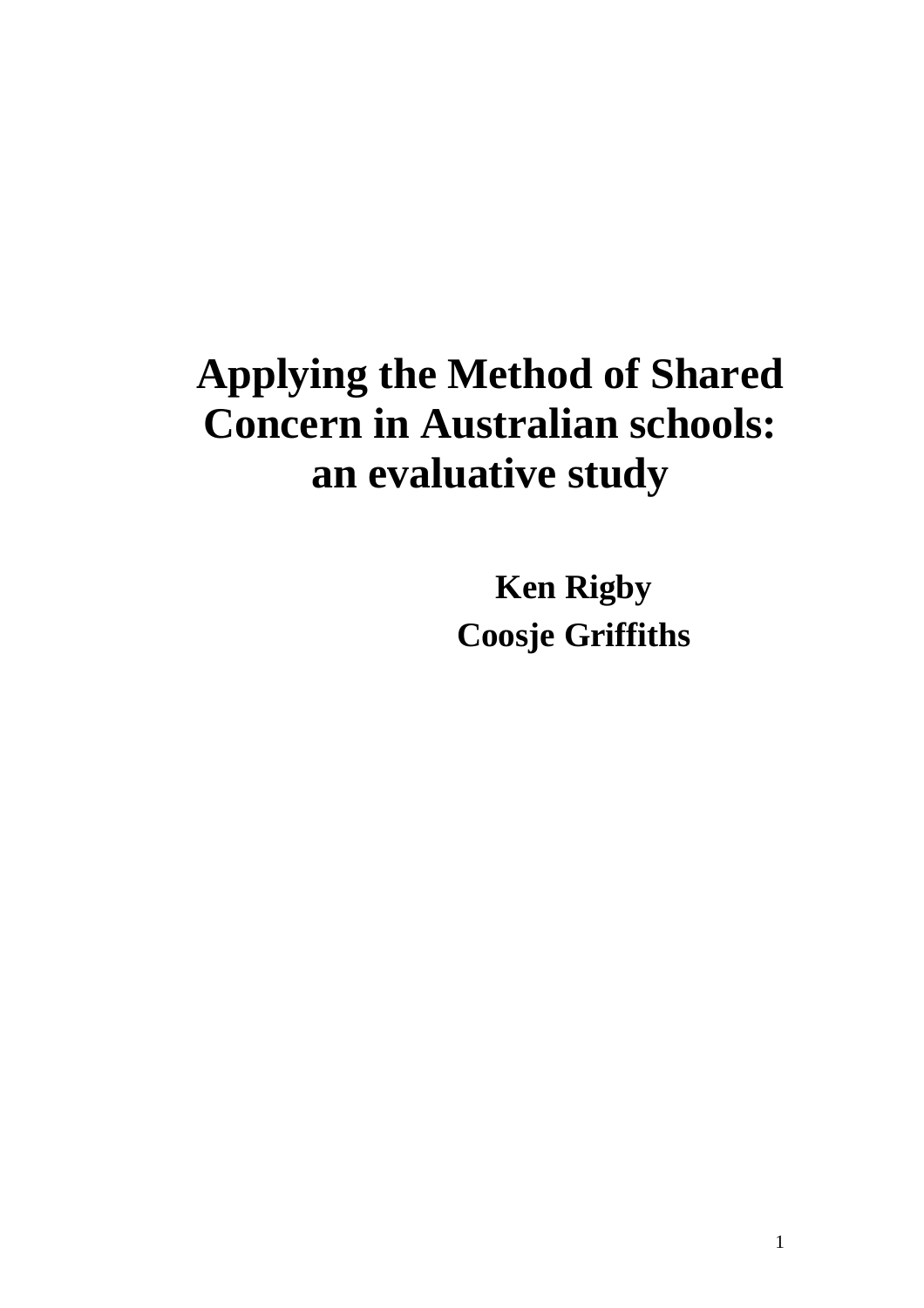# Applying the Method of Shared Concern in Australian schools: an evaluative study

**Ken Rigby**

**Coosje Griffiths**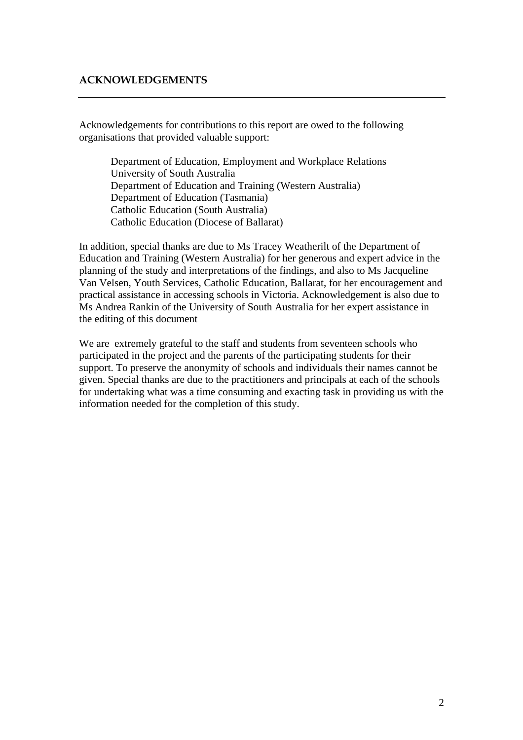## ACKNOWLEDGEMENTS

Acknowledgements for contributions to this report are owed to the following organisations that provided valuable support:

Department of Education, Employment and Workplace Relations
University of South Australia
Department of Education and Training (Western Australia)
Department of Education (Tasmania)
Catholic Education (South Australia)
Catholic Education (Diocese of Ballarat)

In addition, special thanks are due to Ms Tracey Weatherilt of the Department of Education and Training (Western Australia) for her generous and expert advice in the planning of the study and interpretations of the findings, and also to Ms Jacqueline Van Velsen, Youth Services, Catholic Education, Ballarat, for her encouragement and practical assistance in accessing schools in Victoria. Acknowledgement is also due to Ms Andrea Rankin of the University of South Australia for her expert assistance in the editing of this document

We are extremely grateful to the staff and students from seventeen schools who participated in the project and the parents of the participating students for their support. To preserve the anonymity of schools and individuals their names cannot be given. Special thanks are due to the practitioners and principals at each of the schools for undertaking what was a time consuming and exacting task in providing us with the information needed for the completion of this study.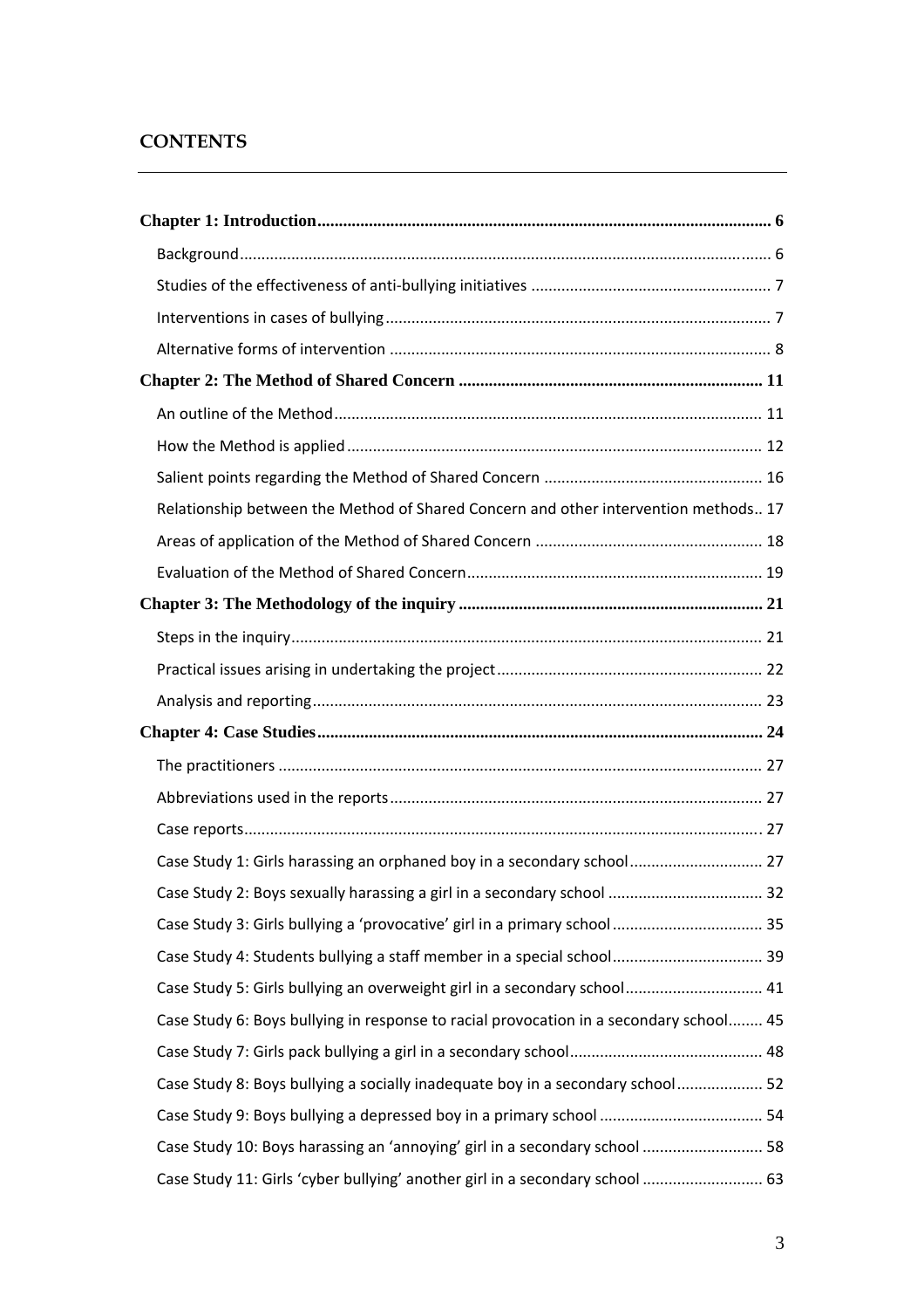# CONTENTS

**Chapter 1: Introduction** 6

- Background 6
- Studies of the effectiveness of anti-bullying initiatives 7
- Interventions in cases of bullying 7
- Alternative forms of intervention 8

**Chapter 2: The Method of Shared Concern** 11

- An outline of the Method 11
- How the Method is applied 12
- Salient points regarding the Method of Shared Concern 16
- Relationship between the Method of Shared Concern and other intervention methods 17
- Areas of application of the Method of Shared Concern 18
- Evaluation of the Method of Shared Concern 19

**Chapter 3: The Methodology of the inquiry** 21

- Steps in the inquiry 21
- Practical issues arising in undertaking the project 22
- Analysis and reporting 23

**Chapter 4: Case Studies** 24

- The practitioners 27
- Abbreviations used in the reports 27
- Case reports 27
- Case Study 1: Girls harassing an orphaned boy in a secondary school 27
- Case Study 2: Boys sexually harassing a girl in a secondary school 32
- Case Study 3: Girls bullying a 'provocative' girl in a primary school 35
- Case Study 4: Students bullying a staff member in a special school 39
- Case Study 5: Girls bullying an overweight girl in a secondary school 41
- Case Study 6: Boys bullying in response to racial provocation in a secondary school 45
- Case Study 7: Girls pack bullying a girl in a secondary school 48
- Case Study 8: Boys bullying a socially inadequate boy in a secondary school 52
- Case Study 9: Boys bullying a depressed boy in a primary school 54
- Case Study 10: Boys harassing an 'annoying' girl in a secondary school 58
- Case Study 11: Girls 'cyber bullying' another girl in a secondary school 63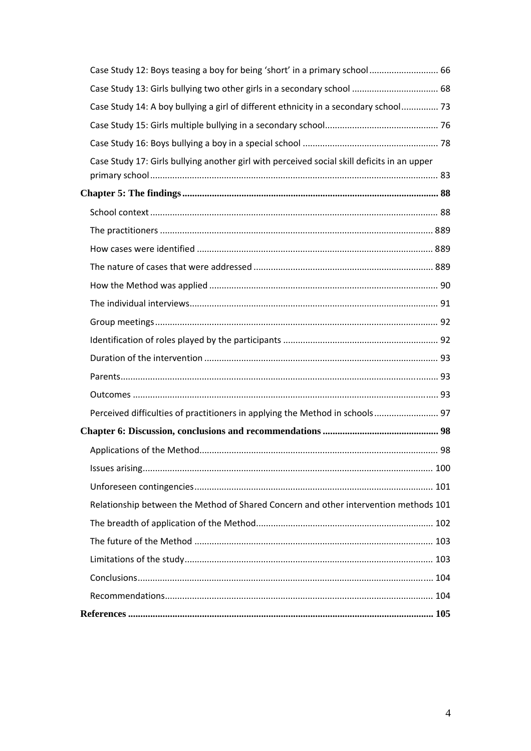Case Study 12: Boys teasing a boy for being 'short' in a primary school ............................ 66

Case Study 13: Girls bullying two other girls in a secondary school ................................... 68

Case Study 14: A boy bullying a girl of different ethnicity in a secondary school ............... 73

Case Study 15: Girls multiple bullying in a secondary school ............................................. 76

Case Study 16: Boys bullying a boy in a special school ...................................................... 78

Case Study 17: Girls bullying another girl with perceived social skill deficits in an upper primary school ...................................................................................................................... 83

**Chapter 5: The findings ....................................................................................................... 88**

School context ...................................................................................................................... 88

The practitioners ................................................................................................................. 889

How cases were identified .................................................................................................. 889

The nature of cases that were addressed .......................................................................... 889

How the Method was applied ............................................................................................... 90

The individual interviews ...................................................................................................... 91

Group meetings .................................................................................................................... 92

Identification of roles played by the participants ................................................................ 92

Duration of the intervention ................................................................................................ 93

Parents .................................................................................................................................. 93

Outcomes ............................................................................................................................. 93

Perceived difficulties of practitioners in applying the Method in schools .......................... 97

**Chapter 6: Discussion, conclusions and recommendations ............................................... 98**

Applications of the Method ................................................................................................... 98

Issues arising ...................................................................................................................... 100

Unforeseen contingencies .................................................................................................. 101

Relationship between the Method of Shared Concern and other intervention methods 101

The breadth of application of the Method ......................................................................... 102

The future of the Method ................................................................................................... 103

Limitations of the study ...................................................................................................... 103

Conclusions ........................................................................................................................ 104

Recommendations .............................................................................................................. 104

**References .......................................................................................................................... 105**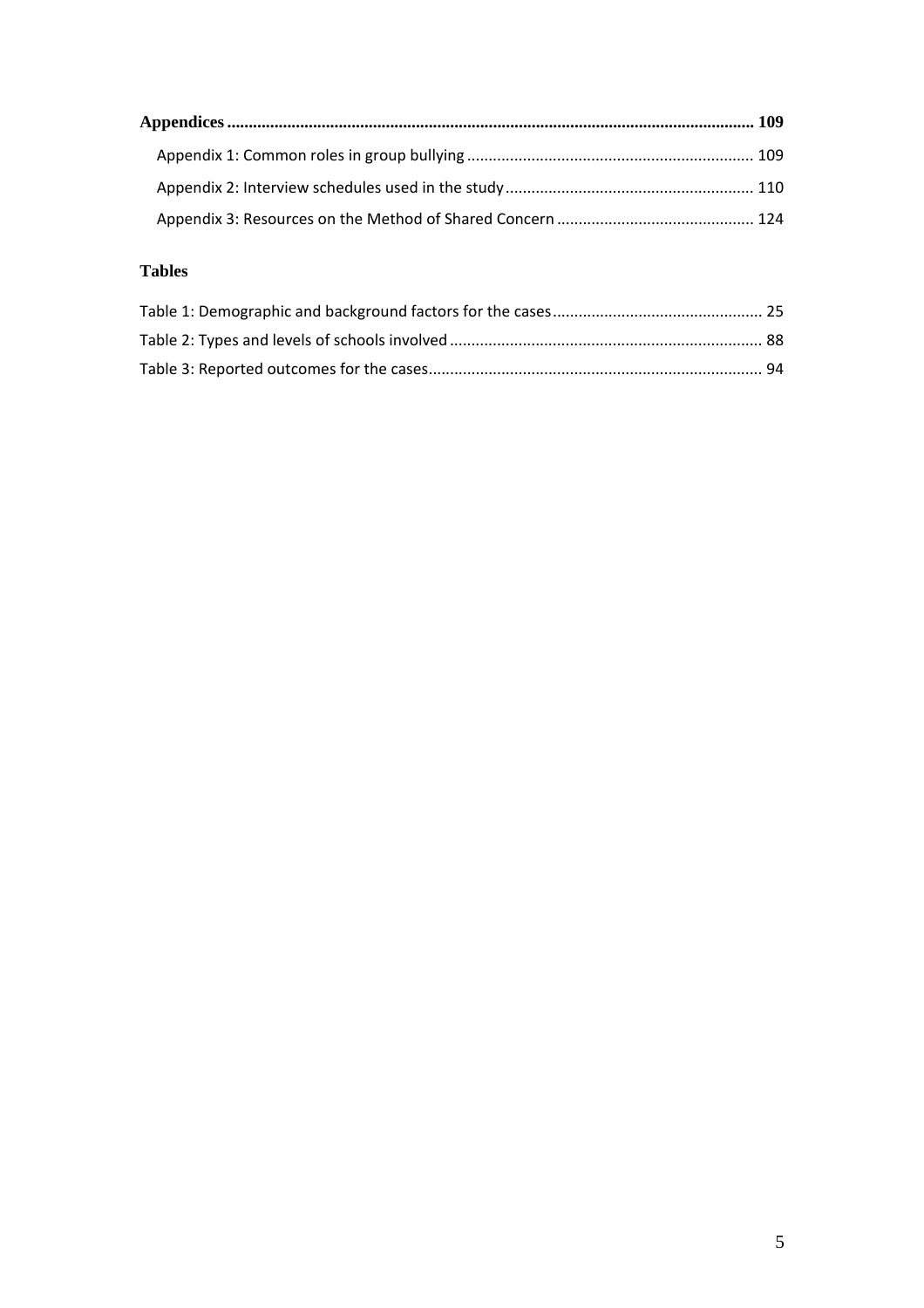**Appendices .......................................................... 109**

Appendix 1: Common roles in group bullying .......................................................... 109

Appendix 2: Interview schedules used in the study .......................................................... 110

Appendix 3: Resources on the Method of Shared Concern .......................................................... 124

**Tables**

Table 1: Demographic and background factors for the cases .......................................................... 25

Table 2: Types and levels of schools involved .......................................................... 88

Table 3: Reported outcomes for the cases .......................................................... 94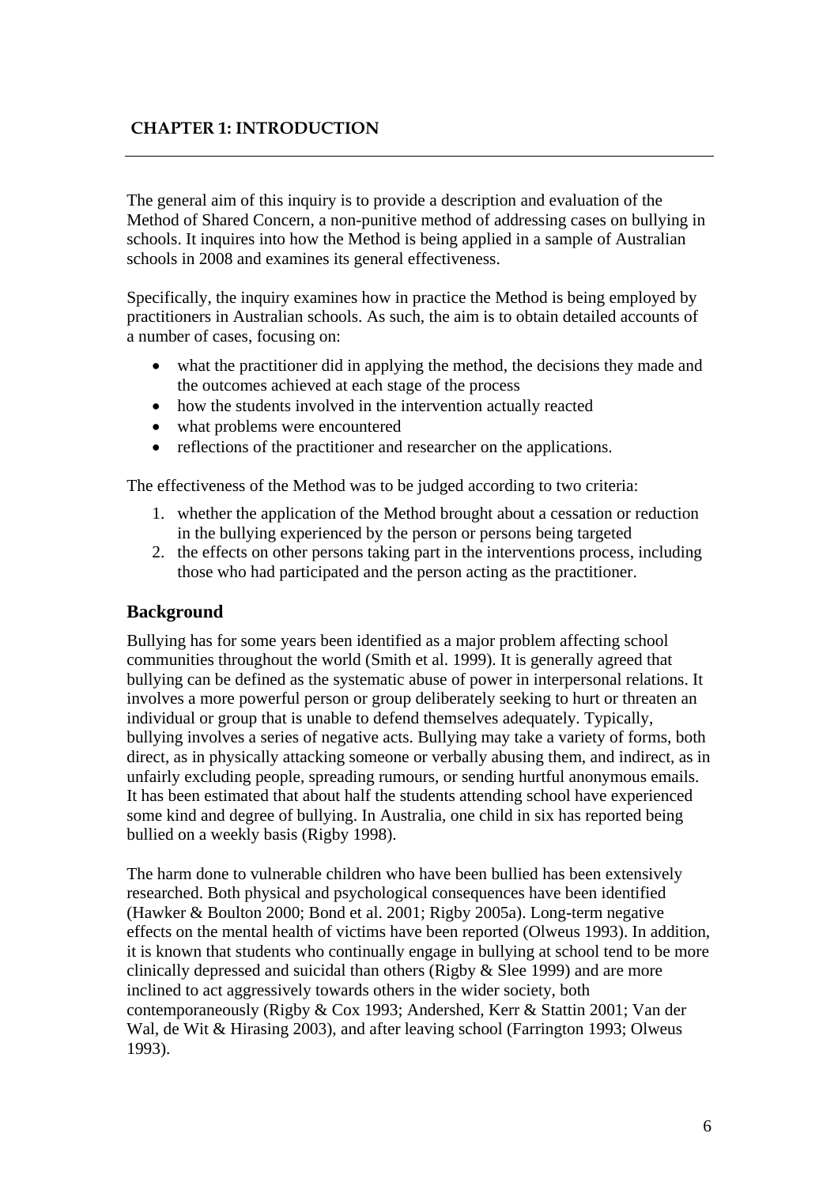# CHAPTER 1: INTRODUCTION

The general aim of this inquiry is to provide a description and evaluation of the Method of Shared Concern, a non-punitive method of addressing cases on bullying in schools. It inquires into how the Method is being applied in a sample of Australian schools in 2008 and examines its general effectiveness.

Specifically, the inquiry examines how in practice the Method is being employed by practitioners in Australian schools. As such, the aim is to obtain detailed accounts of a number of cases, focusing on:

- what the practitioner did in applying the method, the decisions they made and the outcomes achieved at each stage of the process
- how the students involved in the intervention actually reacted
- what problems were encountered
- reflections of the practitioner and researcher on the applications.

The effectiveness of the Method was to be judged according to two criteria:

1. whether the application of the Method brought about a cessation or reduction in the bullying experienced by the person or persons being targeted
2. the effects on other persons taking part in the interventions process, including those who had participated and the person acting as the practitioner.

## Background

Bullying has for some years been identified as a major problem affecting school communities throughout the world (Smith et al. 1999). It is generally agreed that bullying can be defined as the systematic abuse of power in interpersonal relations. It involves a more powerful person or group deliberately seeking to hurt or threaten an individual or group that is unable to defend themselves adequately. Typically, bullying involves a series of negative acts. Bullying may take a variety of forms, both direct, as in physically attacking someone or verbally abusing them, and indirect, as in unfairly excluding people, spreading rumours, or sending hurtful anonymous emails. It has been estimated that about half the students attending school have experienced some kind and degree of bullying. In Australia, one child in six has reported being bullied on a weekly basis (Rigby 1998).

The harm done to vulnerable children who have been bullied has been extensively researched. Both physical and psychological consequences have been identified (Hawker & Boulton 2000; Bond et al. 2001; Rigby 2005a). Long-term negative effects on the mental health of victims have been reported (Olweus 1993). In addition, it is known that students who continually engage in bullying at school tend to be more clinically depressed and suicidal than others (Rigby & Slee 1999) and are more inclined to act aggressively towards others in the wider society, both contemporaneously (Rigby & Cox 1993; Andershed, Kerr & Stattin 2001; Van der Wal, de Wit & Hirasing 2003), and after leaving school (Farrington 1993; Olweus 1993).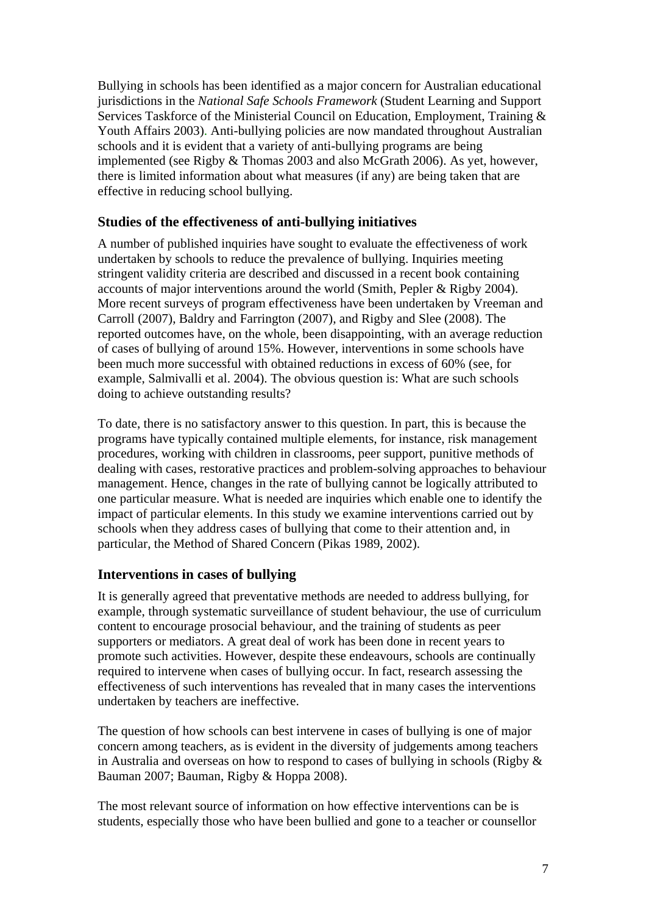Bullying in schools has been identified as a major concern for Australian educational jurisdictions in the *National Safe Schools Framework* (Student Learning and Support Services Taskforce of the Ministerial Council on Education, Employment, Training & Youth Affairs 2003). Anti-bullying policies are now mandated throughout Australian schools and it is evident that a variety of anti-bullying programs are being implemented (see Rigby & Thomas 2003 and also McGrath 2006). As yet, however, there is limited information about what measures (if any) are being taken that are effective in reducing school bullying.

### Studies of the effectiveness of anti-bullying initiatives

A number of published inquiries have sought to evaluate the effectiveness of work undertaken by schools to reduce the prevalence of bullying. Inquiries meeting stringent validity criteria are described and discussed in a recent book containing accounts of major interventions around the world (Smith, Pepler & Rigby 2004). More recent surveys of program effectiveness have been undertaken by Vreeman and Carroll (2007), Baldry and Farrington (2007), and Rigby and Slee (2008). The reported outcomes have, on the whole, been disappointing, with an average reduction of cases of bullying of around 15%. However, interventions in some schools have been much more successful with obtained reductions in excess of 60% (see, for example, Salmivalli et al. 2004). The obvious question is: What are such schools doing to achieve outstanding results?

To date, there is no satisfactory answer to this question. In part, this is because the programs have typically contained multiple elements, for instance, risk management procedures, working with children in classrooms, peer support, punitive methods of dealing with cases, restorative practices and problem-solving approaches to behaviour management. Hence, changes in the rate of bullying cannot be logically attributed to one particular measure. What is needed are inquiries which enable one to identify the impact of particular elements. In this study we examine interventions carried out by schools when they address cases of bullying that come to their attention and, in particular, the Method of Shared Concern (Pikas 1989, 2002).

### Interventions in cases of bullying

It is generally agreed that preventative methods are needed to address bullying, for example, through systematic surveillance of student behaviour, the use of curriculum content to encourage prosocial behaviour, and the training of students as peer supporters or mediators. A great deal of work has been done in recent years to promote such activities. However, despite these endeavours, schools are continually required to intervene when cases of bullying occur. In fact, research assessing the effectiveness of such interventions has revealed that in many cases the interventions undertaken by teachers are ineffective.

The question of how schools can best intervene in cases of bullying is one of major concern among teachers, as is evident in the diversity of judgements among teachers in Australia and overseas on how to respond to cases of bullying in schools (Rigby & Bauman 2007; Bauman, Rigby & Hoppa 2008).

The most relevant source of information on how effective interventions can be is students, especially those who have been bullied and gone to a teacher or counsellor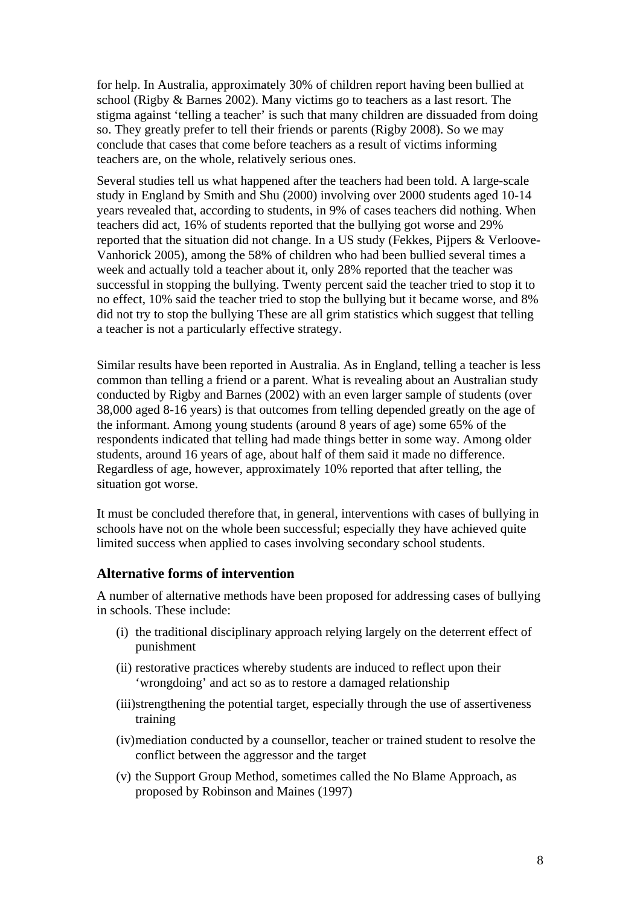for help. In Australia, approximately 30% of children report having been bullied at school (Rigby & Barnes 2002). Many victims go to teachers as a last resort. The stigma against 'telling a teacher' is such that many children are dissuaded from doing so. They greatly prefer to tell their friends or parents (Rigby 2008). So we may conclude that cases that come before teachers as a result of victims informing teachers are, on the whole, relatively serious ones.

Several studies tell us what happened after the teachers had been told. A large-scale study in England by Smith and Shu (2000) involving over 2000 students aged 10-14 years revealed that, according to students, in 9% of cases teachers did nothing. When teachers did act, 16% of students reported that the bullying got worse and 29% reported that the situation did not change. In a US study (Fekkes, Pijpers & Verloove-Vanhorick 2005), among the 58% of children who had been bullied several times a week and actually told a teacher about it, only 28% reported that the teacher was successful in stopping the bullying. Twenty percent said the teacher tried to stop it to no effect, 10% said the teacher tried to stop the bullying but it became worse, and 8% did not try to stop the bullying These are all grim statistics which suggest that telling a teacher is not a particularly effective strategy.

Similar results have been reported in Australia. As in England, telling a teacher is less common than telling a friend or a parent. What is revealing about an Australian study conducted by Rigby and Barnes (2002) with an even larger sample of students (over 38,000 aged 8-16 years) is that outcomes from telling depended greatly on the age of the informant. Among young students (around 8 years of age) some 65% of the respondents indicated that telling had made things better in some way. Among older students, around 16 years of age, about half of them said it made no difference. Regardless of age, however, approximately 10% reported that after telling, the situation got worse.

It must be concluded therefore that, in general, interventions with cases of bullying in schools have not on the whole been successful; especially they have achieved quite limited success when applied to cases involving secondary school students.

### Alternative forms of intervention

A number of alternative methods have been proposed for addressing cases of bullying in schools. These include:

(i) the traditional disciplinary approach relying largely on the deterrent effect of punishment

(ii) restorative practices whereby students are induced to reflect upon their 'wrongdoing' and act so as to restore a damaged relationship

(iii) strengthening the potential target, especially through the use of assertiveness training

(iv) mediation conducted by a counsellor, teacher or trained student to resolve the conflict between the aggressor and the target

(v) the Support Group Method, sometimes called the No Blame Approach, as proposed by Robinson and Maines (1997)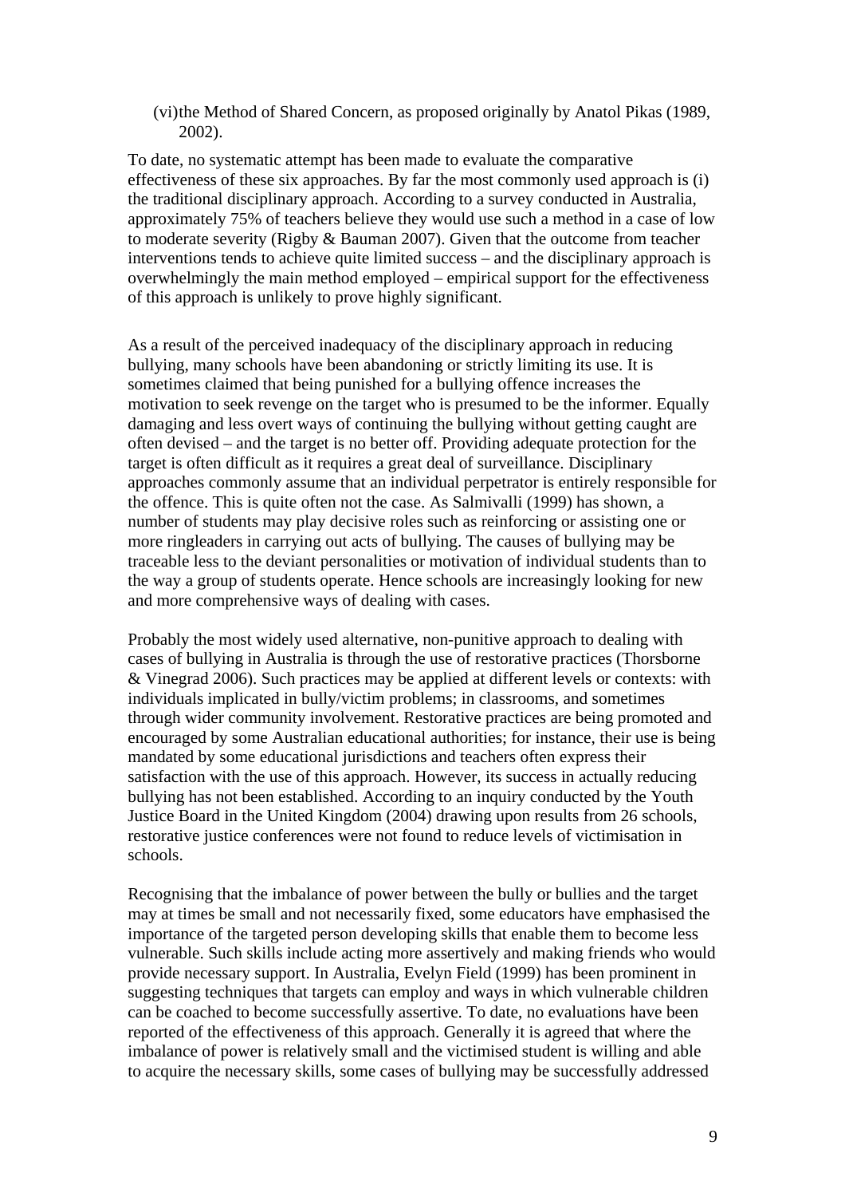(vi) the Method of Shared Concern, as proposed originally by Anatol Pikas (1989, 2002).

To date, no systematic attempt has been made to evaluate the comparative effectiveness of these six approaches. By far the most commonly used approach is (i) the traditional disciplinary approach. According to a survey conducted in Australia, approximately 75% of teachers believe they would use such a method in a case of low to moderate severity (Rigby & Bauman 2007). Given that the outcome from teacher interventions tends to achieve quite limited success – and the disciplinary approach is overwhelmingly the main method employed – empirical support for the effectiveness of this approach is unlikely to prove highly significant.

As a result of the perceived inadequacy of the disciplinary approach in reducing bullying, many schools have been abandoning or strictly limiting its use. It is sometimes claimed that being punished for a bullying offence increases the motivation to seek revenge on the target who is presumed to be the informer. Equally damaging and less overt ways of continuing the bullying without getting caught are often devised – and the target is no better off. Providing adequate protection for the target is often difficult as it requires a great deal of surveillance. Disciplinary approaches commonly assume that an individual perpetrator is entirely responsible for the offence. This is quite often not the case. As Salmivalli (1999) has shown, a number of students may play decisive roles such as reinforcing or assisting one or more ringleaders in carrying out acts of bullying. The causes of bullying may be traceable less to the deviant personalities or motivation of individual students than to the way a group of students operate. Hence schools are increasingly looking for new and more comprehensive ways of dealing with cases.

Probably the most widely used alternative, non-punitive approach to dealing with cases of bullying in Australia is through the use of restorative practices (Thorsborne & Vinegrad 2006). Such practices may be applied at different levels or contexts: with individuals implicated in bully/victim problems; in classrooms, and sometimes through wider community involvement. Restorative practices are being promoted and encouraged by some Australian educational authorities; for instance, their use is being mandated by some educational jurisdictions and teachers often express their satisfaction with the use of this approach. However, its success in actually reducing bullying has not been established. According to an inquiry conducted by the Youth Justice Board in the United Kingdom (2004) drawing upon results from 26 schools, restorative justice conferences were not found to reduce levels of victimisation in schools.

Recognising that the imbalance of power between the bully or bullies and the target may at times be small and not necessarily fixed, some educators have emphasised the importance of the targeted person developing skills that enable them to become less vulnerable. Such skills include acting more assertively and making friends who would provide necessary support. In Australia, Evelyn Field (1999) has been prominent in suggesting techniques that targets can employ and ways in which vulnerable children can be coached to become successfully assertive. To date, no evaluations have been reported of the effectiveness of this approach. Generally it is agreed that where the imbalance of power is relatively small and the victimised student is willing and able to acquire the necessary skills, some cases of bullying may be successfully addressed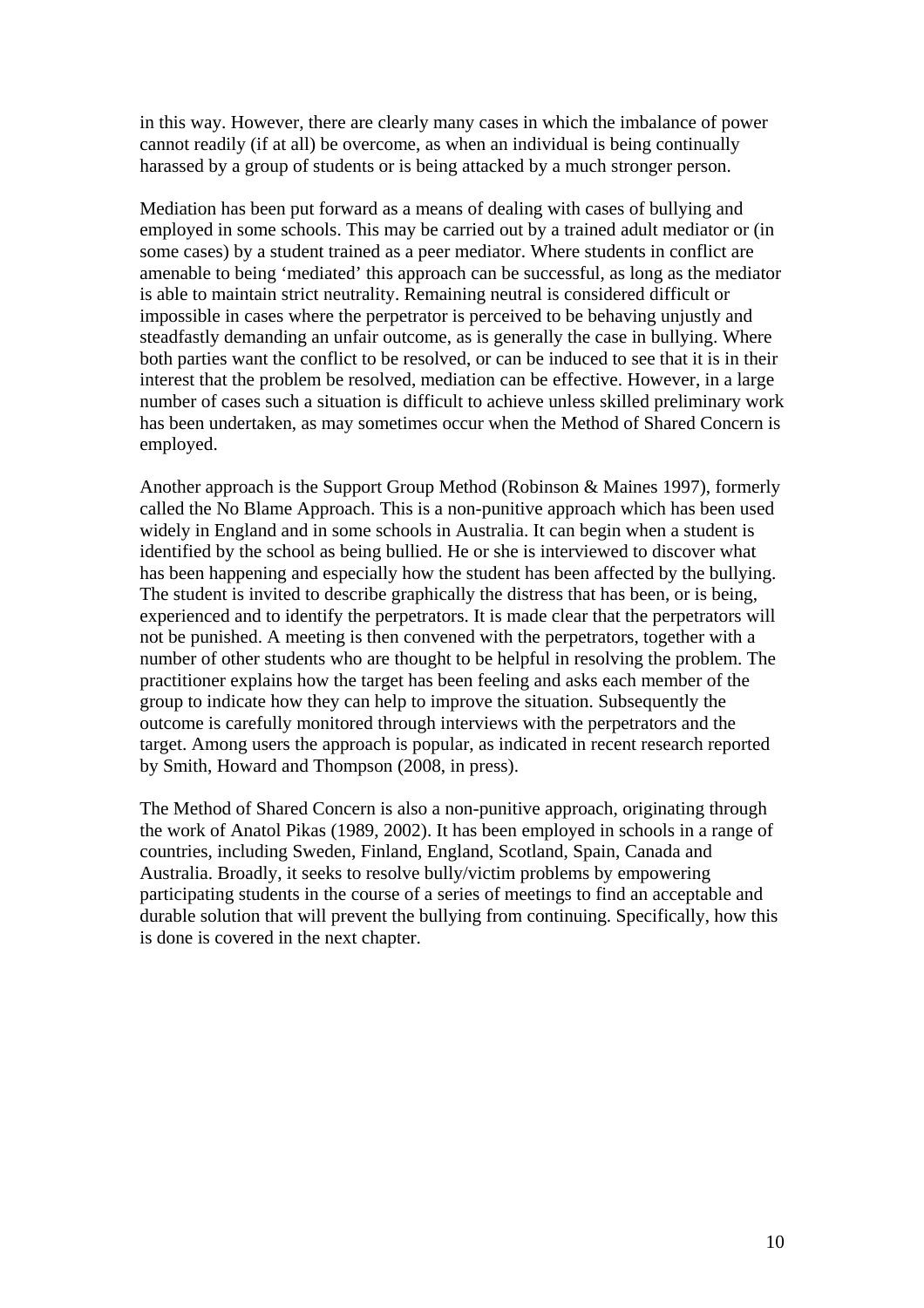in this way. However, there are clearly many cases in which the imbalance of power cannot readily (if at all) be overcome, as when an individual is being continually harassed by a group of students or is being attacked by a much stronger person.

Mediation has been put forward as a means of dealing with cases of bullying and employed in some schools. This may be carried out by a trained adult mediator or (in some cases) by a student trained as a peer mediator. Where students in conflict are amenable to being 'mediated' this approach can be successful, as long as the mediator is able to maintain strict neutrality. Remaining neutral is considered difficult or impossible in cases where the perpetrator is perceived to be behaving unjustly and steadfastly demanding an unfair outcome, as is generally the case in bullying. Where both parties want the conflict to be resolved, or can be induced to see that it is in their interest that the problem be resolved, mediation can be effective. However, in a large number of cases such a situation is difficult to achieve unless skilled preliminary work has been undertaken, as may sometimes occur when the Method of Shared Concern is employed.

Another approach is the Support Group Method (Robinson & Maines 1997), formerly called the No Blame Approach. This is a non-punitive approach which has been used widely in England and in some schools in Australia. It can begin when a student is identified by the school as being bullied. He or she is interviewed to discover what has been happening and especially how the student has been affected by the bullying. The student is invited to describe graphically the distress that has been, or is being, experienced and to identify the perpetrators. It is made clear that the perpetrators will not be punished. A meeting is then convened with the perpetrators, together with a number of other students who are thought to be helpful in resolving the problem. The practitioner explains how the target has been feeling and asks each member of the group to indicate how they can help to improve the situation. Subsequently the outcome is carefully monitored through interviews with the perpetrators and the target. Among users the approach is popular, as indicated in recent research reported by Smith, Howard and Thompson (2008, in press).

The Method of Shared Concern is also a non-punitive approach, originating through the work of Anatol Pikas (1989, 2002). It has been employed in schools in a range of countries, including Sweden, Finland, England, Scotland, Spain, Canada and Australia. Broadly, it seeks to resolve bully/victim problems by empowering participating students in the course of a series of meetings to find an acceptable and durable solution that will prevent the bullying from continuing. Specifically, how this is done is covered in the next chapter.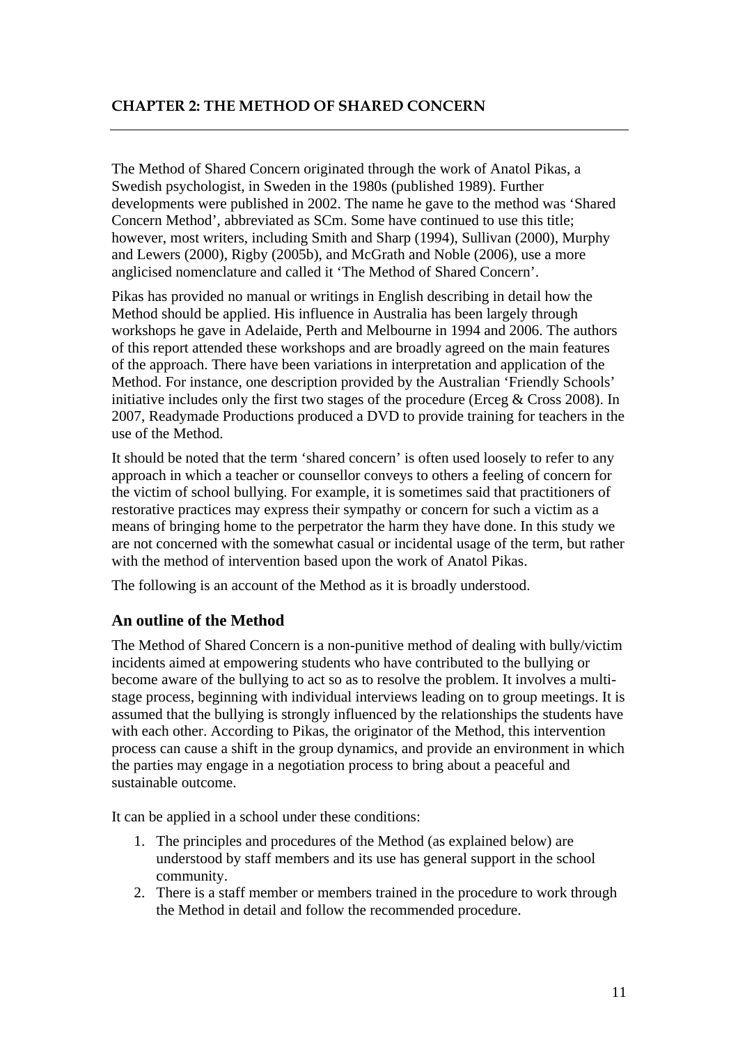# CHAPTER 2: THE METHOD OF SHARED CONCERN

The Method of Shared Concern originated through the work of Anatol Pikas, a Swedish psychologist, in Sweden in the 1980s (published 1989). Further developments were published in 2002. The name he gave to the method was 'Shared Concern Method', abbreviated as SCm. Some have continued to use this title; however, most writers, including Smith and Sharp (1994), Sullivan (2000), Murphy and Lewers (2000), Rigby (2005b), and McGrath and Noble (2006), use a more anglicised nomenclature and called it 'The Method of Shared Concern'.

Pikas has provided no manual or writings in English describing in detail how the Method should be applied. His influence in Australia has been largely through workshops he gave in Adelaide, Perth and Melbourne in 1994 and 2006. The authors of this report attended these workshops and are broadly agreed on the main features of the approach. There have been variations in interpretation and application of the Method. For instance, one description provided by the Australian 'Friendly Schools' initiative includes only the first two stages of the procedure (Erceg & Cross 2008). In 2007, Readymade Productions produced a DVD to provide training for teachers in the use of the Method.

It should be noted that the term 'shared concern' is often used loosely to refer to any approach in which a teacher or counsellor conveys to others a feeling of concern for the victim of school bullying. For example, it is sometimes said that practitioners of restorative practices may express their sympathy or concern for such a victim as a means of bringing home to the perpetrator the harm they have done. In this study we are not concerned with the somewhat casual or incidental usage of the term, but rather with the method of intervention based upon the work of Anatol Pikas.

The following is an account of the Method as it is broadly understood.

## An outline of the Method

The Method of Shared Concern is a non-punitive method of dealing with bully/victim incidents aimed at empowering students who have contributed to the bullying or become aware of the bullying to act so as to resolve the problem. It involves a multi-stage process, beginning with individual interviews leading on to group meetings. It is assumed that the bullying is strongly influenced by the relationships the students have with each other. According to Pikas, the originator of the Method, this intervention process can cause a shift in the group dynamics, and provide an environment in which the parties may engage in a negotiation process to bring about a peaceful and sustainable outcome.

It can be applied in a school under these conditions:

1. The principles and procedures of the Method (as explained below) are understood by staff members and its use has general support in the school community.
2. There is a staff member or members trained in the procedure to work through the Method in detail and follow the recommended procedure.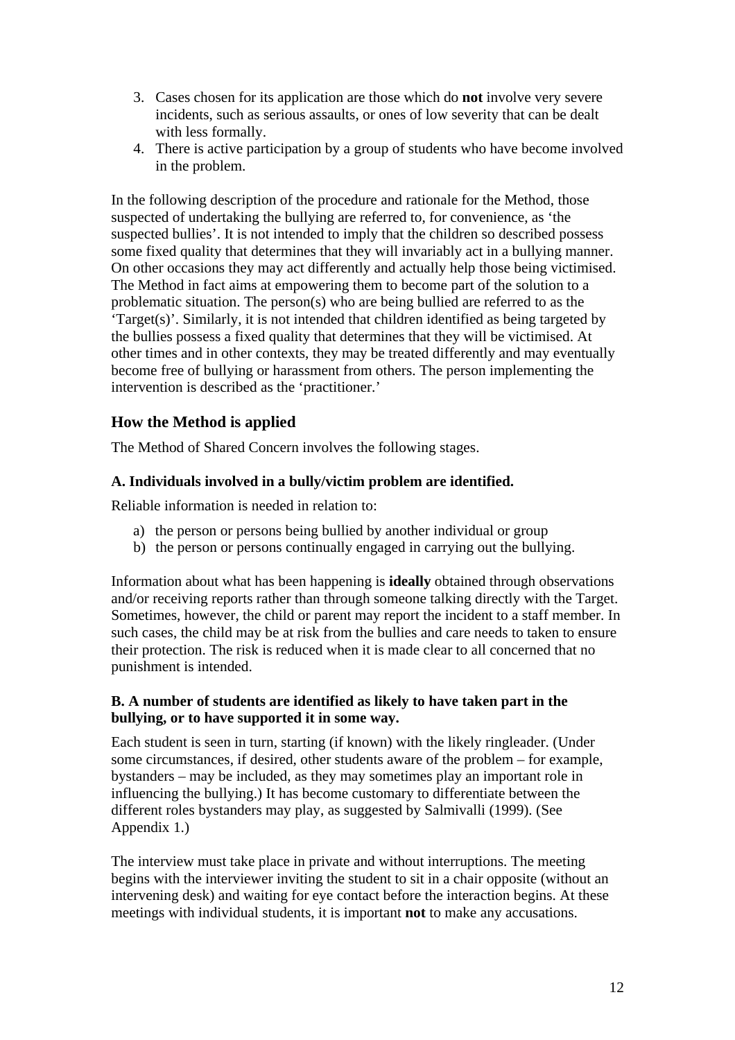3. Cases chosen for its application are those which do **not** involve very severe incidents, such as serious assaults, or ones of low severity that can be dealt with less formally.
4. There is active participation by a group of students who have become involved in the problem.

In the following description of the procedure and rationale for the Method, those suspected of undertaking the bullying are referred to, for convenience, as 'the suspected bullies'. It is not intended to imply that the children so described possess some fixed quality that determines that they will invariably act in a bullying manner. On other occasions they may act differently and actually help those being victimised. The Method in fact aims at empowering them to become part of the solution to a problematic situation. The person(s) who are being bullied are referred to as the 'Target(s)'. Similarly, it is not intended that children identified as being targeted by the bullies possess a fixed quality that determines that they will be victimised. At other times and in other contexts, they may be treated differently and may eventually become free of bullying or harassment from others. The person implementing the intervention is described as the 'practitioner.'

## How the Method is applied

The Method of Shared Concern involves the following stages.

### A. Individuals involved in a bully/victim problem are identified.

Reliable information is needed in relation to:

a) the person or persons being bullied by another individual or group
b) the person or persons continually engaged in carrying out the bullying.

Information about what has been happening is **ideally** obtained through observations and/or receiving reports rather than through someone talking directly with the Target. Sometimes, however, the child or parent may report the incident to a staff member. In such cases, the child may be at risk from the bullies and care needs to taken to ensure their protection. The risk is reduced when it is made clear to all concerned that no punishment is intended.

### B. A number of students are identified as likely to have taken part in the bullying, or to have supported it in some way.

Each student is seen in turn, starting (if known) with the likely ringleader. (Under some circumstances, if desired, other students aware of the problem – for example, bystanders – may be included, as they may sometimes play an important role in influencing the bullying.) It has become customary to differentiate between the different roles bystanders may play, as suggested by Salmivalli (1999). (See Appendix 1.)

The interview must take place in private and without interruptions. The meeting begins with the interviewer inviting the student to sit in a chair opposite (without an intervening desk) and waiting for eye contact before the interaction begins. At these meetings with individual students, it is important **not** to make any accusations.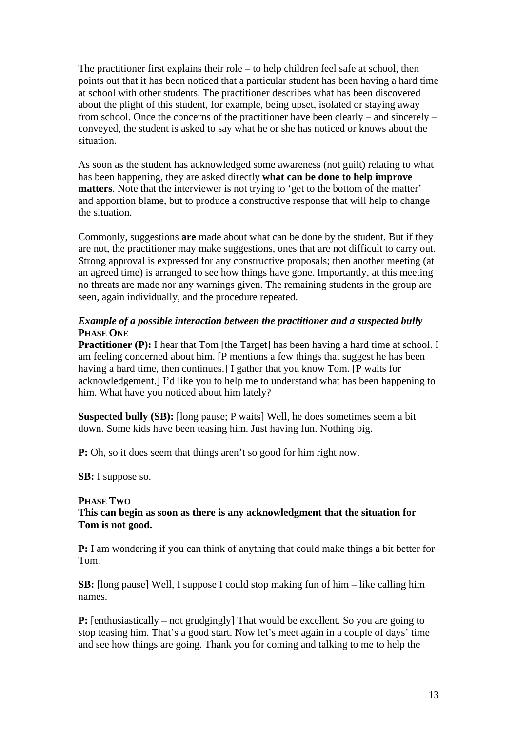The practitioner first explains their role – to help children feel safe at school, then points out that it has been noticed that a particular student has been having a hard time at school with other students. The practitioner describes what has been discovered about the plight of this student, for example, being upset, isolated or staying away from school. Once the concerns of the practitioner have been clearly – and sincerely – conveyed, the student is asked to say what he or she has noticed or knows about the situation.

As soon as the student has acknowledged some awareness (not guilt) relating to what has been happening, they are asked directly **what can be done to help improve matters**. Note that the interviewer is not trying to 'get to the bottom of the matter' and apportion blame, but to produce a constructive response that will help to change the situation.

Commonly, suggestions **are** made about what can be done by the student. But if they are not, the practitioner may make suggestions, ones that are not difficult to carry out. Strong approval is expressed for any constructive proposals; then another meeting (at an agreed time) is arranged to see how things have gone. Importantly, at this meeting no threats are made nor any warnings given. The remaining students in the group are seen, again individually, and the procedure repeated.

***Example of a possible interaction between the practitioner and a suspected bully***

**PHASE ONE**

**Practitioner (P):** I hear that Tom [the Target] has been having a hard time at school. I am feeling concerned about him. [P mentions a few things that suggest he has been having a hard time, then continues.] I gather that you know Tom. [P waits for acknowledgement.] I'd like you to help me to understand what has been happening to him. What have you noticed about him lately?

**Suspected bully (SB):** [long pause; P waits] Well, he does sometimes seem a bit down. Some kids have been teasing him. Just having fun. Nothing big.

**P:** Oh, so it does seem that things aren't so good for him right now.

**SB:** I suppose so.

**PHASE TWO**

**This can begin as soon as there is any acknowledgment that the situation for Tom is not good.**

**P:** I am wondering if you can think of anything that could make things a bit better for Tom.

**SB:** [long pause] Well, I suppose I could stop making fun of him – like calling him names.

**P:** [enthusiastically – not grudgingly] That would be excellent. So you are going to stop teasing him. That's a good start. Now let's meet again in a couple of days' time and see how things are going. Thank you for coming and talking to me to help the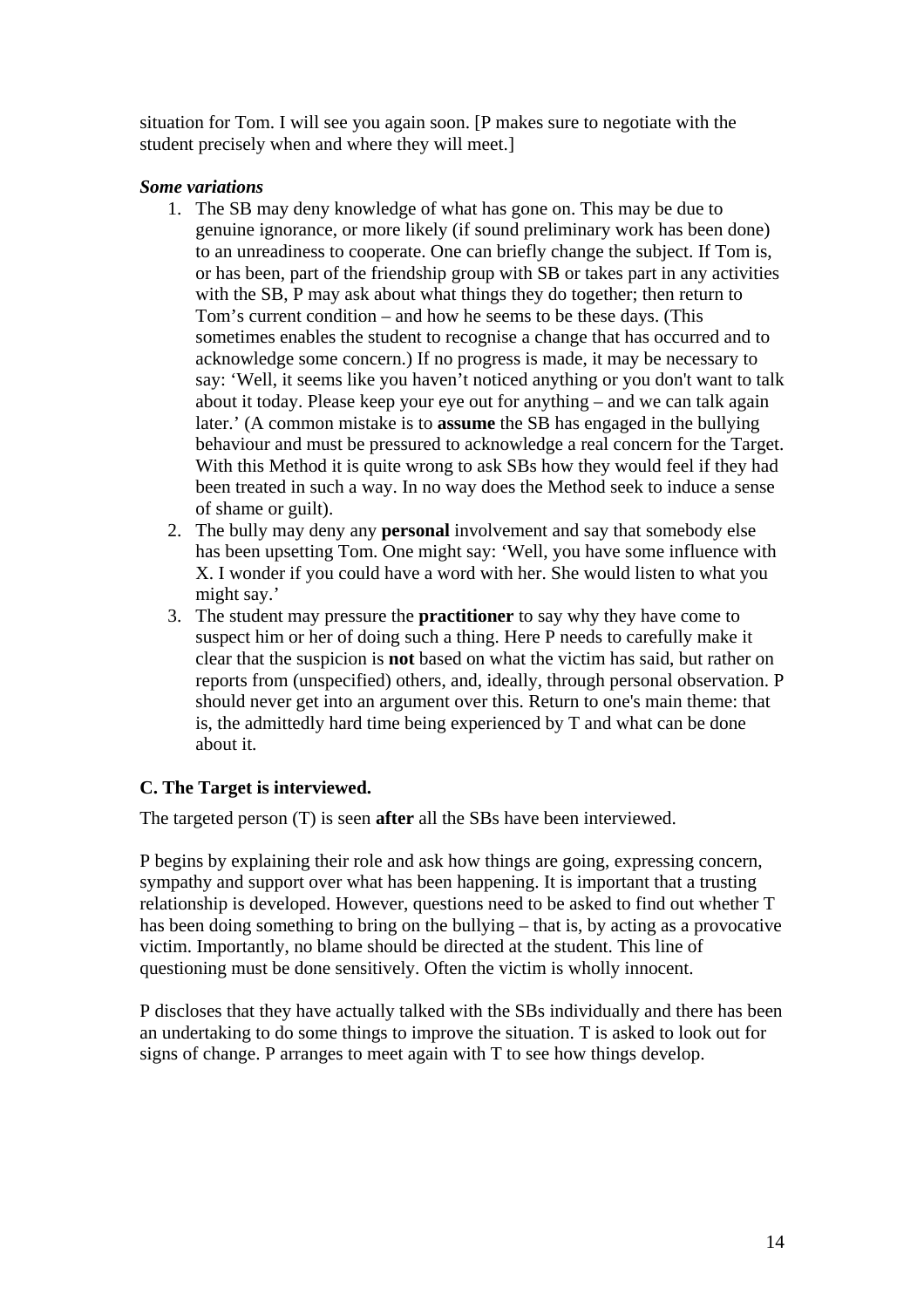situation for Tom. I will see you again soon. [P makes sure to negotiate with the student precisely when and where they will meet.]

***Some variations***

1. The SB may deny knowledge of what has gone on. This may be due to genuine ignorance, or more likely (if sound preliminary work has been done) to an unreadiness to cooperate. One can briefly change the subject. If Tom is, or has been, part of the friendship group with SB or takes part in any activities with the SB, P may ask about what things they do together; then return to Tom's current condition – and how he seems to be these days. (This sometimes enables the student to recognise a change that has occurred and to acknowledge some concern.) If no progress is made, it may be necessary to say: 'Well, it seems like you haven't noticed anything or you don't want to talk about it today. Please keep your eye out for anything – and we can talk again later.' (A common mistake is to **assume** the SB has engaged in the bullying behaviour and must be pressured to acknowledge a real concern for the Target. With this Method it is quite wrong to ask SBs how they would feel if they had been treated in such a way. In no way does the Method seek to induce a sense of shame or guilt).
2. The bully may deny any **personal** involvement and say that somebody else has been upsetting Tom. One might say: 'Well, you have some influence with X. I wonder if you could have a word with her. She would listen to what you might say.'
3. The student may pressure the **practitioner** to say why they have come to suspect him or her of doing such a thing. Here P needs to carefully make it clear that the suspicion is **not** based on what the victim has said, but rather on reports from (unspecified) others, and, ideally, through personal observation. P should never get into an argument over this. Return to one's main theme: that is, the admittedly hard time being experienced by T and what can be done about it.

**C. The Target is interviewed.**

The targeted person (T) is seen **after** all the SBs have been interviewed.

P begins by explaining their role and ask how things are going, expressing concern, sympathy and support over what has been happening. It is important that a trusting relationship is developed. However, questions need to be asked to find out whether T has been doing something to bring on the bullying – that is, by acting as a provocative victim. Importantly, no blame should be directed at the student. This line of questioning must be done sensitively. Often the victim is wholly innocent.

P discloses that they have actually talked with the SBs individually and there has been an undertaking to do some things to improve the situation. T is asked to look out for signs of change. P arranges to meet again with T to see how things develop.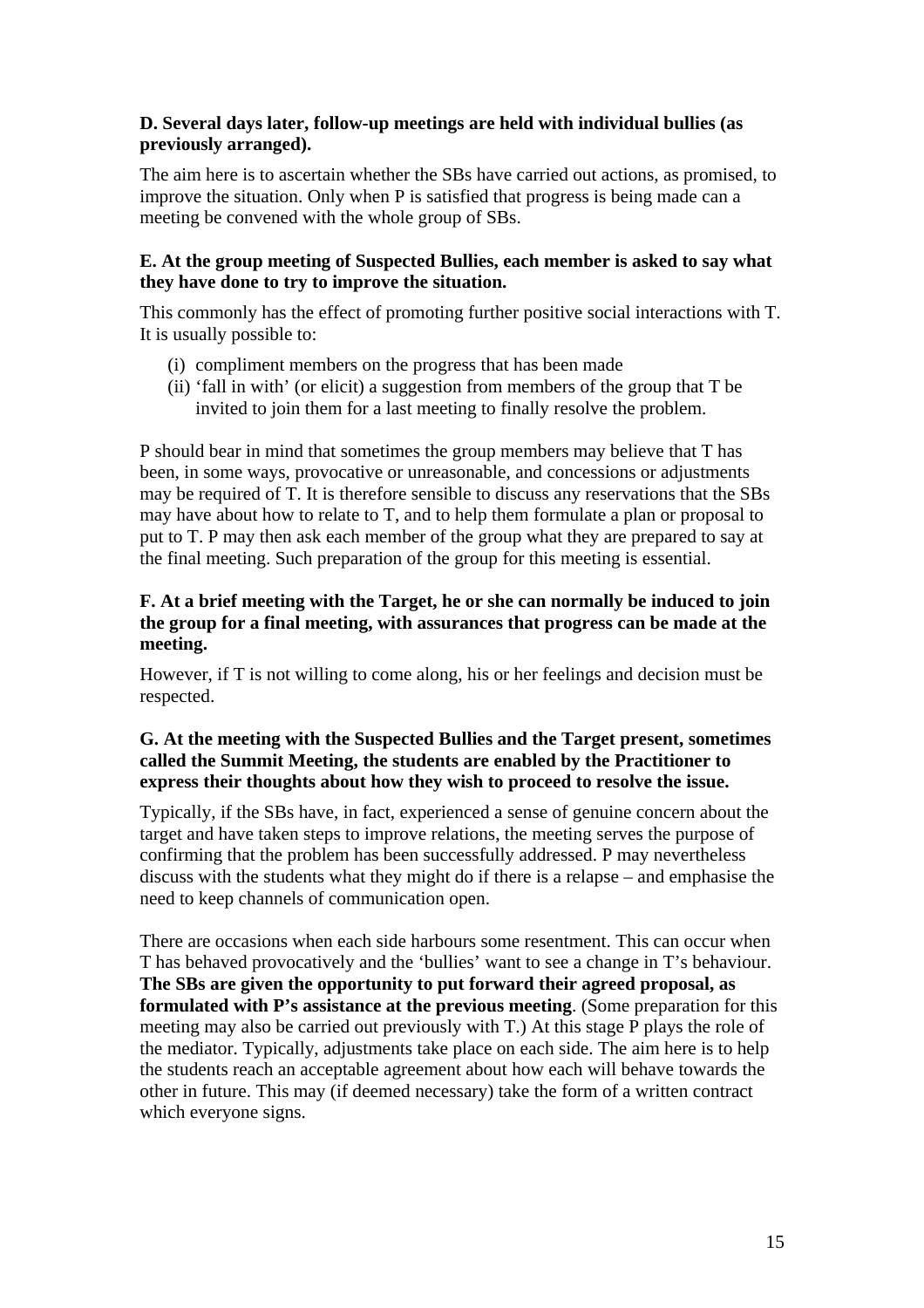**D. Several days later, follow-up meetings are held with individual bullies (as previously arranged).**

The aim here is to ascertain whether the SBs have carried out actions, as promised, to improve the situation. Only when P is satisfied that progress is being made can a meeting be convened with the whole group of SBs.

**E. At the group meeting of Suspected Bullies, each member is asked to say what they have done to try to improve the situation.**

This commonly has the effect of promoting further positive social interactions with T. It is usually possible to:

(i) compliment members on the progress that has been made
(ii) 'fall in with' (or elicit) a suggestion from members of the group that T be invited to join them for a last meeting to finally resolve the problem.

P should bear in mind that sometimes the group members may believe that T has been, in some ways, provocative or unreasonable, and concessions or adjustments may be required of T. It is therefore sensible to discuss any reservations that the SBs may have about how to relate to T, and to help them formulate a plan or proposal to put to T. P may then ask each member of the group what they are prepared to say at the final meeting. Such preparation of the group for this meeting is essential.

**F. At a brief meeting with the Target, he or she can normally be induced to join the group for a final meeting, with assurances that progress can be made at the meeting.**

However, if T is not willing to come along, his or her feelings and decision must be respected.

**G. At the meeting with the Suspected Bullies and the Target present, sometimes called the Summit Meeting, the students are enabled by the Practitioner to express their thoughts about how they wish to proceed to resolve the issue.**

Typically, if the SBs have, in fact, experienced a sense of genuine concern about the target and have taken steps to improve relations, the meeting serves the purpose of confirming that the problem has been successfully addressed. P may nevertheless discuss with the students what they might do if there is a relapse – and emphasise the need to keep channels of communication open.

There are occasions when each side harbours some resentment. This can occur when T has behaved provocatively and the 'bullies' want to see a change in T's behaviour. **The SBs are given the opportunity to put forward their agreed proposal, as formulated with P's assistance at the previous meeting**. (Some preparation for this meeting may also be carried out previously with T.) At this stage P plays the role of the mediator. Typically, adjustments take place on each side. The aim here is to help the students reach an acceptable agreement about how each will behave towards the other in future. This may (if deemed necessary) take the form of a written contract which everyone signs.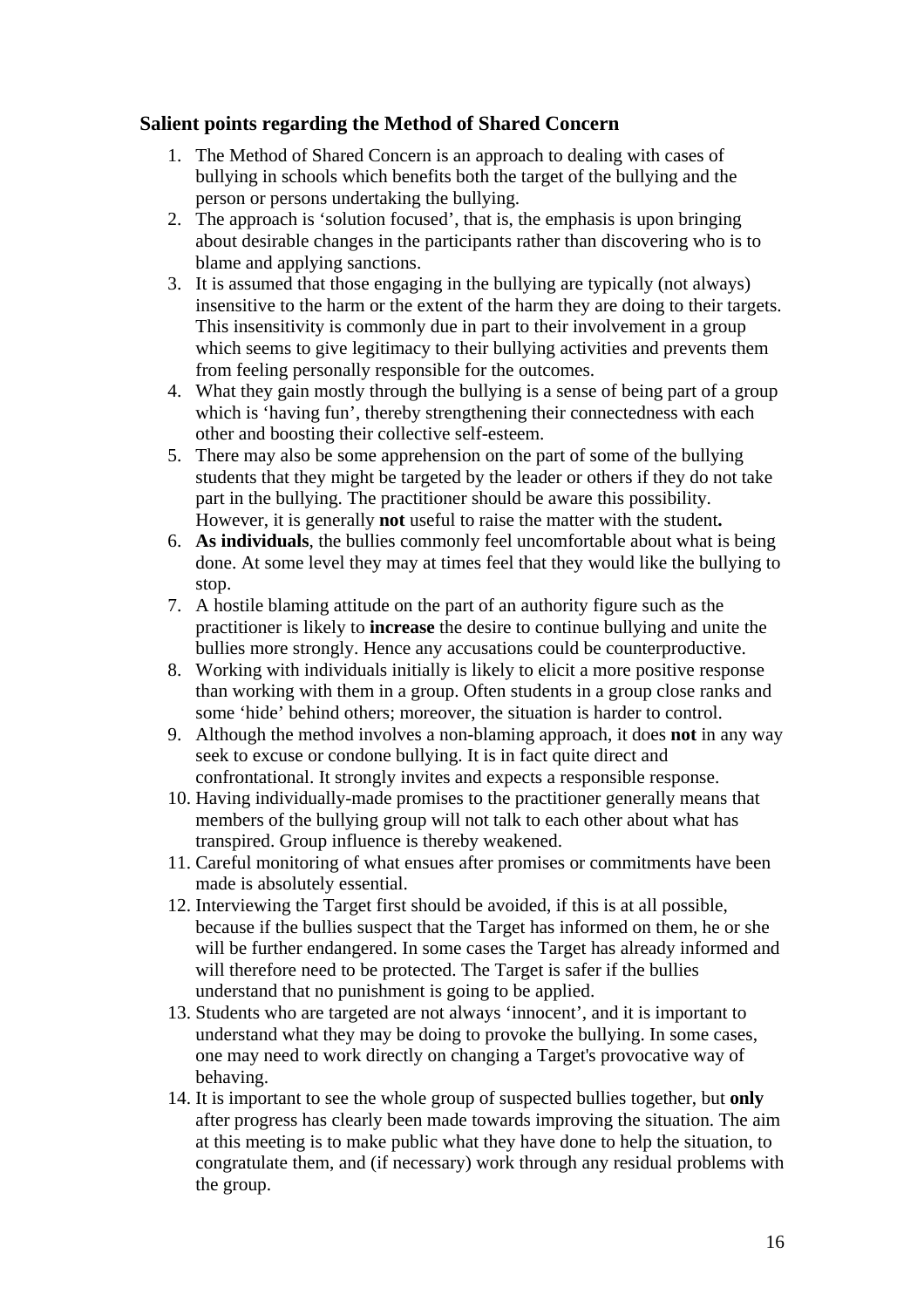### Salient points regarding the Method of Shared Concern

1. The Method of Shared Concern is an approach to dealing with cases of bullying in schools which benefits both the target of the bullying and the person or persons undertaking the bullying.
2. The approach is 'solution focused', that is, the emphasis is upon bringing about desirable changes in the participants rather than discovering who is to blame and applying sanctions.
3. It is assumed that those engaging in the bullying are typically (not always) insensitive to the harm or the extent of the harm they are doing to their targets. This insensitivity is commonly due in part to their involvement in a group which seems to give legitimacy to their bullying activities and prevents them from feeling personally responsible for the outcomes.
4. What they gain mostly through the bullying is a sense of being part of a group which is 'having fun', thereby strengthening their connectedness with each other and boosting their collective self-esteem.
5. There may also be some apprehension on the part of some of the bullying students that they might be targeted by the leader or others if they do not take part in the bullying. The practitioner should be aware this possibility. However, it is generally **not** useful to raise the matter with the student**.**
6. **As individuals**, the bullies commonly feel uncomfortable about what is being done. At some level they may at times feel that they would like the bullying to stop.
7. A hostile blaming attitude on the part of an authority figure such as the practitioner is likely to **increase** the desire to continue bullying and unite the bullies more strongly. Hence any accusations could be counterproductive.
8. Working with individuals initially is likely to elicit a more positive response than working with them in a group. Often students in a group close ranks and some 'hide' behind others; moreover, the situation is harder to control.
9. Although the method involves a non-blaming approach, it does **not** in any way seek to excuse or condone bullying. It is in fact quite direct and confrontational. It strongly invites and expects a responsible response.
10. Having individually-made promises to the practitioner generally means that members of the bullying group will not talk to each other about what has transpired. Group influence is thereby weakened.
11. Careful monitoring of what ensues after promises or commitments have been made is absolutely essential.
12. Interviewing the Target first should be avoided, if this is at all possible, because if the bullies suspect that the Target has informed on them, he or she will be further endangered. In some cases the Target has already informed and will therefore need to be protected. The Target is safer if the bullies understand that no punishment is going to be applied.
13. Students who are targeted are not always 'innocent', and it is important to understand what they may be doing to provoke the bullying. In some cases, one may need to work directly on changing a Target's provocative way of behaving.
14. It is important to see the whole group of suspected bullies together, but **only** after progress has clearly been made towards improving the situation. The aim at this meeting is to make public what they have done to help the situation, to congratulate them, and (if necessary) work through any residual problems with the group.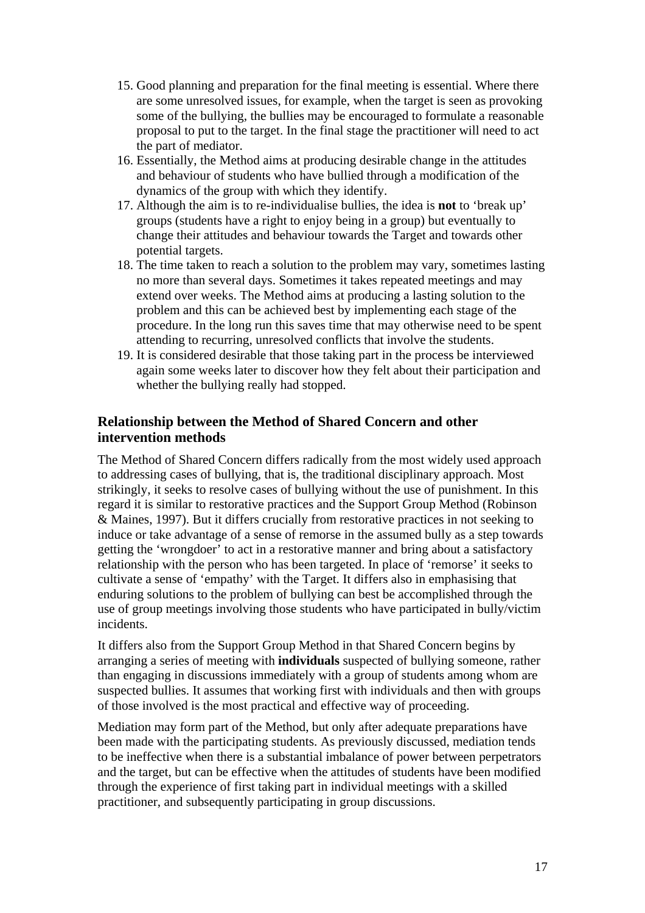15. Good planning and preparation for the final meeting is essential. Where there are some unresolved issues, for example, when the target is seen as provoking some of the bullying, the bullies may be encouraged to formulate a reasonable proposal to put to the target. In the final stage the practitioner will need to act the part of mediator.
16. Essentially, the Method aims at producing desirable change in the attitudes and behaviour of students who have bullied through a modification of the dynamics of the group with which they identify.
17. Although the aim is to re-individualise bullies, the idea is **not** to 'break up' groups (students have a right to enjoy being in a group) but eventually to change their attitudes and behaviour towards the Target and towards other potential targets.
18. The time taken to reach a solution to the problem may vary, sometimes lasting no more than several days. Sometimes it takes repeated meetings and may extend over weeks. The Method aims at producing a lasting solution to the problem and this can be achieved best by implementing each stage of the procedure. In the long run this saves time that may otherwise need to be spent attending to recurring, unresolved conflicts that involve the students.
19. It is considered desirable that those taking part in the process be interviewed again some weeks later to discover how they felt about their participation and whether the bullying really had stopped.

### Relationship between the Method of Shared Concern and other intervention methods

The Method of Shared Concern differs radically from the most widely used approach to addressing cases of bullying, that is, the traditional disciplinary approach. Most strikingly, it seeks to resolve cases of bullying without the use of punishment. In this regard it is similar to restorative practices and the Support Group Method (Robinson & Maines, 1997). But it differs crucially from restorative practices in not seeking to induce or take advantage of a sense of remorse in the assumed bully as a step towards getting the 'wrongdoer' to act in a restorative manner and bring about a satisfactory relationship with the person who has been targeted. In place of 'remorse' it seeks to cultivate a sense of 'empathy' with the Target. It differs also in emphasising that enduring solutions to the problem of bullying can best be accomplished through the use of group meetings involving those students who have participated in bully/victim incidents.

It differs also from the Support Group Method in that Shared Concern begins by arranging a series of meeting with **individuals** suspected of bullying someone, rather than engaging in discussions immediately with a group of students among whom are suspected bullies. It assumes that working first with individuals and then with groups of those involved is the most practical and effective way of proceeding.

Mediation may form part of the Method, but only after adequate preparations have been made with the participating students. As previously discussed, mediation tends to be ineffective when there is a substantial imbalance of power between perpetrators and the target, but can be effective when the attitudes of students have been modified through the experience of first taking part in individual meetings with a skilled practitioner, and subsequently participating in group discussions.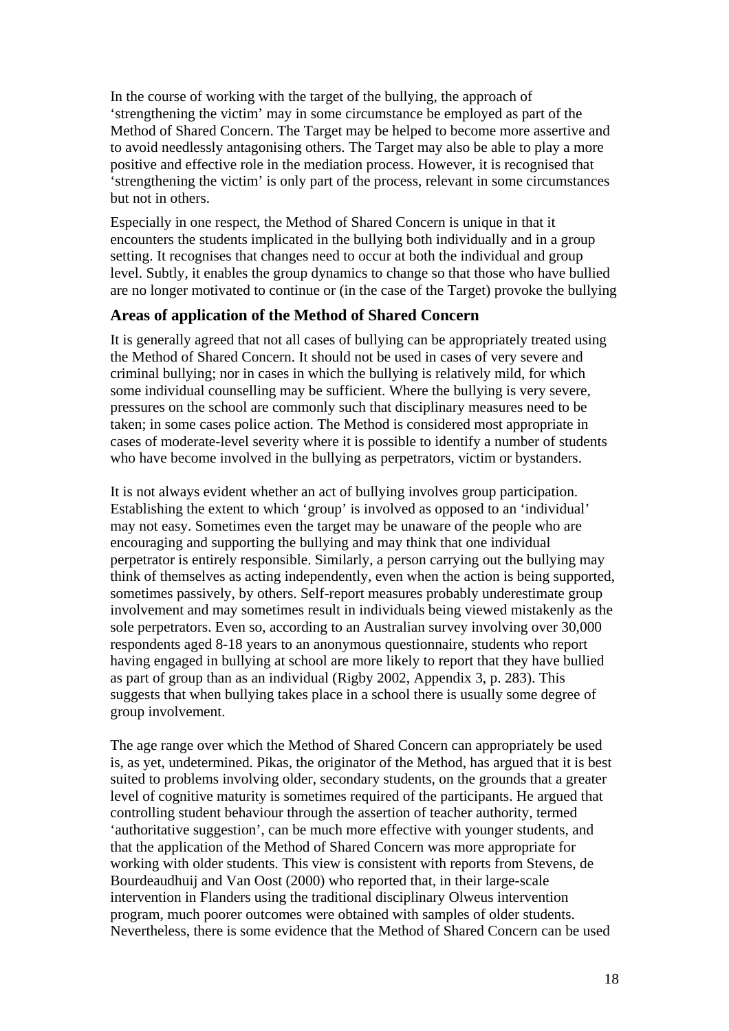In the course of working with the target of the bullying, the approach of ‘strengthening the victim’ may in some circumstance be employed as part of the Method of Shared Concern. The Target may be helped to become more assertive and to avoid needlessly antagonising others. The Target may also be able to play a more positive and effective role in the mediation process. However, it is recognised that ‘strengthening the victim’ is only part of the process, relevant in some circumstances but not in others.

Especially in one respect, the Method of Shared Concern is unique in that it encounters the students implicated in the bullying both individually and in a group setting. It recognises that changes need to occur at both the individual and group level. Subtly, it enables the group dynamics to change so that those who have bullied are no longer motivated to continue or (in the case of the Target) provoke the bullying

### Areas of application of the Method of Shared Concern

It is generally agreed that not all cases of bullying can be appropriately treated using the Method of Shared Concern. It should not be used in cases of very severe and criminal bullying; nor in cases in which the bullying is relatively mild, for which some individual counselling may be sufficient. Where the bullying is very severe, pressures on the school are commonly such that disciplinary measures need to be taken; in some cases police action. The Method is considered most appropriate in cases of moderate-level severity where it is possible to identify a number of students who have become involved in the bullying as perpetrators, victim or bystanders.

It is not always evident whether an act of bullying involves group participation. Establishing the extent to which ‘group’ is involved as opposed to an ‘individual’ may not easy. Sometimes even the target may be unaware of the people who are encouraging and supporting the bullying and may think that one individual perpetrator is entirely responsible. Similarly, a person carrying out the bullying may think of themselves as acting independently, even when the action is being supported, sometimes passively, by others. Self-report measures probably underestimate group involvement and may sometimes result in individuals being viewed mistakenly as the sole perpetrators. Even so, according to an Australian survey involving over 30,000 respondents aged 8-18 years to an anonymous questionnaire, students who report having engaged in bullying at school are more likely to report that they have bullied as part of group than as an individual (Rigby 2002, Appendix 3, p. 283). This suggests that when bullying takes place in a school there is usually some degree of group involvement.

The age range over which the Method of Shared Concern can appropriately be used is, as yet, undetermined. Pikas, the originator of the Method, has argued that it is best suited to problems involving older, secondary students, on the grounds that a greater level of cognitive maturity is sometimes required of the participants. He argued that controlling student behaviour through the assertion of teacher authority, termed ‘authoritative suggestion’, can be much more effective with younger students, and that the application of the Method of Shared Concern was more appropriate for working with older students. This view is consistent with reports from Stevens, de Bourdeaudhuij and Van Oost (2000) who reported that, in their large-scale intervention in Flanders using the traditional disciplinary Olweus intervention program, much poorer outcomes were obtained with samples of older students. Nevertheless, there is some evidence that the Method of Shared Concern can be used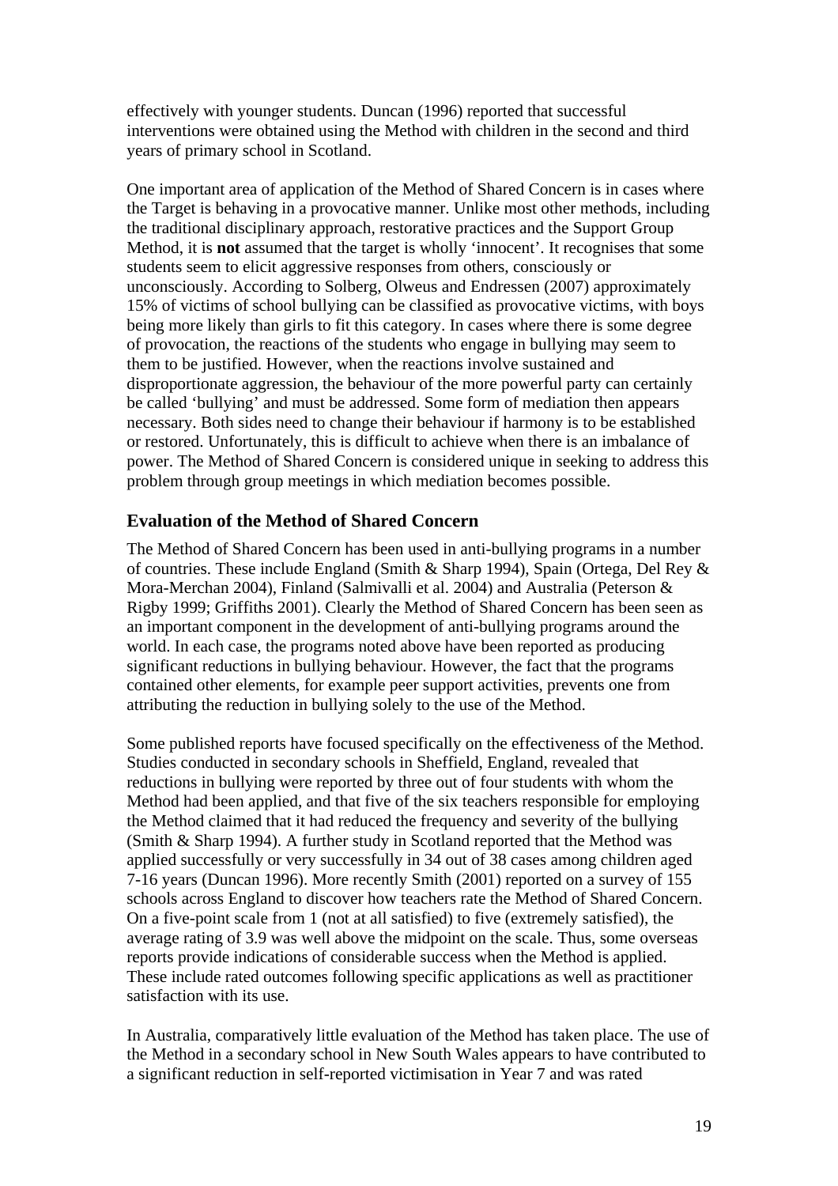effectively with younger students. Duncan (1996) reported that successful interventions were obtained using the Method with children in the second and third years of primary school in Scotland.

One important area of application of the Method of Shared Concern is in cases where the Target is behaving in a provocative manner. Unlike most other methods, including the traditional disciplinary approach, restorative practices and the Support Group Method, it is **not** assumed that the target is wholly 'innocent'. It recognises that some students seem to elicit aggressive responses from others, consciously or unconsciously. According to Solberg, Olweus and Endressen (2007) approximately 15% of victims of school bullying can be classified as provocative victims, with boys being more likely than girls to fit this category. In cases where there is some degree of provocation, the reactions of the students who engage in bullying may seem to them to be justified. However, when the reactions involve sustained and disproportionate aggression, the behaviour of the more powerful party can certainly be called 'bullying' and must be addressed. Some form of mediation then appears necessary. Both sides need to change their behaviour if harmony is to be established or restored. Unfortunately, this is difficult to achieve when there is an imbalance of power. The Method of Shared Concern is considered unique in seeking to address this problem through group meetings in which mediation becomes possible.

## Evaluation of the Method of Shared Concern

The Method of Shared Concern has been used in anti-bullying programs in a number of countries. These include England (Smith & Sharp 1994), Spain (Ortega, Del Rey & Mora-Merchan 2004), Finland (Salmivalli et al. 2004) and Australia (Peterson & Rigby 1999; Griffiths 2001). Clearly the Method of Shared Concern has been seen as an important component in the development of anti-bullying programs around the world. In each case, the programs noted above have been reported as producing significant reductions in bullying behaviour. However, the fact that the programs contained other elements, for example peer support activities, prevents one from attributing the reduction in bullying solely to the use of the Method.

Some published reports have focused specifically on the effectiveness of the Method. Studies conducted in secondary schools in Sheffield, England, revealed that reductions in bullying were reported by three out of four students with whom the Method had been applied, and that five of the six teachers responsible for employing the Method claimed that it had reduced the frequency and severity of the bullying (Smith & Sharp 1994). A further study in Scotland reported that the Method was applied successfully or very successfully in 34 out of 38 cases among children aged 7-16 years (Duncan 1996). More recently Smith (2001) reported on a survey of 155 schools across England to discover how teachers rate the Method of Shared Concern. On a five-point scale from 1 (not at all satisfied) to five (extremely satisfied), the average rating of 3.9 was well above the midpoint on the scale. Thus, some overseas reports provide indications of considerable success when the Method is applied. These include rated outcomes following specific applications as well as practitioner satisfaction with its use.

In Australia, comparatively little evaluation of the Method has taken place. The use of the Method in a secondary school in New South Wales appears to have contributed to a significant reduction in self-reported victimisation in Year 7 and was rated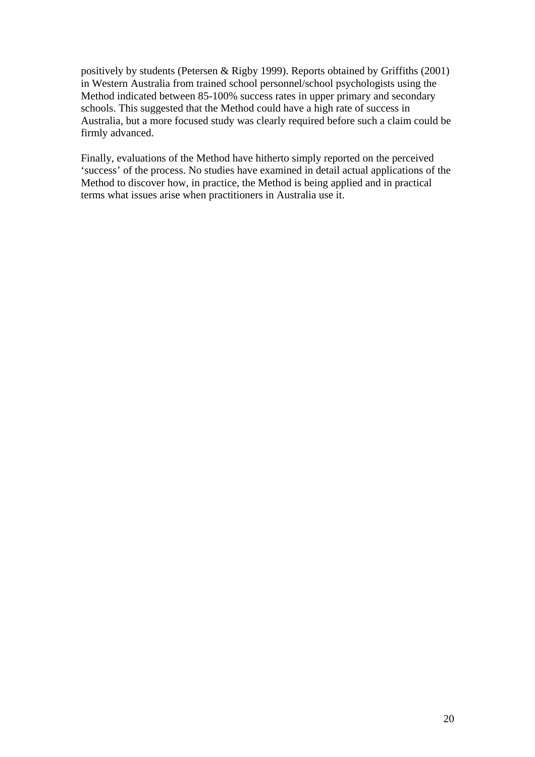positively by students (Petersen & Rigby 1999). Reports obtained by Griffiths (2001) in Western Australia from trained school personnel/school psychologists using the Method indicated between 85-100% success rates in upper primary and secondary schools. This suggested that the Method could have a high rate of success in Australia, but a more focused study was clearly required before such a claim could be firmly advanced.

Finally, evaluations of the Method have hitherto simply reported on the perceived 'success' of the process. No studies have examined in detail actual applications of the Method to discover how, in practice, the Method is being applied and in practical terms what issues arise when practitioners in Australia use it.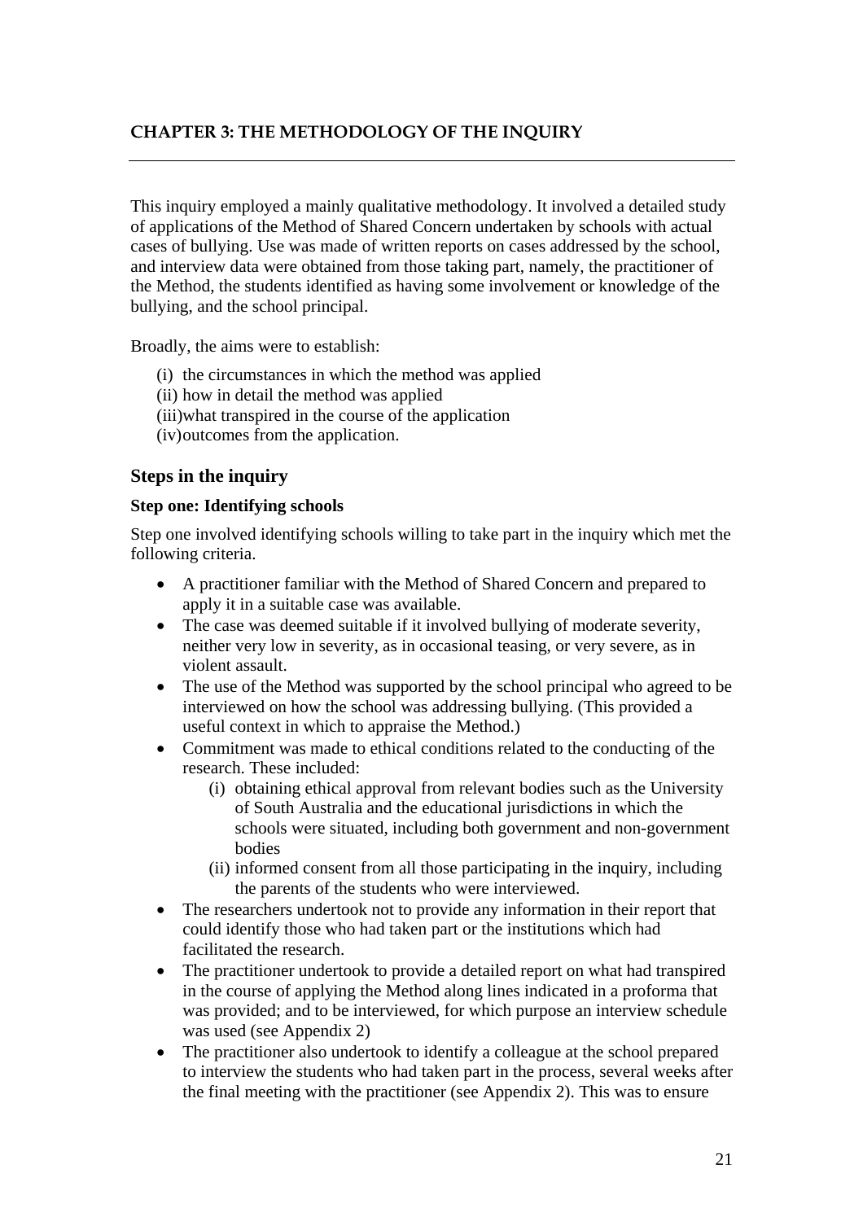## CHAPTER 3: THE METHODOLOGY OF THE INQUIRY

This inquiry employed a mainly qualitative methodology. It involved a detailed study of applications of the Method of Shared Concern undertaken by schools with actual cases of bullying. Use was made of written reports on cases addressed by the school, and interview data were obtained from those taking part, namely, the practitioner of the Method, the students identified as having some involvement or knowledge of the bullying, and the school principal.

Broadly, the aims were to establish:

(i) the circumstances in which the method was applied
(ii) how in detail the method was applied
(iii) what transpired in the course of the application
(iv) outcomes from the application.

### Steps in the inquiry

#### Step one: Identifying schools

Step one involved identifying schools willing to take part in the inquiry which met the following criteria.

- A practitioner familiar with the Method of Shared Concern and prepared to apply it in a suitable case was available.
- The case was deemed suitable if it involved bullying of moderate severity, neither very low in severity, as in occasional teasing, or very severe, as in violent assault.
- The use of the Method was supported by the school principal who agreed to be interviewed on how the school was addressing bullying. (This provided a useful context in which to appraise the Method.)
- Commitment was made to ethical conditions related to the conducting of the research. These included:
    (i) obtaining ethical approval from relevant bodies such as the University of South Australia and the educational jurisdictions in which the schools were situated, including both government and non-government bodies
    (ii) informed consent from all those participating in the inquiry, including the parents of the students who were interviewed.
- The researchers undertook not to provide any information in their report that could identify those who had taken part or the institutions which had facilitated the research.
- The practitioner undertook to provide a detailed report on what had transpired in the course of applying the Method along lines indicated in a proforma that was provided; and to be interviewed, for which purpose an interview schedule was used (see Appendix 2)
- The practitioner also undertook to identify a colleague at the school prepared to interview the students who had taken part in the process, several weeks after the final meeting with the practitioner (see Appendix 2). This was to ensure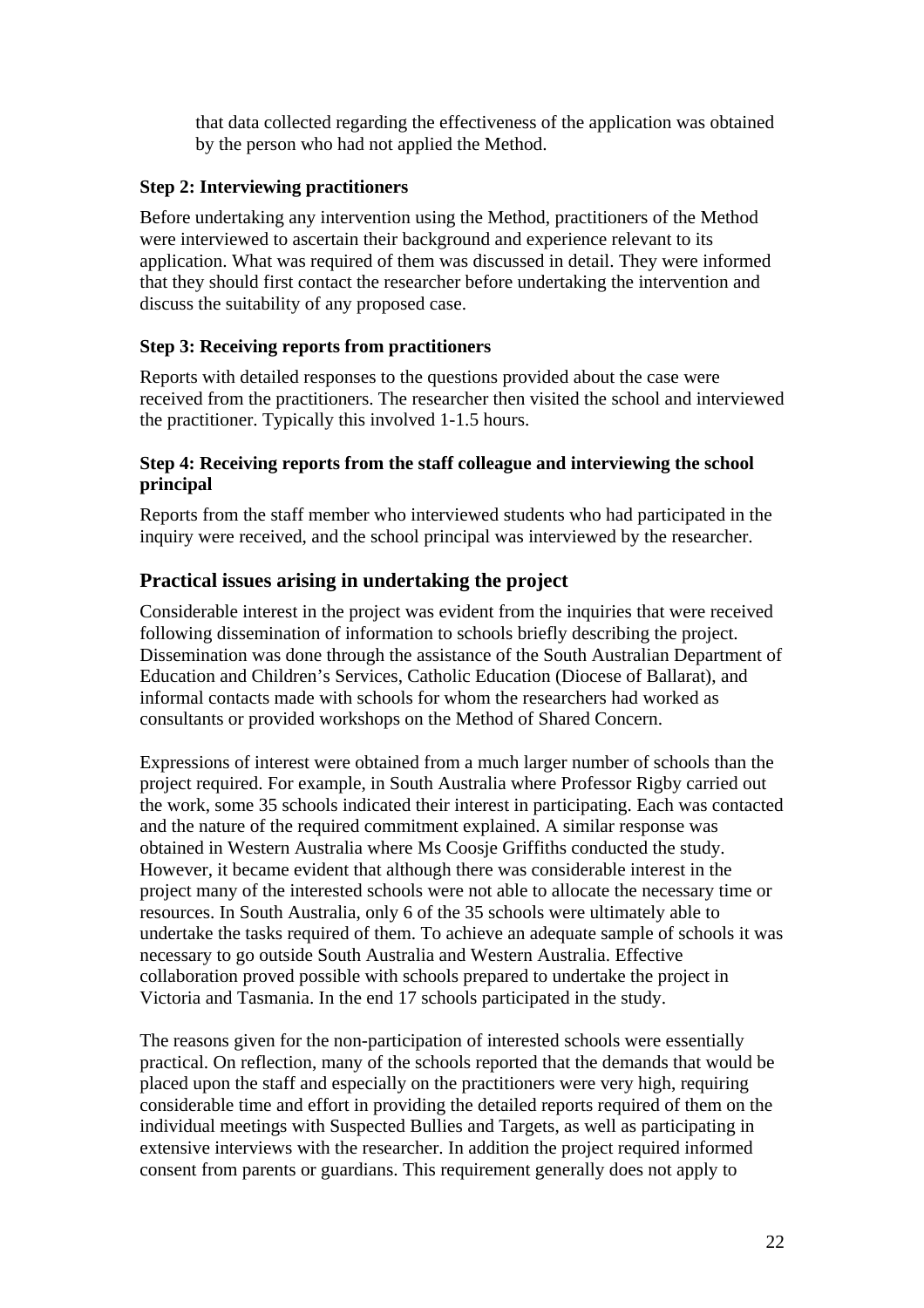that data collected regarding the effectiveness of the application was obtained by the person who had not applied the Method.

**Step 2: Interviewing practitioners**

Before undertaking any intervention using the Method, practitioners of the Method were interviewed to ascertain their background and experience relevant to its application. What was required of them was discussed in detail. They were informed that they should first contact the researcher before undertaking the intervention and discuss the suitability of any proposed case.

**Step 3: Receiving reports from practitioners**

Reports with detailed responses to the questions provided about the case were received from the practitioners. The researcher then visited the school and interviewed the practitioner. Typically this involved 1-1.5 hours.

**Step 4: Receiving reports from the staff colleague and interviewing the school principal**

Reports from the staff member who interviewed students who had participated in the inquiry were received, and the school principal was interviewed by the researcher.

## Practical issues arising in undertaking the project

Considerable interest in the project was evident from the inquiries that were received following dissemination of information to schools briefly describing the project. Dissemination was done through the assistance of the South Australian Department of Education and Children's Services, Catholic Education (Diocese of Ballarat), and informal contacts made with schools for whom the researchers had worked as consultants or provided workshops on the Method of Shared Concern.

Expressions of interest were obtained from a much larger number of schools than the project required. For example, in South Australia where Professor Rigby carried out the work, some 35 schools indicated their interest in participating. Each was contacted and the nature of the required commitment explained. A similar response was obtained in Western Australia where Ms Coosje Griffiths conducted the study. However, it became evident that although there was considerable interest in the project many of the interested schools were not able to allocate the necessary time or resources. In South Australia, only 6 of the 35 schools were ultimately able to undertake the tasks required of them. To achieve an adequate sample of schools it was necessary to go outside South Australia and Western Australia. Effective collaboration proved possible with schools prepared to undertake the project in Victoria and Tasmania. In the end 17 schools participated in the study.

The reasons given for the non-participation of interested schools were essentially practical. On reflection, many of the schools reported that the demands that would be placed upon the staff and especially on the practitioners were very high, requiring considerable time and effort in providing the detailed reports required of them on the individual meetings with Suspected Bullies and Targets, as well as participating in extensive interviews with the researcher. In addition the project required informed consent from parents or guardians. This requirement generally does not apply to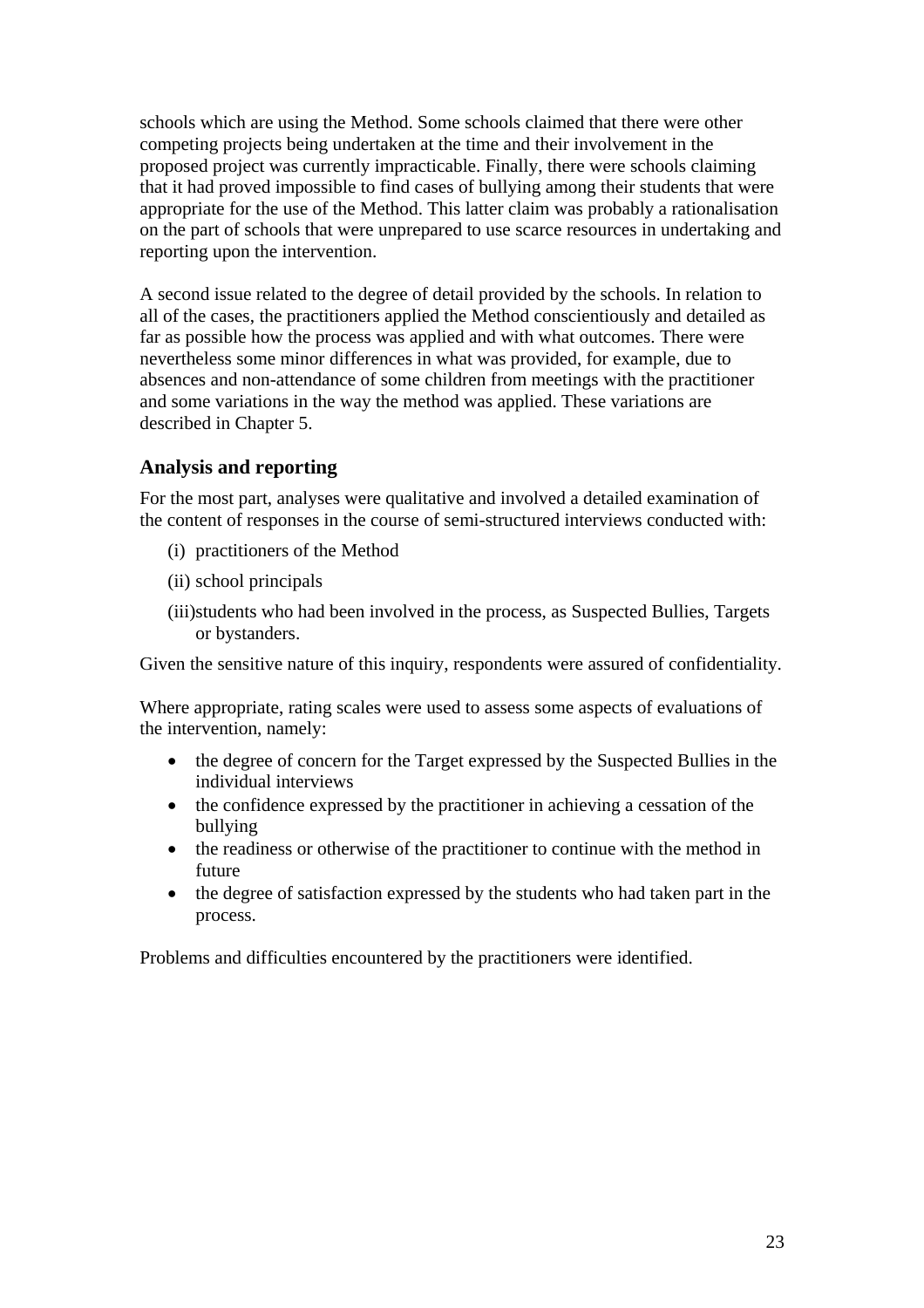schools which are using the Method. Some schools claimed that there were other competing projects being undertaken at the time and their involvement in the proposed project was currently impracticable. Finally, there were schools claiming that it had proved impossible to find cases of bullying among their students that were appropriate for the use of the Method. This latter claim was probably a rationalisation on the part of schools that were unprepared to use scarce resources in undertaking and reporting upon the intervention.

A second issue related to the degree of detail provided by the schools. In relation to all of the cases, the practitioners applied the Method conscientiously and detailed as far as possible how the process was applied and with what outcomes. There were nevertheless some minor differences in what was provided, for example, due to absences and non-attendance of some children from meetings with the practitioner and some variations in the way the method was applied. These variations are described in Chapter 5.

### Analysis and reporting

For the most part, analyses were qualitative and involved a detailed examination of the content of responses in the course of semi-structured interviews conducted with:

(i) practitioners of the Method

(ii) school principals

(iii) students who had been involved in the process, as Suspected Bullies, Targets or bystanders.

Given the sensitive nature of this inquiry, respondents were assured of confidentiality.

Where appropriate, rating scales were used to assess some aspects of evaluations of the intervention, namely:

- the degree of concern for the Target expressed by the Suspected Bullies in the individual interviews
- the confidence expressed by the practitioner in achieving a cessation of the bullying
- the readiness or otherwise of the practitioner to continue with the method in future
- the degree of satisfaction expressed by the students who had taken part in the process.

Problems and difficulties encountered by the practitioners were identified.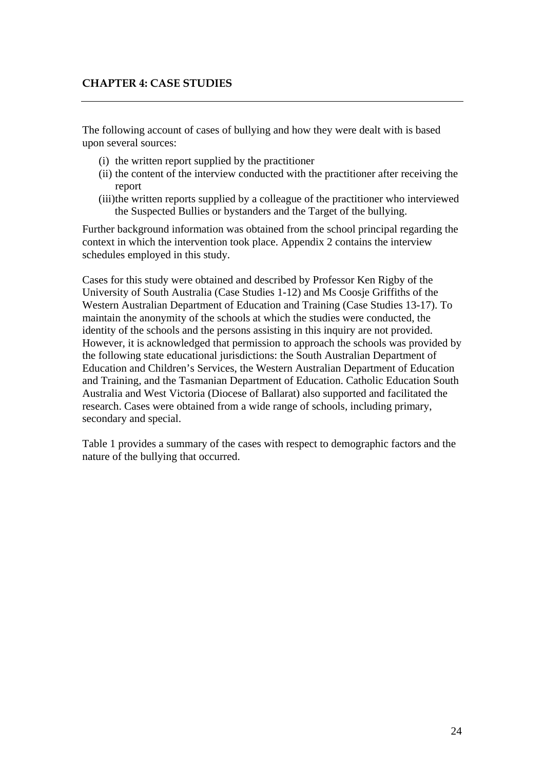## CHAPTER 4: CASE STUDIES

---

The following account of cases of bullying and how they were dealt with is based upon several sources:

(i) the written report supplied by the practitioner
(ii) the content of the interview conducted with the practitioner after receiving the report
(iii) the written reports supplied by a colleague of the practitioner who interviewed the Suspected Bullies or bystanders and the Target of the bullying.

Further background information was obtained from the school principal regarding the context in which the intervention took place. Appendix 2 contains the interview schedules employed in this study.

Cases for this study were obtained and described by Professor Ken Rigby of the University of South Australia (Case Studies 1-12) and Ms Coosje Griffiths of the Western Australian Department of Education and Training (Case Studies 13-17). To maintain the anonymity of the schools at which the studies were conducted, the identity of the schools and the persons assisting in this inquiry are not provided. However, it is acknowledged that permission to approach the schools was provided by the following state educational jurisdictions: the South Australian Department of Education and Children's Services, the Western Australian Department of Education and Training, and the Tasmanian Department of Education. Catholic Education South Australia and West Victoria (Diocese of Ballarat) also supported and facilitated the research. Cases were obtained from a wide range of schools, including primary, secondary and special.

Table 1 provides a summary of the cases with respect to demographic factors and the nature of the bullying that occurred.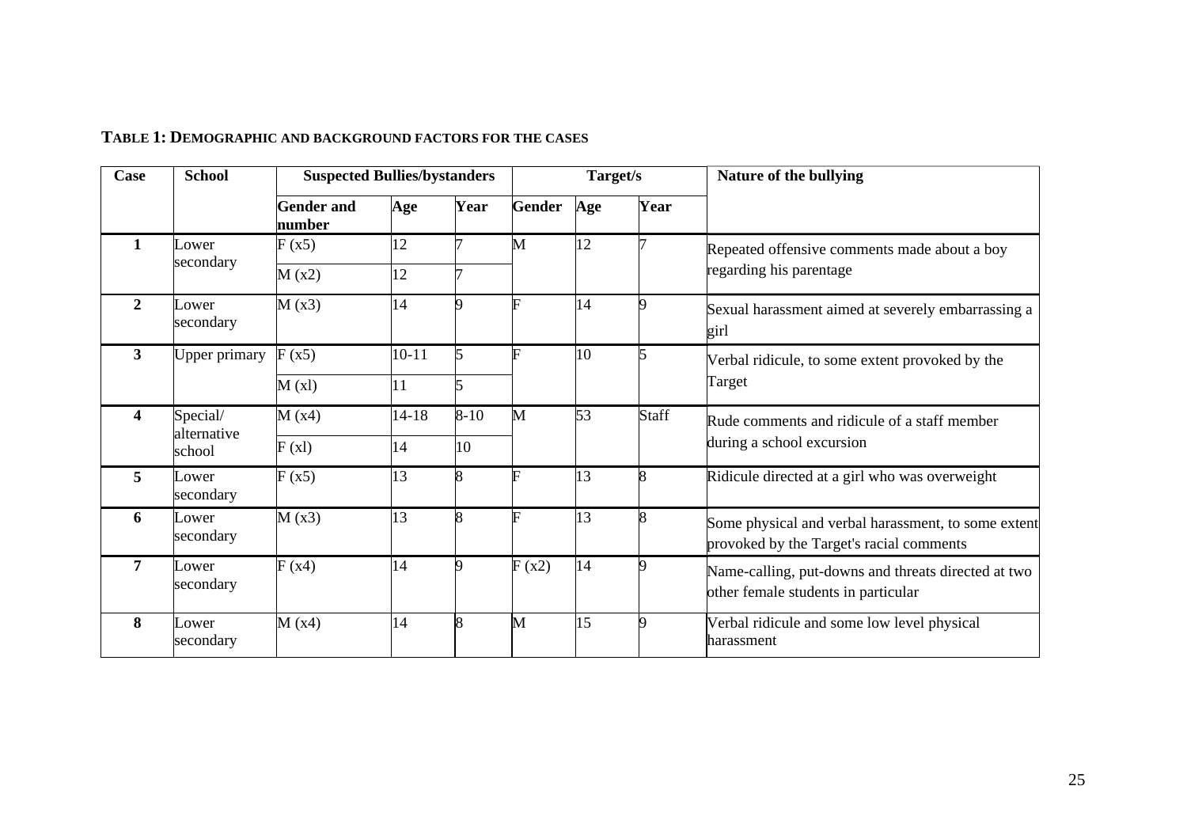**TABLE 1: DEMOGRAPHIC AND BACKGROUND FACTORS FOR THE CASES**

| Case | School | Suspected Bullies/bystanders | | | Target/s | | | Nature of the bullying |
|---|---|---|---|---|---|---|---|---|
| | | Gender and number | Age | Year | Gender | Age | Year | |
| 1 | Lower secondary | F (x5) | 12 | 7 | M | 12 | 7 | Repeated offensive comments made about a boy regarding his parentage |
| | | M (x2) | 12 | 7 | | | | |
| 2 | Lower secondary | M (x3) | 14 | 9 | F | 14 | 9 | Sexual harassment aimed at severely embarrassing a girl |
| 3 | Upper primary | F (x5) | 10-11 | 5 | F | 10 | 5 | Verbal ridicule, to some extent provoked by the Target |
| | | M (xl) | 11 | 5 | | | | |
| 4 | Special/ alternative school | M (x4) | 14-18 | 8-10 | M | 53 | Staff | Rude comments and ridicule of a staff member during a school excursion |
| | | F (xl) | 14 | 10 | | | | |
| 5 | Lower secondary | F (x5) | 13 | 8 | F | 13 | 8 | Ridicule directed at a girl who was overweight |
| 6 | Lower secondary | M (x3) | 13 | 8 | F | 13 | 8 | Some physical and verbal harassment, to some extent provoked by the Target's racial comments |
| 7 | Lower secondary | F (x4) | 14 | 9 | F (x2) | 14 | 9 | Name-calling, put-downs and threats directed at two other female students in particular |
| 8 | Lower secondary | M (x4) | 14 | 8 | M | 15 | 9 | Verbal ridicule and some low level physical harassment |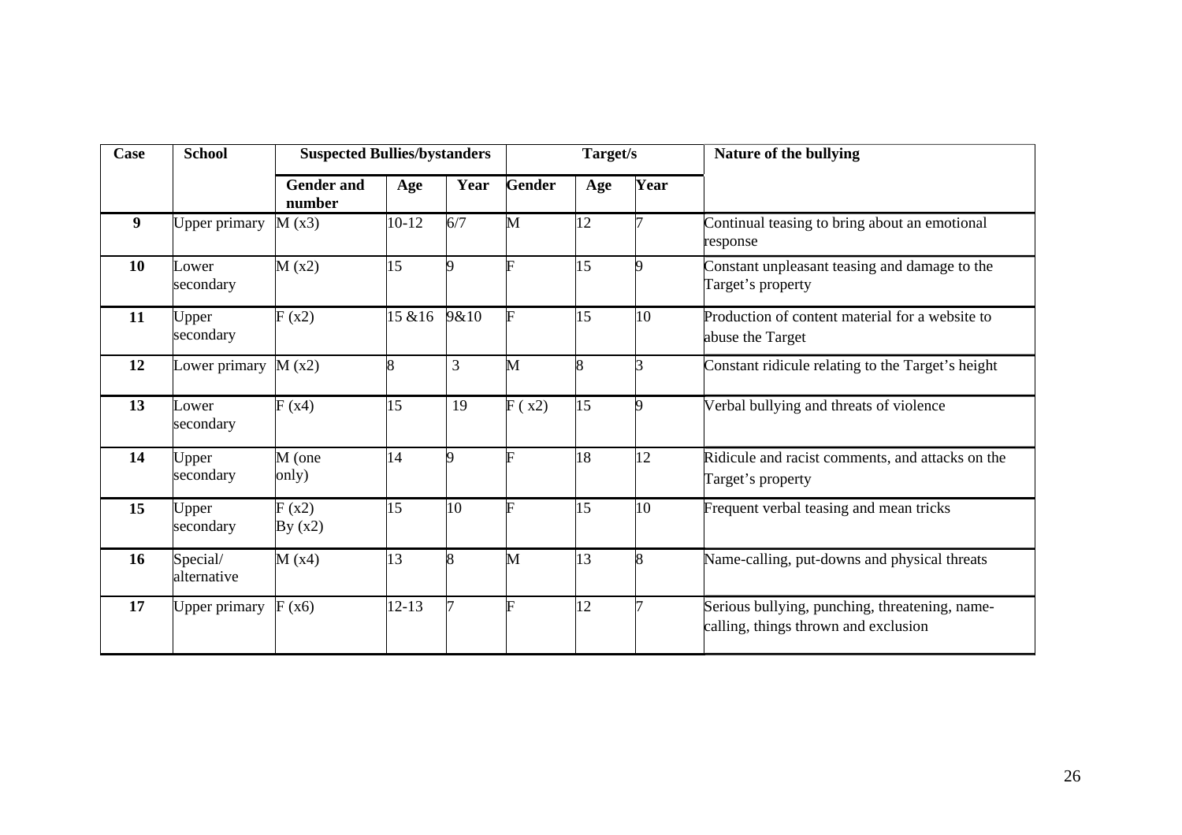| Case | School | Suspected Bullies/bystanders | | | Target/s | | | Nature of the bullying |
|---|---|---|---|---|---|---|---|---|
| | | Gender and number | Age | Year | Gender | Age | Year | |
| **9** | Upper primary | M (x3) | 10-12 | 6/7 | M | 12 | 7 | Continual teasing to bring about an emotional response |
| **10** | Lower secondary | M (x2) | 15 | 9 | F | 15 | 9 | Constant unpleasant teasing and damage to the Target's property |
| **11** | Upper secondary | F (x2) | 15 &16 | 9&10 | F | 15 | 10 | Production of content material for a website to abuse the Target |
| **12** | Lower primary | M (x2) | 8 | 3 | M | 8 | 3 | Constant ridicule relating to the Target's height |
| **13** | Lower secondary | F (x4) | 15 | 19 | F ( x2) | 15 | 9 | Verbal bullying and threats of violence |
| **14** | Upper secondary | M (one only) | 14 | 9 | F | 18 | 12 | Ridicule and racist comments, and attacks on the Target's property |
| **15** | Upper secondary | F (x2) By (x2) | 15 | 10 | F | 15 | 10 | Frequent verbal teasing and mean tricks |
| **16** | Special/ alternative | M (x4) | 13 | 8 | M | 13 | 8 | Name-calling, put-downs and physical threats |
| **17** | Upper primary | F (x6) | 12-13 | 7 | F | 12 | 7 | Serious bullying, punching, threatening, name-calling, things thrown and exclusion |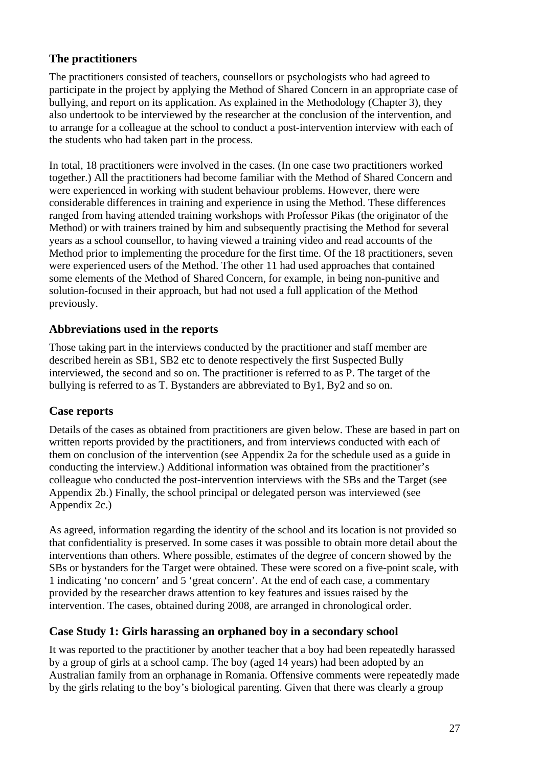## The practitioners

The practitioners consisted of teachers, counsellors or psychologists who had agreed to participate in the project by applying the Method of Shared Concern in an appropriate case of bullying, and report on its application. As explained in the Methodology (Chapter 3), they also undertook to be interviewed by the researcher at the conclusion of the intervention, and to arrange for a colleague at the school to conduct a post-intervention interview with each of the students who had taken part in the process.

In total, 18 practitioners were involved in the cases. (In one case two practitioners worked together.) All the practitioners had become familiar with the Method of Shared Concern and were experienced in working with student behaviour problems. However, there were considerable differences in training and experience in using the Method. These differences ranged from having attended training workshops with Professor Pikas (the originator of the Method) or with trainers trained by him and subsequently practising the Method for several years as a school counsellor, to having viewed a training video and read accounts of the Method prior to implementing the procedure for the first time. Of the 18 practitioners, seven were experienced users of the Method. The other 11 had used approaches that contained some elements of the Method of Shared Concern, for example, in being non-punitive and solution-focused in their approach, but had not used a full application of the Method previously.

## Abbreviations used in the reports

Those taking part in the interviews conducted by the practitioner and staff member are described herein as SB1, SB2 etc to denote respectively the first Suspected Bully interviewed, the second and so on. The practitioner is referred to as P. The target of the bullying is referred to as T. Bystanders are abbreviated to By1, By2 and so on.

## Case reports

Details of the cases as obtained from practitioners are given below. These are based in part on written reports provided by the practitioners, and from interviews conducted with each of them on conclusion of the intervention (see Appendix 2a for the schedule used as a guide in conducting the interview.) Additional information was obtained from the practitioner's colleague who conducted the post-intervention interviews with the SBs and the Target (see Appendix 2b.) Finally, the school principal or delegated person was interviewed (see Appendix 2c.)

As agreed, information regarding the identity of the school and its location is not provided so that confidentiality is preserved. In some cases it was possible to obtain more detail about the interventions than others. Where possible, estimates of the degree of concern showed by the SBs or bystanders for the Target were obtained. These were scored on a five-point scale, with 1 indicating 'no concern' and 5 'great concern'. At the end of each case, a commentary provided by the researcher draws attention to key features and issues raised by the intervention. The cases, obtained during 2008, are arranged in chronological order.

## Case Study 1: Girls harassing an orphaned boy in a secondary school

It was reported to the practitioner by another teacher that a boy had been repeatedly harassed by a group of girls at a school camp. The boy (aged 14 years) had been adopted by an Australian family from an orphanage in Romania. Offensive comments were repeatedly made by the girls relating to the boy's biological parenting. Given that there was clearly a group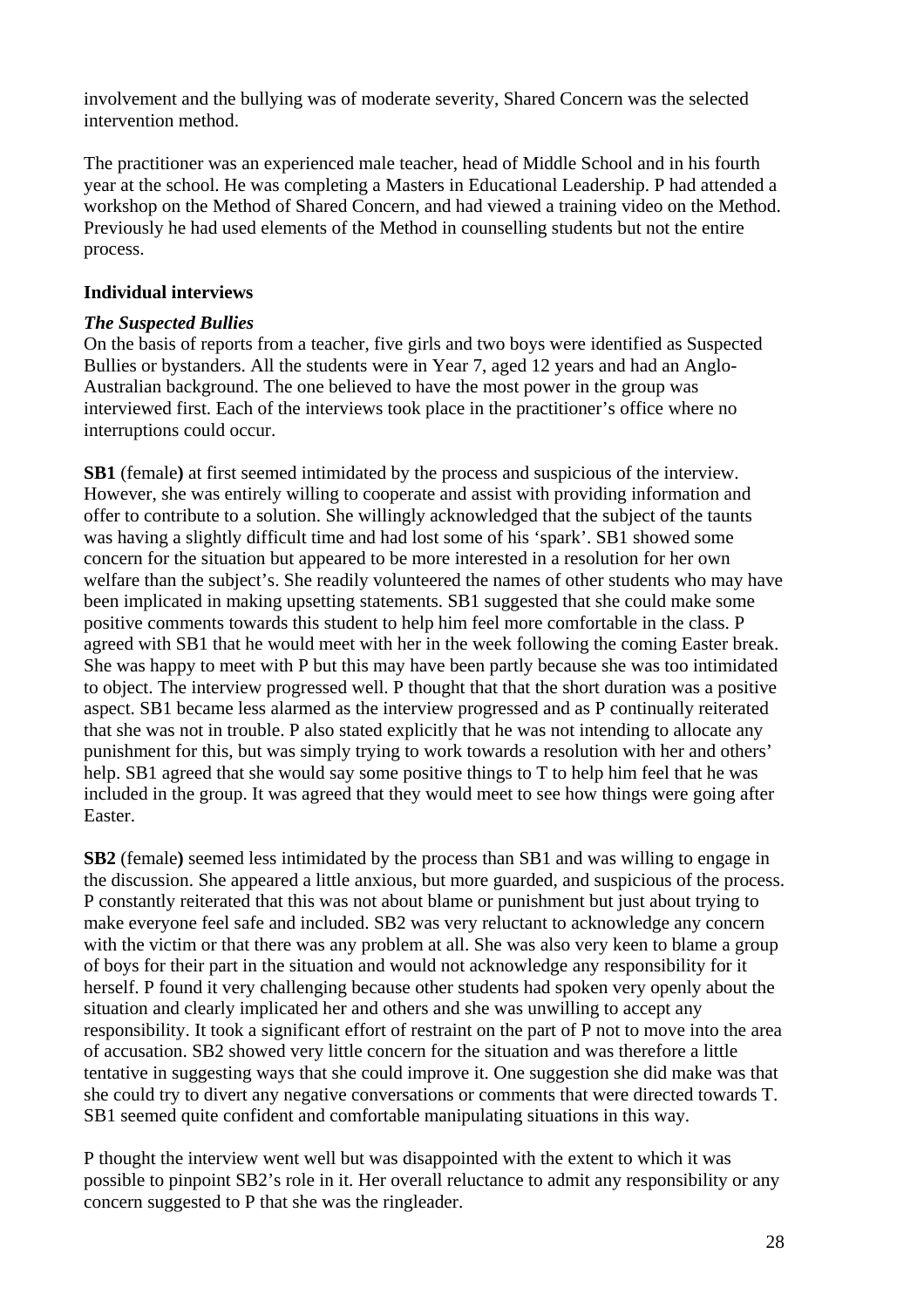involvement and the bullying was of moderate severity, Shared Concern was the selected intervention method.

The practitioner was an experienced male teacher, head of Middle School and in his fourth year at the school. He was completing a Masters in Educational Leadership. P had attended a workshop on the Method of Shared Concern, and had viewed a training video on the Method. Previously he had used elements of the Method in counselling students but not the entire process.

### Individual interviews

#### *The Suspected Bullies*

On the basis of reports from a teacher, five girls and two boys were identified as Suspected Bullies or bystanders. All the students were in Year 7, aged 12 years and had an Anglo-Australian background. The one believed to have the most power in the group was interviewed first. Each of the interviews took place in the practitioner's office where no interruptions could occur.

**SB1** (female**)** at first seemed intimidated by the process and suspicious of the interview. However, she was entirely willing to cooperate and assist with providing information and offer to contribute to a solution. She willingly acknowledged that the subject of the taunts was having a slightly difficult time and had lost some of his 'spark'. SB1 showed some concern for the situation but appeared to be more interested in a resolution for her own welfare than the subject's. She readily volunteered the names of other students who may have been implicated in making upsetting statements. SB1 suggested that she could make some positive comments towards this student to help him feel more comfortable in the class. P agreed with SB1 that he would meet with her in the week following the coming Easter break. She was happy to meet with P but this may have been partly because she was too intimidated to object. The interview progressed well. P thought that that the short duration was a positive aspect. SB1 became less alarmed as the interview progressed and as P continually reiterated that she was not in trouble. P also stated explicitly that he was not intending to allocate any punishment for this, but was simply trying to work towards a resolution with her and others' help. SB1 agreed that she would say some positive things to T to help him feel that he was included in the group. It was agreed that they would meet to see how things were going after Easter.

**SB2** (female**)** seemed less intimidated by the process than SB1 and was willing to engage in the discussion. She appeared a little anxious, but more guarded, and suspicious of the process. P constantly reiterated that this was not about blame or punishment but just about trying to make everyone feel safe and included. SB2 was very reluctant to acknowledge any concern with the victim or that there was any problem at all. She was also very keen to blame a group of boys for their part in the situation and would not acknowledge any responsibility for it herself. P found it very challenging because other students had spoken very openly about the situation and clearly implicated her and others and she was unwilling to accept any responsibility. It took a significant effort of restraint on the part of P not to move into the area of accusation. SB2 showed very little concern for the situation and was therefore a little tentative in suggesting ways that she could improve it. One suggestion she did make was that she could try to divert any negative conversations or comments that were directed towards T. SB1 seemed quite confident and comfortable manipulating situations in this way.

P thought the interview went well but was disappointed with the extent to which it was possible to pinpoint SB2's role in it. Her overall reluctance to admit any responsibility or any concern suggested to P that she was the ringleader.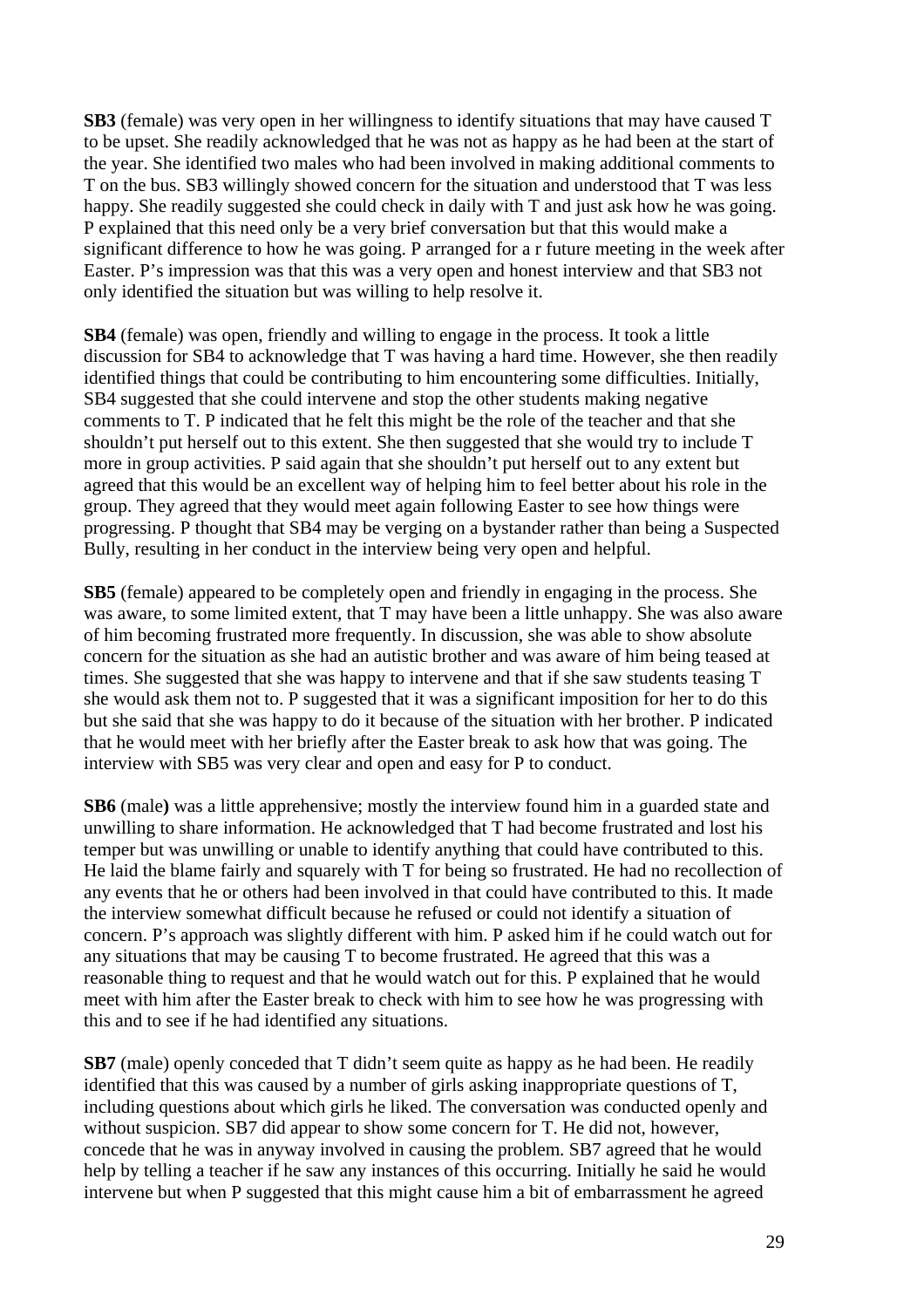**SB3** (female) was very open in her willingness to identify situations that may have caused T to be upset. She readily acknowledged that he was not as happy as he had been at the start of the year. She identified two males who had been involved in making additional comments to T on the bus. SB3 willingly showed concern for the situation and understood that T was less happy. She readily suggested she could check in daily with T and just ask how he was going. P explained that this need only be a very brief conversation but that this would make a significant difference to how he was going. P arranged for a r future meeting in the week after Easter. P's impression was that this was a very open and honest interview and that SB3 not only identified the situation but was willing to help resolve it.

**SB4** (female) was open, friendly and willing to engage in the process. It took a little discussion for SB4 to acknowledge that T was having a hard time. However, she then readily identified things that could be contributing to him encountering some difficulties. Initially, SB4 suggested that she could intervene and stop the other students making negative comments to T. P indicated that he felt this might be the role of the teacher and that she shouldn't put herself out to this extent. She then suggested that she would try to include T more in group activities. P said again that she shouldn't put herself out to any extent but agreed that this would be an excellent way of helping him to feel better about his role in the group. They agreed that they would meet again following Easter to see how things were progressing. P thought that SB4 may be verging on a bystander rather than being a Suspected Bully, resulting in her conduct in the interview being very open and helpful.

**SB5** (female) appeared to be completely open and friendly in engaging in the process. She was aware, to some limited extent, that T may have been a little unhappy. She was also aware of him becoming frustrated more frequently. In discussion, she was able to show absolute concern for the situation as she had an autistic brother and was aware of him being teased at times. She suggested that she was happy to intervene and that if she saw students teasing T she would ask them not to. P suggested that it was a significant imposition for her to do this but she said that she was happy to do it because of the situation with her brother. P indicated that he would meet with her briefly after the Easter break to ask how that was going. The interview with SB5 was very clear and open and easy for P to conduct.

**SB6** (male**)** was a little apprehensive; mostly the interview found him in a guarded state and unwilling to share information. He acknowledged that T had become frustrated and lost his temper but was unwilling or unable to identify anything that could have contributed to this. He laid the blame fairly and squarely with T for being so frustrated. He had no recollection of any events that he or others had been involved in that could have contributed to this. It made the interview somewhat difficult because he refused or could not identify a situation of concern. P's approach was slightly different with him. P asked him if he could watch out for any situations that may be causing T to become frustrated. He agreed that this was a reasonable thing to request and that he would watch out for this. P explained that he would meet with him after the Easter break to check with him to see how he was progressing with this and to see if he had identified any situations.

**SB7** (male) openly conceded that T didn't seem quite as happy as he had been. He readily identified that this was caused by a number of girls asking inappropriate questions of T, including questions about which girls he liked. The conversation was conducted openly and without suspicion. SB7 did appear to show some concern for T. He did not, however, concede that he was in anyway involved in causing the problem. SB7 agreed that he would help by telling a teacher if he saw any instances of this occurring. Initially he said he would intervene but when P suggested that this might cause him a bit of embarrassment he agreed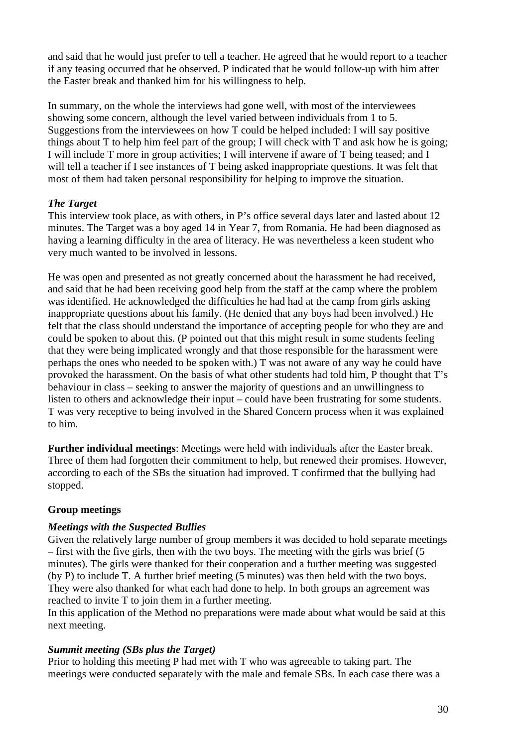and said that he would just prefer to tell a teacher. He agreed that he would report to a teacher if any teasing occurred that he observed. P indicated that he would follow-up with him after the Easter break and thanked him for his willingness to help.

In summary, on the whole the interviews had gone well, with most of the interviewees showing some concern, although the level varied between individuals from 1 to 5. Suggestions from the interviewees on how T could be helped included: I will say positive things about T to help him feel part of the group; I will check with T and ask how he is going; I will include T more in group activities; I will intervene if aware of T being teased; and I will tell a teacher if I see instances of T being asked inappropriate questions. It was felt that most of them had taken personal responsibility for helping to improve the situation.

***The Target***

This interview took place, as with others, in P's office several days later and lasted about 12 minutes. The Target was a boy aged 14 in Year 7, from Romania. He had been diagnosed as having a learning difficulty in the area of literacy. He was nevertheless a keen student who very much wanted to be involved in lessons.

He was open and presented as not greatly concerned about the harassment he had received, and said that he had been receiving good help from the staff at the camp where the problem was identified. He acknowledged the difficulties he had had at the camp from girls asking inappropriate questions about his family. (He denied that any boys had been involved.) He felt that the class should understand the importance of accepting people for who they are and could be spoken to about this. (P pointed out that this might result in some students feeling that they were being implicated wrongly and that those responsible for the harassment were perhaps the ones who needed to be spoken with.) T was not aware of any way he could have provoked the harassment. On the basis of what other students had told him, P thought that T's behaviour in class – seeking to answer the majority of questions and an unwillingness to listen to others and acknowledge their input – could have been frustrating for some students. T was very receptive to being involved in the Shared Concern process when it was explained to him.

**Further individual meetings**: Meetings were held with individuals after the Easter break. Three of them had forgotten their commitment to help, but renewed their promises. However, according to each of the SBs the situation had improved. T confirmed that the bullying had stopped.

**Group meetings**

***Meetings with the Suspected Bullies***

Given the relatively large number of group members it was decided to hold separate meetings – first with the five girls, then with the two boys. The meeting with the girls was brief (5 minutes). The girls were thanked for their cooperation and a further meeting was suggested (by P) to include T. A further brief meeting (5 minutes) was then held with the two boys. They were also thanked for what each had done to help. In both groups an agreement was reached to invite T to join them in a further meeting.

In this application of the Method no preparations were made about what would be said at this next meeting.

***Summit meeting (SBs plus the Target)***

Prior to holding this meeting P had met with T who was agreeable to taking part. The meetings were conducted separately with the male and female SBs. In each case there was a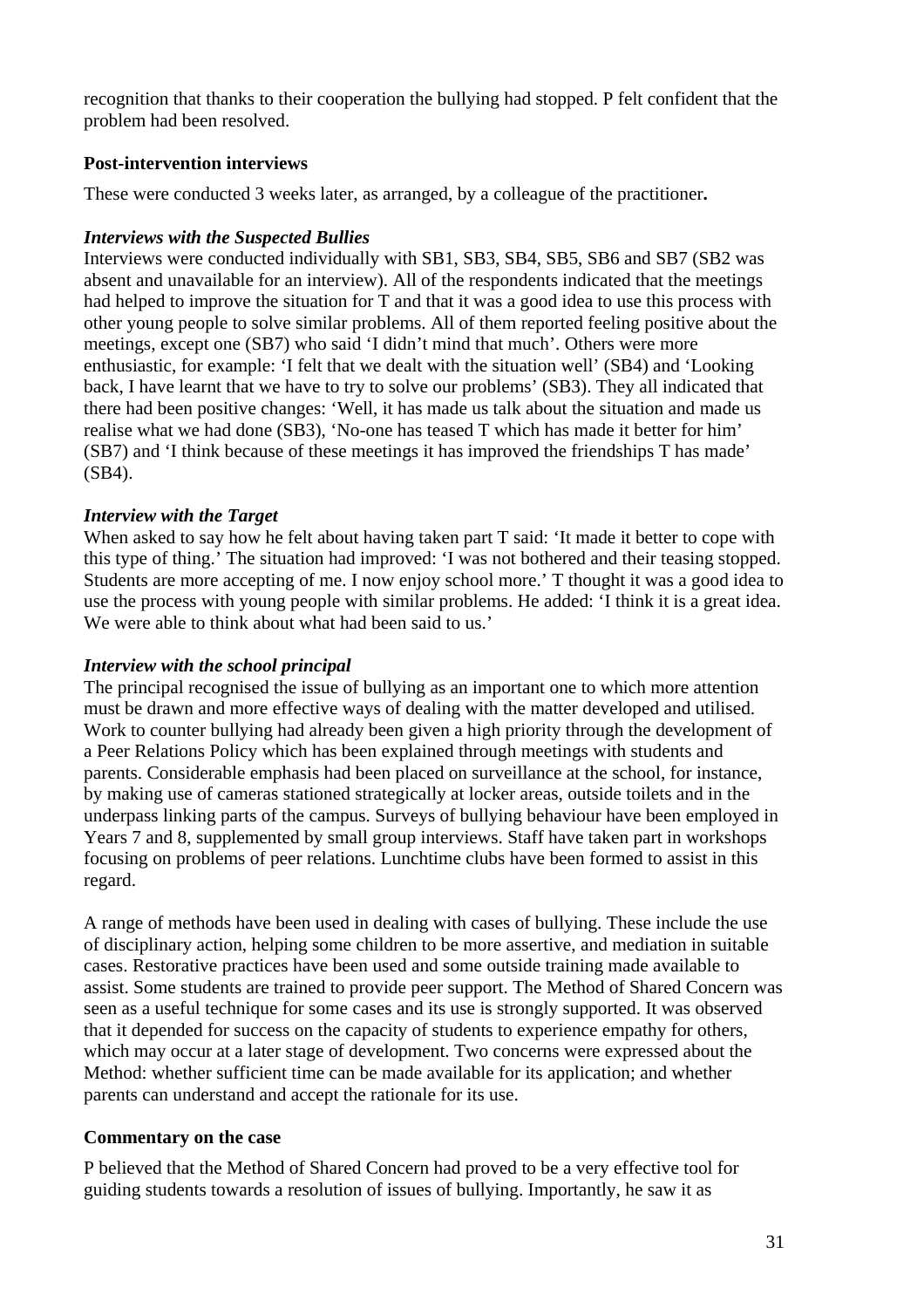recognition that thanks to their cooperation the bullying had stopped. P felt confident that the problem had been resolved.

**Post-intervention interviews**

These were conducted 3 weeks later, as arranged, by a colleague of the practitioner**.**

***Interviews with the Suspected Bullies***

Interviews were conducted individually with SB1, SB3, SB4, SB5, SB6 and SB7 (SB2 was absent and unavailable for an interview). All of the respondents indicated that the meetings had helped to improve the situation for T and that it was a good idea to use this process with other young people to solve similar problems. All of them reported feeling positive about the meetings, except one (SB7) who said 'I didn't mind that much'. Others were more enthusiastic, for example: 'I felt that we dealt with the situation well' (SB4) and 'Looking back, I have learnt that we have to try to solve our problems' (SB3). They all indicated that there had been positive changes: 'Well, it has made us talk about the situation and made us realise what we had done (SB3), 'No-one has teased T which has made it better for him' (SB7) and 'I think because of these meetings it has improved the friendships T has made' (SB4).

***Interview with the Target***

When asked to say how he felt about having taken part T said: 'It made it better to cope with this type of thing.' The situation had improved: 'I was not bothered and their teasing stopped. Students are more accepting of me. I now enjoy school more.' T thought it was a good idea to use the process with young people with similar problems. He added: 'I think it is a great idea. We were able to think about what had been said to us.'

***Interview with the school principal***

The principal recognised the issue of bullying as an important one to which more attention must be drawn and more effective ways of dealing with the matter developed and utilised. Work to counter bullying had already been given a high priority through the development of a Peer Relations Policy which has been explained through meetings with students and parents. Considerable emphasis had been placed on surveillance at the school, for instance, by making use of cameras stationed strategically at locker areas, outside toilets and in the underpass linking parts of the campus. Surveys of bullying behaviour have been employed in Years 7 and 8, supplemented by small group interviews. Staff have taken part in workshops focusing on problems of peer relations. Lunchtime clubs have been formed to assist in this regard.

A range of methods have been used in dealing with cases of bullying. These include the use of disciplinary action, helping some children to be more assertive, and mediation in suitable cases. Restorative practices have been used and some outside training made available to assist. Some students are trained to provide peer support. The Method of Shared Concern was seen as a useful technique for some cases and its use is strongly supported. It was observed that it depended for success on the capacity of students to experience empathy for others, which may occur at a later stage of development. Two concerns were expressed about the Method: whether sufficient time can be made available for its application; and whether parents can understand and accept the rationale for its use.

**Commentary on the case**

P believed that the Method of Shared Concern had proved to be a very effective tool for guiding students towards a resolution of issues of bullying. Importantly, he saw it as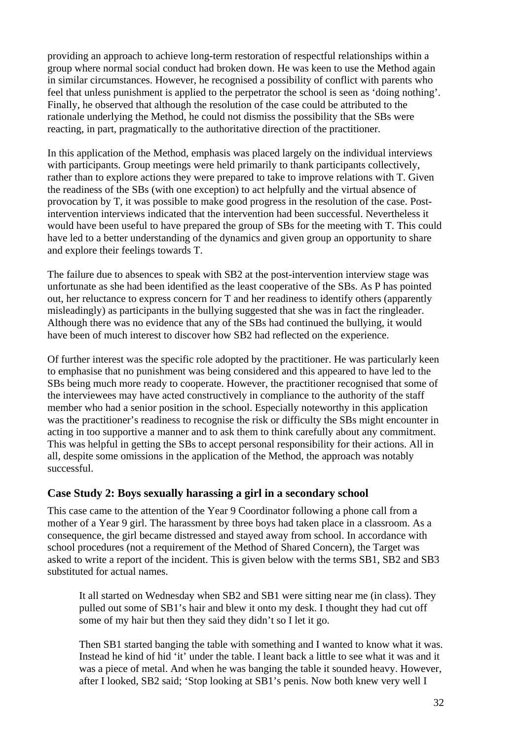providing an approach to achieve long-term restoration of respectful relationships within a group where normal social conduct had broken down. He was keen to use the Method again in similar circumstances. However, he recognised a possibility of conflict with parents who feel that unless punishment is applied to the perpetrator the school is seen as 'doing nothing'. Finally, he observed that although the resolution of the case could be attributed to the rationale underlying the Method, he could not dismiss the possibility that the SBs were reacting, in part, pragmatically to the authoritative direction of the practitioner.

In this application of the Method, emphasis was placed largely on the individual interviews with participants. Group meetings were held primarily to thank participants collectively, rather than to explore actions they were prepared to take to improve relations with T. Given the readiness of the SBs (with one exception) to act helpfully and the virtual absence of provocation by T, it was possible to make good progress in the resolution of the case. Post-intervention interviews indicated that the intervention had been successful. Nevertheless it would have been useful to have prepared the group of SBs for the meeting with T. This could have led to a better understanding of the dynamics and given group an opportunity to share and explore their feelings towards T.

The failure due to absences to speak with SB2 at the post-intervention interview stage was unfortunate as she had been identified as the least cooperative of the SBs. As P has pointed out, her reluctance to express concern for T and her readiness to identify others (apparently misleadingly) as participants in the bullying suggested that she was in fact the ringleader. Although there was no evidence that any of the SBs had continued the bullying, it would have been of much interest to discover how SB2 had reflected on the experience.

Of further interest was the specific role adopted by the practitioner. He was particularly keen to emphasise that no punishment was being considered and this appeared to have led to the SBs being much more ready to cooperate. However, the practitioner recognised that some of the interviewees may have acted constructively in compliance to the authority of the staff member who had a senior position in the school. Especially noteworthy in this application was the practitioner's readiness to recognise the risk or difficulty the SBs might encounter in acting in too supportive a manner and to ask them to think carefully about any commitment. This was helpful in getting the SBs to accept personal responsibility for their actions. All in all, despite some omissions in the application of the Method, the approach was notably successful.

## Case Study 2: Boys sexually harassing a girl in a secondary school

This case came to the attention of the Year 9 Coordinator following a phone call from a mother of a Year 9 girl. The harassment by three boys had taken place in a classroom. As a consequence, the girl became distressed and stayed away from school. In accordance with school procedures (not a requirement of the Method of Shared Concern), the Target was asked to write a report of the incident. This is given below with the terms SB1, SB2 and SB3 substituted for actual names.

> It all started on Wednesday when SB2 and SB1 were sitting near me (in class). They pulled out some of SB1's hair and blew it onto my desk. I thought they had cut off some of my hair but then they said they didn't so I let it go.
>
> Then SB1 started banging the table with something and I wanted to know what it was. Instead he kind of hid 'it' under the table. I leant back a little to see what it was and it was a piece of metal. And when he was banging the table it sounded heavy. However, after I looked, SB2 said; 'Stop looking at SB1's penis. Now both knew very well I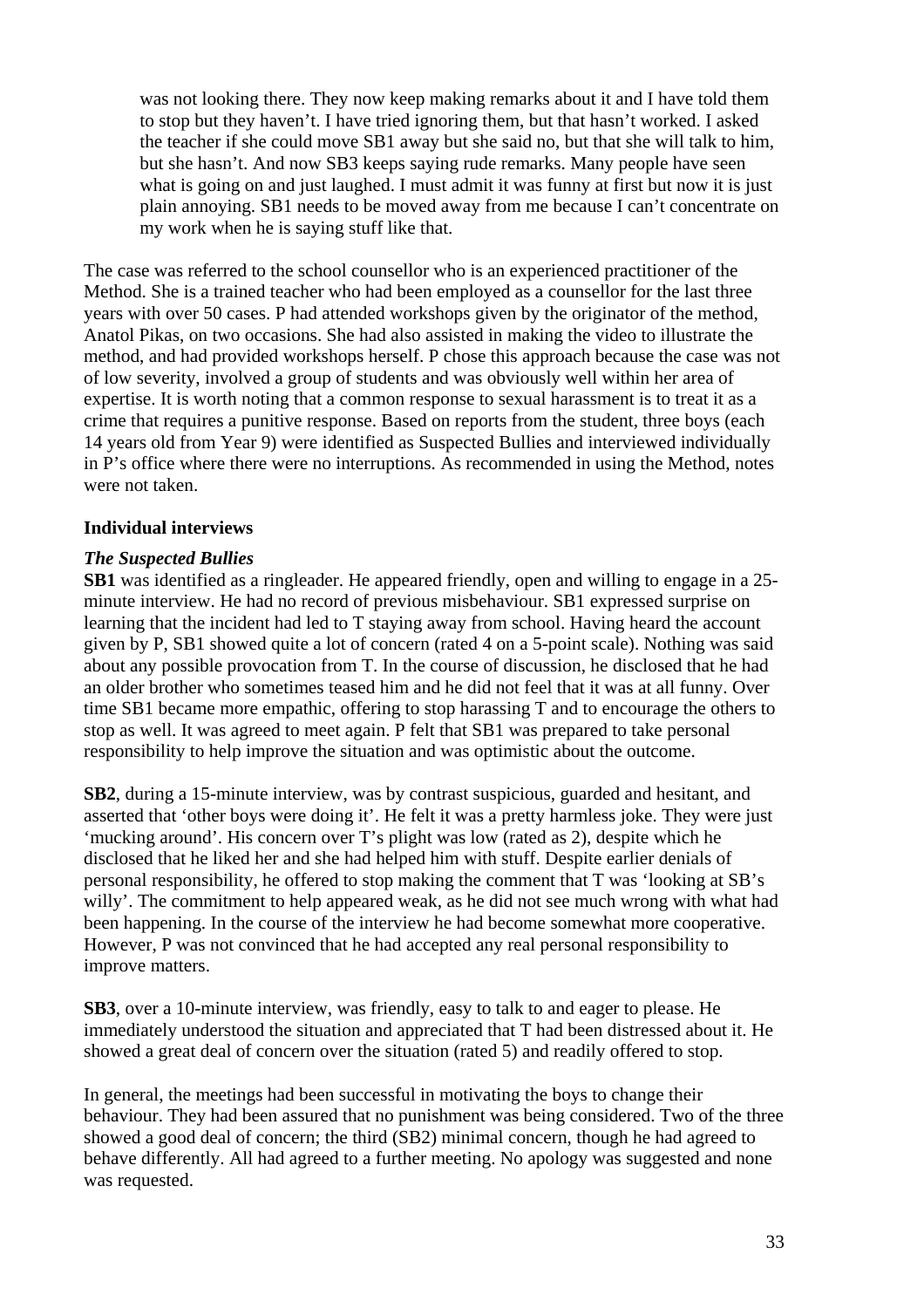> was not looking there. They now keep making remarks about it and I have told them to stop but they haven't. I have tried ignoring them, but that hasn't worked. I asked the teacher if she could move SB1 away but she said no, but that she will talk to him, but she hasn't. And now SB3 keeps saying rude remarks. Many people have seen what is going on and just laughed. I must admit it was funny at first but now it is just plain annoying. SB1 needs to be moved away from me because I can't concentrate on my work when he is saying stuff like that.

The case was referred to the school counsellor who is an experienced practitioner of the Method. She is a trained teacher who had been employed as a counsellor for the last three years with over 50 cases. P had attended workshops given by the originator of the method, Anatol Pikas, on two occasions. She had also assisted in making the video to illustrate the method, and had provided workshops herself. P chose this approach because the case was not of low severity, involved a group of students and was obviously well within her area of expertise. It is worth noting that a common response to sexual harassment is to treat it as a crime that requires a punitive response. Based on reports from the student, three boys (each 14 years old from Year 9) were identified as Suspected Bullies and interviewed individually in P's office where there were no interruptions. As recommended in using the Method, notes were not taken.

**Individual interviews**

***The Suspected Bullies***

**SB1** was identified as a ringleader. He appeared friendly, open and willing to engage in a 25-minute interview. He had no record of previous misbehaviour. SB1 expressed surprise on learning that the incident had led to T staying away from school. Having heard the account given by P, SB1 showed quite a lot of concern (rated 4 on a 5-point scale). Nothing was said about any possible provocation from T. In the course of discussion, he disclosed that he had an older brother who sometimes teased him and he did not feel that it was at all funny. Over time SB1 became more empathic, offering to stop harassing T and to encourage the others to stop as well. It was agreed to meet again. P felt that SB1 was prepared to take personal responsibility to help improve the situation and was optimistic about the outcome.

**SB2**, during a 15-minute interview, was by contrast suspicious, guarded and hesitant, and asserted that 'other boys were doing it'. He felt it was a pretty harmless joke. They were just 'mucking around'. His concern over T's plight was low (rated as 2), despite which he disclosed that he liked her and she had helped him with stuff. Despite earlier denials of personal responsibility, he offered to stop making the comment that T was 'looking at SB's willy'. The commitment to help appeared weak, as he did not see much wrong with what had been happening. In the course of the interview he had become somewhat more cooperative. However, P was not convinced that he had accepted any real personal responsibility to improve matters.

**SB3**, over a 10-minute interview, was friendly, easy to talk to and eager to please. He immediately understood the situation and appreciated that T had been distressed about it. He showed a great deal of concern over the situation (rated 5) and readily offered to stop.

In general, the meetings had been successful in motivating the boys to change their behaviour. They had been assured that no punishment was being considered. Two of the three showed a good deal of concern; the third (SB2) minimal concern, though he had agreed to behave differently. All had agreed to a further meeting. No apology was suggested and none was requested.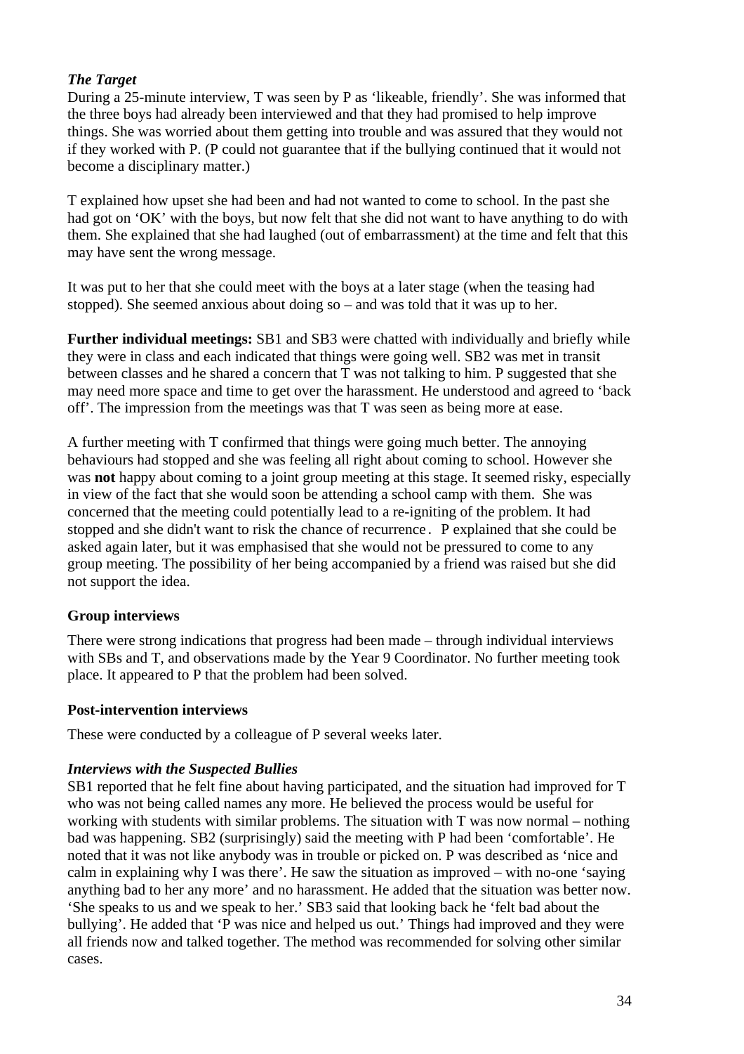***The Target***

During a 25-minute interview, T was seen by P as 'likeable, friendly'. She was informed that the three boys had already been interviewed and that they had promised to help improve things. She was worried about them getting into trouble and was assured that they would not if they worked with P. (P could not guarantee that if the bullying continued that it would not become a disciplinary matter.)

T explained how upset she had been and had not wanted to come to school. In the past she had got on 'OK' with the boys, but now felt that she did not want to have anything to do with them. She explained that she had laughed (out of embarrassment) at the time and felt that this may have sent the wrong message.

It was put to her that she could meet with the boys at a later stage (when the teasing had stopped). She seemed anxious about doing so – and was told that it was up to her.

**Further individual meetings:** SB1 and SB3 were chatted with individually and briefly while they were in class and each indicated that things were going well. SB2 was met in transit between classes and he shared a concern that T was not talking to him. P suggested that she may need more space and time to get over the harassment. He understood and agreed to 'back off'. The impression from the meetings was that T was seen as being more at ease.

A further meeting with T confirmed that things were going much better. The annoying behaviours had stopped and she was feeling all right about coming to school. However she was **not** happy about coming to a joint group meeting at this stage. It seemed risky, especially in view of the fact that she would soon be attending a school camp with them. She was concerned that the meeting could potentially lead to a re-igniting of the problem. It had stopped and she didn't want to risk the chance of recurrence. P explained that she could be asked again later, but it was emphasised that she would not be pressured to come to any group meeting. The possibility of her being accompanied by a friend was raised but she did not support the idea.

**Group interviews**

There were strong indications that progress had been made – through individual interviews with SBs and T, and observations made by the Year 9 Coordinator. No further meeting took place. It appeared to P that the problem had been solved.

**Post-intervention interviews**

These were conducted by a colleague of P several weeks later.

***Interviews with the Suspected Bullies***

SB1 reported that he felt fine about having participated, and the situation had improved for T who was not being called names any more. He believed the process would be useful for working with students with similar problems. The situation with T was now normal – nothing bad was happening. SB2 (surprisingly) said the meeting with P had been 'comfortable'. He noted that it was not like anybody was in trouble or picked on. P was described as 'nice and calm in explaining why I was there'. He saw the situation as improved – with no-one 'saying anything bad to her any more' and no harassment. He added that the situation was better now. 'She speaks to us and we speak to her.' SB3 said that looking back he 'felt bad about the bullying'. He added that 'P was nice and helped us out.' Things had improved and they were all friends now and talked together. The method was recommended for solving other similar cases.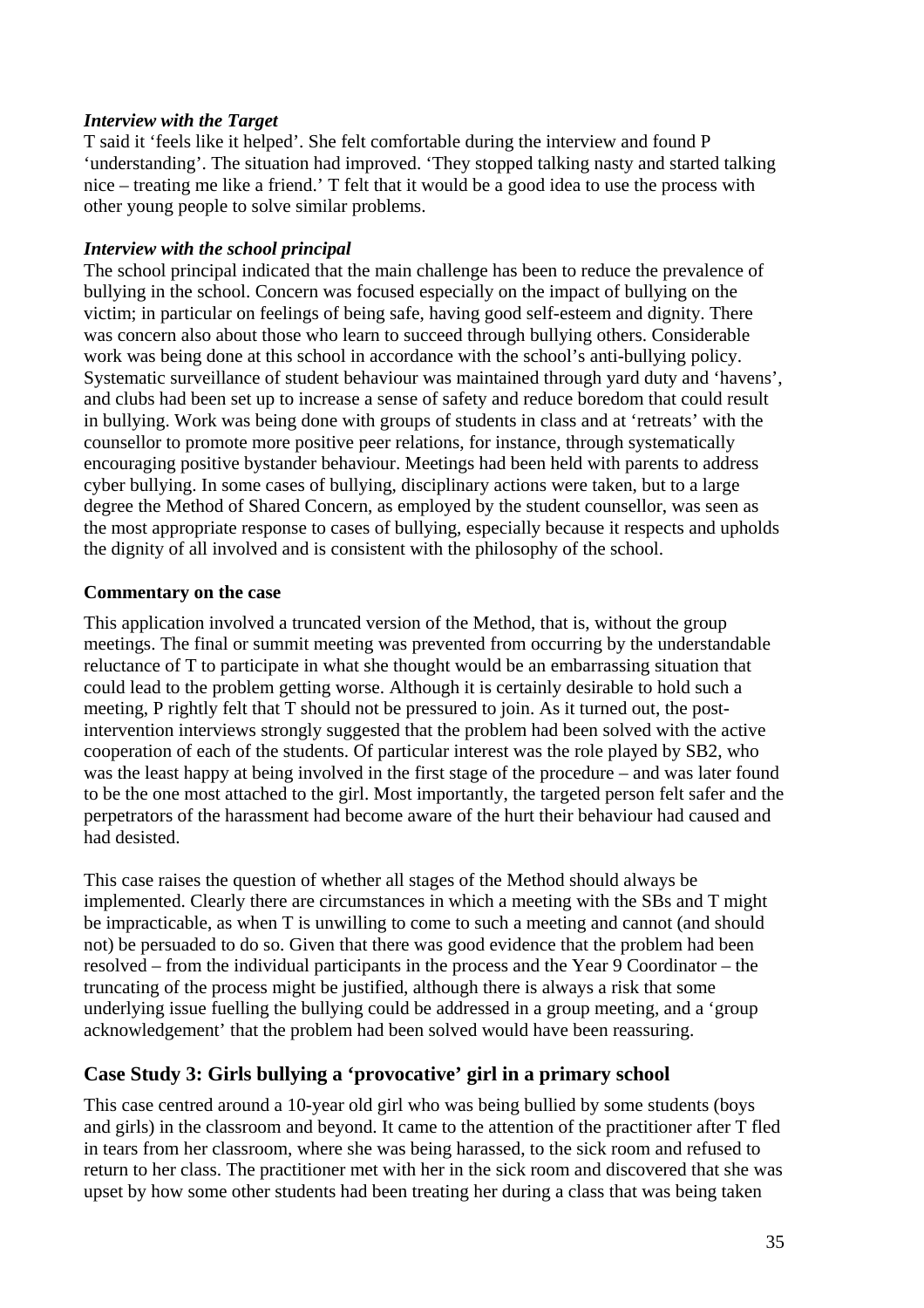### *Interview with the Target*

T said it 'feels like it helped'. She felt comfortable during the interview and found P 'understanding'. The situation had improved. 'They stopped talking nasty and started talking nice – treating me like a friend.' T felt that it would be a good idea to use the process with other young people to solve similar problems.

### *Interview with the school principal*

The school principal indicated that the main challenge has been to reduce the prevalence of bullying in the school. Concern was focused especially on the impact of bullying on the victim; in particular on feelings of being safe, having good self-esteem and dignity. There was concern also about those who learn to succeed through bullying others. Considerable work was being done at this school in accordance with the school's anti-bullying policy. Systematic surveillance of student behaviour was maintained through yard duty and 'havens', and clubs had been set up to increase a sense of safety and reduce boredom that could result in bullying. Work was being done with groups of students in class and at 'retreats' with the counsellor to promote more positive peer relations, for instance, through systematically encouraging positive bystander behaviour. Meetings had been held with parents to address cyber bullying. In some cases of bullying, disciplinary actions were taken, but to a large degree the Method of Shared Concern, as employed by the student counsellor, was seen as the most appropriate response to cases of bullying, especially because it respects and upholds the dignity of all involved and is consistent with the philosophy of the school.

### Commentary on the case

This application involved a truncated version of the Method, that is, without the group meetings. The final or summit meeting was prevented from occurring by the understandable reluctance of T to participate in what she thought would be an embarrassing situation that could lead to the problem getting worse. Although it is certainly desirable to hold such a meeting, P rightly felt that T should not be pressured to join. As it turned out, the post-intervention interviews strongly suggested that the problem had been solved with the active cooperation of each of the students. Of particular interest was the role played by SB2, who was the least happy at being involved in the first stage of the procedure – and was later found to be the one most attached to the girl. Most importantly, the targeted person felt safer and the perpetrators of the harassment had become aware of the hurt their behaviour had caused and had desisted.

This case raises the question of whether all stages of the Method should always be implemented. Clearly there are circumstances in which a meeting with the SBs and T might be impracticable, as when T is unwilling to come to such a meeting and cannot (and should not) be persuaded to do so. Given that there was good evidence that the problem had been resolved – from the individual participants in the process and the Year 9 Coordinator – the truncating of the process might be justified, although there is always a risk that some underlying issue fuelling the bullying could be addressed in a group meeting, and a 'group acknowledgement' that the problem had been solved would have been reassuring.

## Case Study 3: Girls bullying a 'provocative' girl in a primary school

This case centred around a 10-year old girl who was being bullied by some students (boys and girls) in the classroom and beyond. It came to the attention of the practitioner after T fled in tears from her classroom, where she was being harassed, to the sick room and refused to return to her class. The practitioner met with her in the sick room and discovered that she was upset by how some other students had been treating her during a class that was being taken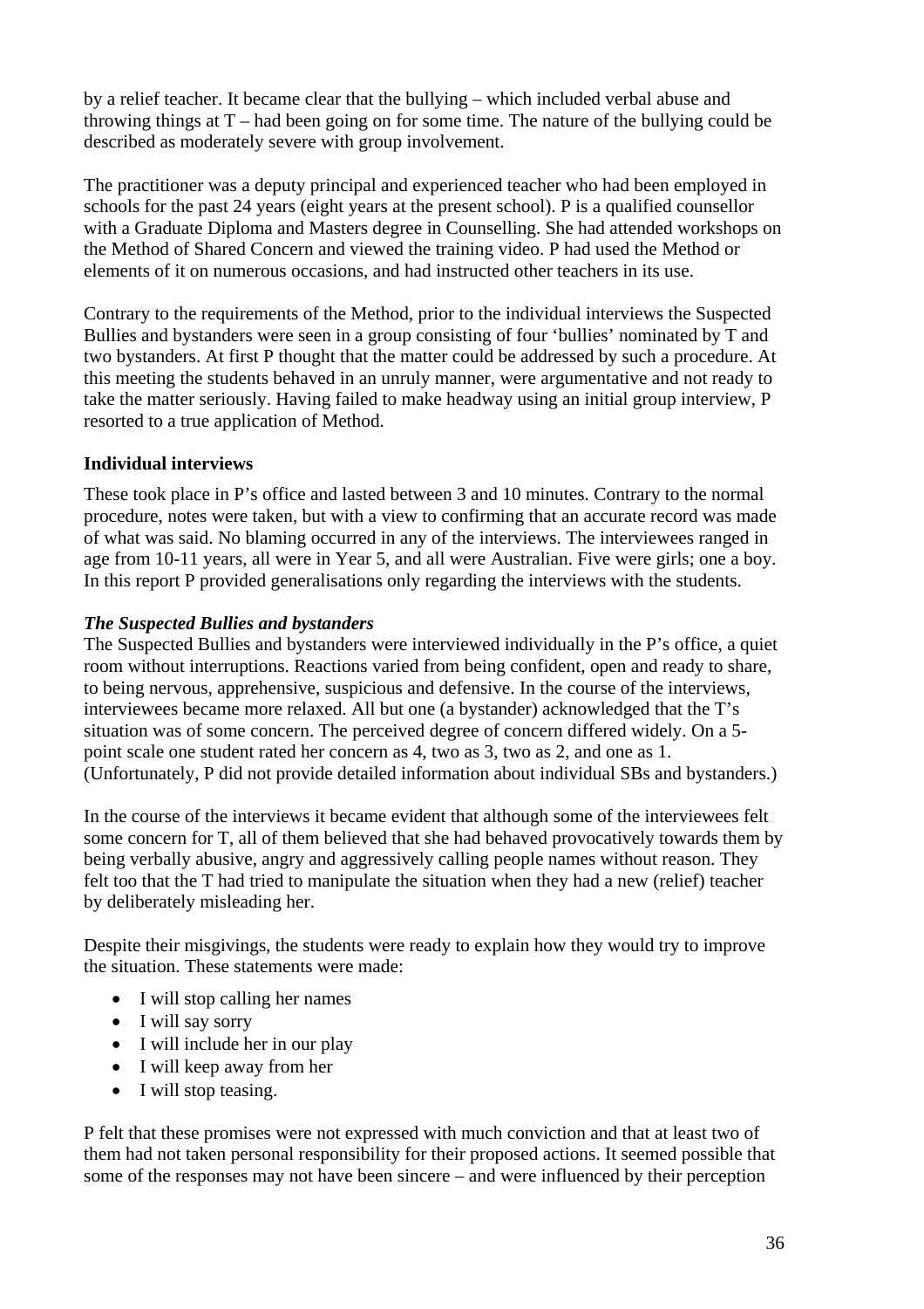by a relief teacher. It became clear that the bullying – which included verbal abuse and throwing things at T – had been going on for some time. The nature of the bullying could be described as moderately severe with group involvement.

The practitioner was a deputy principal and experienced teacher who had been employed in schools for the past 24 years (eight years at the present school). P is a qualified counsellor with a Graduate Diploma and Masters degree in Counselling. She had attended workshops on the Method of Shared Concern and viewed the training video. P had used the Method or elements of it on numerous occasions, and had instructed other teachers in its use.

Contrary to the requirements of the Method, prior to the individual interviews the Suspected Bullies and bystanders were seen in a group consisting of four 'bullies' nominated by T and two bystanders. At first P thought that the matter could be addressed by such a procedure. At this meeting the students behaved in an unruly manner, were argumentative and not ready to take the matter seriously. Having failed to make headway using an initial group interview, P resorted to a true application of Method.

**Individual interviews**

These took place in P's office and lasted between 3 and 10 minutes. Contrary to the normal procedure, notes were taken, but with a view to confirming that an accurate record was made of what was said. No blaming occurred in any of the interviews. The interviewees ranged in age from 10-11 years, all were in Year 5, and all were Australian. Five were girls; one a boy. In this report P provided generalisations only regarding the interviews with the students.

***The Suspected Bullies and bystanders***

The Suspected Bullies and bystanders were interviewed individually in the P's office, a quiet room without interruptions. Reactions varied from being confident, open and ready to share, to being nervous, apprehensive, suspicious and defensive. In the course of the interviews, interviewees became more relaxed. All but one (a bystander) acknowledged that the T's situation was of some concern. The perceived degree of concern differed widely. On a 5-point scale one student rated her concern as 4, two as 3, two as 2, and one as 1. (Unfortunately, P did not provide detailed information about individual SBs and bystanders.)

In the course of the interviews it became evident that although some of the interviewees felt some concern for T, all of them believed that she had behaved provocatively towards them by being verbally abusive, angry and aggressively calling people names without reason. They felt too that the T had tried to manipulate the situation when they had a new (relief) teacher by deliberately misleading her.

Despite their misgivings, the students were ready to explain how they would try to improve the situation. These statements were made:

- I will stop calling her names
- I will say sorry
- I will include her in our play
- I will keep away from her
- I will stop teasing.

P felt that these promises were not expressed with much conviction and that at least two of them had not taken personal responsibility for their proposed actions. It seemed possible that some of the responses may not have been sincere – and were influenced by their perception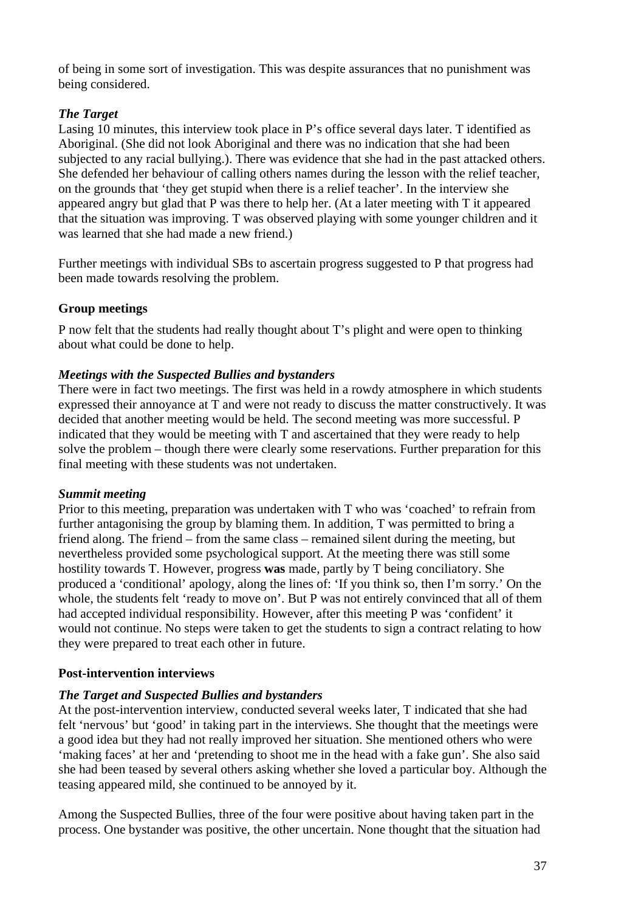of being in some sort of investigation. This was despite assurances that no punishment was being considered.

*The Target*
Lasing 10 minutes, this interview took place in P's office several days later. T identified as Aboriginal. (She did not look Aboriginal and there was no indication that she had been subjected to any racial bullying.). There was evidence that she had in the past attacked others. She defended her behaviour of calling others names during the lesson with the relief teacher, on the grounds that 'they get stupid when there is a relief teacher'. In the interview she appeared angry but glad that P was there to help her. (At a later meeting with T it appeared that the situation was improving. T was observed playing with some younger children and it was learned that she had made a new friend.)

Further meetings with individual SBs to ascertain progress suggested to P that progress had been made towards resolving the problem.

**Group meetings**

P now felt that the students had really thought about T's plight and were open to thinking about what could be done to help.

*Meetings with the Suspected Bullies and bystanders*
There were in fact two meetings. The first was held in a rowdy atmosphere in which students expressed their annoyance at T and were not ready to discuss the matter constructively. It was decided that another meeting would be held. The second meeting was more successful. P indicated that they would be meeting with T and ascertained that they were ready to help solve the problem – though there were clearly some reservations. Further preparation for this final meeting with these students was not undertaken.

*Summit meeting*
Prior to this meeting, preparation was undertaken with T who was 'coached' to refrain from further antagonising the group by blaming them. In addition, T was permitted to bring a friend along. The friend – from the same class – remained silent during the meeting, but nevertheless provided some psychological support. At the meeting there was still some hostility towards T. However, progress **was** made, partly by T being conciliatory. She produced a 'conditional' apology, along the lines of: 'If you think so, then I'm sorry.' On the whole, the students felt 'ready to move on'. But P was not entirely convinced that all of them had accepted individual responsibility. However, after this meeting P was 'confident' it would not continue. No steps were taken to get the students to sign a contract relating to how they were prepared to treat each other in future.

**Post-intervention interviews**

*The Target and Suspected Bullies and bystanders*
At the post-intervention interview, conducted several weeks later, T indicated that she had felt 'nervous' but 'good' in taking part in the interviews. She thought that the meetings were a good idea but they had not really improved her situation. She mentioned others who were 'making faces' at her and 'pretending to shoot me in the head with a fake gun'. She also said she had been teased by several others asking whether she loved a particular boy. Although the teasing appeared mild, she continued to be annoyed by it.

Among the Suspected Bullies, three of the four were positive about having taken part in the process. One bystander was positive, the other uncertain. None thought that the situation had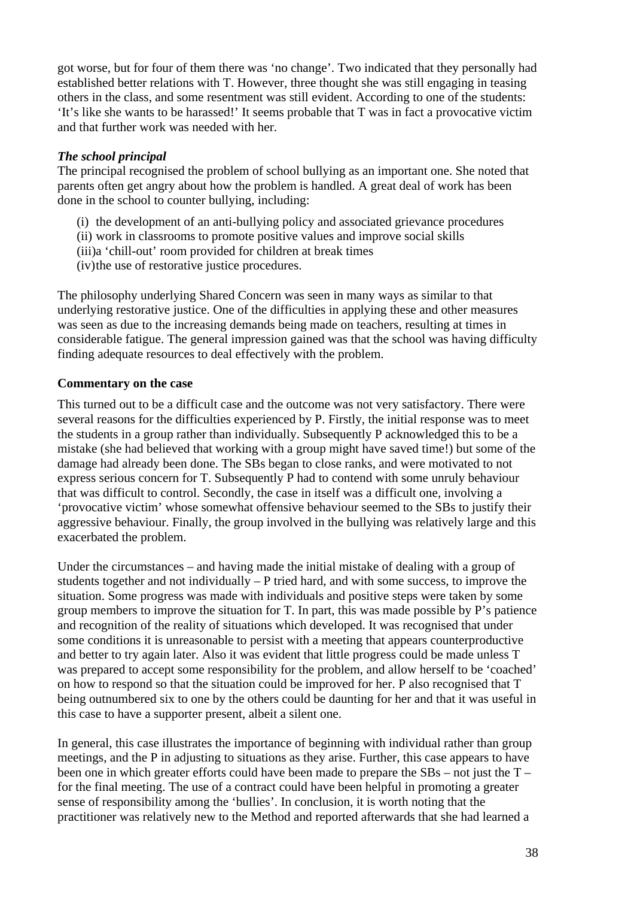got worse, but for four of them there was 'no change'. Two indicated that they personally had established better relations with T. However, three thought she was still engaging in teasing others in the class, and some resentment was still evident. According to one of the students: 'It's like she wants to be harassed!' It seems probable that T was in fact a provocative victim and that further work was needed with her.

### *The school principal*

The principal recognised the problem of school bullying as an important one. She noted that parents often get angry about how the problem is handled. A great deal of work has been done in the school to counter bullying, including:

(i) the development of an anti-bullying policy and associated grievance procedures
(ii) work in classrooms to promote positive values and improve social skills
(iii) a 'chill-out' room provided for children at break times
(iv) the use of restorative justice procedures.

The philosophy underlying Shared Concern was seen in many ways as similar to that underlying restorative justice. One of the difficulties in applying these and other measures was seen as due to the increasing demands being made on teachers, resulting at times in considerable fatigue. The general impression gained was that the school was having difficulty finding adequate resources to deal effectively with the problem.

### Commentary on the case

This turned out to be a difficult case and the outcome was not very satisfactory. There were several reasons for the difficulties experienced by P. Firstly, the initial response was to meet the students in a group rather than individually. Subsequently P acknowledged this to be a mistake (she had believed that working with a group might have saved time!) but some of the damage had already been done. The SBs began to close ranks, and were motivated to not express serious concern for T. Subsequently P had to contend with some unruly behaviour that was difficult to control. Secondly, the case in itself was a difficult one, involving a 'provocative victim' whose somewhat offensive behaviour seemed to the SBs to justify their aggressive behaviour. Finally, the group involved in the bullying was relatively large and this exacerbated the problem.

Under the circumstances – and having made the initial mistake of dealing with a group of students together and not individually – P tried hard, and with some success, to improve the situation. Some progress was made with individuals and positive steps were taken by some group members to improve the situation for T. In part, this was made possible by P's patience and recognition of the reality of situations which developed. It was recognised that under some conditions it is unreasonable to persist with a meeting that appears counterproductive and better to try again later. Also it was evident that little progress could be made unless T was prepared to accept some responsibility for the problem, and allow herself to be 'coached' on how to respond so that the situation could be improved for her. P also recognised that T being outnumbered six to one by the others could be daunting for her and that it was useful in this case to have a supporter present, albeit a silent one.

In general, this case illustrates the importance of beginning with individual rather than group meetings, and the P in adjusting to situations as they arise. Further, this case appears to have been one in which greater efforts could have been made to prepare the SBs – not just the T – for the final meeting. The use of a contract could have been helpful in promoting a greater sense of responsibility among the 'bullies'. In conclusion, it is worth noting that the practitioner was relatively new to the Method and reported afterwards that she had learned a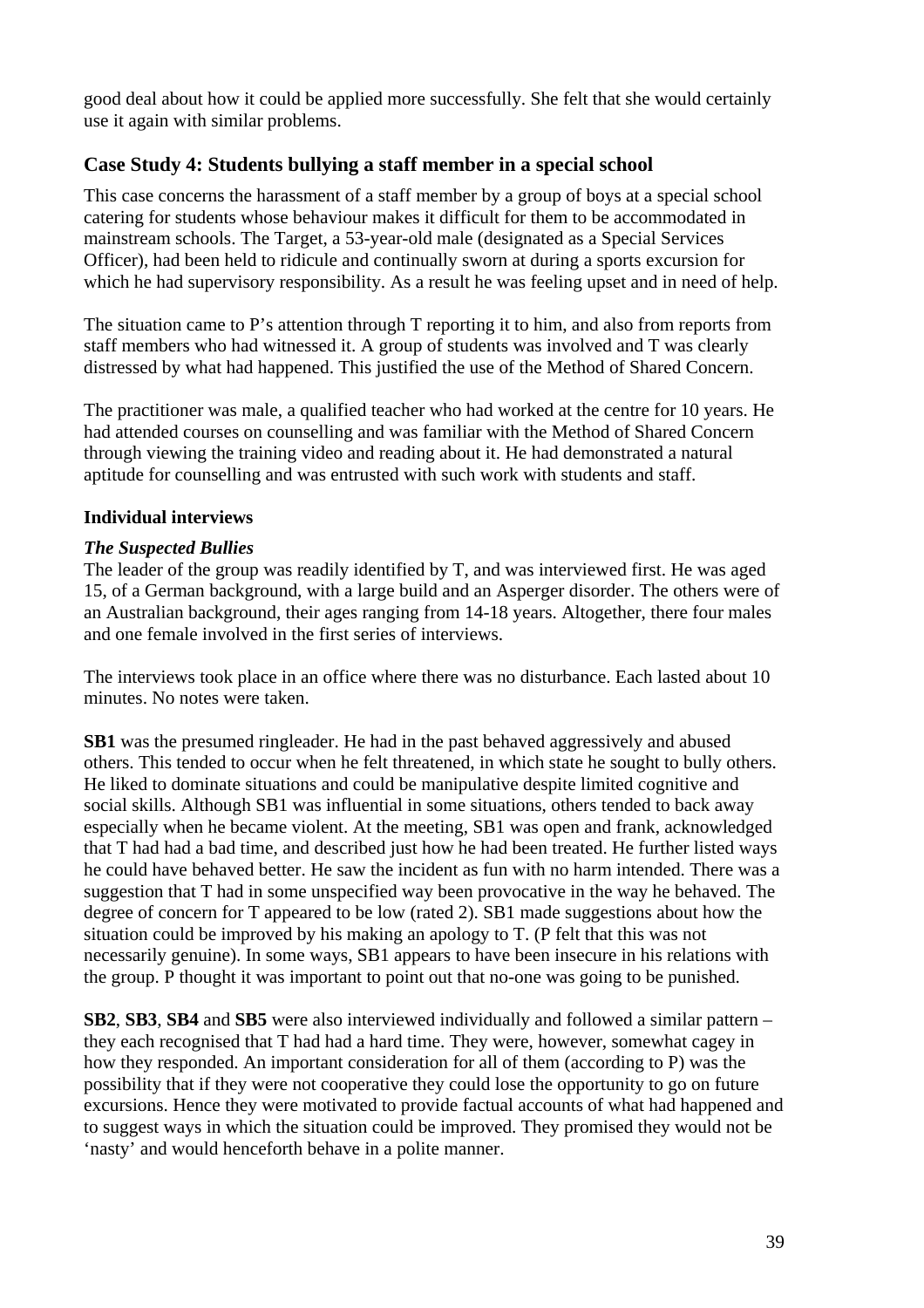good deal about how it could be applied more successfully. She felt that she would certainly use it again with similar problems.

## Case Study 4: Students bullying a staff member in a special school

This case concerns the harassment of a staff member by a group of boys at a special school catering for students whose behaviour makes it difficult for them to be accommodated in mainstream schools. The Target, a 53-year-old male (designated as a Special Services Officer), had been held to ridicule and continually sworn at during a sports excursion for which he had supervisory responsibility. As a result he was feeling upset and in need of help.

The situation came to P's attention through T reporting it to him, and also from reports from staff members who had witnessed it. A group of students was involved and T was clearly distressed by what had happened. This justified the use of the Method of Shared Concern.

The practitioner was male, a qualified teacher who had worked at the centre for 10 years. He had attended courses on counselling and was familiar with the Method of Shared Concern through viewing the training video and reading about it. He had demonstrated a natural aptitude for counselling and was entrusted with such work with students and staff.

### Individual interviews

#### *The Suspected Bullies*

The leader of the group was readily identified by T, and was interviewed first. He was aged 15, of a German background, with a large build and an Asperger disorder. The others were of an Australian background, their ages ranging from 14-18 years. Altogether, there four males and one female involved in the first series of interviews.

The interviews took place in an office where there was no disturbance. Each lasted about 10 minutes. No notes were taken.

**SB1** was the presumed ringleader. He had in the past behaved aggressively and abused others. This tended to occur when he felt threatened, in which state he sought to bully others. He liked to dominate situations and could be manipulative despite limited cognitive and social skills. Although SB1 was influential in some situations, others tended to back away especially when he became violent. At the meeting, SB1 was open and frank, acknowledged that T had had a bad time, and described just how he had been treated. He further listed ways he could have behaved better. He saw the incident as fun with no harm intended. There was a suggestion that T had in some unspecified way been provocative in the way he behaved. The degree of concern for T appeared to be low (rated 2). SB1 made suggestions about how the situation could be improved by his making an apology to T. (P felt that this was not necessarily genuine). In some ways, SB1 appears to have been insecure in his relations with the group. P thought it was important to point out that no-one was going to be punished.

**SB2**, **SB3**, **SB4** and **SB5** were also interviewed individually and followed a similar pattern – they each recognised that T had had a hard time. They were, however, somewhat cagey in how they responded. An important consideration for all of them (according to P) was the possibility that if they were not cooperative they could lose the opportunity to go on future excursions. Hence they were motivated to provide factual accounts of what had happened and to suggest ways in which the situation could be improved. They promised they would not be 'nasty' and would henceforth behave in a polite manner.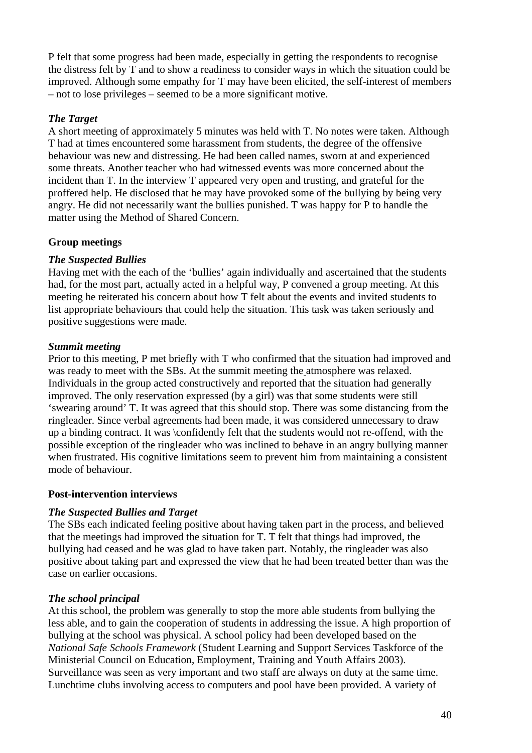P felt that some progress had been made, especially in getting the respondents to recognise the distress felt by T and to show a readiness to consider ways in which the situation could be improved. Although some empathy for T may have been elicited, the self-interest of members – not to lose privileges – seemed to be a more significant motive.

***The Target***

A short meeting of approximately 5 minutes was held with T. No notes were taken. Although T had at times encountered some harassment from students, the degree of the offensive behaviour was new and distressing. He had been called names, sworn at and experienced some threats. Another teacher who had witnessed events was more concerned about the incident than T. In the interview T appeared very open and trusting, and grateful for the proffered help. He disclosed that he may have provoked some of the bullying by being very angry. He did not necessarily want the bullies punished. T was happy for P to handle the matter using the Method of Shared Concern.

**Group meetings**

***The Suspected Bullies***

Having met with the each of the 'bullies' again individually and ascertained that the students had, for the most part, actually acted in a helpful way, P convened a group meeting. At this meeting he reiterated his concern about how T felt about the events and invited students to list appropriate behaviours that could help the situation. This task was taken seriously and positive suggestions were made.

***Summit meeting***

Prior to this meeting, P met briefly with T who confirmed that the situation had improved and was ready to meet with the SBs. At the summit meeting the atmosphere was relaxed. Individuals in the group acted constructively and reported that the situation had generally improved. The only reservation expressed (by a girl) was that some students were still 'swearing around' T. It was agreed that this should stop. There was some distancing from the ringleader. Since verbal agreements had been made, it was considered unnecessary to draw up a binding contract. It was \confidently felt that the students would not re-offend, with the possible exception of the ringleader who was inclined to behave in an angry bullying manner when frustrated. His cognitive limitations seem to prevent him from maintaining a consistent mode of behaviour.

**Post-intervention interviews**

***The Suspected Bullies and Target***

The SBs each indicated feeling positive about having taken part in the process, and believed that the meetings had improved the situation for T. T felt that things had improved, the bullying had ceased and he was glad to have taken part. Notably, the ringleader was also positive about taking part and expressed the view that he had been treated better than was the case on earlier occasions.

***The school principal***

At this school, the problem was generally to stop the more able students from bullying the less able, and to gain the cooperation of students in addressing the issue. A high proportion of bullying at the school was physical. A school policy had been developed based on the *National Safe Schools Framework* (Student Learning and Support Services Taskforce of the Ministerial Council on Education, Employment, Training and Youth Affairs 2003). Surveillance was seen as very important and two staff are always on duty at the same time. Lunchtime clubs involving access to computers and pool have been provided. A variety of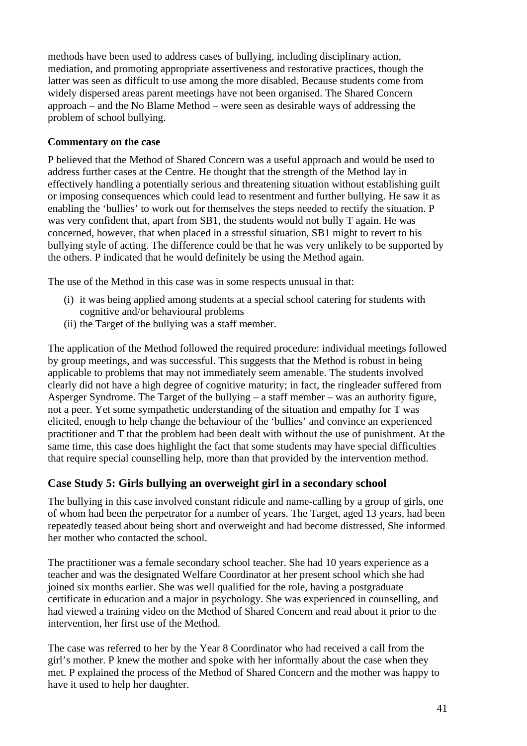methods have been used to address cases of bullying, including disciplinary action, mediation, and promoting appropriate assertiveness and restorative practices, though the latter was seen as difficult to use among the more disabled. Because students come from widely dispersed areas parent meetings have not been organised. The Shared Concern approach – and the No Blame Method – were seen as desirable ways of addressing the problem of school bullying.

**Commentary on the case**

P believed that the Method of Shared Concern was a useful approach and would be used to address further cases at the Centre. He thought that the strength of the Method lay in effectively handling a potentially serious and threatening situation without establishing guilt or imposing consequences which could lead to resentment and further bullying. He saw it as enabling the 'bullies' to work out for themselves the steps needed to rectify the situation. P was very confident that, apart from SB1, the students would not bully T again. He was concerned, however, that when placed in a stressful situation, SB1 might to revert to his bullying style of acting. The difference could be that he was very unlikely to be supported by the others. P indicated that he would definitely be using the Method again.

The use of the Method in this case was in some respects unusual in that:

(i) it was being applied among students at a special school catering for students with cognitive and/or behavioural problems
(ii) the Target of the bullying was a staff member.

The application of the Method followed the required procedure: individual meetings followed by group meetings, and was successful. This suggests that the Method is robust in being applicable to problems that may not immediately seem amenable. The students involved clearly did not have a high degree of cognitive maturity; in fact, the ringleader suffered from Asperger Syndrome. The Target of the bullying – a staff member – was an authority figure, not a peer. Yet some sympathetic understanding of the situation and empathy for T was elicited, enough to help change the behaviour of the 'bullies' and convince an experienced practitioner and T that the problem had been dealt with without the use of punishment. At the same time, this case does highlight the fact that some students may have special difficulties that require special counselling help, more than that provided by the intervention method.

## Case Study 5: Girls bullying an overweight girl in a secondary school

The bullying in this case involved constant ridicule and name-calling by a group of girls, one of whom had been the perpetrator for a number of years. The Target, aged 13 years, had been repeatedly teased about being short and overweight and had become distressed, She informed her mother who contacted the school.

The practitioner was a female secondary school teacher. She had 10 years experience as a teacher and was the designated Welfare Coordinator at her present school which she had joined six months earlier. She was well qualified for the role, having a postgraduate certificate in education and a major in psychology. She was experienced in counselling, and had viewed a training video on the Method of Shared Concern and read about it prior to the intervention, her first use of the Method.

The case was referred to her by the Year 8 Coordinator who had received a call from the girl's mother. P knew the mother and spoke with her informally about the case when they met. P explained the process of the Method of Shared Concern and the mother was happy to have it used to help her daughter.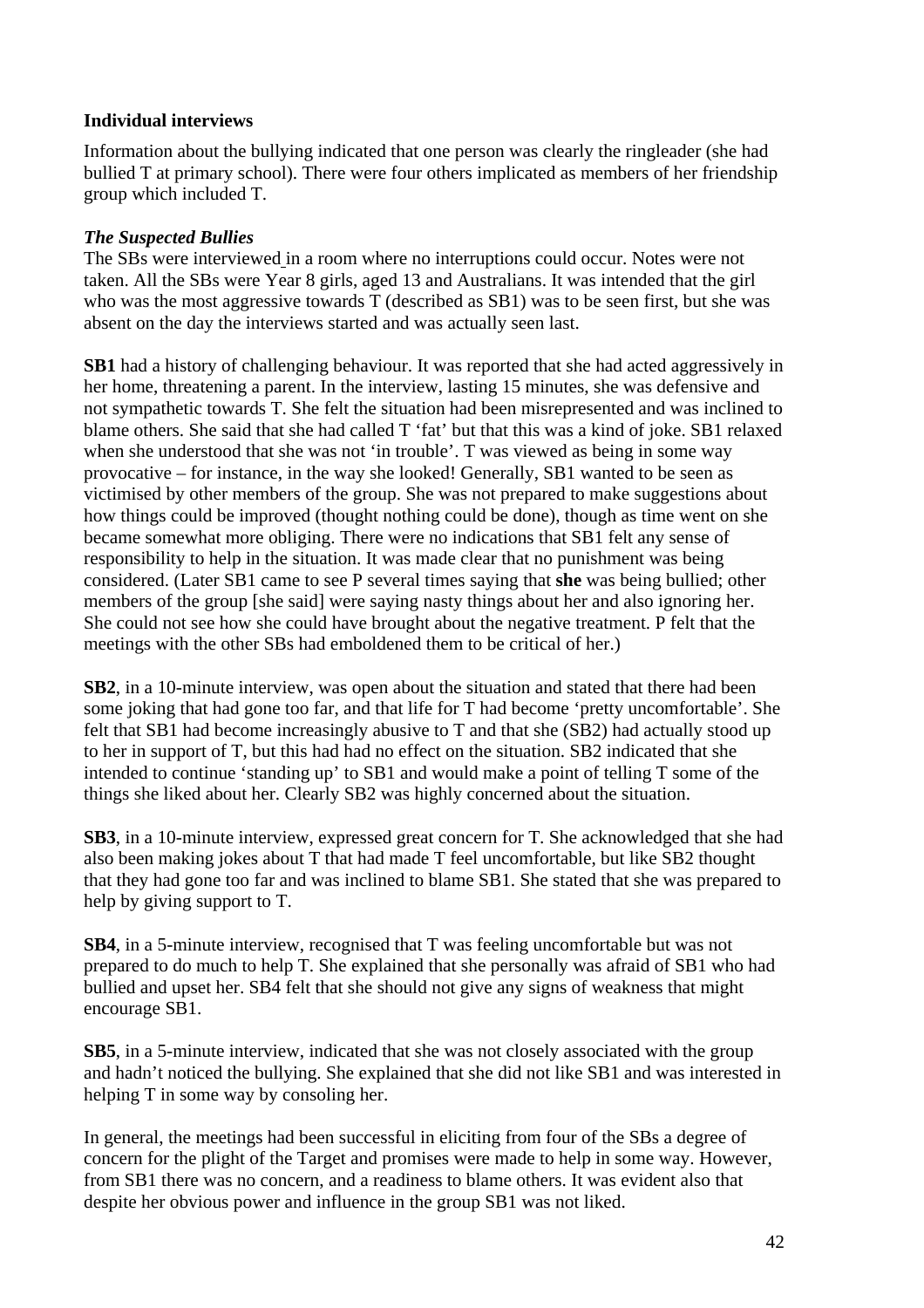**Individual interviews**

Information about the bullying indicated that one person was clearly the ringleader (she had bullied T at primary school). There were four others implicated as members of her friendship group which included T.

***The Suspected Bullies***

The SBs were interviewed in a room where no interruptions could occur. Notes were not taken. All the SBs were Year 8 girls, aged 13 and Australians. It was intended that the girl who was the most aggressive towards T (described as SB1) was to be seen first, but she was absent on the day the interviews started and was actually seen last.

**SB1** had a history of challenging behaviour. It was reported that she had acted aggressively in her home, threatening a parent. In the interview, lasting 15 minutes, she was defensive and not sympathetic towards T. She felt the situation had been misrepresented and was inclined to blame others. She said that she had called T 'fat' but that this was a kind of joke. SB1 relaxed when she understood that she was not 'in trouble'. T was viewed as being in some way provocative – for instance, in the way she looked! Generally, SB1 wanted to be seen as victimised by other members of the group. She was not prepared to make suggestions about how things could be improved (thought nothing could be done), though as time went on she became somewhat more obliging. There were no indications that SB1 felt any sense of responsibility to help in the situation. It was made clear that no punishment was being considered. (Later SB1 came to see P several times saying that **she** was being bullied; other members of the group [she said] were saying nasty things about her and also ignoring her. She could not see how she could have brought about the negative treatment. P felt that the meetings with the other SBs had emboldened them to be critical of her.)

**SB2**, in a 10-minute interview, was open about the situation and stated that there had been some joking that had gone too far, and that life for T had become 'pretty uncomfortable'. She felt that SB1 had become increasingly abusive to T and that she (SB2) had actually stood up to her in support of T, but this had had no effect on the situation. SB2 indicated that she intended to continue 'standing up' to SB1 and would make a point of telling T some of the things she liked about her. Clearly SB2 was highly concerned about the situation.

**SB3**, in a 10-minute interview, expressed great concern for T. She acknowledged that she had also been making jokes about T that had made T feel uncomfortable, but like SB2 thought that they had gone too far and was inclined to blame SB1. She stated that she was prepared to help by giving support to T.

**SB4**, in a 5-minute interview, recognised that T was feeling uncomfortable but was not prepared to do much to help T. She explained that she personally was afraid of SB1 who had bullied and upset her. SB4 felt that she should not give any signs of weakness that might encourage SB1.

**SB5**, in a 5-minute interview, indicated that she was not closely associated with the group and hadn't noticed the bullying. She explained that she did not like SB1 and was interested in helping T in some way by consoling her.

In general, the meetings had been successful in eliciting from four of the SBs a degree of concern for the plight of the Target and promises were made to help in some way. However, from SB1 there was no concern, and a readiness to blame others. It was evident also that despite her obvious power and influence in the group SB1 was not liked.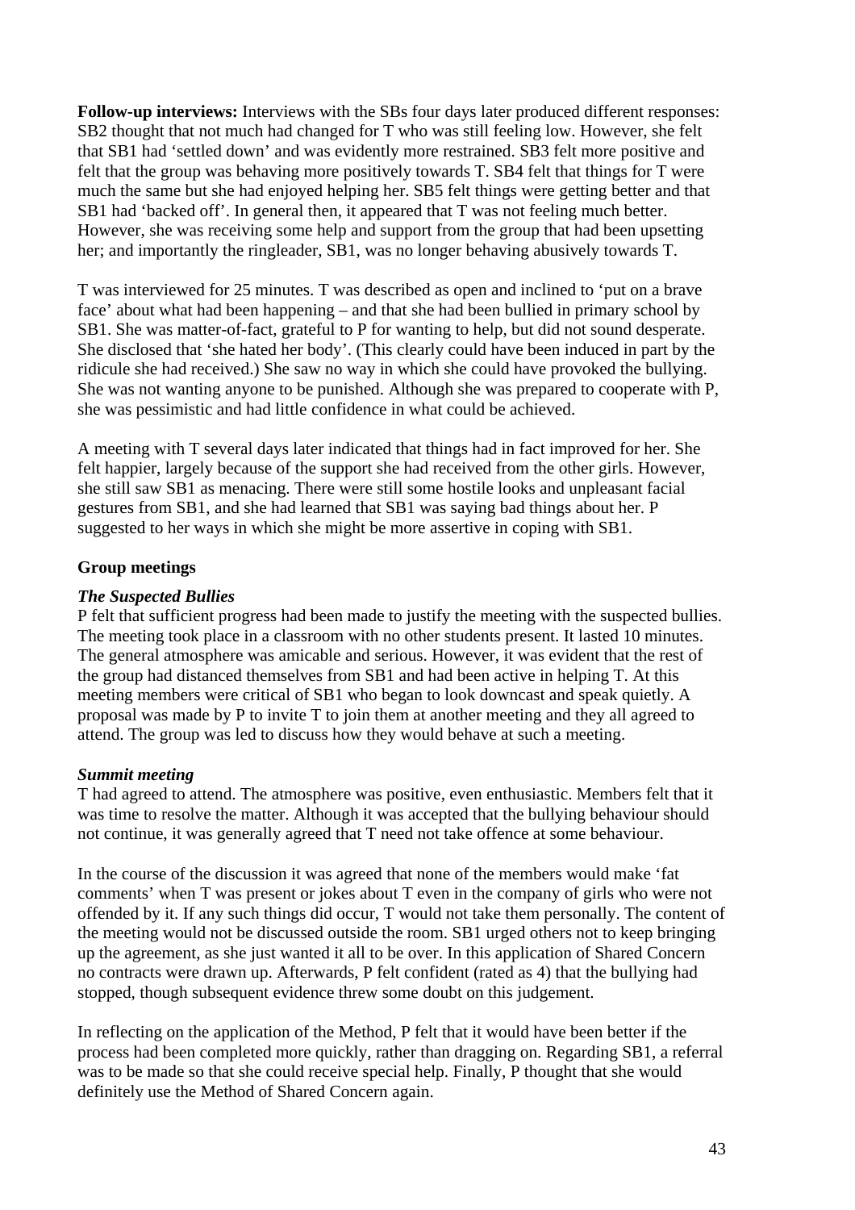**Follow-up interviews:** Interviews with the SBs four days later produced different responses: SB2 thought that not much had changed for T who was still feeling low. However, she felt that SB1 had 'settled down' and was evidently more restrained. SB3 felt more positive and felt that the group was behaving more positively towards T. SB4 felt that things for T were much the same but she had enjoyed helping her. SB5 felt things were getting better and that SB1 had 'backed off'. In general then, it appeared that T was not feeling much better. However, she was receiving some help and support from the group that had been upsetting her; and importantly the ringleader, SB1, was no longer behaving abusively towards T.

T was interviewed for 25 minutes. T was described as open and inclined to 'put on a brave face' about what had been happening – and that she had been bullied in primary school by SB1. She was matter-of-fact, grateful to P for wanting to help, but did not sound desperate. She disclosed that 'she hated her body'. (This clearly could have been induced in part by the ridicule she had received.) She saw no way in which she could have provoked the bullying. She was not wanting anyone to be punished. Although she was prepared to cooperate with P, she was pessimistic and had little confidence in what could be achieved.

A meeting with T several days later indicated that things had in fact improved for her. She felt happier, largely because of the support she had received from the other girls. However, she still saw SB1 as menacing. There were still some hostile looks and unpleasant facial gestures from SB1, and she had learned that SB1 was saying bad things about her. P suggested to her ways in which she might be more assertive in coping with SB1.

**Group meetings**

***The Suspected Bullies***

P felt that sufficient progress had been made to justify the meeting with the suspected bullies. The meeting took place in a classroom with no other students present. It lasted 10 minutes. The general atmosphere was amicable and serious. However, it was evident that the rest of the group had distanced themselves from SB1 and had been active in helping T. At this meeting members were critical of SB1 who began to look downcast and speak quietly. A proposal was made by P to invite T to join them at another meeting and they all agreed to attend. The group was led to discuss how they would behave at such a meeting.

***Summit meeting***

T had agreed to attend. The atmosphere was positive, even enthusiastic. Members felt that it was time to resolve the matter. Although it was accepted that the bullying behaviour should not continue, it was generally agreed that T need not take offence at some behaviour.

In the course of the discussion it was agreed that none of the members would make 'fat comments' when T was present or jokes about T even in the company of girls who were not offended by it. If any such things did occur, T would not take them personally. The content of the meeting would not be discussed outside the room. SB1 urged others not to keep bringing up the agreement, as she just wanted it all to be over. In this application of Shared Concern no contracts were drawn up. Afterwards, P felt confident (rated as 4) that the bullying had stopped, though subsequent evidence threw some doubt on this judgement.

In reflecting on the application of the Method, P felt that it would have been better if the process had been completed more quickly, rather than dragging on. Regarding SB1, a referral was to be made so that she could receive special help. Finally, P thought that she would definitely use the Method of Shared Concern again.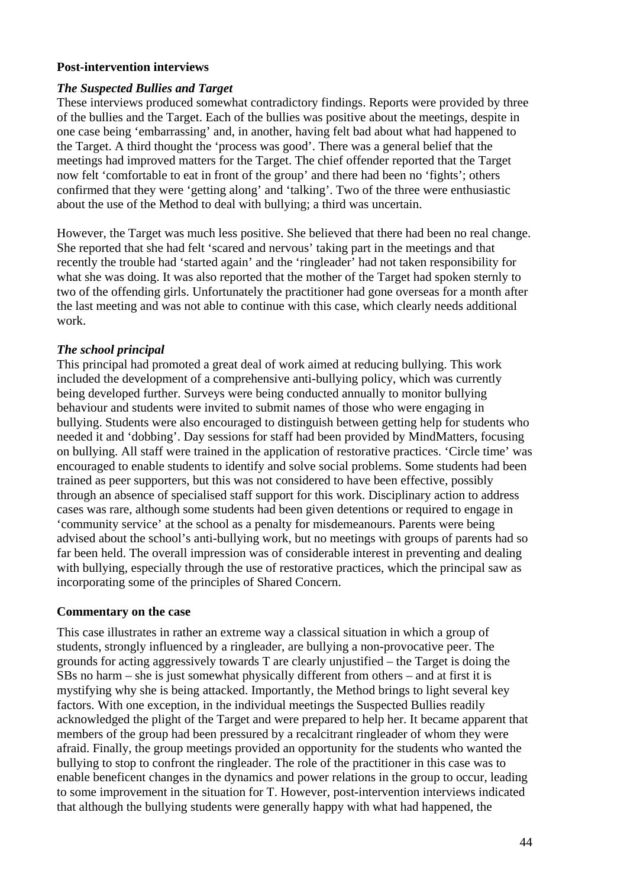**Post-intervention interviews**

***The Suspected Bullies and Target***

These interviews produced somewhat contradictory findings. Reports were provided by three of the bullies and the Target. Each of the bullies was positive about the meetings, despite in one case being 'embarrassing' and, in another, having felt bad about what had happened to the Target. A third thought the 'process was good'. There was a general belief that the meetings had improved matters for the Target. The chief offender reported that the Target now felt 'comfortable to eat in front of the group' and there had been no 'fights'; others confirmed that they were 'getting along' and 'talking'. Two of the three were enthusiastic about the use of the Method to deal with bullying; a third was uncertain.

However, the Target was much less positive. She believed that there had been no real change. She reported that she had felt 'scared and nervous' taking part in the meetings and that recently the trouble had 'started again' and the 'ringleader' had not taken responsibility for what she was doing. It was also reported that the mother of the Target had spoken sternly to two of the offending girls. Unfortunately the practitioner had gone overseas for a month after the last meeting and was not able to continue with this case, which clearly needs additional work.

***The school principal***

This principal had promoted a great deal of work aimed at reducing bullying. This work included the development of a comprehensive anti-bullying policy, which was currently being developed further. Surveys were being conducted annually to monitor bullying behaviour and students were invited to submit names of those who were engaging in bullying. Students were also encouraged to distinguish between getting help for students who needed it and 'dobbing'. Day sessions for staff had been provided by MindMatters, focusing on bullying. All staff were trained in the application of restorative practices. 'Circle time' was encouraged to enable students to identify and solve social problems. Some students had been trained as peer supporters, but this was not considered to have been effective, possibly through an absence of specialised staff support for this work. Disciplinary action to address cases was rare, although some students had been given detentions or required to engage in 'community service' at the school as a penalty for misdemeanours. Parents were being advised about the school's anti-bullying work, but no meetings with groups of parents had so far been held. The overall impression was of considerable interest in preventing and dealing with bullying, especially through the use of restorative practices, which the principal saw as incorporating some of the principles of Shared Concern.

**Commentary on the case**

This case illustrates in rather an extreme way a classical situation in which a group of students, strongly influenced by a ringleader, are bullying a non-provocative peer. The grounds for acting aggressively towards T are clearly unjustified – the Target is doing the SBs no harm – she is just somewhat physically different from others – and at first it is mystifying why she is being attacked. Importantly, the Method brings to light several key factors. With one exception, in the individual meetings the Suspected Bullies readily acknowledged the plight of the Target and were prepared to help her. It became apparent that members of the group had been pressured by a recalcitrant ringleader of whom they were afraid. Finally, the group meetings provided an opportunity for the students who wanted the bullying to stop to confront the ringleader. The role of the practitioner in this case was to enable beneficent changes in the dynamics and power relations in the group to occur, leading to some improvement in the situation for T. However, post-intervention interviews indicated that although the bullying students were generally happy with what had happened, the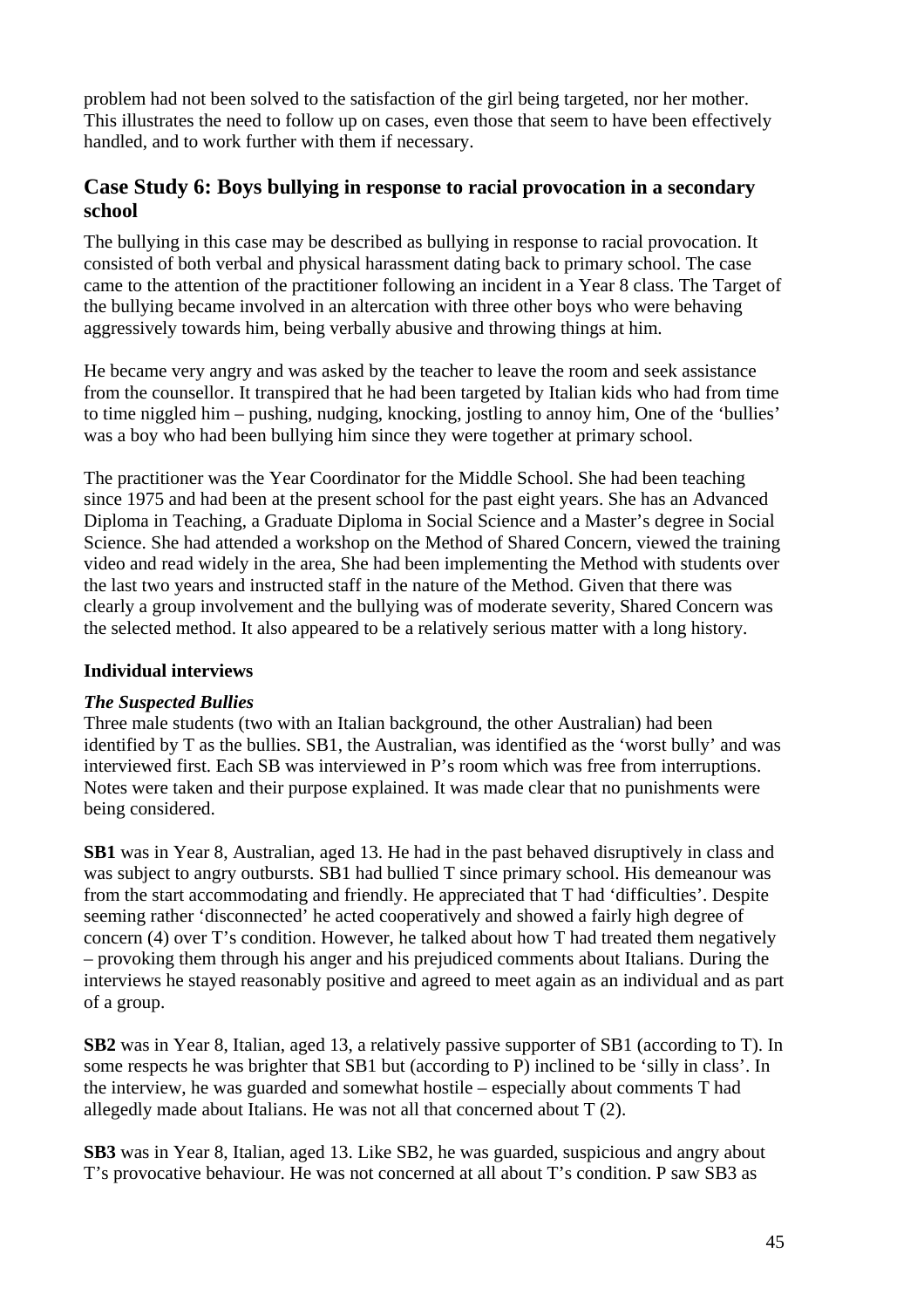problem had not been solved to the satisfaction of the girl being targeted, nor her mother. This illustrates the need to follow up on cases, even those that seem to have been effectively handled, and to work further with them if necessary.

## Case Study 6: Boys bullying in response to racial provocation in a secondary school

The bullying in this case may be described as bullying in response to racial provocation. It consisted of both verbal and physical harassment dating back to primary school. The case came to the attention of the practitioner following an incident in a Year 8 class. The Target of the bullying became involved in an altercation with three other boys who were behaving aggressively towards him, being verbally abusive and throwing things at him.

He became very angry and was asked by the teacher to leave the room and seek assistance from the counsellor. It transpired that he had been targeted by Italian kids who had from time to time niggled him – pushing, nudging, knocking, jostling to annoy him, One of the 'bullies' was a boy who had been bullying him since they were together at primary school.

The practitioner was the Year Coordinator for the Middle School. She had been teaching since 1975 and had been at the present school for the past eight years. She has an Advanced Diploma in Teaching, a Graduate Diploma in Social Science and a Master's degree in Social Science. She had attended a workshop on the Method of Shared Concern, viewed the training video and read widely in the area, She had been implementing the Method with students over the last two years and instructed staff in the nature of the Method. Given that there was clearly a group involvement and the bullying was of moderate severity, Shared Concern was the selected method. It also appeared to be a relatively serious matter with a long history.

### Individual interviews

***The Suspected Bullies***

Three male students (two with an Italian background, the other Australian) had been identified by T as the bullies. SB1, the Australian, was identified as the 'worst bully' and was interviewed first. Each SB was interviewed in P's room which was free from interruptions. Notes were taken and their purpose explained. It was made clear that no punishments were being considered.

**SB1** was in Year 8, Australian, aged 13. He had in the past behaved disruptively in class and was subject to angry outbursts. SB1 had bullied T since primary school. His demeanour was from the start accommodating and friendly. He appreciated that T had 'difficulties'. Despite seeming rather 'disconnected' he acted cooperatively and showed a fairly high degree of concern (4) over T's condition. However, he talked about how T had treated them negatively – provoking them through his anger and his prejudiced comments about Italians. During the interviews he stayed reasonably positive and agreed to meet again as an individual and as part of a group.

**SB2** was in Year 8, Italian, aged 13, a relatively passive supporter of SB1 (according to T). In some respects he was brighter that SB1 but (according to P) inclined to be 'silly in class'. In the interview, he was guarded and somewhat hostile – especially about comments T had allegedly made about Italians. He was not all that concerned about T (2).

**SB3** was in Year 8, Italian, aged 13. Like SB2, he was guarded, suspicious and angry about T's provocative behaviour. He was not concerned at all about T's condition. P saw SB3 as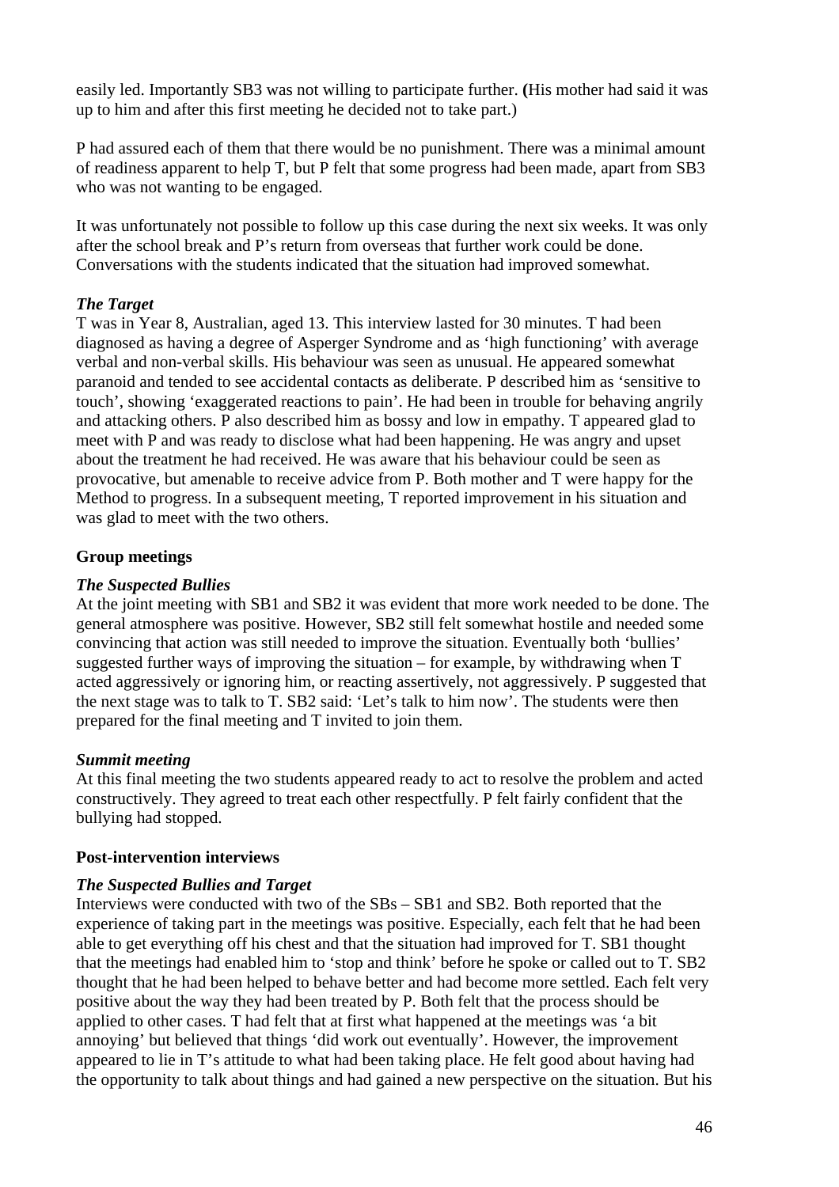easily led. Importantly SB3 was not willing to participate further. (His mother had said it was up to him and after this first meeting he decided not to take part.)

P had assured each of them that there would be no punishment. There was a minimal amount of readiness apparent to help T, but P felt that some progress had been made, apart from SB3 who was not wanting to be engaged.

It was unfortunately not possible to follow up this case during the next six weeks. It was only after the school break and P's return from overseas that further work could be done. Conversations with the students indicated that the situation had improved somewhat.

***The Target***

T was in Year 8, Australian, aged 13. This interview lasted for 30 minutes. T had been diagnosed as having a degree of Asperger Syndrome and as 'high functioning' with average verbal and non-verbal skills. His behaviour was seen as unusual. He appeared somewhat paranoid and tended to see accidental contacts as deliberate. P described him as 'sensitive to touch', showing 'exaggerated reactions to pain'. He had been in trouble for behaving angrily and attacking others. P also described him as bossy and low in empathy. T appeared glad to meet with P and was ready to disclose what had been happening. He was angry and upset about the treatment he had received. He was aware that his behaviour could be seen as provocative, but amenable to receive advice from P. Both mother and T were happy for the Method to progress. In a subsequent meeting, T reported improvement in his situation and was glad to meet with the two others.

**Group meetings**

***The Suspected Bullies***

At the joint meeting with SB1 and SB2 it was evident that more work needed to be done. The general atmosphere was positive. However, SB2 still felt somewhat hostile and needed some convincing that action was still needed to improve the situation. Eventually both 'bullies' suggested further ways of improving the situation – for example, by withdrawing when T acted aggressively or ignoring him, or reacting assertively, not aggressively. P suggested that the next stage was to talk to T. SB2 said: 'Let's talk to him now'. The students were then prepared for the final meeting and T invited to join them.

***Summit meeting***

At this final meeting the two students appeared ready to act to resolve the problem and acted constructively. They agreed to treat each other respectfully. P felt fairly confident that the bullying had stopped.

**Post-intervention interviews**

***The Suspected Bullies and Target***

Interviews were conducted with two of the SBs – SB1 and SB2. Both reported that the experience of taking part in the meetings was positive. Especially, each felt that he had been able to get everything off his chest and that the situation had improved for T. SB1 thought that the meetings had enabled him to 'stop and think' before he spoke or called out to T. SB2 thought that he had been helped to behave better and had become more settled. Each felt very positive about the way they had been treated by P. Both felt that the process should be applied to other cases. T had felt that at first what happened at the meetings was 'a bit annoying' but believed that things 'did work out eventually'. However, the improvement appeared to lie in T's attitude to what had been taking place. He felt good about having had the opportunity to talk about things and had gained a new perspective on the situation. But his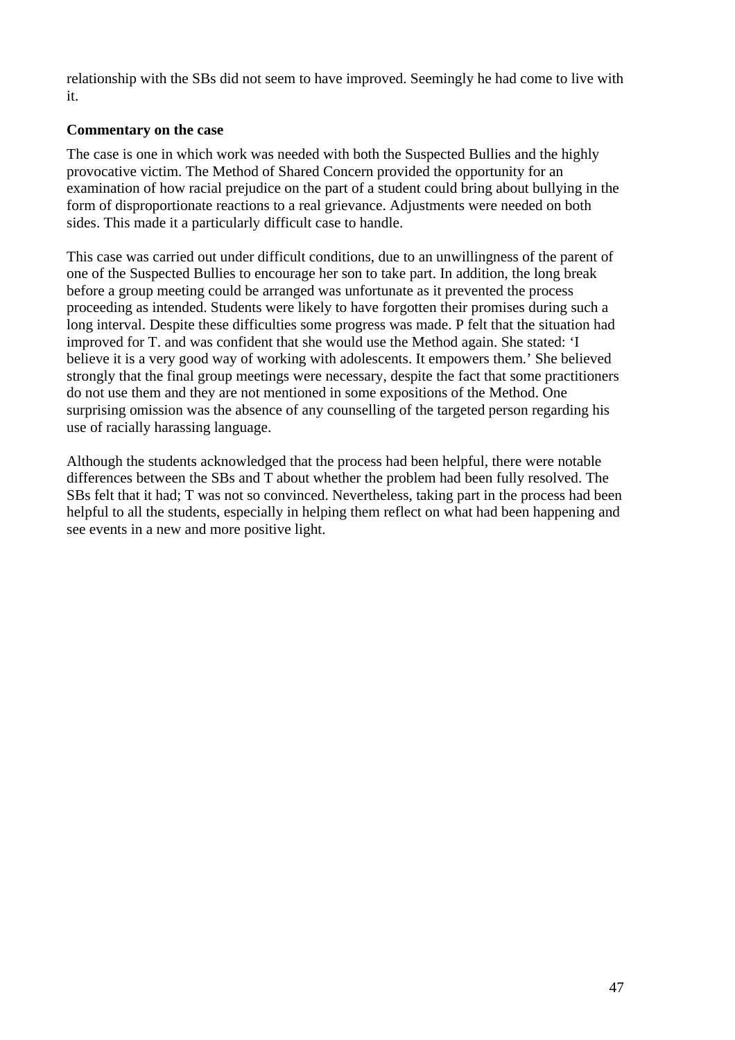relationship with the SBs did not seem to have improved. Seemingly he had come to live with it.

**Commentary on the case**

The case is one in which work was needed with both the Suspected Bullies and the highly provocative victim. The Method of Shared Concern provided the opportunity for an examination of how racial prejudice on the part of a student could bring about bullying in the form of disproportionate reactions to a real grievance. Adjustments were needed on both sides. This made it a particularly difficult case to handle.

This case was carried out under difficult conditions, due to an unwillingness of the parent of one of the Suspected Bullies to encourage her son to take part. In addition, the long break before a group meeting could be arranged was unfortunate as it prevented the process proceeding as intended. Students were likely to have forgotten their promises during such a long interval. Despite these difficulties some progress was made. P felt that the situation had improved for T. and was confident that she would use the Method again. She stated: 'I believe it is a very good way of working with adolescents. It empowers them.' She believed strongly that the final group meetings were necessary, despite the fact that some practitioners do not use them and they are not mentioned in some expositions of the Method. One surprising omission was the absence of any counselling of the targeted person regarding his use of racially harassing language.

Although the students acknowledged that the process had been helpful, there were notable differences between the SBs and T about whether the problem had been fully resolved. The SBs felt that it had; T was not so convinced. Nevertheless, taking part in the process had been helpful to all the students, especially in helping them reflect on what had been happening and see events in a new and more positive light.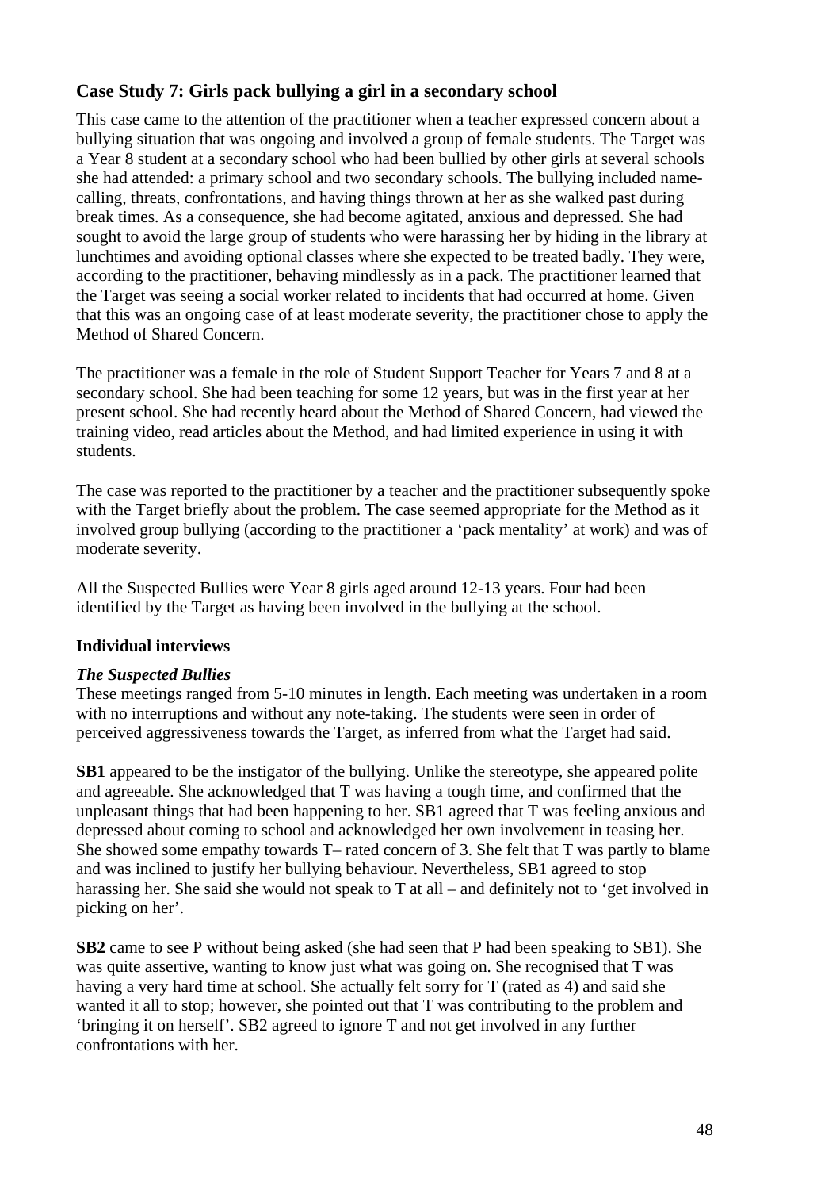## Case Study 7: Girls pack bullying a girl in a secondary school

This case came to the attention of the practitioner when a teacher expressed concern about a bullying situation that was ongoing and involved a group of female students. The Target was a Year 8 student at a secondary school who had been bullied by other girls at several schools she had attended: a primary school and two secondary schools. The bullying included name-calling, threats, confrontations, and having things thrown at her as she walked past during break times. As a consequence, she had become agitated, anxious and depressed. She had sought to avoid the large group of students who were harassing her by hiding in the library at lunchtimes and avoiding optional classes where she expected to be treated badly. They were, according to the practitioner, behaving mindlessly as in a pack. The practitioner learned that the Target was seeing a social worker related to incidents that had occurred at home. Given that this was an ongoing case of at least moderate severity, the practitioner chose to apply the Method of Shared Concern.

The practitioner was a female in the role of Student Support Teacher for Years 7 and 8 at a secondary school. She had been teaching for some 12 years, but was in the first year at her present school. She had recently heard about the Method of Shared Concern, had viewed the training video, read articles about the Method, and had limited experience in using it with students.

The case was reported to the practitioner by a teacher and the practitioner subsequently spoke with the Target briefly about the problem. The case seemed appropriate for the Method as it involved group bullying (according to the practitioner a 'pack mentality' at work) and was of moderate severity.

All the Suspected Bullies were Year 8 girls aged around 12-13 years. Four had been identified by the Target as having been involved in the bullying at the school.

### Individual interviews

#### *The Suspected Bullies*

These meetings ranged from 5-10 minutes in length. Each meeting was undertaken in a room with no interruptions and without any note-taking. The students were seen in order of perceived aggressiveness towards the Target, as inferred from what the Target had said.

**SB1** appeared to be the instigator of the bullying. Unlike the stereotype, she appeared polite and agreeable. She acknowledged that T was having a tough time, and confirmed that the unpleasant things that had been happening to her. SB1 agreed that T was feeling anxious and depressed about coming to school and acknowledged her own involvement in teasing her. She showed some empathy towards T– rated concern of 3. She felt that T was partly to blame and was inclined to justify her bullying behaviour. Nevertheless, SB1 agreed to stop harassing her. She said she would not speak to T at all – and definitely not to 'get involved in picking on her'.

**SB2** came to see P without being asked (she had seen that P had been speaking to SB1). She was quite assertive, wanting to know just what was going on. She recognised that T was having a very hard time at school. She actually felt sorry for T (rated as 4) and said she wanted it all to stop; however, she pointed out that T was contributing to the problem and 'bringing it on herself'. SB2 agreed to ignore T and not get involved in any further confrontations with her.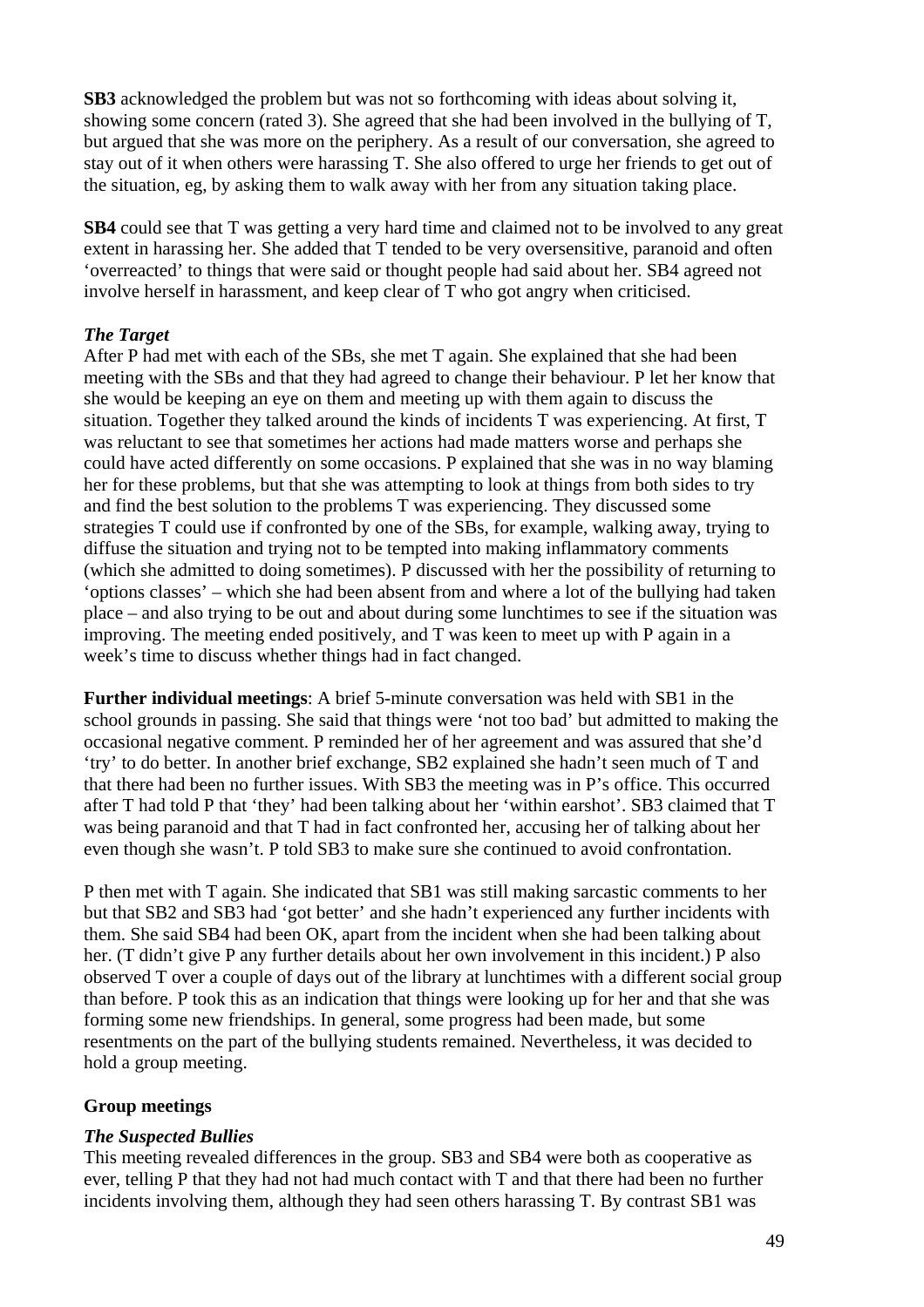**SB3** acknowledged the problem but was not so forthcoming with ideas about solving it, showing some concern (rated 3). She agreed that she had been involved in the bullying of T, but argued that she was more on the periphery. As a result of our conversation, she agreed to stay out of it when others were harassing T. She also offered to urge her friends to get out of the situation, eg, by asking them to walk away with her from any situation taking place.

**SB4** could see that T was getting a very hard time and claimed not to be involved to any great extent in harassing her. She added that T tended to be very oversensitive, paranoid and often 'overreacted' to things that were said or thought people had said about her. SB4 agreed not involve herself in harassment, and keep clear of T who got angry when criticised.

***The Target***

After P had met with each of the SBs, she met T again. She explained that she had been meeting with the SBs and that they had agreed to change their behaviour. P let her know that she would be keeping an eye on them and meeting up with them again to discuss the situation. Together they talked around the kinds of incidents T was experiencing. At first, T was reluctant to see that sometimes her actions had made matters worse and perhaps she could have acted differently on some occasions. P explained that she was in no way blaming her for these problems, but that she was attempting to look at things from both sides to try and find the best solution to the problems T was experiencing. They discussed some strategies T could use if confronted by one of the SBs, for example, walking away, trying to diffuse the situation and trying not to be tempted into making inflammatory comments (which she admitted to doing sometimes). P discussed with her the possibility of returning to 'options classes' – which she had been absent from and where a lot of the bullying had taken place – and also trying to be out and about during some lunchtimes to see if the situation was improving. The meeting ended positively, and T was keen to meet up with P again in a week's time to discuss whether things had in fact changed.

**Further individual meetings**: A brief 5-minute conversation was held with SB1 in the school grounds in passing. She said that things were 'not too bad' but admitted to making the occasional negative comment. P reminded her of her agreement and was assured that she'd 'try' to do better. In another brief exchange, SB2 explained she hadn't seen much of T and that there had been no further issues. With SB3 the meeting was in P's office. This occurred after T had told P that 'they' had been talking about her 'within earshot'. SB3 claimed that T was being paranoid and that T had in fact confronted her, accusing her of talking about her even though she wasn't. P told SB3 to make sure she continued to avoid confrontation.

P then met with T again. She indicated that SB1 was still making sarcastic comments to her but that SB2 and SB3 had 'got better' and she hadn't experienced any further incidents with them. She said SB4 had been OK, apart from the incident when she had been talking about her. (T didn't give P any further details about her own involvement in this incident.) P also observed T over a couple of days out of the library at lunchtimes with a different social group than before. P took this as an indication that things were looking up for her and that she was forming some new friendships. In general, some progress had been made, but some resentments on the part of the bullying students remained. Nevertheless, it was decided to hold a group meeting.

**Group meetings**

***The Suspected Bullies***

This meeting revealed differences in the group. SB3 and SB4 were both as cooperative as ever, telling P that they had not had much contact with T and that there had been no further incidents involving them, although they had seen others harassing T. By contrast SB1 was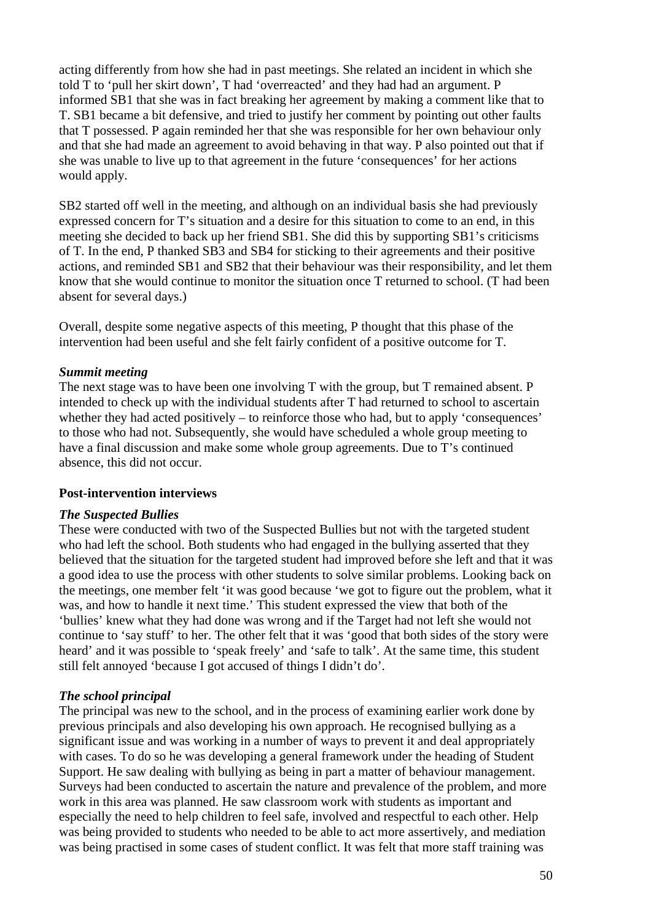acting differently from how she had in past meetings. She related an incident in which she told T to 'pull her skirt down', T had 'overreacted' and they had had an argument. P informed SB1 that she was in fact breaking her agreement by making a comment like that to T. SB1 became a bit defensive, and tried to justify her comment by pointing out other faults that T possessed. P again reminded her that she was responsible for her own behaviour only and that she had made an agreement to avoid behaving in that way. P also pointed out that if she was unable to live up to that agreement in the future 'consequences' for her actions would apply.

SB2 started off well in the meeting, and although on an individual basis she had previously expressed concern for T's situation and a desire for this situation to come to an end, in this meeting she decided to back up her friend SB1. She did this by supporting SB1's criticisms of T. In the end, P thanked SB3 and SB4 for sticking to their agreements and their positive actions, and reminded SB1 and SB2 that their behaviour was their responsibility, and let them know that she would continue to monitor the situation once T returned to school. (T had been absent for several days.)

Overall, despite some negative aspects of this meeting, P thought that this phase of the intervention had been useful and she felt fairly confident of a positive outcome for T.

***Summit meeting***

The next stage was to have been one involving T with the group, but T remained absent. P intended to check up with the individual students after T had returned to school to ascertain whether they had acted positively – to reinforce those who had, but to apply 'consequences' to those who had not. Subsequently, she would have scheduled a whole group meeting to have a final discussion and make some whole group agreements. Due to T's continued absence, this did not occur.

**Post-intervention interviews**

***The Suspected Bullies***

These were conducted with two of the Suspected Bullies but not with the targeted student who had left the school. Both students who had engaged in the bullying asserted that they believed that the situation for the targeted student had improved before she left and that it was a good idea to use the process with other students to solve similar problems. Looking back on the meetings, one member felt 'it was good because 'we got to figure out the problem, what it was, and how to handle it next time.' This student expressed the view that both of the 'bullies' knew what they had done was wrong and if the Target had not left she would not continue to 'say stuff' to her. The other felt that it was 'good that both sides of the story were heard' and it was possible to 'speak freely' and 'safe to talk'. At the same time, this student still felt annoyed 'because I got accused of things I didn't do'.

***The school principal***

The principal was new to the school, and in the process of examining earlier work done by previous principals and also developing his own approach. He recognised bullying as a significant issue and was working in a number of ways to prevent it and deal appropriately with cases. To do so he was developing a general framework under the heading of Student Support. He saw dealing with bullying as being in part a matter of behaviour management. Surveys had been conducted to ascertain the nature and prevalence of the problem, and more work in this area was planned. He saw classroom work with students as important and especially the need to help children to feel safe, involved and respectful to each other. Help was being provided to students who needed to be able to act more assertively, and mediation was being practised in some cases of student conflict. It was felt that more staff training was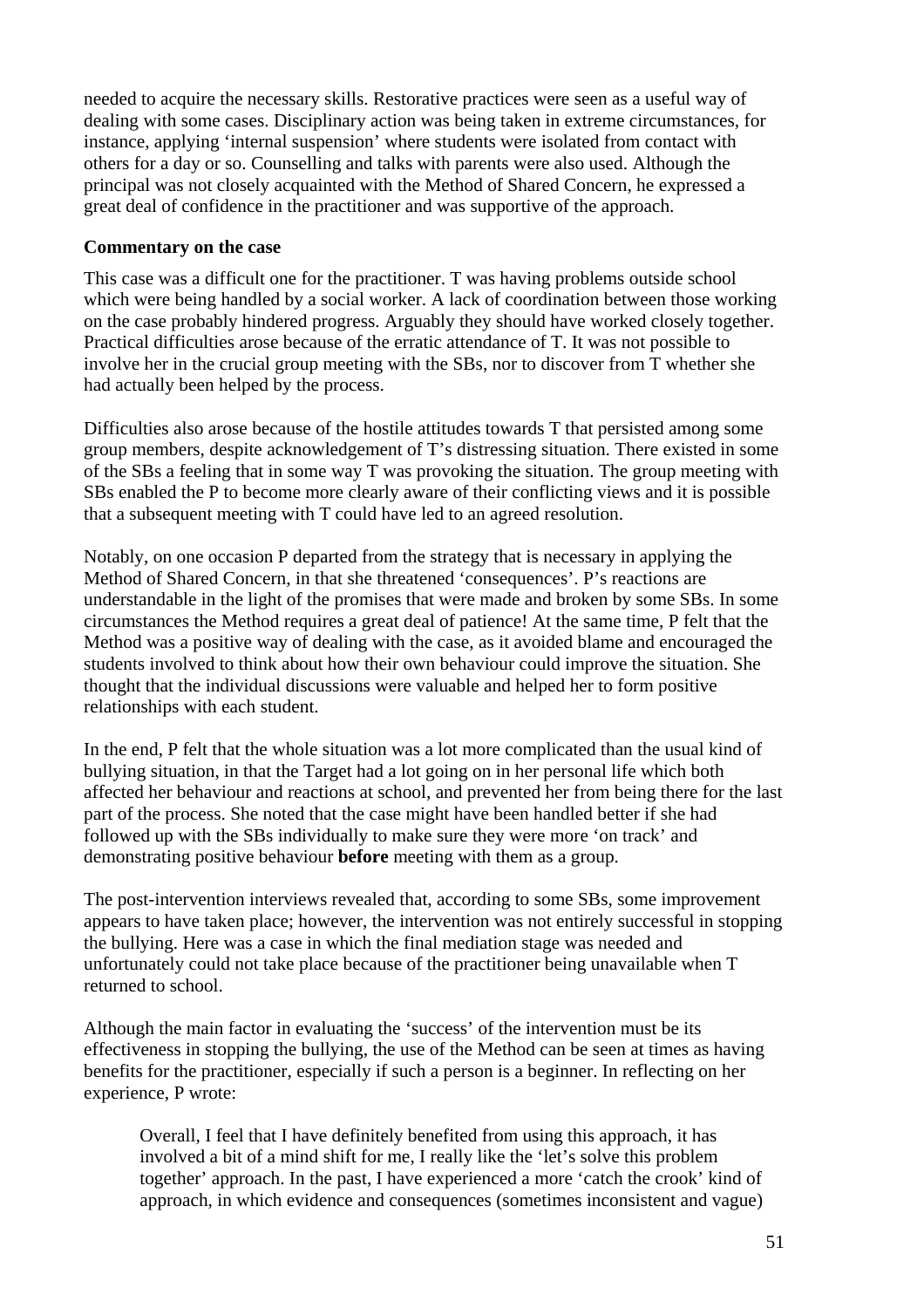needed to acquire the necessary skills. Restorative practices were seen as a useful way of dealing with some cases. Disciplinary action was being taken in extreme circumstances, for instance, applying 'internal suspension' where students were isolated from contact with others for a day or so. Counselling and talks with parents were also used. Although the principal was not closely acquainted with the Method of Shared Concern, he expressed a great deal of confidence in the practitioner and was supportive of the approach.

**Commentary on the case**

This case was a difficult one for the practitioner. T was having problems outside school which were being handled by a social worker. A lack of coordination between those working on the case probably hindered progress. Arguably they should have worked closely together. Practical difficulties arose because of the erratic attendance of T. It was not possible to involve her in the crucial group meeting with the SBs, nor to discover from T whether she had actually been helped by the process.

Difficulties also arose because of the hostile attitudes towards T that persisted among some group members, despite acknowledgement of T's distressing situation. There existed in some of the SBs a feeling that in some way T was provoking the situation. The group meeting with SBs enabled the P to become more clearly aware of their conflicting views and it is possible that a subsequent meeting with T could have led to an agreed resolution.

Notably, on one occasion P departed from the strategy that is necessary in applying the Method of Shared Concern, in that she threatened 'consequences'. P's reactions are understandable in the light of the promises that were made and broken by some SBs. In some circumstances the Method requires a great deal of patience! At the same time, P felt that the Method was a positive way of dealing with the case, as it avoided blame and encouraged the students involved to think about how their own behaviour could improve the situation. She thought that the individual discussions were valuable and helped her to form positive relationships with each student.

In the end, P felt that the whole situation was a lot more complicated than the usual kind of bullying situation, in that the Target had a lot going on in her personal life which both affected her behaviour and reactions at school, and prevented her from being there for the last part of the process. She noted that the case might have been handled better if she had followed up with the SBs individually to make sure they were more 'on track' and demonstrating positive behaviour **before** meeting with them as a group.

The post-intervention interviews revealed that, according to some SBs, some improvement appears to have taken place; however, the intervention was not entirely successful in stopping the bullying. Here was a case in which the final mediation stage was needed and unfortunately could not take place because of the practitioner being unavailable when T returned to school.

Although the main factor in evaluating the 'success' of the intervention must be its effectiveness in stopping the bullying, the use of the Method can be seen at times as having benefits for the practitioner, especially if such a person is a beginner. In reflecting on her experience, P wrote:

> Overall, I feel that I have definitely benefited from using this approach, it has involved a bit of a mind shift for me, I really like the 'let's solve this problem together' approach. In the past, I have experienced a more 'catch the crook' kind of approach, in which evidence and consequences (sometimes inconsistent and vague)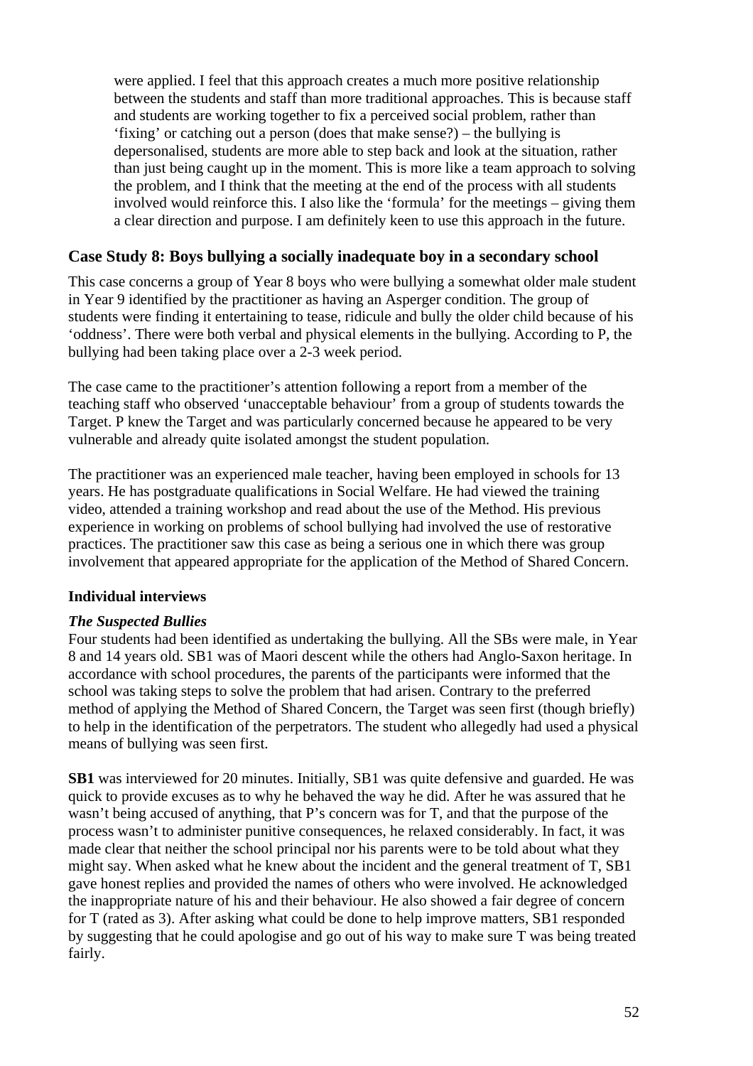were applied. I feel that this approach creates a much more positive relationship between the students and staff than more traditional approaches. This is because staff and students are working together to fix a perceived social problem, rather than 'fixing' or catching out a person (does that make sense?) – the bullying is depersonalised, students are more able to step back and look at the situation, rather than just being caught up in the moment. This is more like a team approach to solving the problem, and I think that the meeting at the end of the process with all students involved would reinforce this. I also like the 'formula' for the meetings – giving them a clear direction and purpose. I am definitely keen to use this approach in the future.

## Case Study 8: Boys bullying a socially inadequate boy in a secondary school

This case concerns a group of Year 8 boys who were bullying a somewhat older male student in Year 9 identified by the practitioner as having an Asperger condition. The group of students were finding it entertaining to tease, ridicule and bully the older child because of his 'oddness'. There were both verbal and physical elements in the bullying. According to P, the bullying had been taking place over a 2-3 week period.

The case came to the practitioner's attention following a report from a member of the teaching staff who observed 'unacceptable behaviour' from a group of students towards the Target. P knew the Target and was particularly concerned because he appeared to be very vulnerable and already quite isolated amongst the student population.

The practitioner was an experienced male teacher, having been employed in schools for 13 years. He has postgraduate qualifications in Social Welfare. He had viewed the training video, attended a training workshop and read about the use of the Method. His previous experience in working on problems of school bullying had involved the use of restorative practices. The practitioner saw this case as being a serious one in which there was group involvement that appeared appropriate for the application of the Method of Shared Concern.

### Individual interviews

#### *The Suspected Bullies*

Four students had been identified as undertaking the bullying. All the SBs were male, in Year 8 and 14 years old. SB1 was of Maori descent while the others had Anglo-Saxon heritage. In accordance with school procedures, the parents of the participants were informed that the school was taking steps to solve the problem that had arisen. Contrary to the preferred method of applying the Method of Shared Concern, the Target was seen first (though briefly) to help in the identification of the perpetrators. The student who allegedly had used a physical means of bullying was seen first.

**SB1** was interviewed for 20 minutes. Initially, SB1 was quite defensive and guarded. He was quick to provide excuses as to why he behaved the way he did. After he was assured that he wasn't being accused of anything, that P's concern was for T, and that the purpose of the process wasn't to administer punitive consequences, he relaxed considerably. In fact, it was made clear that neither the school principal nor his parents were to be told about what they might say. When asked what he knew about the incident and the general treatment of T, SB1 gave honest replies and provided the names of others who were involved. He acknowledged the inappropriate nature of his and their behaviour. He also showed a fair degree of concern for T (rated as 3). After asking what could be done to help improve matters, SB1 responded by suggesting that he could apologise and go out of his way to make sure T was being treated fairly.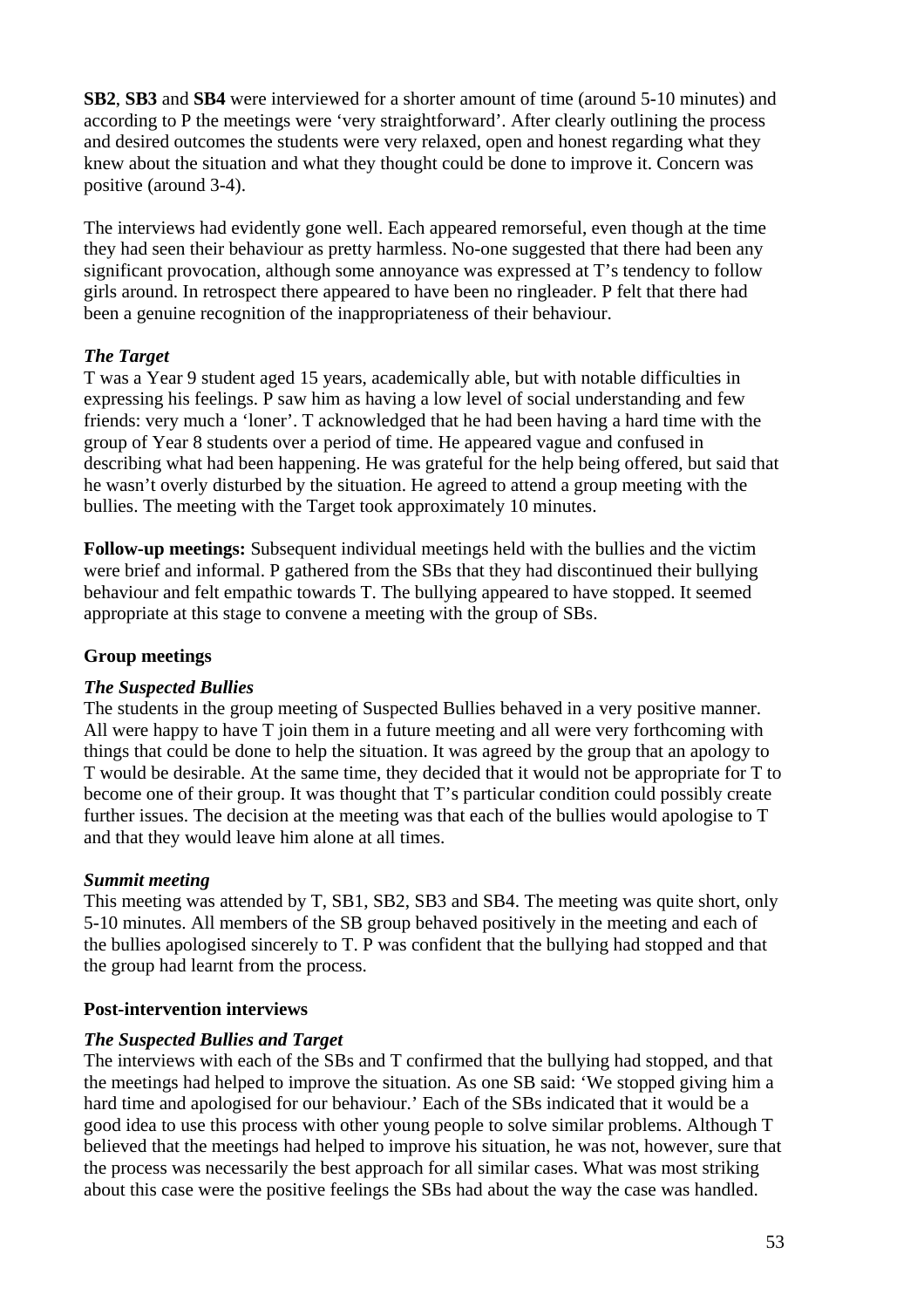**SB2**, **SB3** and **SB4** were interviewed for a shorter amount of time (around 5-10 minutes) and according to P the meetings were 'very straightforward'. After clearly outlining the process and desired outcomes the students were very relaxed, open and honest regarding what they knew about the situation and what they thought could be done to improve it. Concern was positive (around 3-4).

The interviews had evidently gone well. Each appeared remorseful, even though at the time they had seen their behaviour as pretty harmless. No-one suggested that there had been any significant provocation, although some annoyance was expressed at T's tendency to follow girls around. In retrospect there appeared to have been no ringleader. P felt that there had been a genuine recognition of the inappropriateness of their behaviour.

***The Target***
T was a Year 9 student aged 15 years, academically able, but with notable difficulties in expressing his feelings. P saw him as having a low level of social understanding and few friends: very much a 'loner'. T acknowledged that he had been having a hard time with the group of Year 8 students over a period of time. He appeared vague and confused in describing what had been happening. He was grateful for the help being offered, but said that he wasn't overly disturbed by the situation. He agreed to attend a group meeting with the bullies. The meeting with the Target took approximately 10 minutes.

**Follow-up meetings:** Subsequent individual meetings held with the bullies and the victim were brief and informal. P gathered from the SBs that they had discontinued their bullying behaviour and felt empathic towards T. The bullying appeared to have stopped. It seemed appropriate at this stage to convene a meeting with the group of SBs.

**Group meetings**

***The Suspected Bullies***
The students in the group meeting of Suspected Bullies behaved in a very positive manner. All were happy to have T join them in a future meeting and all were very forthcoming with things that could be done to help the situation. It was agreed by the group that an apology to T would be desirable. At the same time, they decided that it would not be appropriate for T to become one of their group. It was thought that T's particular condition could possibly create further issues. The decision at the meeting was that each of the bullies would apologise to T and that they would leave him alone at all times.

***Summit meeting***
This meeting was attended by T, SB1, SB2, SB3 and SB4. The meeting was quite short, only 5-10 minutes. All members of the SB group behaved positively in the meeting and each of the bullies apologised sincerely to T. P was confident that the bullying had stopped and that the group had learnt from the process.

**Post-intervention interviews**

***The Suspected Bullies and Target***
The interviews with each of the SBs and T confirmed that the bullying had stopped, and that the meetings had helped to improve the situation. As one SB said: 'We stopped giving him a hard time and apologised for our behaviour.' Each of the SBs indicated that it would be a good idea to use this process with other young people to solve similar problems. Although T believed that the meetings had helped to improve his situation, he was not, however, sure that the process was necessarily the best approach for all similar cases. What was most striking about this case were the positive feelings the SBs had about the way the case was handled.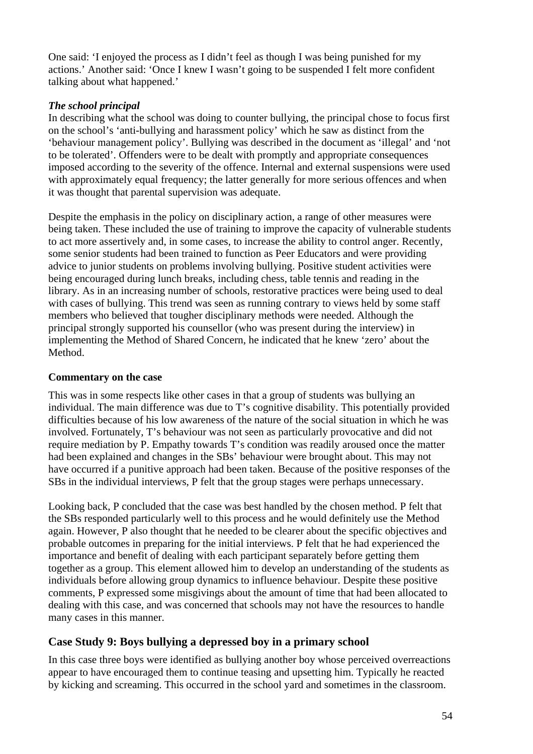One said: 'I enjoyed the process as I didn't feel as though I was being punished for my actions.' Another said: 'Once I knew I wasn't going to be suspended I felt more confident talking about what happened.'

***The school principal***

In describing what the school was doing to counter bullying, the principal chose to focus first on the school's 'anti-bullying and harassment policy' which he saw as distinct from the 'behaviour management policy'. Bullying was described in the document as 'illegal' and 'not to be tolerated'. Offenders were to be dealt with promptly and appropriate consequences imposed according to the severity of the offence. Internal and external suspensions were used with approximately equal frequency; the latter generally for more serious offences and when it was thought that parental supervision was adequate.

Despite the emphasis in the policy on disciplinary action, a range of other measures were being taken. These included the use of training to improve the capacity of vulnerable students to act more assertively and, in some cases, to increase the ability to control anger. Recently, some senior students had been trained to function as Peer Educators and were providing advice to junior students on problems involving bullying. Positive student activities were being encouraged during lunch breaks, including chess, table tennis and reading in the library. As in an increasing number of schools, restorative practices were being used to deal with cases of bullying. This trend was seen as running contrary to views held by some staff members who believed that tougher disciplinary methods were needed. Although the principal strongly supported his counsellor (who was present during the interview) in implementing the Method of Shared Concern, he indicated that he knew 'zero' about the Method.

**Commentary on the case**

This was in some respects like other cases in that a group of students was bullying an individual. The main difference was due to T's cognitive disability. This potentially provided difficulties because of his low awareness of the nature of the social situation in which he was involved. Fortunately, T's behaviour was not seen as particularly provocative and did not require mediation by P. Empathy towards T's condition was readily aroused once the matter had been explained and changes in the SBs' behaviour were brought about. This may not have occurred if a punitive approach had been taken. Because of the positive responses of the SBs in the individual interviews, P felt that the group stages were perhaps unnecessary.

Looking back, P concluded that the case was best handled by the chosen method. P felt that the SBs responded particularly well to this process and he would definitely use the Method again. However, P also thought that he needed to be clearer about the specific objectives and probable outcomes in preparing for the initial interviews. P felt that he had experienced the importance and benefit of dealing with each participant separately before getting them together as a group. This element allowed him to develop an understanding of the students as individuals before allowing group dynamics to influence behaviour. Despite these positive comments, P expressed some misgivings about the amount of time that had been allocated to dealing with this case, and was concerned that schools may not have the resources to handle many cases in this manner.

## Case Study 9: Boys bullying a depressed boy in a primary school

In this case three boys were identified as bullying another boy whose perceived overreactions appear to have encouraged them to continue teasing and upsetting him. Typically he reacted by kicking and screaming. This occurred in the school yard and sometimes in the classroom.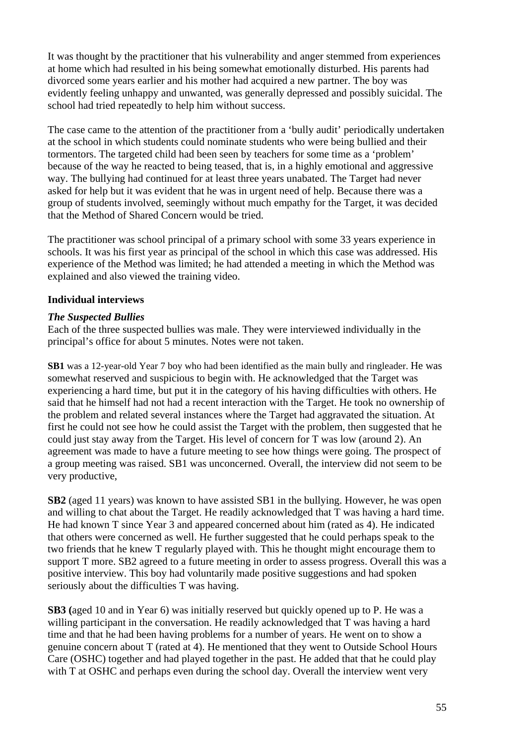It was thought by the practitioner that his vulnerability and anger stemmed from experiences at home which had resulted in his being somewhat emotionally disturbed. His parents had divorced some years earlier and his mother had acquired a new partner. The boy was evidently feeling unhappy and unwanted, was generally depressed and possibly suicidal. The school had tried repeatedly to help him without success.

The case came to the attention of the practitioner from a 'bully audit' periodically undertaken at the school in which students could nominate students who were being bullied and their tormentors. The targeted child had been seen by teachers for some time as a 'problem' because of the way he reacted to being teased, that is, in a highly emotional and aggressive way. The bullying had continued for at least three years unabated. The Target had never asked for help but it was evident that he was in urgent need of help. Because there was a group of students involved, seemingly without much empathy for the Target, it was decided that the Method of Shared Concern would be tried.

The practitioner was school principal of a primary school with some 33 years experience in schools. It was his first year as principal of the school in which this case was addressed. His experience of the Method was limited; he had attended a meeting in which the Method was explained and also viewed the training video.

### Individual interviews

***The Suspected Bullies***

Each of the three suspected bullies was male. They were interviewed individually in the principal's office for about 5 minutes. Notes were not taken.

**SB1** was a 12-year-old Year 7 boy who had been identified as the main bully and ringleader. He was somewhat reserved and suspicious to begin with. He acknowledged that the Target was experiencing a hard time, but put it in the category of his having difficulties with others. He said that he himself had not had a recent interaction with the Target. He took no ownership of the problem and related several instances where the Target had aggravated the situation. At first he could not see how he could assist the Target with the problem, then suggested that he could just stay away from the Target. His level of concern for T was low (around 2). An agreement was made to have a future meeting to see how things were going. The prospect of a group meeting was raised. SB1 was unconcerned. Overall, the interview did not seem to be very productive,

**SB2** (aged 11 years) was known to have assisted SB1 in the bullying. However, he was open and willing to chat about the Target. He readily acknowledged that T was having a hard time. He had known T since Year 3 and appeared concerned about him (rated as 4). He indicated that others were concerned as well. He further suggested that he could perhaps speak to the two friends that he knew T regularly played with. This he thought might encourage them to support T more. SB2 agreed to a future meeting in order to assess progress. Overall this was a positive interview. This boy had voluntarily made positive suggestions and had spoken seriously about the difficulties T was having.

**SB3 (**aged 10 and in Year 6) was initially reserved but quickly opened up to P. He was a willing participant in the conversation. He readily acknowledged that T was having a hard time and that he had been having problems for a number of years. He went on to show a genuine concern about T (rated at 4). He mentioned that they went to Outside School Hours Care (OSHC) together and had played together in the past. He added that that he could play with T at OSHC and perhaps even during the school day. Overall the interview went very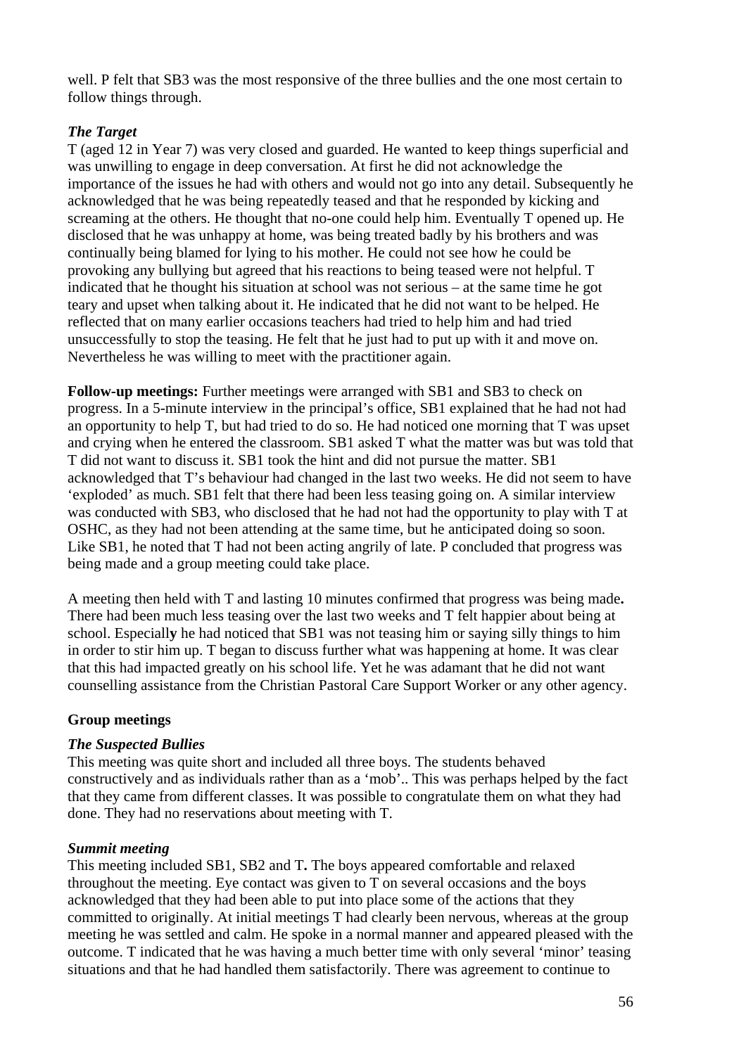well. P felt that SB3 was the most responsive of the three bullies and the one most certain to follow things through.

### *The Target*

T (aged 12 in Year 7) was very closed and guarded. He wanted to keep things superficial and was unwilling to engage in deep conversation. At first he did not acknowledge the importance of the issues he had with others and would not go into any detail. Subsequently he acknowledged that he was being repeatedly teased and that he responded by kicking and screaming at the others. He thought that no-one could help him. Eventually T opened up. He disclosed that he was unhappy at home, was being treated badly by his brothers and was continually being blamed for lying to his mother. He could not see how he could be provoking any bullying but agreed that his reactions to being teased were not helpful. T indicated that he thought his situation at school was not serious – at the same time he got teary and upset when talking about it. He indicated that he did not want to be helped. He reflected that on many earlier occasions teachers had tried to help him and had tried unsuccessfully to stop the teasing. He felt that he just had to put up with it and move on. Nevertheless he was willing to meet with the practitioner again.

**Follow-up meetings:** Further meetings were arranged with SB1 and SB3 to check on progress. In a 5-minute interview in the principal's office, SB1 explained that he had not had an opportunity to help T, but had tried to do so. He had noticed one morning that T was upset and crying when he entered the classroom. SB1 asked T what the matter was but was told that T did not want to discuss it. SB1 took the hint and did not pursue the matter. SB1 acknowledged that T's behaviour had changed in the last two weeks. He did not seem to have 'exploded' as much. SB1 felt that there had been less teasing going on. A similar interview was conducted with SB3, who disclosed that he had not had the opportunity to play with T at OSHC, as they had not been attending at the same time, but he anticipated doing so soon. Like SB1, he noted that T had not been acting angrily of late. P concluded that progress was being made and a group meeting could take place.

A meeting then held with T and lasting 10 minutes confirmed that progress was being made. There had been much less teasing over the last two weeks and T felt happier about being at school. Especially he had noticed that SB1 was not teasing him or saying silly things to him in order to stir him up. T began to discuss further what was happening at home. It was clear that this had impacted greatly on his school life. Yet he was adamant that he did not want counselling assistance from the Christian Pastoral Care Support Worker or any other agency.

## Group meetings

### *The Suspected Bullies*

This meeting was quite short and included all three boys. The students behaved constructively and as individuals rather than as a 'mob'.. This was perhaps helped by the fact that they came from different classes. It was possible to congratulate them on what they had done. They had no reservations about meeting with T.

### *Summit meeting*

This meeting included SB1, SB2 and T. The boys appeared comfortable and relaxed throughout the meeting. Eye contact was given to T on several occasions and the boys acknowledged that they had been able to put into place some of the actions that they committed to originally. At initial meetings T had clearly been nervous, whereas at the group meeting he was settled and calm. He spoke in a normal manner and appeared pleased with the outcome. T indicated that he was having a much better time with only several 'minor' teasing situations and that he had handled them satisfactorily. There was agreement to continue to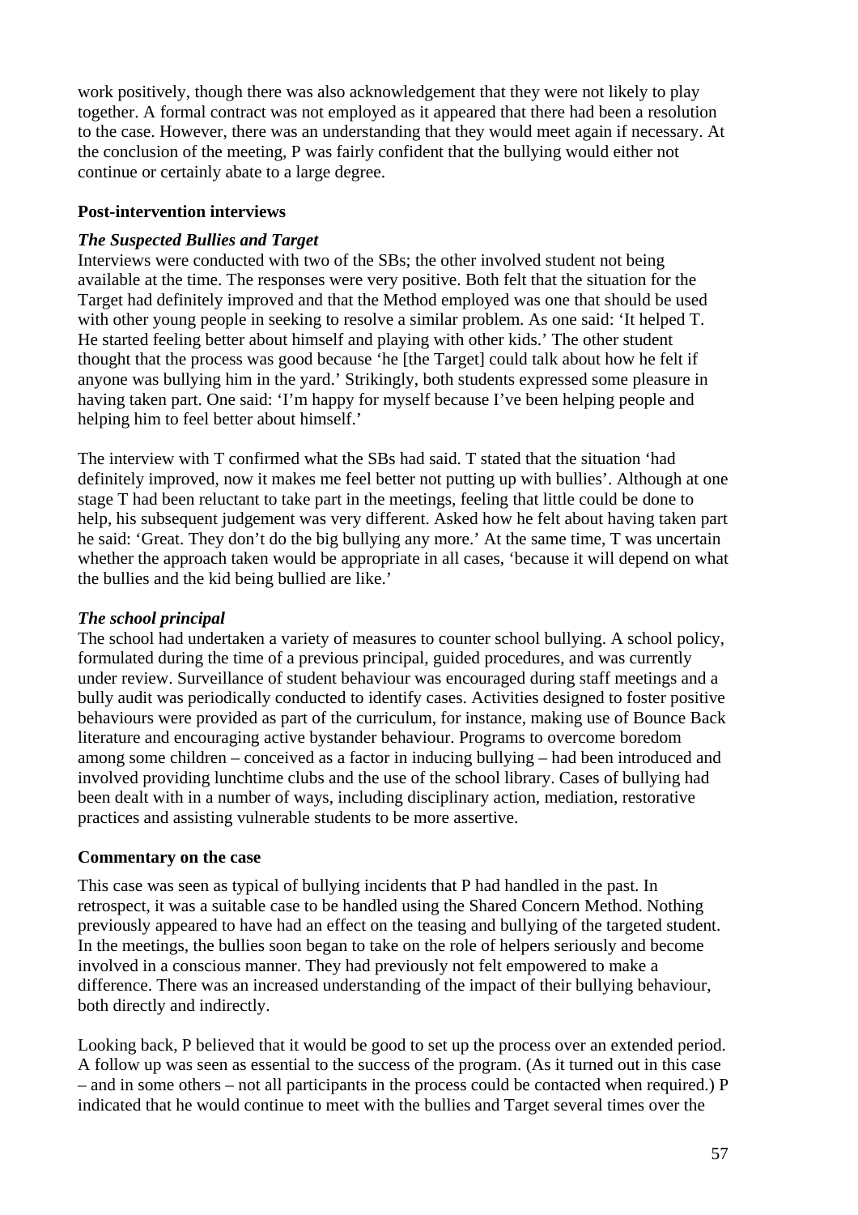work positively, though there was also acknowledgement that they were not likely to play together. A formal contract was not employed as it appeared that there had been a resolution to the case. However, there was an understanding that they would meet again if necessary. At the conclusion of the meeting, P was fairly confident that the bullying would either not continue or certainly abate to a large degree.

**Post-intervention interviews**

***The Suspected Bullies and Target***

Interviews were conducted with two of the SBs; the other involved student not being available at the time. The responses were very positive. Both felt that the situation for the Target had definitely improved and that the Method employed was one that should be used with other young people in seeking to resolve a similar problem. As one said: 'It helped T. He started feeling better about himself and playing with other kids.' The other student thought that the process was good because 'he [the Target] could talk about how he felt if anyone was bullying him in the yard.' Strikingly, both students expressed some pleasure in having taken part. One said: 'I'm happy for myself because I've been helping people and helping him to feel better about himself.'

The interview with T confirmed what the SBs had said. T stated that the situation 'had definitely improved, now it makes me feel better not putting up with bullies'. Although at one stage T had been reluctant to take part in the meetings, feeling that little could be done to help, his subsequent judgement was very different. Asked how he felt about having taken part he said: 'Great. They don't do the big bullying any more.' At the same time, T was uncertain whether the approach taken would be appropriate in all cases, 'because it will depend on what the bullies and the kid being bullied are like.'

***The school principal***

The school had undertaken a variety of measures to counter school bullying. A school policy, formulated during the time of a previous principal, guided procedures, and was currently under review. Surveillance of student behaviour was encouraged during staff meetings and a bully audit was periodically conducted to identify cases. Activities designed to foster positive behaviours were provided as part of the curriculum, for instance, making use of Bounce Back literature and encouraging active bystander behaviour. Programs to overcome boredom among some children – conceived as a factor in inducing bullying – had been introduced and involved providing lunchtime clubs and the use of the school library. Cases of bullying had been dealt with in a number of ways, including disciplinary action, mediation, restorative practices and assisting vulnerable students to be more assertive.

**Commentary on the case**

This case was seen as typical of bullying incidents that P had handled in the past. In retrospect, it was a suitable case to be handled using the Shared Concern Method. Nothing previously appeared to have had an effect on the teasing and bullying of the targeted student. In the meetings, the bullies soon began to take on the role of helpers seriously and become involved in a conscious manner. They had previously not felt empowered to make a difference. There was an increased understanding of the impact of their bullying behaviour, both directly and indirectly.

Looking back, P believed that it would be good to set up the process over an extended period. A follow up was seen as essential to the success of the program. (As it turned out in this case – and in some others – not all participants in the process could be contacted when required.) P indicated that he would continue to meet with the bullies and Target several times over the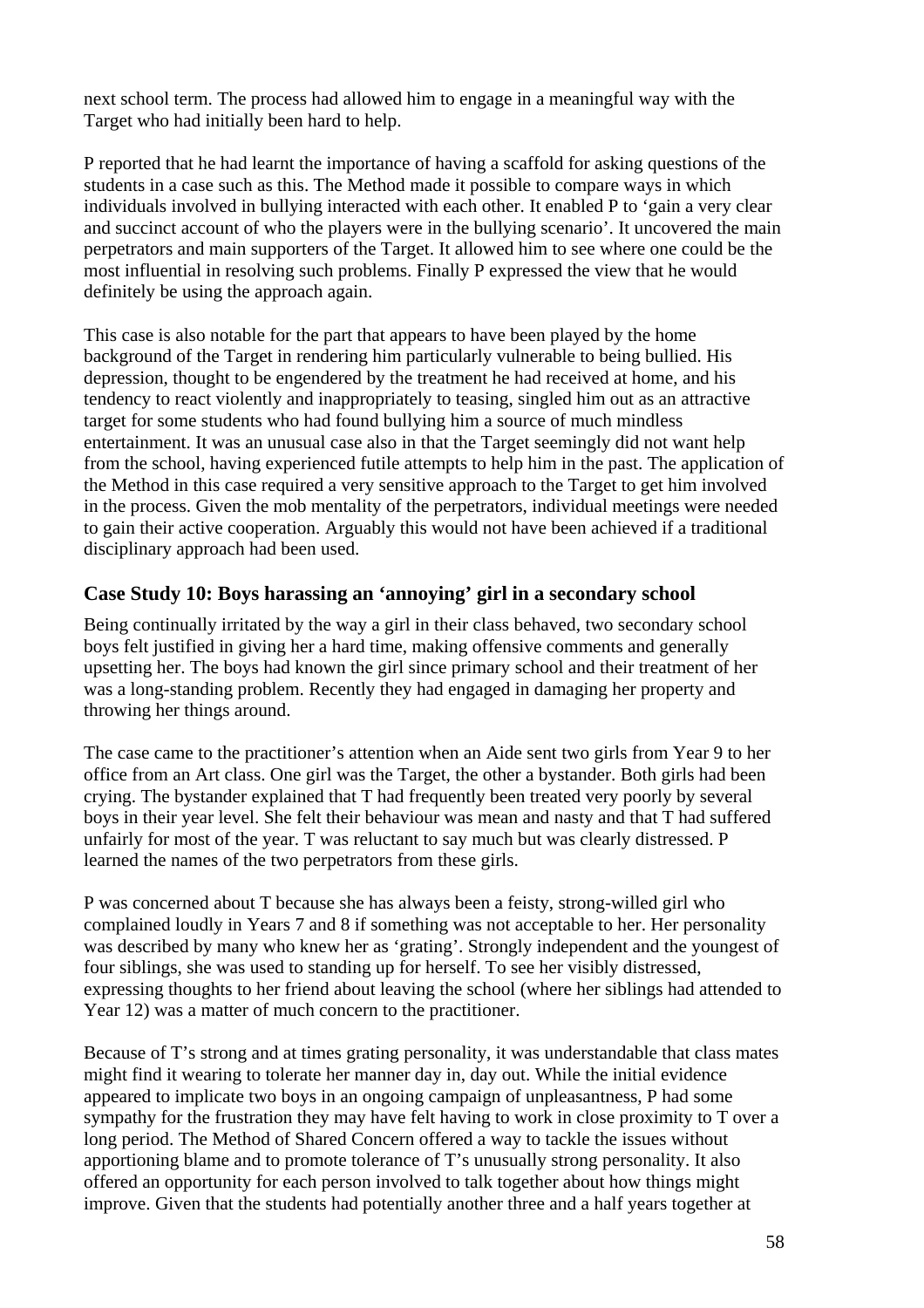next school term. The process had allowed him to engage in a meaningful way with the Target who had initially been hard to help.

P reported that he had learnt the importance of having a scaffold for asking questions of the students in a case such as this. The Method made it possible to compare ways in which individuals involved in bullying interacted with each other. It enabled P to 'gain a very clear and succinct account of who the players were in the bullying scenario'. It uncovered the main perpetrators and main supporters of the Target. It allowed him to see where one could be the most influential in resolving such problems. Finally P expressed the view that he would definitely be using the approach again.

This case is also notable for the part that appears to have been played by the home background of the Target in rendering him particularly vulnerable to being bullied. His depression, thought to be engendered by the treatment he had received at home, and his tendency to react violently and inappropriately to teasing, singled him out as an attractive target for some students who had found bullying him a source of much mindless entertainment. It was an unusual case also in that the Target seemingly did not want help from the school, having experienced futile attempts to help him in the past. The application of the Method in this case required a very sensitive approach to the Target to get him involved in the process. Given the mob mentality of the perpetrators, individual meetings were needed to gain their active cooperation. Arguably this would not have been achieved if a traditional disciplinary approach had been used.

### Case Study 10: Boys harassing an 'annoying' girl in a secondary school

Being continually irritated by the way a girl in their class behaved, two secondary school boys felt justified in giving her a hard time, making offensive comments and generally upsetting her. The boys had known the girl since primary school and their treatment of her was a long-standing problem. Recently they had engaged in damaging her property and throwing her things around.

The case came to the practitioner's attention when an Aide sent two girls from Year 9 to her office from an Art class. One girl was the Target, the other a bystander. Both girls had been crying. The bystander explained that T had frequently been treated very poorly by several boys in their year level. She felt their behaviour was mean and nasty and that T had suffered unfairly for most of the year. T was reluctant to say much but was clearly distressed. P learned the names of the two perpetrators from these girls.

P was concerned about T because she has always been a feisty, strong-willed girl who complained loudly in Years 7 and 8 if something was not acceptable to her. Her personality was described by many who knew her as 'grating'. Strongly independent and the youngest of four siblings, she was used to standing up for herself. To see her visibly distressed, expressing thoughts to her friend about leaving the school (where her siblings had attended to Year 12) was a matter of much concern to the practitioner.

Because of T's strong and at times grating personality, it was understandable that class mates might find it wearing to tolerate her manner day in, day out. While the initial evidence appeared to implicate two boys in an ongoing campaign of unpleasantness, P had some sympathy for the frustration they may have felt having to work in close proximity to T over a long period. The Method of Shared Concern offered a way to tackle the issues without apportioning blame and to promote tolerance of T's unusually strong personality. It also offered an opportunity for each person involved to talk together about how things might improve. Given that the students had potentially another three and a half years together at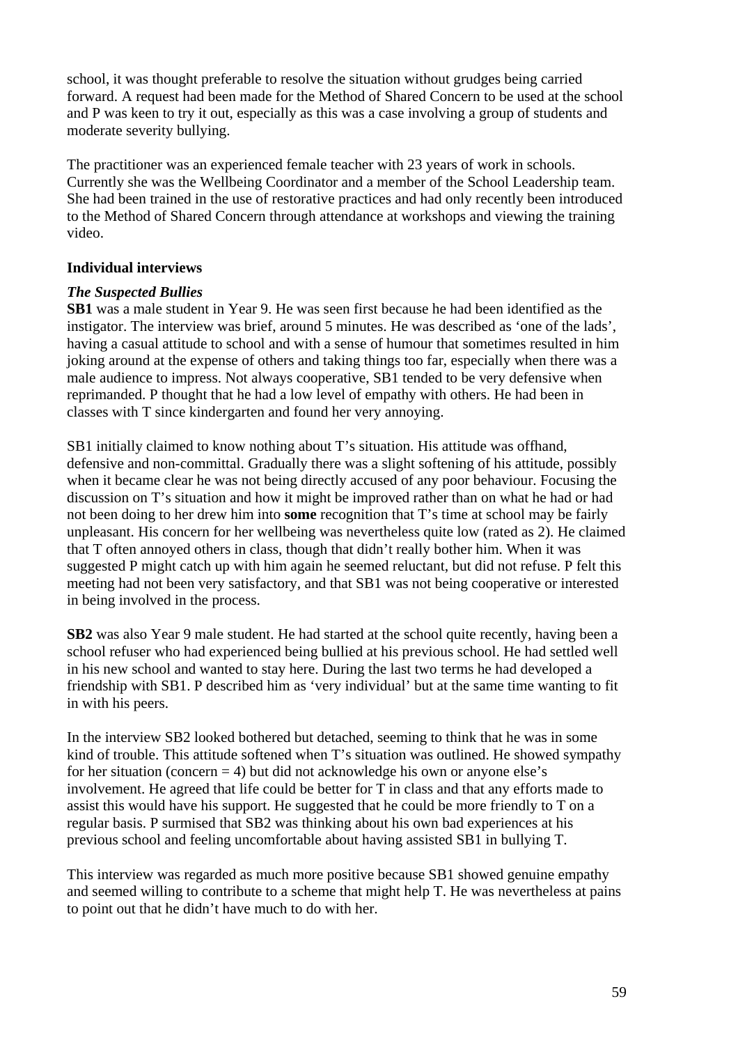school, it was thought preferable to resolve the situation without grudges being carried forward. A request had been made for the Method of Shared Concern to be used at the school and P was keen to try it out, especially as this was a case involving a group of students and moderate severity bullying.

The practitioner was an experienced female teacher with 23 years of work in schools. Currently she was the Wellbeing Coordinator and a member of the School Leadership team. She had been trained in the use of restorative practices and had only recently been introduced to the Method of Shared Concern through attendance at workshops and viewing the training video.

### Individual interviews

#### *The Suspected Bullies*

**SB1** was a male student in Year 9. He was seen first because he had been identified as the instigator. The interview was brief, around 5 minutes. He was described as 'one of the lads', having a casual attitude to school and with a sense of humour that sometimes resulted in him joking around at the expense of others and taking things too far, especially when there was a male audience to impress. Not always cooperative, SB1 tended to be very defensive when reprimanded. P thought that he had a low level of empathy with others. He had been in classes with T since kindergarten and found her very annoying.

SB1 initially claimed to know nothing about T's situation. His attitude was offhand, defensive and non-committal. Gradually there was a slight softening of his attitude, possibly when it became clear he was not being directly accused of any poor behaviour. Focusing the discussion on T's situation and how it might be improved rather than on what he had or had not been doing to her drew him into **some** recognition that T's time at school may be fairly unpleasant. His concern for her wellbeing was nevertheless quite low (rated as 2). He claimed that T often annoyed others in class, though that didn't really bother him. When it was suggested P might catch up with him again he seemed reluctant, but did not refuse. P felt this meeting had not been very satisfactory, and that SB1 was not being cooperative or interested in being involved in the process.

**SB2** was also Year 9 male student. He had started at the school quite recently, having been a school refuser who had experienced being bullied at his previous school. He had settled well in his new school and wanted to stay here. During the last two terms he had developed a friendship with SB1. P described him as 'very individual' but at the same time wanting to fit in with his peers.

In the interview SB2 looked bothered but detached, seeming to think that he was in some kind of trouble. This attitude softened when T's situation was outlined. He showed sympathy for her situation (concern = 4) but did not acknowledge his own or anyone else's involvement. He agreed that life could be better for T in class and that any efforts made to assist this would have his support. He suggested that he could be more friendly to T on a regular basis. P surmised that SB2 was thinking about his own bad experiences at his previous school and feeling uncomfortable about having assisted SB1 in bullying T.

This interview was regarded as much more positive because SB1 showed genuine empathy and seemed willing to contribute to a scheme that might help T. He was nevertheless at pains to point out that he didn't have much to do with her.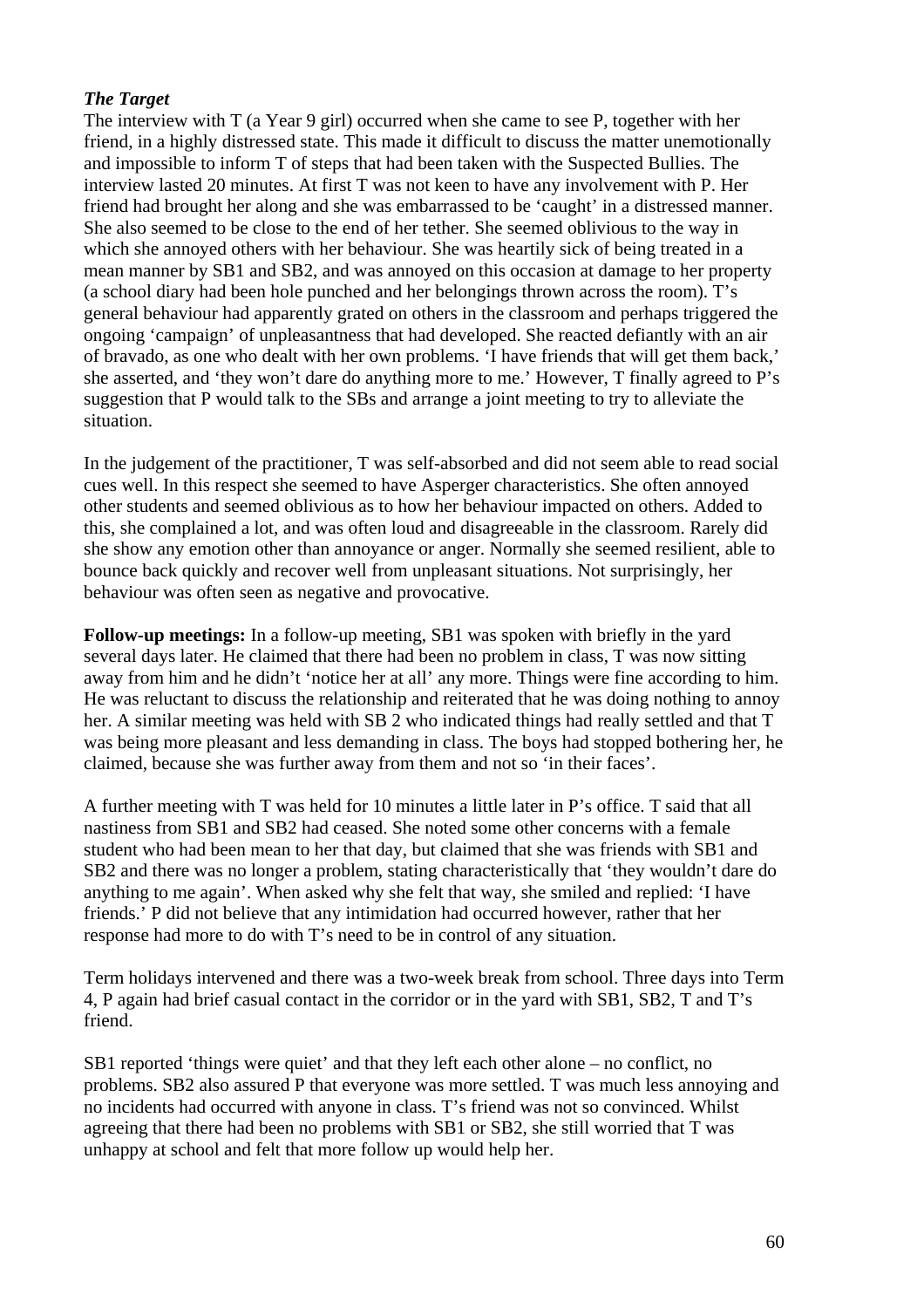***The Target***

The interview with T (a Year 9 girl) occurred when she came to see P, together with her friend, in a highly distressed state. This made it difficult to discuss the matter unemotionally and impossible to inform T of steps that had been taken with the Suspected Bullies. The interview lasted 20 minutes. At first T was not keen to have any involvement with P. Her friend had brought her along and she was embarrassed to be 'caught' in a distressed manner. She also seemed to be close to the end of her tether. She seemed oblivious to the way in which she annoyed others with her behaviour. She was heartily sick of being treated in a mean manner by SB1 and SB2, and was annoyed on this occasion at damage to her property (a school diary had been hole punched and her belongings thrown across the room). T's general behaviour had apparently grated on others in the classroom and perhaps triggered the ongoing 'campaign' of unpleasantness that had developed. She reacted defiantly with an air of bravado, as one who dealt with her own problems. 'I have friends that will get them back,' she asserted, and 'they won't dare do anything more to me.' However, T finally agreed to P's suggestion that P would talk to the SBs and arrange a joint meeting to try to alleviate the situation.

In the judgement of the practitioner, T was self-absorbed and did not seem able to read social cues well. In this respect she seemed to have Asperger characteristics. She often annoyed other students and seemed oblivious as to how her behaviour impacted on others. Added to this, she complained a lot, and was often loud and disagreeable in the classroom. Rarely did she show any emotion other than annoyance or anger. Normally she seemed resilient, able to bounce back quickly and recover well from unpleasant situations. Not surprisingly, her behaviour was often seen as negative and provocative.

**Follow-up meetings:** In a follow-up meeting, SB1 was spoken with briefly in the yard several days later. He claimed that there had been no problem in class, T was now sitting away from him and he didn't 'notice her at all' any more. Things were fine according to him. He was reluctant to discuss the relationship and reiterated that he was doing nothing to annoy her. A similar meeting was held with SB 2 who indicated things had really settled and that T was being more pleasant and less demanding in class. The boys had stopped bothering her, he claimed, because she was further away from them and not so 'in their faces'.

A further meeting with T was held for 10 minutes a little later in P's office. T said that all nastiness from SB1 and SB2 had ceased. She noted some other concerns with a female student who had been mean to her that day, but claimed that she was friends with SB1 and SB2 and there was no longer a problem, stating characteristically that 'they wouldn't dare do anything to me again'. When asked why she felt that way, she smiled and replied: 'I have friends.' P did not believe that any intimidation had occurred however, rather that her response had more to do with T's need to be in control of any situation.

Term holidays intervened and there was a two-week break from school. Three days into Term 4, P again had brief casual contact in the corridor or in the yard with SB1, SB2, T and T's friend.

SB1 reported 'things were quiet' and that they left each other alone – no conflict, no problems. SB2 also assured P that everyone was more settled. T was much less annoying and no incidents had occurred with anyone in class. T's friend was not so convinced. Whilst agreeing that there had been no problems with SB1 or SB2, she still worried that T was unhappy at school and felt that more follow up would help her.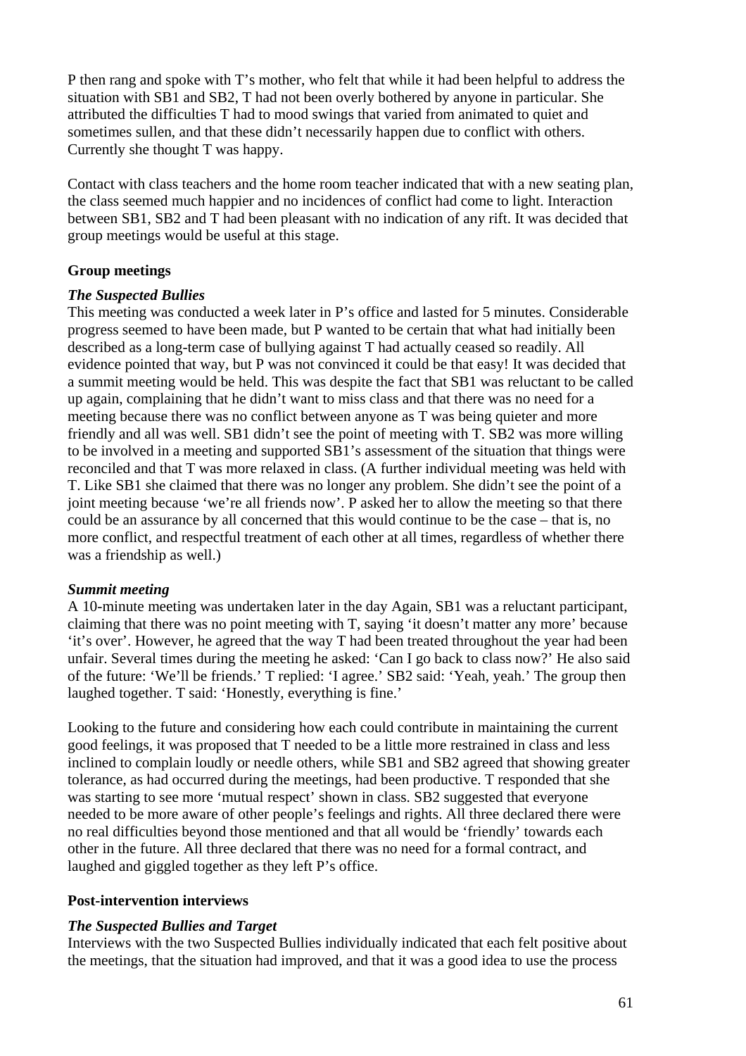P then rang and spoke with T's mother, who felt that while it had been helpful to address the situation with SB1 and SB2, T had not been overly bothered by anyone in particular. She attributed the difficulties T had to mood swings that varied from animated to quiet and sometimes sullen, and that these didn't necessarily happen due to conflict with others. Currently she thought T was happy.

Contact with class teachers and the home room teacher indicated that with a new seating plan, the class seemed much happier and no incidences of conflict had come to light. Interaction between SB1, SB2 and T had been pleasant with no indication of any rift. It was decided that group meetings would be useful at this stage.

### Group meetings

#### *The Suspected Bullies*

This meeting was conducted a week later in P's office and lasted for 5 minutes. Considerable progress seemed to have been made, but P wanted to be certain that what had initially been described as a long-term case of bullying against T had actually ceased so readily. All evidence pointed that way, but P was not convinced it could be that easy! It was decided that a summit meeting would be held. This was despite the fact that SB1 was reluctant to be called up again, complaining that he didn't want to miss class and that there was no need for a meeting because there was no conflict between anyone as T was being quieter and more friendly and all was well. SB1 didn't see the point of meeting with T. SB2 was more willing to be involved in a meeting and supported SB1's assessment of the situation that things were reconciled and that T was more relaxed in class. (A further individual meeting was held with T. Like SB1 she claimed that there was no longer any problem. She didn't see the point of a joint meeting because 'we're all friends now'. P asked her to allow the meeting so that there could be an assurance by all concerned that this would continue to be the case – that is, no more conflict, and respectful treatment of each other at all times, regardless of whether there was a friendship as well.)

#### *Summit meeting*

A 10-minute meeting was undertaken later in the day Again, SB1 was a reluctant participant, claiming that there was no point meeting with T, saying 'it doesn't matter any more' because 'it's over'. However, he agreed that the way T had been treated throughout the year had been unfair. Several times during the meeting he asked: 'Can I go back to class now?' He also said of the future: 'We'll be friends.' T replied: 'I agree.' SB2 said: 'Yeah, yeah.' The group then laughed together. T said: 'Honestly, everything is fine.'

Looking to the future and considering how each could contribute in maintaining the current good feelings, it was proposed that T needed to be a little more restrained in class and less inclined to complain loudly or needle others, while SB1 and SB2 agreed that showing greater tolerance, as had occurred during the meetings, had been productive. T responded that she was starting to see more 'mutual respect' shown in class. SB2 suggested that everyone needed to be more aware of other people's feelings and rights. All three declared there were no real difficulties beyond those mentioned and that all would be 'friendly' towards each other in the future. All three declared that there was no need for a formal contract, and laughed and giggled together as they left P's office.

### Post-intervention interviews

#### *The Suspected Bullies and Target*

Interviews with the two Suspected Bullies individually indicated that each felt positive about the meetings, that the situation had improved, and that it was a good idea to use the process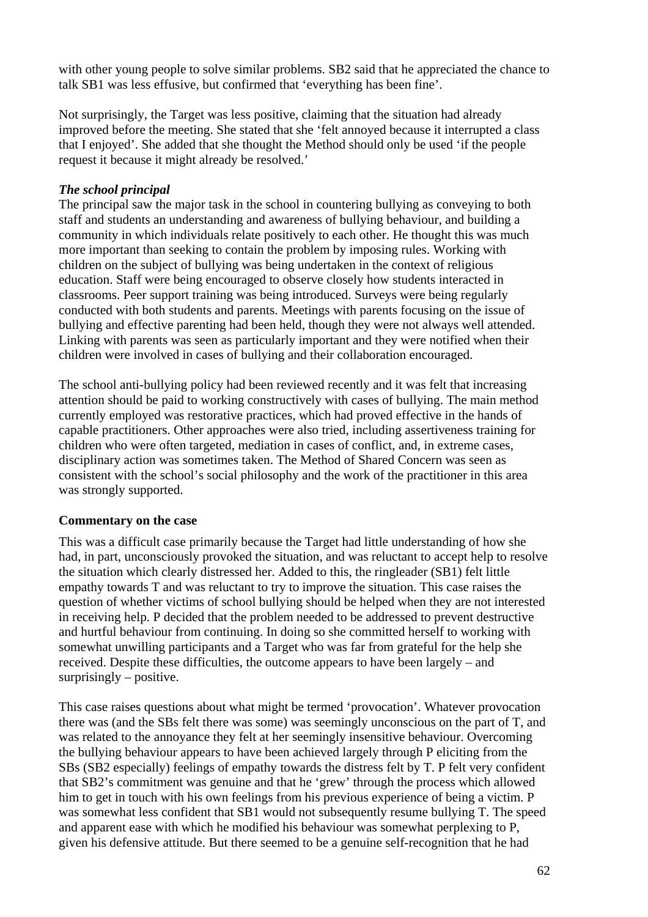with other young people to solve similar problems. SB2 said that he appreciated the chance to talk SB1 was less effusive, but confirmed that 'everything has been fine'.

Not surprisingly, the Target was less positive, claiming that the situation had already improved before the meeting. She stated that she 'felt annoyed because it interrupted a class that I enjoyed'. She added that she thought the Method should only be used 'if the people request it because it might already be resolved.'

***The school principal***

The principal saw the major task in the school in countering bullying as conveying to both staff and students an understanding and awareness of bullying behaviour, and building a community in which individuals relate positively to each other. He thought this was much more important than seeking to contain the problem by imposing rules. Working with children on the subject of bullying was being undertaken in the context of religious education. Staff were being encouraged to observe closely how students interacted in classrooms. Peer support training was being introduced. Surveys were being regularly conducted with both students and parents. Meetings with parents focusing on the issue of bullying and effective parenting had been held, though they were not always well attended. Linking with parents was seen as particularly important and they were notified when their children were involved in cases of bullying and their collaboration encouraged.

The school anti-bullying policy had been reviewed recently and it was felt that increasing attention should be paid to working constructively with cases of bullying. The main method currently employed was restorative practices, which had proved effective in the hands of capable practitioners. Other approaches were also tried, including assertiveness training for children who were often targeted, mediation in cases of conflict, and, in extreme cases, disciplinary action was sometimes taken. The Method of Shared Concern was seen as consistent with the school's social philosophy and the work of the practitioner in this area was strongly supported.

**Commentary on the case**

This was a difficult case primarily because the Target had little understanding of how she had, in part, unconsciously provoked the situation, and was reluctant to accept help to resolve the situation which clearly distressed her. Added to this, the ringleader (SB1) felt little empathy towards T and was reluctant to try to improve the situation. This case raises the question of whether victims of school bullying should be helped when they are not interested in receiving help. P decided that the problem needed to be addressed to prevent destructive and hurtful behaviour from continuing. In doing so she committed herself to working with somewhat unwilling participants and a Target who was far from grateful for the help she received. Despite these difficulties, the outcome appears to have been largely – and surprisingly – positive.

This case raises questions about what might be termed 'provocation'. Whatever provocation there was (and the SBs felt there was some) was seemingly unconscious on the part of T, and was related to the annoyance they felt at her seemingly insensitive behaviour. Overcoming the bullying behaviour appears to have been achieved largely through P eliciting from the SBs (SB2 especially) feelings of empathy towards the distress felt by T. P felt very confident that SB2's commitment was genuine and that he 'grew' through the process which allowed him to get in touch with his own feelings from his previous experience of being a victim. P was somewhat less confident that SB1 would not subsequently resume bullying T. The speed and apparent ease with which he modified his behaviour was somewhat perplexing to P, given his defensive attitude. But there seemed to be a genuine self-recognition that he had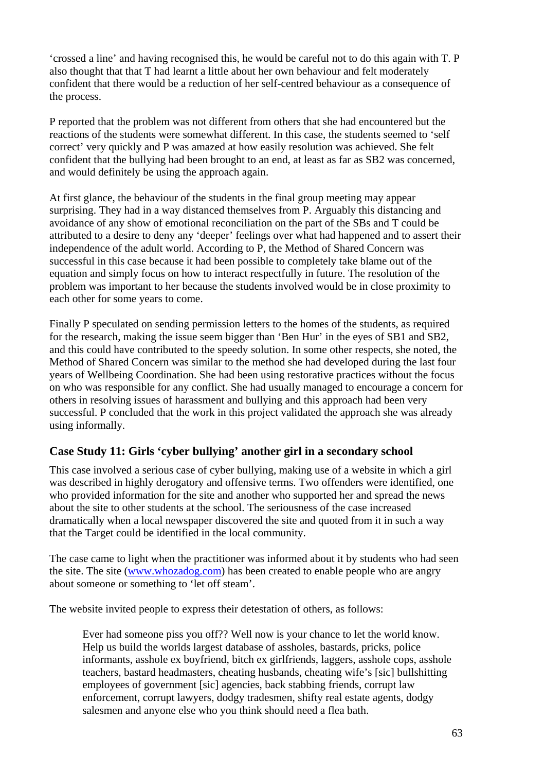'crossed a line' and having recognised this, he would be careful not to do this again with T. P also thought that that T had learnt a little about her own behaviour and felt moderately confident that there would be a reduction of her self-centred behaviour as a consequence of the process.

P reported that the problem was not different from others that she had encountered but the reactions of the students were somewhat different. In this case, the students seemed to 'self correct' very quickly and P was amazed at how easily resolution was achieved. She felt confident that the bullying had been brought to an end, at least as far as SB2 was concerned, and would definitely be using the approach again.

At first glance, the behaviour of the students in the final group meeting may appear surprising. They had in a way distanced themselves from P. Arguably this distancing and avoidance of any show of emotional reconciliation on the part of the SBs and T could be attributed to a desire to deny any 'deeper' feelings over what had happened and to assert their independence of the adult world. According to P, the Method of Shared Concern was successful in this case because it had been possible to completely take blame out of the equation and simply focus on how to interact respectfully in future. The resolution of the problem was important to her because the students involved would be in close proximity to each other for some years to come.

Finally P speculated on sending permission letters to the homes of the students, as required for the research, making the issue seem bigger than 'Ben Hur' in the eyes of SB1 and SB2, and this could have contributed to the speedy solution. In some other respects, she noted, the Method of Shared Concern was similar to the method she had developed during the last four years of Wellbeing Coordination. She had been using restorative practices without the focus on who was responsible for any conflict. She had usually managed to encourage a concern for others in resolving issues of harassment and bullying and this approach had been very successful. P concluded that the work in this project validated the approach she was already using informally.

### Case Study 11: Girls 'cyber bullying' another girl in a secondary school

This case involved a serious case of cyber bullying, making use of a website in which a girl was described in highly derogatory and offensive terms. Two offenders were identified, one who provided information for the site and another who supported her and spread the news about the site to other students at the school. The seriousness of the case increased dramatically when a local newspaper discovered the site and quoted from it in such a way that the Target could be identified in the local community.

The case came to light when the practitioner was informed about it by students who had seen the site. The site (www.whozadog.com) has been created to enable people who are angry about someone or something to 'let off steam'.

The website invited people to express their detestation of others, as follows:

> Ever had someone piss you off?? Well now is your chance to let the world know. Help us build the worlds largest database of assholes, bastards, pricks, police informants, asshole ex boyfriend, bitch ex girlfriends, laggers, asshole cops, asshole teachers, bastard headmasters, cheating husbands, cheating wife's [sic] bullshitting employees of government [sic] agencies, back stabbing friends, corrupt law enforcement, corrupt lawyers, dodgy tradesmen, shifty real estate agents, dodgy salesmen and anyone else who you think should need a flea bath.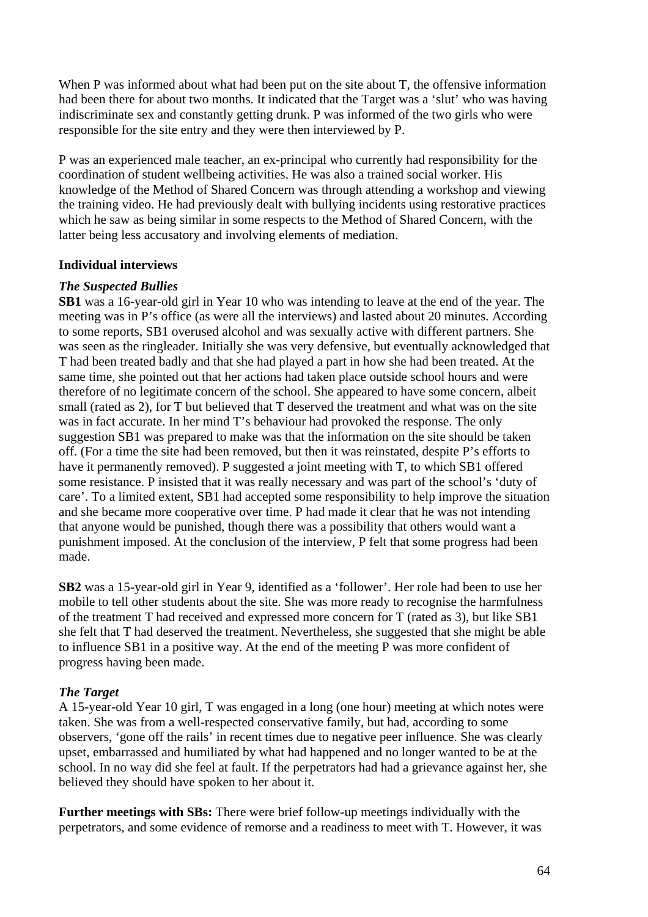When P was informed about what had been put on the site about T, the offensive information had been there for about two months. It indicated that the Target was a 'slut' who was having indiscriminate sex and constantly getting drunk. P was informed of the two girls who were responsible for the site entry and they were then interviewed by P.

P was an experienced male teacher, an ex-principal who currently had responsibility for the coordination of student wellbeing activities. He was also a trained social worker. His knowledge of the Method of Shared Concern was through attending a workshop and viewing the training video. He had previously dealt with bullying incidents using restorative practices which he saw as being similar in some respects to the Method of Shared Concern, with the latter being less accusatory and involving elements of mediation.

### Individual interviews

#### *The Suspected Bullies*

**SB1** was a 16-year-old girl in Year 10 who was intending to leave at the end of the year. The meeting was in P's office (as were all the interviews) and lasted about 20 minutes. According to some reports, SB1 overused alcohol and was sexually active with different partners. She was seen as the ringleader. Initially she was very defensive, but eventually acknowledged that T had been treated badly and that she had played a part in how she had been treated. At the same time, she pointed out that her actions had taken place outside school hours and were therefore of no legitimate concern of the school. She appeared to have some concern, albeit small (rated as 2), for T but believed that T deserved the treatment and what was on the site was in fact accurate. In her mind T's behaviour had provoked the response. The only suggestion SB1 was prepared to make was that the information on the site should be taken off. (For a time the site had been removed, but then it was reinstated, despite P's efforts to have it permanently removed). P suggested a joint meeting with T, to which SB1 offered some resistance. P insisted that it was really necessary and was part of the school's 'duty of care'. To a limited extent, SB1 had accepted some responsibility to help improve the situation and she became more cooperative over time. P had made it clear that he was not intending that anyone would be punished, though there was a possibility that others would want a punishment imposed. At the conclusion of the interview, P felt that some progress had been made.

**SB2** was a 15-year-old girl in Year 9, identified as a 'follower'. Her role had been to use her mobile to tell other students about the site. She was more ready to recognise the harmfulness of the treatment T had received and expressed more concern for T (rated as 3), but like SB1 she felt that T had deserved the treatment. Nevertheless, she suggested that she might be able to influence SB1 in a positive way. At the end of the meeting P was more confident of progress having been made.

#### *The Target*

A 15-year-old Year 10 girl, T was engaged in a long (one hour) meeting at which notes were taken. She was from a well-respected conservative family, but had, according to some observers, 'gone off the rails' in recent times due to negative peer influence. She was clearly upset, embarrassed and humiliated by what had happened and no longer wanted to be at the school. In no way did she feel at fault. If the perpetrators had had a grievance against her, she believed they should have spoken to her about it.

**Further meetings with SBs:** There were brief follow-up meetings individually with the perpetrators, and some evidence of remorse and a readiness to meet with T. However, it was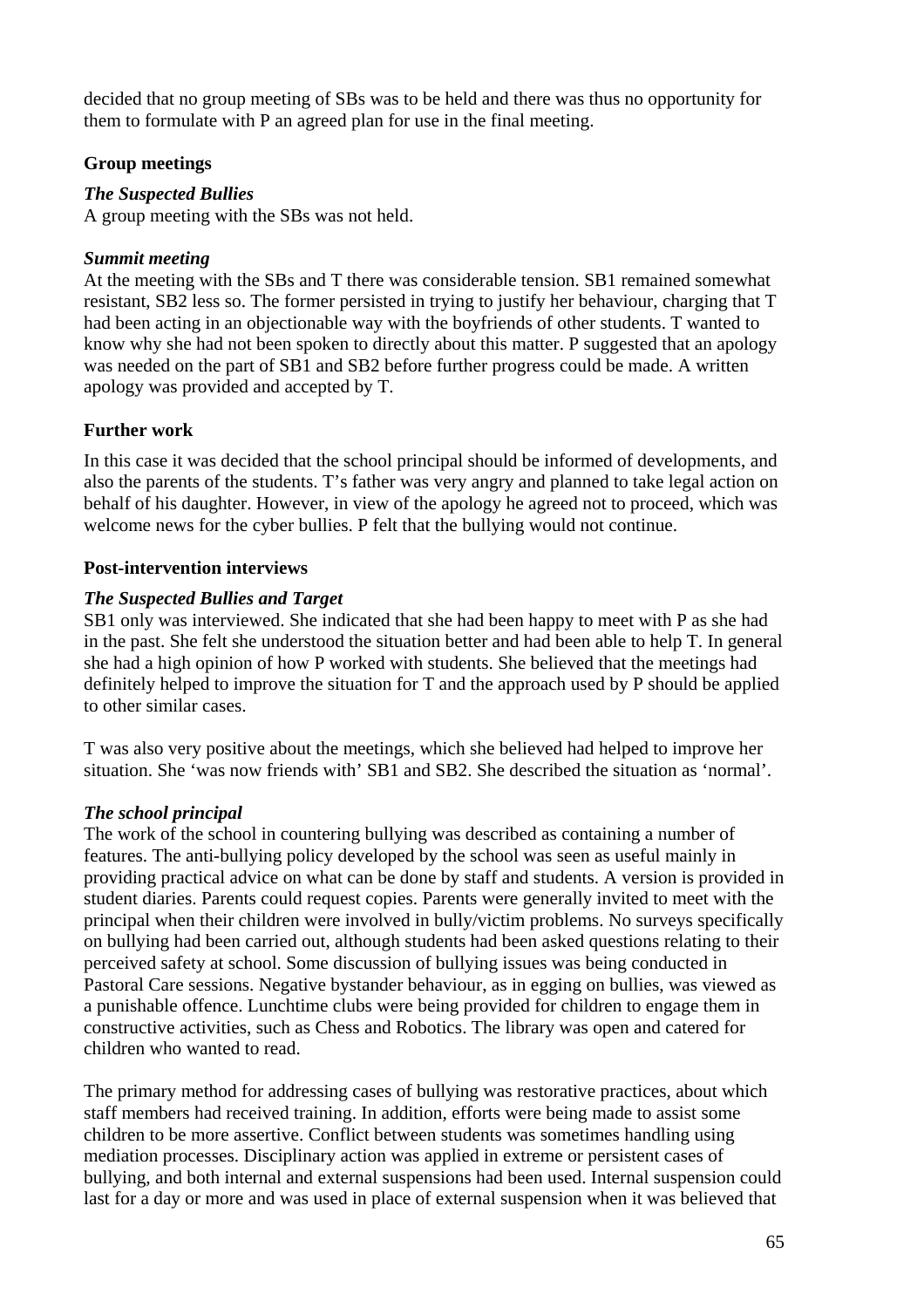decided that no group meeting of SBs was to be held and there was thus no opportunity for them to formulate with P an agreed plan for use in the final meeting.

### Group meetings

***The Suspected Bullies***

A group meeting with the SBs was not held.

***Summit meeting***

At the meeting with the SBs and T there was considerable tension. SB1 remained somewhat resistant, SB2 less so. The former persisted in trying to justify her behaviour, charging that T had been acting in an objectionable way with the boyfriends of other students. T wanted to know why she had not been spoken to directly about this matter. P suggested that an apology was needed on the part of SB1 and SB2 before further progress could be made. A written apology was provided and accepted by T.

### Further work

In this case it was decided that the school principal should be informed of developments, and also the parents of the students. T's father was very angry and planned to take legal action on behalf of his daughter. However, in view of the apology he agreed not to proceed, which was welcome news for the cyber bullies. P felt that the bullying would not continue.

### Post-intervention interviews

***The Suspected Bullies and Target***

SB1 only was interviewed. She indicated that she had been happy to meet with P as she had in the past. She felt she understood the situation better and had been able to help T. In general she had a high opinion of how P worked with students. She believed that the meetings had definitely helped to improve the situation for T and the approach used by P should be applied to other similar cases.

T was also very positive about the meetings, which she believed had helped to improve her situation. She 'was now friends with' SB1 and SB2. She described the situation as 'normal'.

***The school principal***

The work of the school in countering bullying was described as containing a number of features. The anti-bullying policy developed by the school was seen as useful mainly in providing practical advice on what can be done by staff and students. A version is provided in student diaries. Parents could request copies. Parents were generally invited to meet with the principal when their children were involved in bully/victim problems. No surveys specifically on bullying had been carried out, although students had been asked questions relating to their perceived safety at school. Some discussion of bullying issues was being conducted in Pastoral Care sessions. Negative bystander behaviour, as in egging on bullies, was viewed as a punishable offence. Lunchtime clubs were being provided for children to engage them in constructive activities, such as Chess and Robotics. The library was open and catered for children who wanted to read.

The primary method for addressing cases of bullying was restorative practices, about which staff members had received training. In addition, efforts were being made to assist some children to be more assertive. Conflict between students was sometimes handling using mediation processes. Disciplinary action was applied in extreme or persistent cases of bullying, and both internal and external suspensions had been used. Internal suspension could last for a day or more and was used in place of external suspension when it was believed that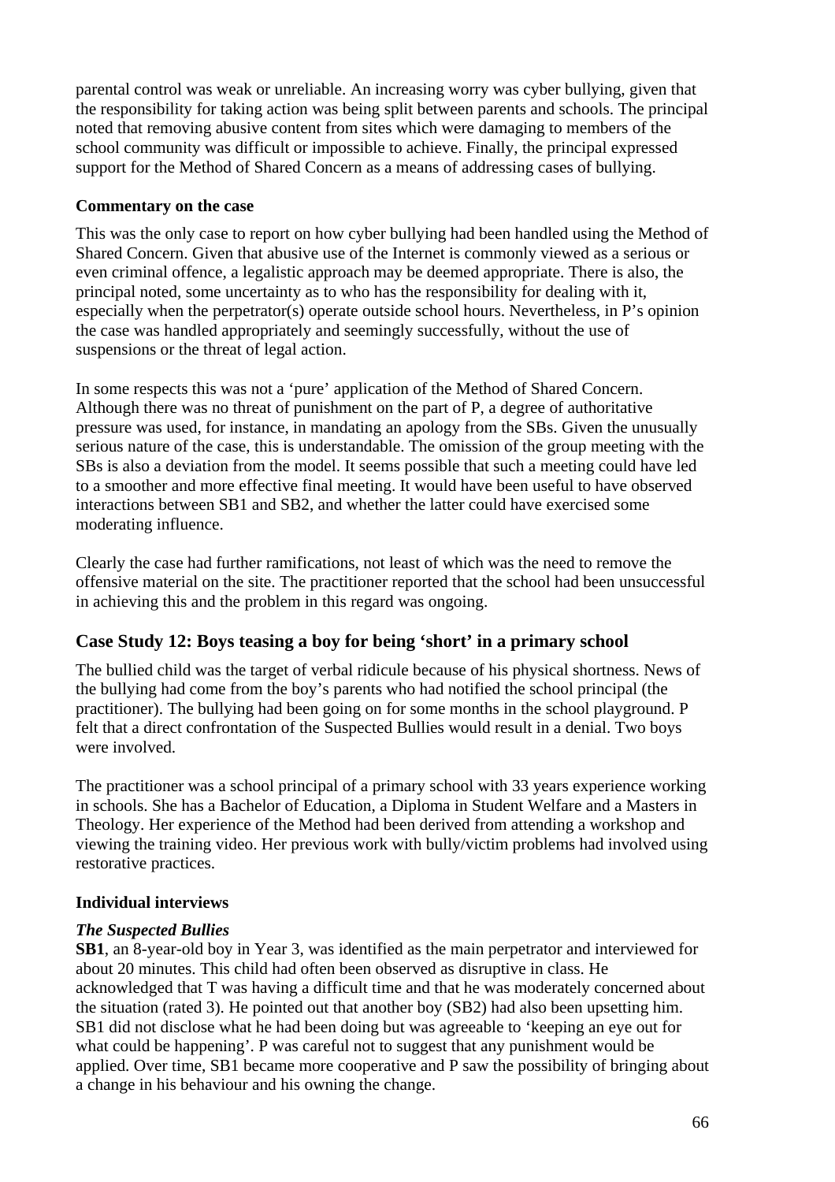parental control was weak or unreliable. An increasing worry was cyber bullying, given that the responsibility for taking action was being split between parents and schools. The principal noted that removing abusive content from sites which were damaging to members of the school community was difficult or impossible to achieve. Finally, the principal expressed support for the Method of Shared Concern as a means of addressing cases of bullying.

**Commentary on the case**

This was the only case to report on how cyber bullying had been handled using the Method of Shared Concern. Given that abusive use of the Internet is commonly viewed as a serious or even criminal offence, a legalistic approach may be deemed appropriate. There is also, the principal noted, some uncertainty as to who has the responsibility for dealing with it, especially when the perpetrator(s) operate outside school hours. Nevertheless, in P's opinion the case was handled appropriately and seemingly successfully, without the use of suspensions or the threat of legal action.

In some respects this was not a 'pure' application of the Method of Shared Concern. Although there was no threat of punishment on the part of P, a degree of authoritative pressure was used, for instance, in mandating an apology from the SBs. Given the unusually serious nature of the case, this is understandable. The omission of the group meeting with the SBs is also a deviation from the model. It seems possible that such a meeting could have led to a smoother and more effective final meeting. It would have been useful to have observed interactions between SB1 and SB2, and whether the latter could have exercised some moderating influence.

Clearly the case had further ramifications, not least of which was the need to remove the offensive material on the site. The practitioner reported that the school had been unsuccessful in achieving this and the problem in this regard was ongoing.

## Case Study 12: Boys teasing a boy for being 'short' in a primary school

The bullied child was the target of verbal ridicule because of his physical shortness. News of the bullying had come from the boy's parents who had notified the school principal (the practitioner). The bullying had been going on for some months in the school playground. P felt that a direct confrontation of the Suspected Bullies would result in a denial. Two boys were involved.

The practitioner was a school principal of a primary school with 33 years experience working in schools. She has a Bachelor of Education, a Diploma in Student Welfare and a Masters in Theology. Her experience of the Method had been derived from attending a workshop and viewing the training video. Her previous work with bully/victim problems had involved using restorative practices.

**Individual interviews**

***The Suspected Bullies***

**SB1**, an 8-year-old boy in Year 3, was identified as the main perpetrator and interviewed for about 20 minutes. This child had often been observed as disruptive in class. He acknowledged that T was having a difficult time and that he was moderately concerned about the situation (rated 3). He pointed out that another boy (SB2) had also been upsetting him. SB1 did not disclose what he had been doing but was agreeable to 'keeping an eye out for what could be happening'. P was careful not to suggest that any punishment would be applied. Over time, SB1 became more cooperative and P saw the possibility of bringing about a change in his behaviour and his owning the change.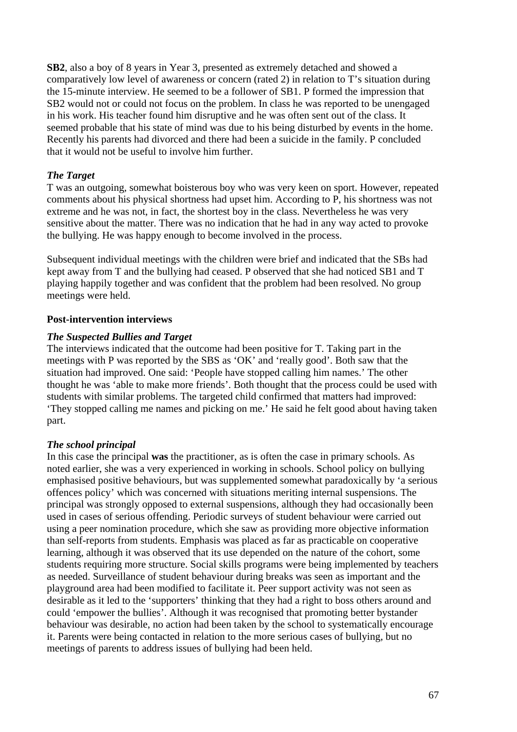**SB2**, also a boy of 8 years in Year 3, presented as extremely detached and showed a comparatively low level of awareness or concern (rated 2) in relation to T's situation during the 15-minute interview. He seemed to be a follower of SB1. P formed the impression that SB2 would not or could not focus on the problem. In class he was reported to be unengaged in his work. His teacher found him disruptive and he was often sent out of the class. It seemed probable that his state of mind was due to his being disturbed by events in the home. Recently his parents had divorced and there had been a suicide in the family. P concluded that it would not be useful to involve him further.

### *The Target*

T was an outgoing, somewhat boisterous boy who was very keen on sport. However, repeated comments about his physical shortness had upset him. According to P, his shortness was not extreme and he was not, in fact, the shortest boy in the class. Nevertheless he was very sensitive about the matter. There was no indication that he had in any way acted to provoke the bullying. He was happy enough to become involved in the process.

Subsequent individual meetings with the children were brief and indicated that the SBs had kept away from T and the bullying had ceased. P observed that she had noticed SB1 and T playing happily together and was confident that the problem had been resolved. No group meetings were held.

## Post-intervention interviews

### *The Suspected Bullies and Target*

The interviews indicated that the outcome had been positive for T. Taking part in the meetings with P was reported by the SBS as 'OK' and 'really good'. Both saw that the situation had improved. One said: 'People have stopped calling him names.' The other thought he was 'able to make more friends'. Both thought that the process could be used with students with similar problems. The targeted child confirmed that matters had improved: 'They stopped calling me names and picking on me.' He said he felt good about having taken part.

### *The school principal*

In this case the principal **was** the practitioner, as is often the case in primary schools. As noted earlier, she was a very experienced in working in schools. School policy on bullying emphasised positive behaviours, but was supplemented somewhat paradoxically by 'a serious offences policy' which was concerned with situations meriting internal suspensions. The principal was strongly opposed to external suspensions, although they had occasionally been used in cases of serious offending. Periodic surveys of student behaviour were carried out using a peer nomination procedure, which she saw as providing more objective information than self-reports from students. Emphasis was placed as far as practicable on cooperative learning, although it was observed that its use depended on the nature of the cohort, some students requiring more structure. Social skills programs were being implemented by teachers as needed. Surveillance of student behaviour during breaks was seen as important and the playground area had been modified to facilitate it. Peer support activity was not seen as desirable as it led to the 'supporters' thinking that they had a right to boss others around and could 'empower the bullies'. Although it was recognised that promoting better bystander behaviour was desirable, no action had been taken by the school to systematically encourage it. Parents were being contacted in relation to the more serious cases of bullying, but no meetings of parents to address issues of bullying had been held.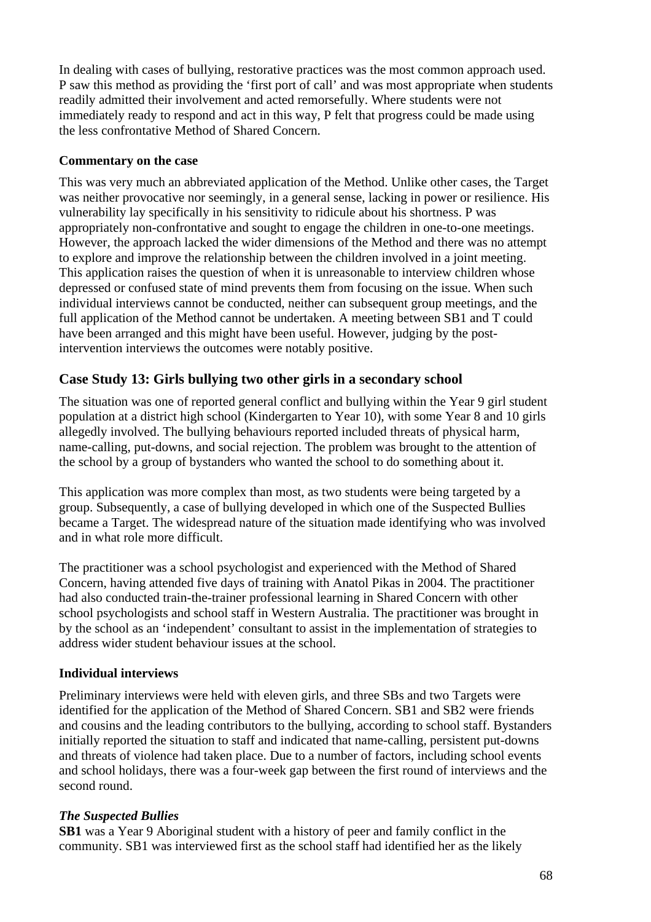In dealing with cases of bullying, restorative practices was the most common approach used. P saw this method as providing the 'first port of call' and was most appropriate when students readily admitted their involvement and acted remorsefully. Where students were not immediately ready to respond and act in this way, P felt that progress could be made using the less confrontative Method of Shared Concern.

**Commentary on the case**

This was very much an abbreviated application of the Method. Unlike other cases, the Target was neither provocative nor seemingly, in a general sense, lacking in power or resilience. His vulnerability lay specifically in his sensitivity to ridicule about his shortness. P was appropriately non-confrontative and sought to engage the children in one-to-one meetings. However, the approach lacked the wider dimensions of the Method and there was no attempt to explore and improve the relationship between the children involved in a joint meeting. This application raises the question of when it is unreasonable to interview children whose depressed or confused state of mind prevents them from focusing on the issue. When such individual interviews cannot be conducted, neither can subsequent group meetings, and the full application of the Method cannot be undertaken. A meeting between SB1 and T could have been arranged and this might have been useful. However, judging by the post-intervention interviews the outcomes were notably positive.

## Case Study 13: Girls bullying two other girls in a secondary school

The situation was one of reported general conflict and bullying within the Year 9 girl student population at a district high school (Kindergarten to Year 10), with some Year 8 and 10 girls allegedly involved. The bullying behaviours reported included threats of physical harm, name-calling, put-downs, and social rejection. The problem was brought to the attention of the school by a group of bystanders who wanted the school to do something about it.

This application was more complex than most, as two students were being targeted by a group. Subsequently, a case of bullying developed in which one of the Suspected Bullies became a Target. The widespread nature of the situation made identifying who was involved and in what role more difficult.

The practitioner was a school psychologist and experienced with the Method of Shared Concern, having attended five days of training with Anatol Pikas in 2004. The practitioner had also conducted train-the-trainer professional learning in Shared Concern with other school psychologists and school staff in Western Australia. The practitioner was brought in by the school as an 'independent' consultant to assist in the implementation of strategies to address wider student behaviour issues at the school.

**Individual interviews**

Preliminary interviews were held with eleven girls, and three SBs and two Targets were identified for the application of the Method of Shared Concern. SB1 and SB2 were friends and cousins and the leading contributors to the bullying, according to school staff. Bystanders initially reported the situation to staff and indicated that name-calling, persistent put-downs and threats of violence had taken place. Due to a number of factors, including school events and school holidays, there was a four-week gap between the first round of interviews and the second round.

***The Suspected Bullies***

**SB1** was a Year 9 Aboriginal student with a history of peer and family conflict in the community. SB1 was interviewed first as the school staff had identified her as the likely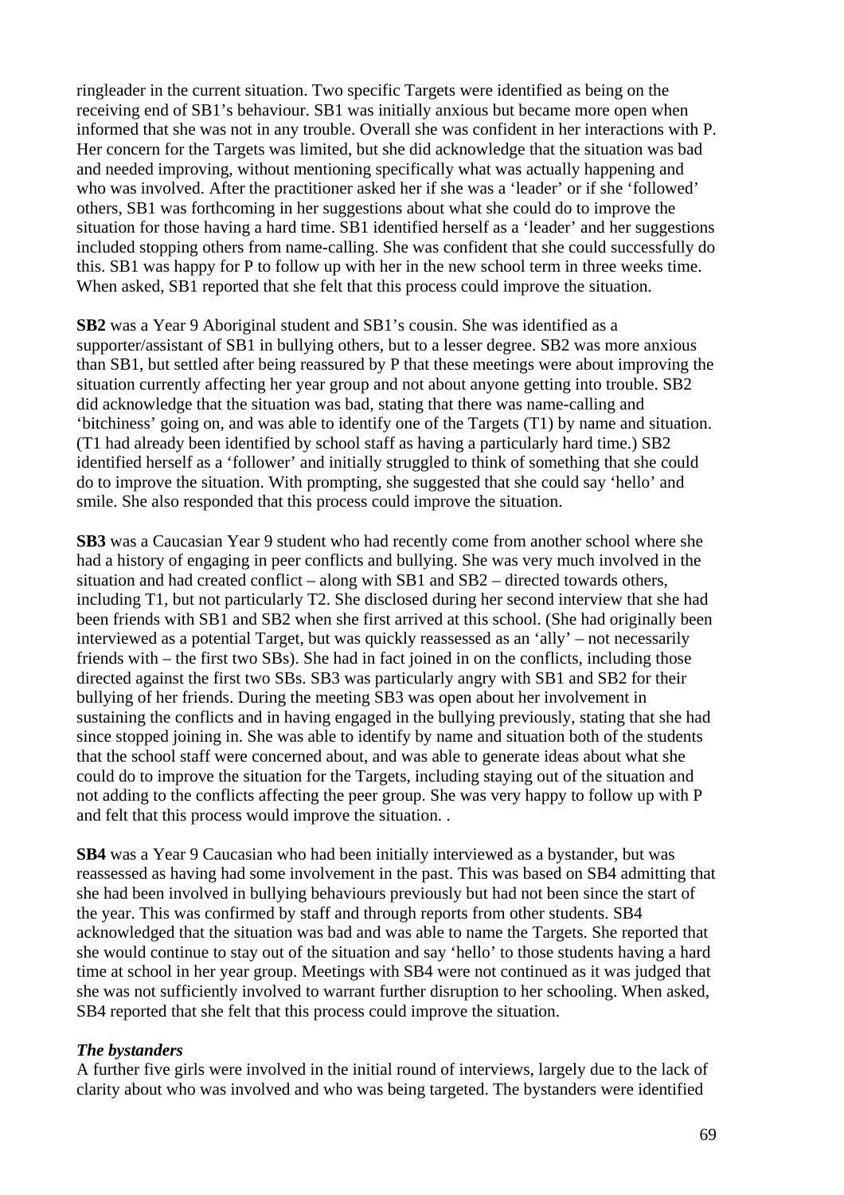ringleader in the current situation. Two specific Targets were identified as being on the receiving end of SB1's behaviour. SB1 was initially anxious but became more open when informed that she was not in any trouble. Overall she was confident in her interactions with P. Her concern for the Targets was limited, but she did acknowledge that the situation was bad and needed improving, without mentioning specifically what was actually happening and who was involved. After the practitioner asked her if she was a 'leader' or if she 'followed' others, SB1 was forthcoming in her suggestions about what she could do to improve the situation for those having a hard time. SB1 identified herself as a 'leader' and her suggestions included stopping others from name-calling. She was confident that she could successfully do this. SB1 was happy for P to follow up with her in the new school term in three weeks time. When asked, SB1 reported that she felt that this process could improve the situation.

**SB2** was a Year 9 Aboriginal student and SB1's cousin. She was identified as a supporter/assistant of SB1 in bullying others, but to a lesser degree. SB2 was more anxious than SB1, but settled after being reassured by P that these meetings were about improving the situation currently affecting her year group and not about anyone getting into trouble. SB2 did acknowledge that the situation was bad, stating that there was name-calling and 'bitchiness' going on, and was able to identify one of the Targets (T1) by name and situation. (T1 had already been identified by school staff as having a particularly hard time.) SB2 identified herself as a 'follower' and initially struggled to think of something that she could do to improve the situation. With prompting, she suggested that she could say 'hello' and smile. She also responded that this process could improve the situation.

**SB3** was a Caucasian Year 9 student who had recently come from another school where she had a history of engaging in peer conflicts and bullying. She was very much involved in the situation and had created conflict – along with SB1 and SB2 – directed towards others, including T1, but not particularly T2. She disclosed during her second interview that she had been friends with SB1 and SB2 when she first arrived at this school. (She had originally been interviewed as a potential Target, but was quickly reassessed as an 'ally' – not necessarily friends with – the first two SBs). She had in fact joined in on the conflicts, including those directed against the first two SBs. SB3 was particularly angry with SB1 and SB2 for their bullying of her friends. During the meeting SB3 was open about her involvement in sustaining the conflicts and in having engaged in the bullying previously, stating that she had since stopped joining in. She was able to identify by name and situation both of the students that the school staff were concerned about, and was able to generate ideas about what she could do to improve the situation for the Targets, including staying out of the situation and not adding to the conflicts affecting the peer group. She was very happy to follow up with P and felt that this process would improve the situation. .

**SB4** was a Year 9 Caucasian who had been initially interviewed as a bystander, but was reassessed as having had some involvement in the past. This was based on SB4 admitting that she had been involved in bullying behaviours previously but had not been since the start of the year. This was confirmed by staff and through reports from other students. SB4 acknowledged that the situation was bad and was able to name the Targets. She reported that she would continue to stay out of the situation and say 'hello' to those students having a hard time at school in her year group. Meetings with SB4 were not continued as it was judged that she was not sufficiently involved to warrant further disruption to her schooling. When asked, SB4 reported that she felt that this process could improve the situation.

***The bystanders***

A further five girls were involved in the initial round of interviews, largely due to the lack of clarity about who was involved and who was being targeted. The bystanders were identified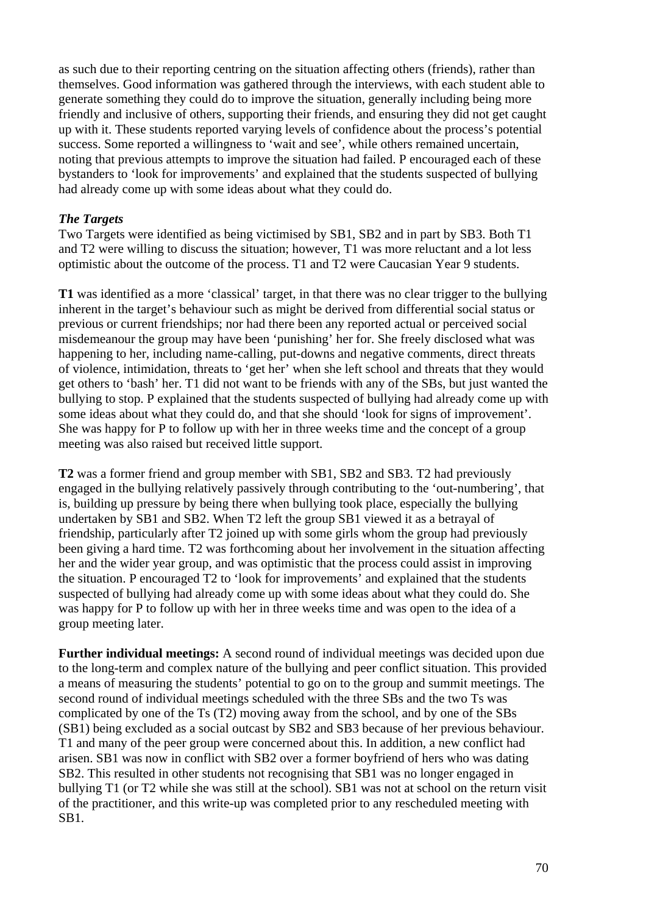as such due to their reporting centring on the situation affecting others (friends), rather than themselves. Good information was gathered through the interviews, with each student able to generate something they could do to improve the situation, generally including being more friendly and inclusive of others, supporting their friends, and ensuring they did not get caught up with it. These students reported varying levels of confidence about the process's potential success. Some reported a willingness to 'wait and see', while others remained uncertain, noting that previous attempts to improve the situation had failed. P encouraged each of these bystanders to 'look for improvements' and explained that the students suspected of bullying had already come up with some ideas about what they could do.

***The Targets***

Two Targets were identified as being victimised by SB1, SB2 and in part by SB3. Both T1 and T2 were willing to discuss the situation; however, T1 was more reluctant and a lot less optimistic about the outcome of the process. T1 and T2 were Caucasian Year 9 students.

**T1** was identified as a more 'classical' target, in that there was no clear trigger to the bullying inherent in the target's behaviour such as might be derived from differential social status or previous or current friendships; nor had there been any reported actual or perceived social misdemeanour the group may have been 'punishing' her for. She freely disclosed what was happening to her, including name-calling, put-downs and negative comments, direct threats of violence, intimidation, threats to 'get her' when she left school and threats that they would get others to 'bash' her. T1 did not want to be friends with any of the SBs, but just wanted the bullying to stop. P explained that the students suspected of bullying had already come up with some ideas about what they could do, and that she should 'look for signs of improvement'. She was happy for P to follow up with her in three weeks time and the concept of a group meeting was also raised but received little support.

**T2** was a former friend and group member with SB1, SB2 and SB3. T2 had previously engaged in the bullying relatively passively through contributing to the 'out-numbering', that is, building up pressure by being there when bullying took place, especially the bullying undertaken by SB1 and SB2. When T2 left the group SB1 viewed it as a betrayal of friendship, particularly after T2 joined up with some girls whom the group had previously been giving a hard time. T2 was forthcoming about her involvement in the situation affecting her and the wider year group, and was optimistic that the process could assist in improving the situation. P encouraged T2 to 'look for improvements' and explained that the students suspected of bullying had already come up with some ideas about what they could do. She was happy for P to follow up with her in three weeks time and was open to the idea of a group meeting later.

**Further individual meetings:** A second round of individual meetings was decided upon due to the long-term and complex nature of the bullying and peer conflict situation. This provided a means of measuring the students' potential to go on to the group and summit meetings. The second round of individual meetings scheduled with the three SBs and the two Ts was complicated by one of the Ts (T2) moving away from the school, and by one of the SBs (SB1) being excluded as a social outcast by SB2 and SB3 because of her previous behaviour. T1 and many of the peer group were concerned about this. In addition, a new conflict had arisen. SB1 was now in conflict with SB2 over a former boyfriend of hers who was dating SB2. This resulted in other students not recognising that SB1 was no longer engaged in bullying T1 (or T2 while she was still at the school). SB1 was not at school on the return visit of the practitioner, and this write-up was completed prior to any rescheduled meeting with SB1.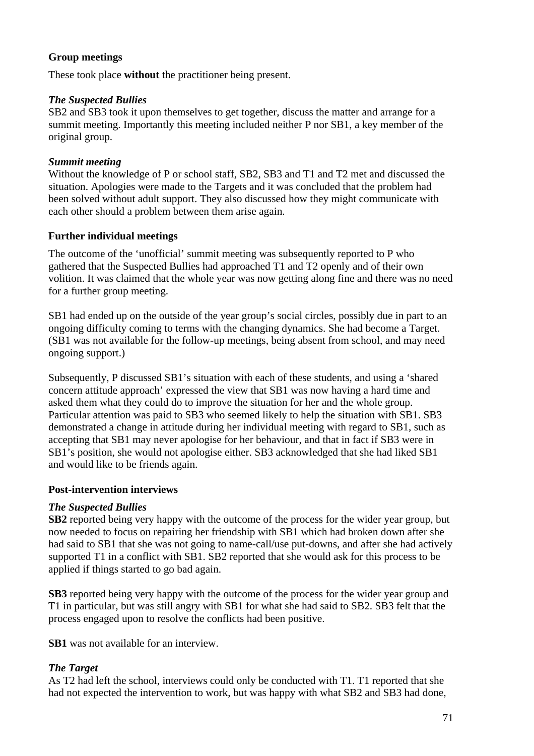**Group meetings**

These took place **without** the practitioner being present.

***The Suspected Bullies***

SB2 and SB3 took it upon themselves to get together, discuss the matter and arrange for a summit meeting. Importantly this meeting included neither P nor SB1, a key member of the original group.

***Summit meeting***

Without the knowledge of P or school staff, SB2, SB3 and T1 and T2 met and discussed the situation. Apologies were made to the Targets and it was concluded that the problem had been solved without adult support. They also discussed how they might communicate with each other should a problem between them arise again.

**Further individual meetings**

The outcome of the 'unofficial' summit meeting was subsequently reported to P who gathered that the Suspected Bullies had approached T1 and T2 openly and of their own volition. It was claimed that the whole year was now getting along fine and there was no need for a further group meeting.

SB1 had ended up on the outside of the year group's social circles, possibly due in part to an ongoing difficulty coming to terms with the changing dynamics. She had become a Target. (SB1 was not available for the follow-up meetings, being absent from school, and may need ongoing support.)

Subsequently, P discussed SB1's situation with each of these students, and using a 'shared concern attitude approach' expressed the view that SB1 was now having a hard time and asked them what they could do to improve the situation for her and the whole group. Particular attention was paid to SB3 who seemed likely to help the situation with SB1. SB3 demonstrated a change in attitude during her individual meeting with regard to SB1, such as accepting that SB1 may never apologise for her behaviour, and that in fact if SB3 were in SB1's position, she would not apologise either. SB3 acknowledged that she had liked SB1 and would like to be friends again.

**Post-intervention interviews**

***The Suspected Bullies***

**SB2** reported being very happy with the outcome of the process for the wider year group, but now needed to focus on repairing her friendship with SB1 which had broken down after she had said to SB1 that she was not going to name-call/use put-downs, and after she had actively supported T1 in a conflict with SB1. SB2 reported that she would ask for this process to be applied if things started to go bad again.

**SB3** reported being very happy with the outcome of the process for the wider year group and T1 in particular, but was still angry with SB1 for what she had said to SB2. SB3 felt that the process engaged upon to resolve the conflicts had been positive.

**SB1** was not available for an interview.

***The Target***

As T2 had left the school, interviews could only be conducted with T1. T1 reported that she had not expected the intervention to work, but was happy with what SB2 and SB3 had done,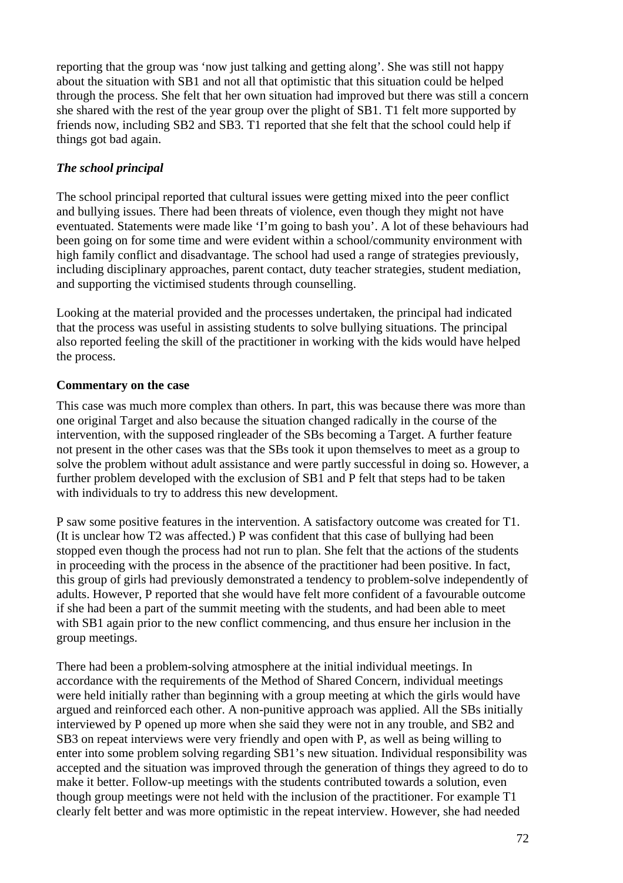reporting that the group was 'now just talking and getting along'. She was still not happy about the situation with SB1 and not all that optimistic that this situation could be helped through the process. She felt that her own situation had improved but there was still a concern she shared with the rest of the year group over the plight of SB1. T1 felt more supported by friends now, including SB2 and SB3. T1 reported that she felt that the school could help if things got bad again.

### *The school principal*

The school principal reported that cultural issues were getting mixed into the peer conflict and bullying issues. There had been threats of violence, even though they might not have eventuated. Statements were made like 'I'm going to bash you'. A lot of these behaviours had been going on for some time and were evident within a school/community environment with high family conflict and disadvantage. The school had used a range of strategies previously, including disciplinary approaches, parent contact, duty teacher strategies, student mediation, and supporting the victimised students through counselling.

Looking at the material provided and the processes undertaken, the principal had indicated that the process was useful in assisting students to solve bullying situations. The principal also reported feeling the skill of the practitioner in working with the kids would have helped the process.

### Commentary on the case

This case was much more complex than others. In part, this was because there was more than one original Target and also because the situation changed radically in the course of the intervention, with the supposed ringleader of the SBs becoming a Target. A further feature not present in the other cases was that the SBs took it upon themselves to meet as a group to solve the problem without adult assistance and were partly successful in doing so. However, a further problem developed with the exclusion of SB1 and P felt that steps had to be taken with individuals to try to address this new development.

P saw some positive features in the intervention. A satisfactory outcome was created for T1. (It is unclear how T2 was affected.) P was confident that this case of bullying had been stopped even though the process had not run to plan. She felt that the actions of the students in proceeding with the process in the absence of the practitioner had been positive. In fact, this group of girls had previously demonstrated a tendency to problem-solve independently of adults. However, P reported that she would have felt more confident of a favourable outcome if she had been a part of the summit meeting with the students, and had been able to meet with SB1 again prior to the new conflict commencing, and thus ensure her inclusion in the group meetings.

There had been a problem-solving atmosphere at the initial individual meetings. In accordance with the requirements of the Method of Shared Concern, individual meetings were held initially rather than beginning with a group meeting at which the girls would have argued and reinforced each other. A non-punitive approach was applied. All the SBs initially interviewed by P opened up more when she said they were not in any trouble, and SB2 and SB3 on repeat interviews were very friendly and open with P, as well as being willing to enter into some problem solving regarding SB1's new situation. Individual responsibility was accepted and the situation was improved through the generation of things they agreed to do to make it better. Follow-up meetings with the students contributed towards a solution, even though group meetings were not held with the inclusion of the practitioner. For example T1 clearly felt better and was more optimistic in the repeat interview. However, she had needed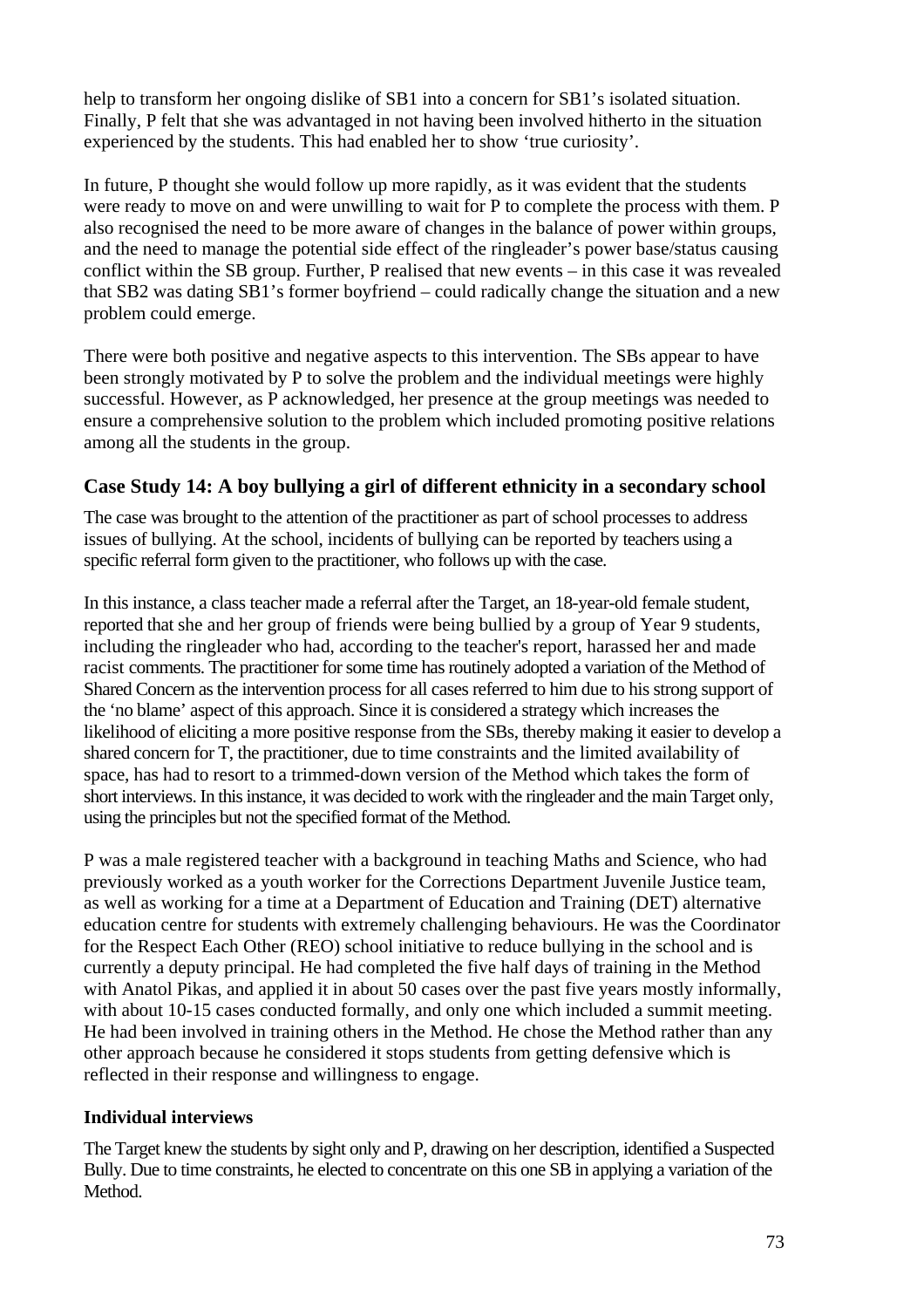help to transform her ongoing dislike of SB1 into a concern for SB1's isolated situation. Finally, P felt that she was advantaged in not having been involved hitherto in the situation experienced by the students. This had enabled her to show 'true curiosity'.

In future, P thought she would follow up more rapidly, as it was evident that the students were ready to move on and were unwilling to wait for P to complete the process with them. P also recognised the need to be more aware of changes in the balance of power within groups, and the need to manage the potential side effect of the ringleader's power base/status causing conflict within the SB group. Further, P realised that new events – in this case it was revealed that SB2 was dating SB1's former boyfriend – could radically change the situation and a new problem could emerge.

There were both positive and negative aspects to this intervention. The SBs appear to have been strongly motivated by P to solve the problem and the individual meetings were highly successful. However, as P acknowledged, her presence at the group meetings was needed to ensure a comprehensive solution to the problem which included promoting positive relations among all the students in the group.

## Case Study 14: A boy bullying a girl of different ethnicity in a secondary school

The case was brought to the attention of the practitioner as part of school processes to address issues of bullying. At the school, incidents of bullying can be reported by teachers using a specific referral form given to the practitioner, who follows up with the case.

In this instance, a class teacher made a referral after the Target, an 18-year-old female student, reported that she and her group of friends were being bullied by a group of Year 9 students, including the ringleader who had, according to the teacher's report, harassed her and made racist comments. The practitioner for some time has routinely adopted a variation of the Method of Shared Concern as the intervention process for all cases referred to him due to his strong support of the 'no blame' aspect of this approach. Since it is considered a strategy which increases the likelihood of eliciting a more positive response from the SBs, thereby making it easier to develop a shared concern for T, the practitioner, due to time constraints and the limited availability of space, has had to resort to a trimmed-down version of the Method which takes the form of short interviews. In this instance, it was decided to work with the ringleader and the main Target only, using the principles but not the specified format of the Method.

P was a male registered teacher with a background in teaching Maths and Science, who had previously worked as a youth worker for the Corrections Department Juvenile Justice team, as well as working for a time at a Department of Education and Training (DET) alternative education centre for students with extremely challenging behaviours. He was the Coordinator for the Respect Each Other (REO) school initiative to reduce bullying in the school and is currently a deputy principal. He had completed the five half days of training in the Method with Anatol Pikas, and applied it in about 50 cases over the past five years mostly informally, with about 10-15 cases conducted formally, and only one which included a summit meeting. He had been involved in training others in the Method. He chose the Method rather than any other approach because he considered it stops students from getting defensive which is reflected in their response and willingness to engage.

### Individual interviews

The Target knew the students by sight only and P, drawing on her description, identified a Suspected Bully. Due to time constraints, he elected to concentrate on this one SB in applying a variation of the Method.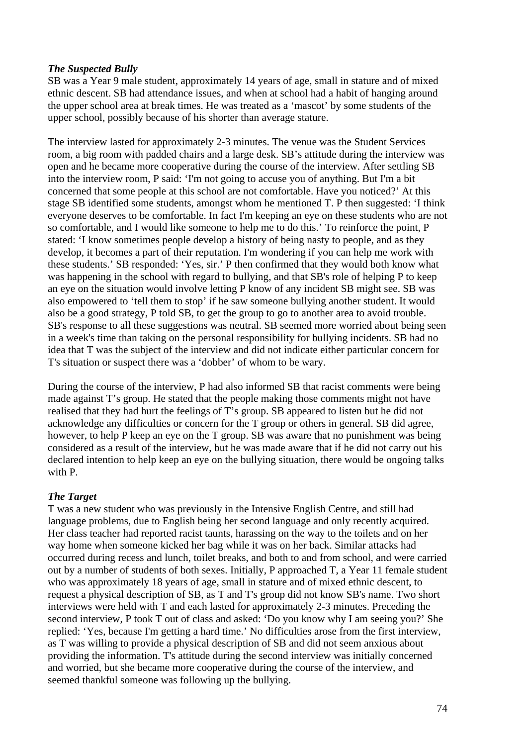***The Suspected Bully***

SB was a Year 9 male student, approximately 14 years of age, small in stature and of mixed ethnic descent. SB had attendance issues, and when at school had a habit of hanging around the upper school area at break times. He was treated as a 'mascot' by some students of the upper school, possibly because of his shorter than average stature.

The interview lasted for approximately 2-3 minutes. The venue was the Student Services room, a big room with padded chairs and a large desk. SB's attitude during the interview was open and he became more cooperative during the course of the interview. After settling SB into the interview room, P said: 'I'm not going to accuse you of anything. But I'm a bit concerned that some people at this school are not comfortable. Have you noticed?' At this stage SB identified some students, amongst whom he mentioned T. P then suggested: 'I think everyone deserves to be comfortable. In fact I'm keeping an eye on these students who are not so comfortable, and I would like someone to help me to do this.' To reinforce the point, P stated: 'I know sometimes people develop a history of being nasty to people, and as they develop, it becomes a part of their reputation. I'm wondering if you can help me work with these students.' SB responded: 'Yes, sir.' P then confirmed that they would both know what was happening in the school with regard to bullying, and that SB's role of helping P to keep an eye on the situation would involve letting P know of any incident SB might see. SB was also empowered to 'tell them to stop' if he saw someone bullying another student. It would also be a good strategy, P told SB, to get the group to go to another area to avoid trouble. SB's response to all these suggestions was neutral. SB seemed more worried about being seen in a week's time than taking on the personal responsibility for bullying incidents. SB had no idea that T was the subject of the interview and did not indicate either particular concern for T's situation or suspect there was a 'dobber' of whom to be wary.

During the course of the interview, P had also informed SB that racist comments were being made against T's group. He stated that the people making those comments might not have realised that they had hurt the feelings of T's group. SB appeared to listen but he did not acknowledge any difficulties or concern for the T group or others in general. SB did agree, however, to help P keep an eye on the T group. SB was aware that no punishment was being considered as a result of the interview, but he was made aware that if he did not carry out his declared intention to help keep an eye on the bullying situation, there would be ongoing talks with P.

***The Target***

T was a new student who was previously in the Intensive English Centre, and still had language problems, due to English being her second language and only recently acquired. Her class teacher had reported racist taunts, harassing on the way to the toilets and on her way home when someone kicked her bag while it was on her back. Similar attacks had occurred during recess and lunch, toilet breaks, and both to and from school, and were carried out by a number of students of both sexes. Initially, P approached T, a Year 11 female student who was approximately 18 years of age, small in stature and of mixed ethnic descent, to request a physical description of SB, as T and T's group did not know SB's name. Two short interviews were held with T and each lasted for approximately 2-3 minutes. Preceding the second interview, P took T out of class and asked: 'Do you know why I am seeing you?' She replied: 'Yes, because I'm getting a hard time.' No difficulties arose from the first interview, as T was willing to provide a physical description of SB and did not seem anxious about providing the information. T's attitude during the second interview was initially concerned and worried, but she became more cooperative during the course of the interview, and seemed thankful someone was following up the bullying.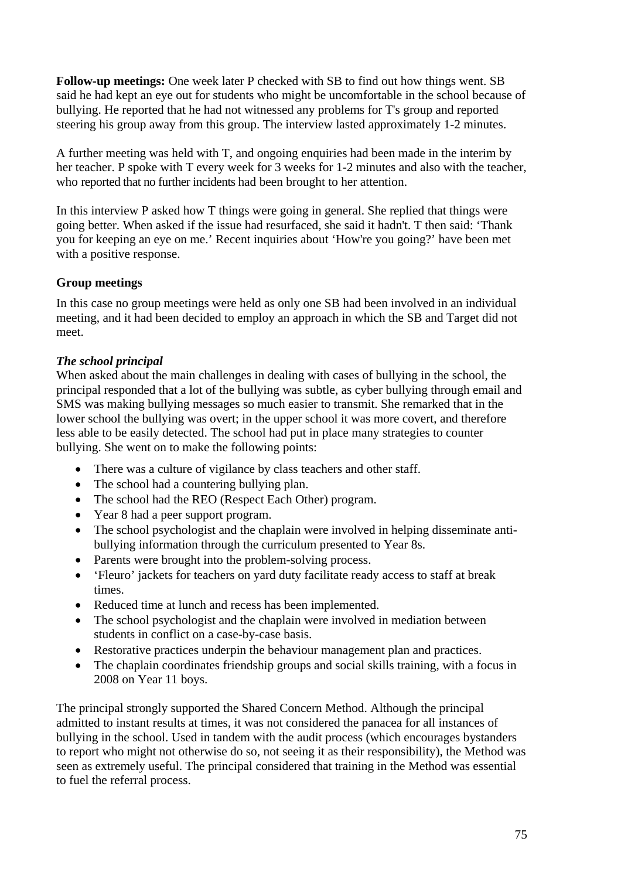**Follow-up meetings:** One week later P checked with SB to find out how things went. SB said he had kept an eye out for students who might be uncomfortable in the school because of bullying. He reported that he had not witnessed any problems for T's group and reported steering his group away from this group. The interview lasted approximately 1-2 minutes.

A further meeting was held with T, and ongoing enquiries had been made in the interim by her teacher. P spoke with T every week for 3 weeks for 1-2 minutes and also with the teacher, who reported that no further incidents had been brought to her attention.

In this interview P asked how T things were going in general. She replied that things were going better. When asked if the issue had resurfaced, she said it hadn't. T then said: 'Thank you for keeping an eye on me.' Recent inquiries about 'How're you going?' have been met with a positive response.

**Group meetings**

In this case no group meetings were held as only one SB had been involved in an individual meeting, and it had been decided to employ an approach in which the SB and Target did not meet.

***The school principal***

When asked about the main challenges in dealing with cases of bullying in the school, the principal responded that a lot of the bullying was subtle, as cyber bullying through email and SMS was making bullying messages so much easier to transmit. She remarked that in the lower school the bullying was overt; in the upper school it was more covert, and therefore less able to be easily detected. The school had put in place many strategies to counter bullying. She went on to make the following points:

- There was a culture of vigilance by class teachers and other staff.
- The school had a countering bullying plan.
- The school had the REO (Respect Each Other) program.
- Year 8 had a peer support program.
- The school psychologist and the chaplain were involved in helping disseminate anti-bullying information through the curriculum presented to Year 8s.
- Parents were brought into the problem-solving process.
- 'Fleuro' jackets for teachers on yard duty facilitate ready access to staff at break times.
- Reduced time at lunch and recess has been implemented.
- The school psychologist and the chaplain were involved in mediation between students in conflict on a case-by-case basis.
- Restorative practices underpin the behaviour management plan and practices.
- The chaplain coordinates friendship groups and social skills training, with a focus in 2008 on Year 11 boys.

The principal strongly supported the Shared Concern Method. Although the principal admitted to instant results at times, it was not considered the panacea for all instances of bullying in the school. Used in tandem with the audit process (which encourages bystanders to report who might not otherwise do so, not seeing it as their responsibility), the Method was seen as extremely useful. The principal considered that training in the Method was essential to fuel the referral process.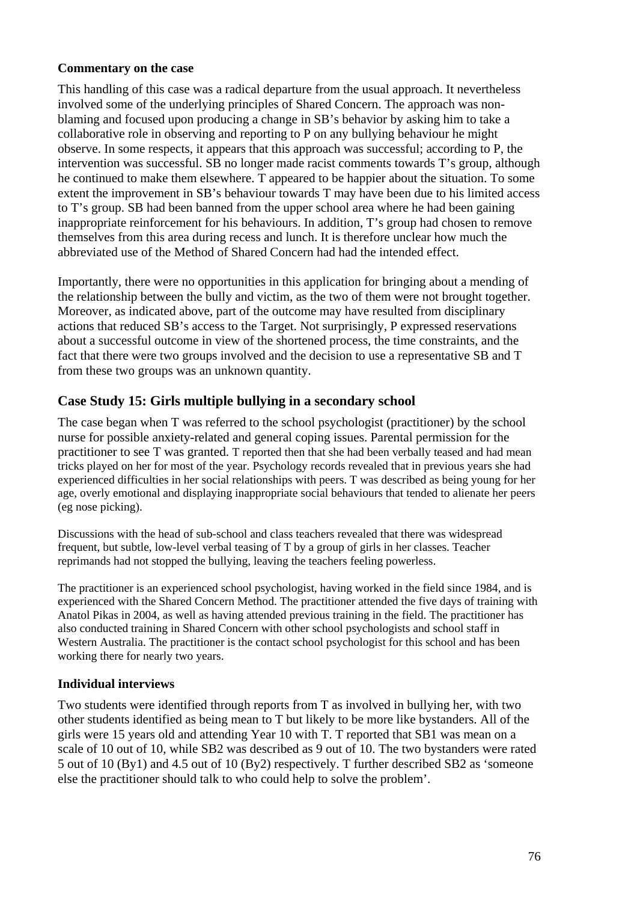### Commentary on the case

This handling of this case was a radical departure from the usual approach. It nevertheless involved some of the underlying principles of Shared Concern. The approach was non-blaming and focused upon producing a change in SB's behavior by asking him to take a collaborative role in observing and reporting to P on any bullying behaviour he might observe. In some respects, it appears that this approach was successful; according to P, the intervention was successful. SB no longer made racist comments towards T's group, although he continued to make them elsewhere. T appeared to be happier about the situation. To some extent the improvement in SB's behaviour towards T may have been due to his limited access to T's group. SB had been banned from the upper school area where he had been gaining inappropriate reinforcement for his behaviours. In addition, T's group had chosen to remove themselves from this area during recess and lunch. It is therefore unclear how much the abbreviated use of the Method of Shared Concern had had the intended effect.

Importantly, there were no opportunities in this application for bringing about a mending of the relationship between the bully and victim, as the two of them were not brought together. Moreover, as indicated above, part of the outcome may have resulted from disciplinary actions that reduced SB's access to the Target. Not surprisingly, P expressed reservations about a successful outcome in view of the shortened process, the time constraints, and the fact that there were two groups involved and the decision to use a representative SB and T from these two groups was an unknown quantity.

## Case Study 15: Girls multiple bullying in a secondary school

The case began when T was referred to the school psychologist (practitioner) by the school nurse for possible anxiety-related and general coping issues. Parental permission for the practitioner to see T was granted. T reported then that she had been verbally teased and had mean tricks played on her for most of the year. Psychology records revealed that in previous years she had experienced difficulties in her social relationships with peers. T was described as being young for her age, overly emotional and displaying inappropriate social behaviours that tended to alienate her peers (eg nose picking).

Discussions with the head of sub-school and class teachers revealed that there was widespread frequent, but subtle, low-level verbal teasing of T by a group of girls in her classes. Teacher reprimands had not stopped the bullying, leaving the teachers feeling powerless.

The practitioner is an experienced school psychologist, having worked in the field since 1984, and is experienced with the Shared Concern Method. The practitioner attended the five days of training with Anatol Pikas in 2004, as well as having attended previous training in the field. The practitioner has also conducted training in Shared Concern with other school psychologists and school staff in Western Australia. The practitioner is the contact school psychologist for this school and has been working there for nearly two years.

### Individual interviews

Two students were identified through reports from T as involved in bullying her, with two other students identified as being mean to T but likely to be more like bystanders. All of the girls were 15 years old and attending Year 10 with T. T reported that SB1 was mean on a scale of 10 out of 10, while SB2 was described as 9 out of 10. The two bystanders were rated 5 out of 10 (By1) and 4.5 out of 10 (By2) respectively. T further described SB2 as 'someone else the practitioner should talk to who could help to solve the problem'.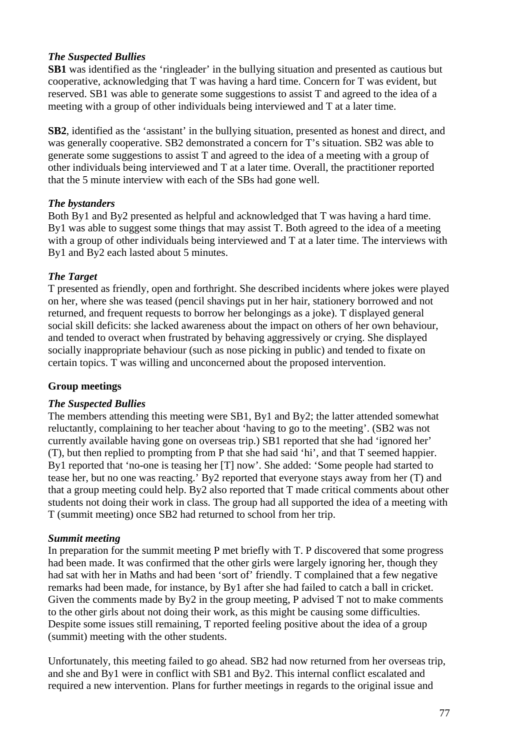### *The Suspected Bullies*

**SB1** was identified as the 'ringleader' in the bullying situation and presented as cautious but cooperative, acknowledging that T was having a hard time. Concern for T was evident, but reserved. SB1 was able to generate some suggestions to assist T and agreed to the idea of a meeting with a group of other individuals being interviewed and T at a later time.

**SB2**, identified as the 'assistant' in the bullying situation, presented as honest and direct, and was generally cooperative. SB2 demonstrated a concern for T's situation. SB2 was able to generate some suggestions to assist T and agreed to the idea of a meeting with a group of other individuals being interviewed and T at a later time. Overall, the practitioner reported that the 5 minute interview with each of the SBs had gone well.

### *The bystanders*

Both By1 and By2 presented as helpful and acknowledged that T was having a hard time. By1 was able to suggest some things that may assist T. Both agreed to the idea of a meeting with a group of other individuals being interviewed and T at a later time. The interviews with By1 and By2 each lasted about 5 minutes.

### *The Target*

T presented as friendly, open and forthright. She described incidents where jokes were played on her, where she was teased (pencil shavings put in her hair, stationery borrowed and not returned, and frequent requests to borrow her belongings as a joke). T displayed general social skill deficits: she lacked awareness about the impact on others of her own behaviour, and tended to overact when frustrated by behaving aggressively or crying. She displayed socially inappropriate behaviour (such as nose picking in public) and tended to fixate on certain topics. T was willing and unconcerned about the proposed intervention.

## Group meetings

### *The Suspected Bullies*

The members attending this meeting were SB1, By1 and By2; the latter attended somewhat reluctantly, complaining to her teacher about 'having to go to the meeting'. (SB2 was not currently available having gone on overseas trip.) SB1 reported that she had 'ignored her' (T), but then replied to prompting from P that she had said 'hi', and that T seemed happier. By1 reported that 'no-one is teasing her [T] now'. She added: 'Some people had started to tease her, but no one was reacting.' By2 reported that everyone stays away from her (T) and that a group meeting could help. By2 also reported that T made critical comments about other students not doing their work in class. The group had all supported the idea of a meeting with T (summit meeting) once SB2 had returned to school from her trip.

### *Summit meeting*

In preparation for the summit meeting P met briefly with T. P discovered that some progress had been made. It was confirmed that the other girls were largely ignoring her, though they had sat with her in Maths and had been 'sort of' friendly. T complained that a few negative remarks had been made, for instance, by By1 after she had failed to catch a ball in cricket. Given the comments made by By2 in the group meeting, P advised T not to make comments to the other girls about not doing their work, as this might be causing some difficulties. Despite some issues still remaining, T reported feeling positive about the idea of a group (summit) meeting with the other students.

Unfortunately, this meeting failed to go ahead. SB2 had now returned from her overseas trip, and she and By1 were in conflict with SB1 and By2. This internal conflict escalated and required a new intervention. Plans for further meetings in regards to the original issue and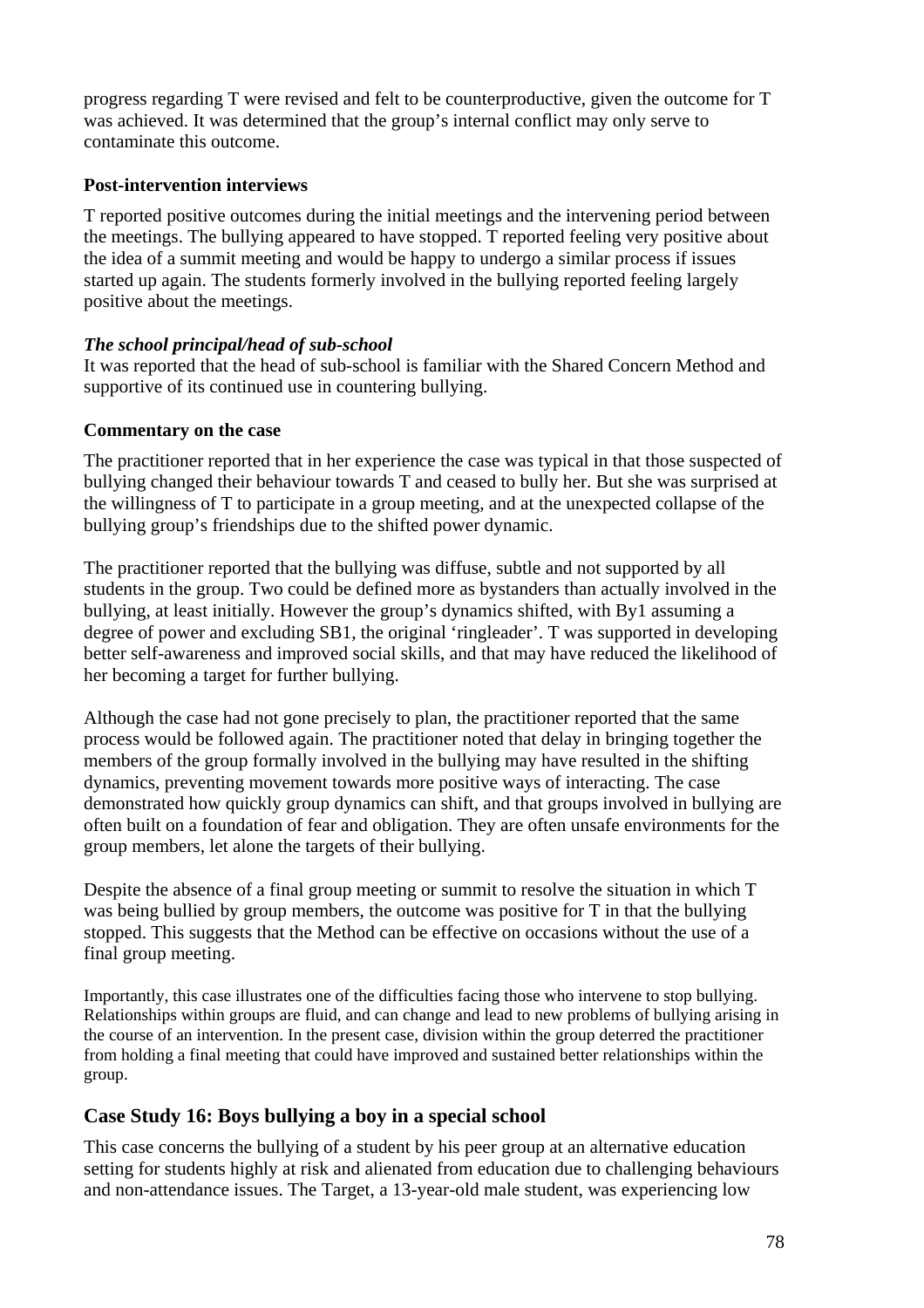progress regarding T were revised and felt to be counterproductive, given the outcome for T was achieved. It was determined that the group's internal conflict may only serve to contaminate this outcome.

**Post-intervention interviews**

T reported positive outcomes during the initial meetings and the intervening period between the meetings. The bullying appeared to have stopped. T reported feeling very positive about the idea of a summit meeting and would be happy to undergo a similar process if issues started up again. The students formerly involved in the bullying reported feeling largely positive about the meetings.

***The school principal/head of sub-school***

It was reported that the head of sub-school is familiar with the Shared Concern Method and supportive of its continued use in countering bullying.

**Commentary on the case**

The practitioner reported that in her experience the case was typical in that those suspected of bullying changed their behaviour towards T and ceased to bully her. But she was surprised at the willingness of T to participate in a group meeting, and at the unexpected collapse of the bullying group's friendships due to the shifted power dynamic.

The practitioner reported that the bullying was diffuse, subtle and not supported by all students in the group. Two could be defined more as bystanders than actually involved in the bullying, at least initially. However the group's dynamics shifted, with By1 assuming a degree of power and excluding SB1, the original 'ringleader'. T was supported in developing better self-awareness and improved social skills, and that may have reduced the likelihood of her becoming a target for further bullying.

Although the case had not gone precisely to plan, the practitioner reported that the same process would be followed again. The practitioner noted that delay in bringing together the members of the group formally involved in the bullying may have resulted in the shifting dynamics, preventing movement towards more positive ways of interacting. The case demonstrated how quickly group dynamics can shift, and that groups involved in bullying are often built on a foundation of fear and obligation. They are often unsafe environments for the group members, let alone the targets of their bullying.

Despite the absence of a final group meeting or summit to resolve the situation in which T was being bullied by group members, the outcome was positive for T in that the bullying stopped. This suggests that the Method can be effective on occasions without the use of a final group meeting.

Importantly, this case illustrates one of the difficulties facing those who intervene to stop bullying. Relationships within groups are fluid, and can change and lead to new problems of bullying arising in the course of an intervention. In the present case, division within the group deterred the practitioner from holding a final meeting that could have improved and sustained better relationships within the group.

## Case Study 16: Boys bullying a boy in a special school

This case concerns the bullying of a student by his peer group at an alternative education setting for students highly at risk and alienated from education due to challenging behaviours and non-attendance issues. The Target, a 13-year-old male student, was experiencing low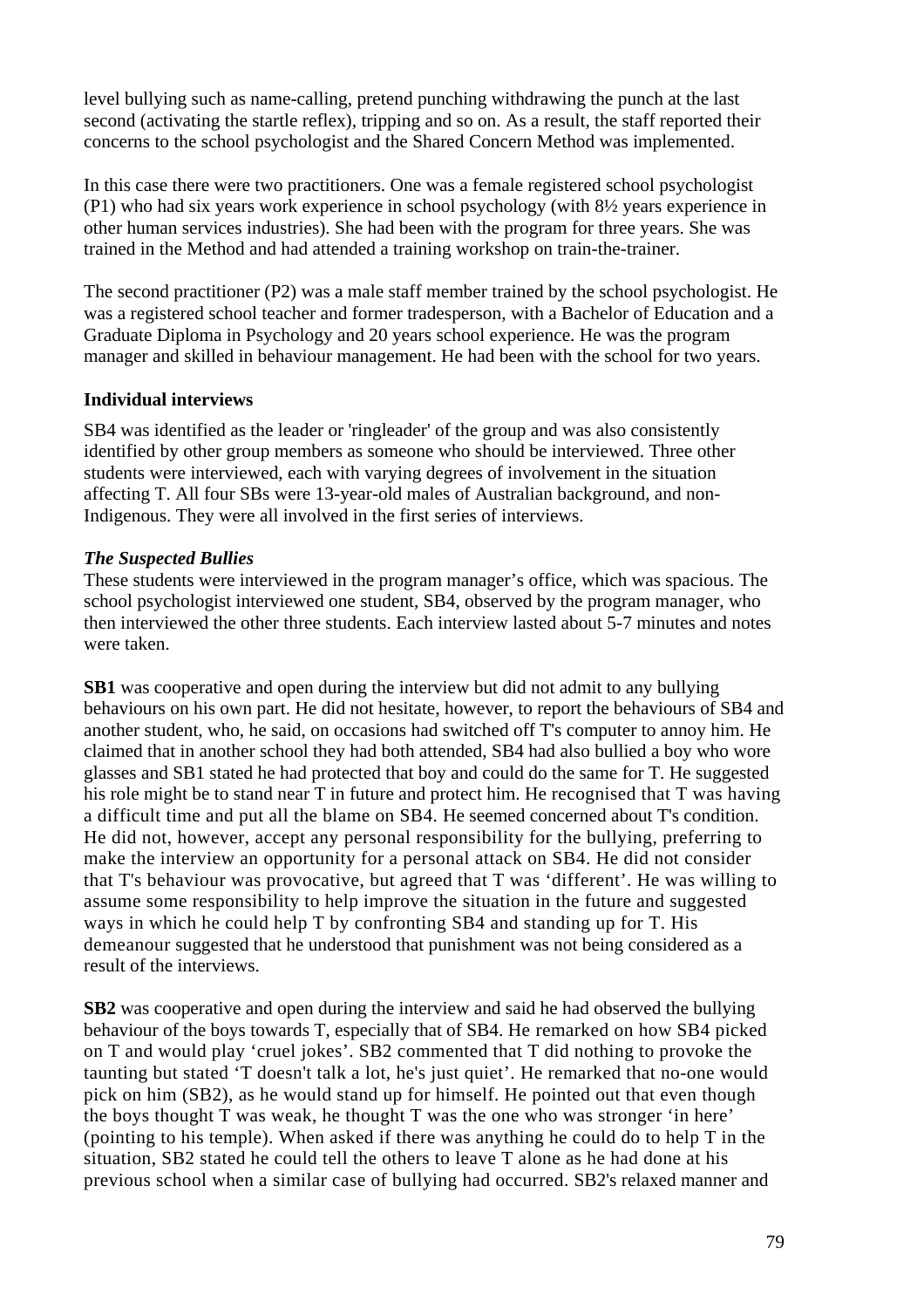level bullying such as name-calling, pretend punching withdrawing the punch at the last second (activating the startle reflex), tripping and so on. As a result, the staff reported their concerns to the school psychologist and the Shared Concern Method was implemented.

In this case there were two practitioners. One was a female registered school psychologist (P1) who had six years work experience in school psychology (with 8½ years experience in other human services industries). She had been with the program for three years. She was trained in the Method and had attended a training workshop on train-the-trainer.

The second practitioner (P2) was a male staff member trained by the school psychologist. He was a registered school teacher and former tradesperson, with a Bachelor of Education and a Graduate Diploma in Psychology and 20 years school experience. He was the program manager and skilled in behaviour management. He had been with the school for two years.

**Individual interviews**

SB4 was identified as the leader or 'ringleader' of the group and was also consistently identified by other group members as someone who should be interviewed. Three other students were interviewed, each with varying degrees of involvement in the situation affecting T. All four SBs were 13-year-old males of Australian background, and non-Indigenous. They were all involved in the first series of interviews.

***The Suspected Bullies***

These students were interviewed in the program manager’s office, which was spacious. The school psychologist interviewed one student, SB4, observed by the program manager, who then interviewed the other three students. Each interview lasted about 5-7 minutes and notes were taken.

**SB1** was cooperative and open during the interview but did not admit to any bullying behaviours on his own part. He did not hesitate, however, to report the behaviours of SB4 and another student, who, he said, on occasions had switched off T's computer to annoy him. He claimed that in another school they had both attended, SB4 had also bullied a boy who wore glasses and SB1 stated he had protected that boy and could do the same for T. He suggested his role might be to stand near T in future and protect him. He recognised that T was having a difficult time and put all the blame on SB4. He seemed concerned about T's condition. He did not, however, accept any personal responsibility for the bullying, preferring to make the interview an opportunity for a personal attack on SB4. He did not consider that T's behaviour was provocative, but agreed that T was ‘different’. He was willing to assume some responsibility to help improve the situation in the future and suggested ways in which he could help T by confronting SB4 and standing up for T. His demeanour suggested that he understood that punishment was not being considered as a result of the interviews.

**SB2** was cooperative and open during the interview and said he had observed the bullying behaviour of the boys towards T, especially that of SB4. He remarked on how SB4 picked on T and would play ‘cruel jokes’. SB2 commented that T did nothing to provoke the taunting but stated ‘T doesn't talk a lot, he's just quiet’. He remarked that no-one would pick on him (SB2), as he would stand up for himself. He pointed out that even though the boys thought T was weak, he thought T was the one who was stronger ‘in here’ (pointing to his temple). When asked if there was anything he could do to help T in the situation, SB2 stated he could tell the others to leave T alone as he had done at his previous school when a similar case of bullying had occurred. SB2's relaxed manner and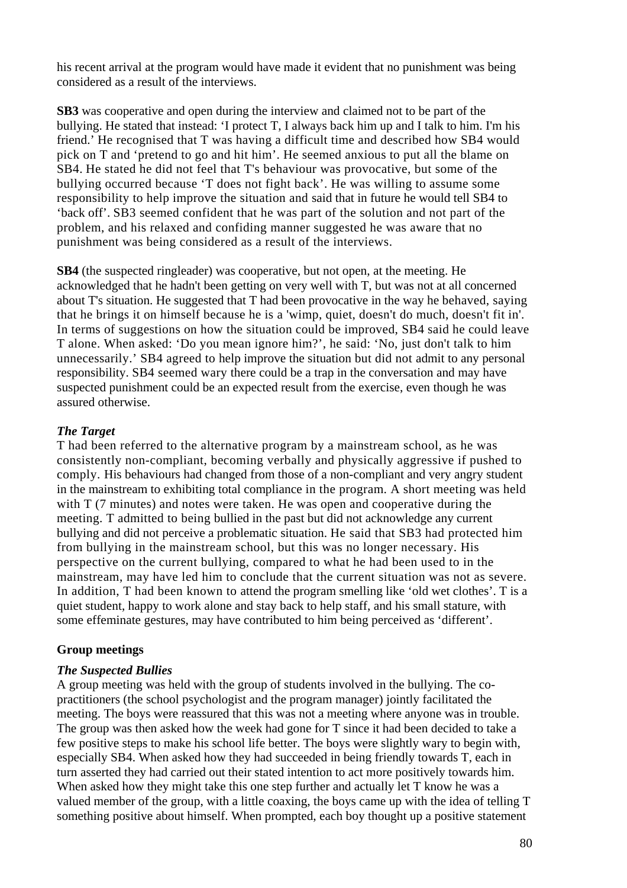his recent arrival at the program would have made it evident that no punishment was being considered as a result of the interviews.

**SB3** was cooperative and open during the interview and claimed not to be part of the bullying. He stated that instead: 'I protect T, I always back him up and I talk to him. I'm his friend.' He recognised that T was having a difficult time and described how SB4 would pick on T and 'pretend to go and hit him'. He seemed anxious to put all the blame on SB4. He stated he did not feel that T's behaviour was provocative, but some of the bullying occurred because 'T does not fight back'. He was willing to assume some responsibility to help improve the situation and said that in future he would tell SB4 to 'back off'. SB3 seemed confident that he was part of the solution and not part of the problem, and his relaxed and confiding manner suggested he was aware that no punishment was being considered as a result of the interviews.

**SB4** (the suspected ringleader) was cooperative, but not open, at the meeting. He acknowledged that he hadn't been getting on very well with T, but was not at all concerned about T's situation. He suggested that T had been provocative in the way he behaved, saying that he brings it on himself because he is a 'wimp, quiet, doesn't do much, doesn't fit in'. In terms of suggestions on how the situation could be improved, SB4 said he could leave T alone. When asked: 'Do you mean ignore him?', he said: 'No, just don't talk to him unnecessarily.' SB4 agreed to help improve the situation but did not admit to any personal responsibility. SB4 seemed wary there could be a trap in the conversation and may have suspected punishment could be an expected result from the exercise, even though he was assured otherwise.

***The Target***

T had been referred to the alternative program by a mainstream school, as he was consistently non-compliant, becoming verbally and physically aggressive if pushed to comply. His behaviours had changed from those of a non-compliant and very angry student in the mainstream to exhibiting total compliance in the program. A short meeting was held with T (7 minutes) and notes were taken. He was open and cooperative during the meeting. T admitted to being bullied in the past but did not acknowledge any current bullying and did not perceive a problematic situation. He said that SB3 had protected him from bullying in the mainstream school, but this was no longer necessary. His perspective on the current bullying, compared to what he had been used to in the mainstream, may have led him to conclude that the current situation was not as severe. In addition, T had been known to attend the program smelling like 'old wet clothes'. T is a quiet student, happy to work alone and stay back to help staff, and his small stature, with some effeminate gestures, may have contributed to him being perceived as 'different'.

**Group meetings**

***The Suspected Bullies***

A group meeting was held with the group of students involved in the bullying. The co-practitioners (the school psychologist and the program manager) jointly facilitated the meeting. The boys were reassured that this was not a meeting where anyone was in trouble. The group was then asked how the week had gone for T since it had been decided to take a few positive steps to make his school life better. The boys were slightly wary to begin with, especially SB4. When asked how they had succeeded in being friendly towards T, each in turn asserted they had carried out their stated intention to act more positively towards him. When asked how they might take this one step further and actually let T know he was a valued member of the group, with a little coaxing, the boys came up with the idea of telling T something positive about himself. When prompted, each boy thought up a positive statement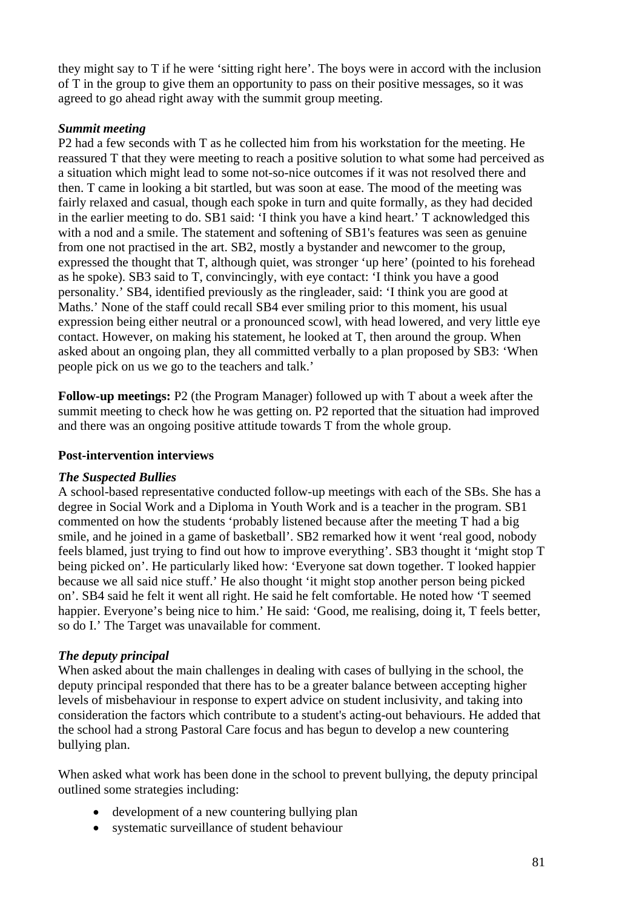they might say to T if he were 'sitting right here'. The boys were in accord with the inclusion of T in the group to give them an opportunity to pass on their positive messages, so it was agreed to go ahead right away with the summit group meeting.

***Summit meeting***

P2 had a few seconds with T as he collected him from his workstation for the meeting. He reassured T that they were meeting to reach a positive solution to what some had perceived as a situation which might lead to some not-so-nice outcomes if it was not resolved there and then. T came in looking a bit startled, but was soon at ease. The mood of the meeting was fairly relaxed and casual, though each spoke in turn and quite formally, as they had decided in the earlier meeting to do. SB1 said: 'I think you have a kind heart.' T acknowledged this with a nod and a smile. The statement and softening of SB1's features was seen as genuine from one not practised in the art. SB2, mostly a bystander and newcomer to the group, expressed the thought that T, although quiet, was stronger 'up here' (pointed to his forehead as he spoke). SB3 said to T, convincingly, with eye contact: 'I think you have a good personality.' SB4, identified previously as the ringleader, said: 'I think you are good at Maths.' None of the staff could recall SB4 ever smiling prior to this moment, his usual expression being either neutral or a pronounced scowl, with head lowered, and very little eye contact. However, on making his statement, he looked at T, then around the group. When asked about an ongoing plan, they all committed verbally to a plan proposed by SB3: 'When people pick on us we go to the teachers and talk.'

**Follow-up meetings:** P2 (the Program Manager) followed up with T about a week after the summit meeting to check how he was getting on. P2 reported that the situation had improved and there was an ongoing positive attitude towards T from the whole group.

**Post-intervention interviews**

***The Suspected Bullies***

A school-based representative conducted follow-up meetings with each of the SBs. She has a degree in Social Work and a Diploma in Youth Work and is a teacher in the program. SB1 commented on how the students 'probably listened because after the meeting T had a big smile, and he joined in a game of basketball'. SB2 remarked how it went 'real good, nobody feels blamed, just trying to find out how to improve everything'. SB3 thought it 'might stop T being picked on'. He particularly liked how: 'Everyone sat down together. T looked happier because we all said nice stuff.' He also thought 'it might stop another person being picked on'. SB4 said he felt it went all right. He said he felt comfortable. He noted how 'T seemed happier. Everyone's being nice to him.' He said: 'Good, me realising, doing it, T feels better, so do I.' The Target was unavailable for comment.

***The deputy principal***

When asked about the main challenges in dealing with cases of bullying in the school, the deputy principal responded that there has to be a greater balance between accepting higher levels of misbehaviour in response to expert advice on student inclusivity, and taking into consideration the factors which contribute to a student's acting-out behaviours. He added that the school had a strong Pastoral Care focus and has begun to develop a new countering bullying plan.

When asked what work has been done in the school to prevent bullying, the deputy principal outlined some strategies including:

- development of a new countering bullying plan
- systematic surveillance of student behaviour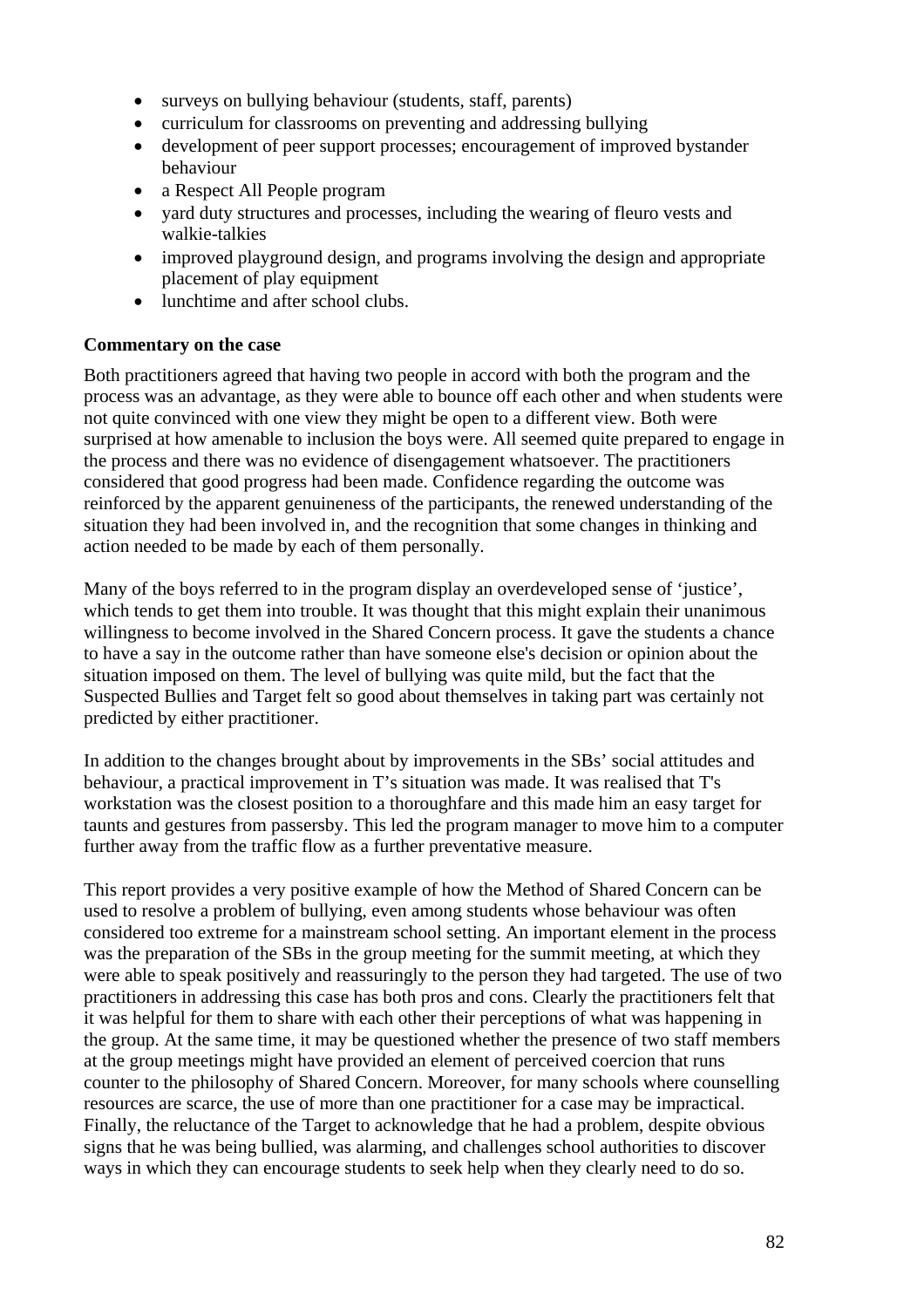- surveys on bullying behaviour (students, staff, parents)
- curriculum for classrooms on preventing and addressing bullying
- development of peer support processes; encouragement of improved bystander behaviour
- a Respect All People program
- yard duty structures and processes, including the wearing of fleuro vests and walkie-talkies
- improved playground design, and programs involving the design and appropriate placement of play equipment
- lunchtime and after school clubs.

**Commentary on the case**

Both practitioners agreed that having two people in accord with both the program and the process was an advantage, as they were able to bounce off each other and when students were not quite convinced with one view they might be open to a different view. Both were surprised at how amenable to inclusion the boys were. All seemed quite prepared to engage in the process and there was no evidence of disengagement whatsoever. The practitioners considered that good progress had been made. Confidence regarding the outcome was reinforced by the apparent genuineness of the participants, the renewed understanding of the situation they had been involved in, and the recognition that some changes in thinking and action needed to be made by each of them personally.

Many of the boys referred to in the program display an overdeveloped sense of 'justice', which tends to get them into trouble. It was thought that this might explain their unanimous willingness to become involved in the Shared Concern process. It gave the students a chance to have a say in the outcome rather than have someone else's decision or opinion about the situation imposed on them. The level of bullying was quite mild, but the fact that the Suspected Bullies and Target felt so good about themselves in taking part was certainly not predicted by either practitioner.

In addition to the changes brought about by improvements in the SBs' social attitudes and behaviour, a practical improvement in T's situation was made. It was realised that T's workstation was the closest position to a thoroughfare and this made him an easy target for taunts and gestures from passersby. This led the program manager to move him to a computer further away from the traffic flow as a further preventative measure.

This report provides a very positive example of how the Method of Shared Concern can be used to resolve a problem of bullying, even among students whose behaviour was often considered too extreme for a mainstream school setting. An important element in the process was the preparation of the SBs in the group meeting for the summit meeting, at which they were able to speak positively and reassuringly to the person they had targeted. The use of two practitioners in addressing this case has both pros and cons. Clearly the practitioners felt that it was helpful for them to share with each other their perceptions of what was happening in the group. At the same time, it may be questioned whether the presence of two staff members at the group meetings might have provided an element of perceived coercion that runs counter to the philosophy of Shared Concern. Moreover, for many schools where counselling resources are scarce, the use of more than one practitioner for a case may be impractical. Finally, the reluctance of the Target to acknowledge that he had a problem, despite obvious signs that he was being bullied, was alarming, and challenges school authorities to discover ways in which they can encourage students to seek help when they clearly need to do so.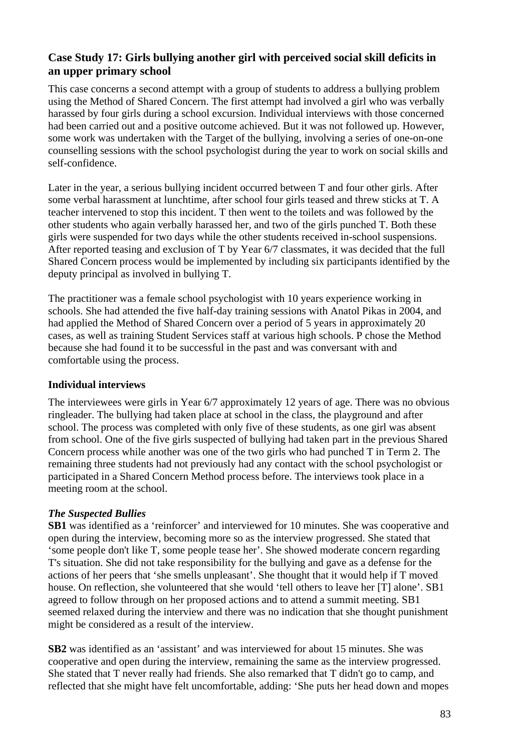### Case Study 17: Girls bullying another girl with perceived social skill deficits in an upper primary school

This case concerns a second attempt with a group of students to address a bullying problem using the Method of Shared Concern. The first attempt had involved a girl who was verbally harassed by four girls during a school excursion. Individual interviews with those concerned had been carried out and a positive outcome achieved. But it was not followed up. However, some work was undertaken with the Target of the bullying, involving a series of one-on-one counselling sessions with the school psychologist during the year to work on social skills and self-confidence.

Later in the year, a serious bullying incident occurred between T and four other girls. After some verbal harassment at lunchtime, after school four girls teased and threw sticks at T. A teacher intervened to stop this incident. T then went to the toilets and was followed by the other students who again verbally harassed her, and two of the girls punched T. Both these girls were suspended for two days while the other students received in-school suspensions. After reported teasing and exclusion of T by Year 6/7 classmates, it was decided that the full Shared Concern process would be implemented by including six participants identified by the deputy principal as involved in bullying T.

The practitioner was a female school psychologist with 10 years experience working in schools. She had attended the five half-day training sessions with Anatol Pikas in 2004, and had applied the Method of Shared Concern over a period of 5 years in approximately 20 cases, as well as training Student Services staff at various high schools. P chose the Method because she had found it to be successful in the past and was conversant with and comfortable using the process.

#### Individual interviews

The interviewees were girls in Year 6/7 approximately 12 years of age. There was no obvious ringleader. The bullying had taken place at school in the class, the playground and after school. The process was completed with only five of these students, as one girl was absent from school. One of the five girls suspected of bullying had taken part in the previous Shared Concern process while another was one of the two girls who had punched T in Term 2. The remaining three students had not previously had any contact with the school psychologist or participated in a Shared Concern Method process before. The interviews took place in a meeting room at the school.

***The Suspected Bullies***

**SB1** was identified as a 'reinforcer' and interviewed for 10 minutes. She was cooperative and open during the interview, becoming more so as the interview progressed. She stated that 'some people don't like T, some people tease her'. She showed moderate concern regarding T's situation. She did not take responsibility for the bullying and gave as a defense for the actions of her peers that 'she smells unpleasant'. She thought that it would help if T moved house. On reflection, she volunteered that she would 'tell others to leave her [T] alone'. SB1 agreed to follow through on her proposed actions and to attend a summit meeting. SB1 seemed relaxed during the interview and there was no indication that she thought punishment might be considered as a result of the interview.

**SB2** was identified as an 'assistant' and was interviewed for about 15 minutes. She was cooperative and open during the interview, remaining the same as the interview progressed. She stated that T never really had friends. She also remarked that T didn't go to camp, and reflected that she might have felt uncomfortable, adding: 'She puts her head down and mopes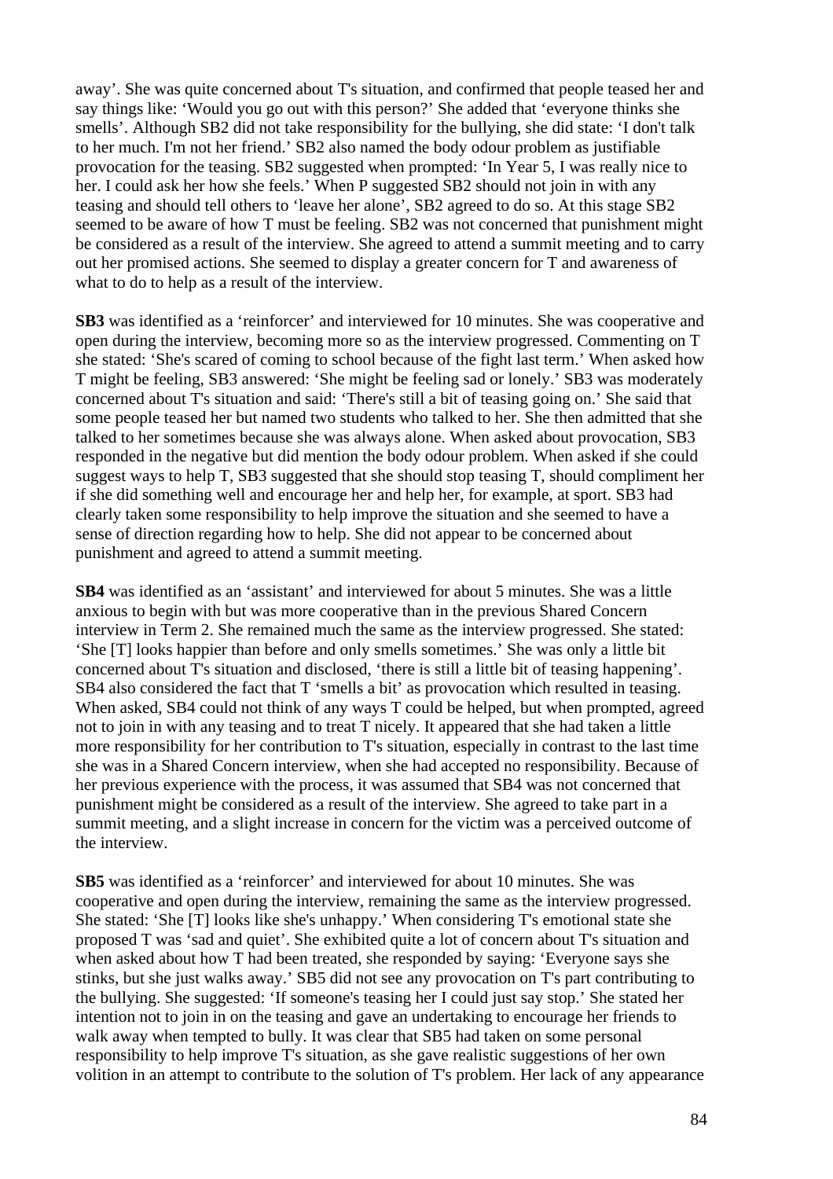away'. She was quite concerned about T's situation, and confirmed that people teased her and say things like: 'Would you go out with this person?' She added that 'everyone thinks she smells'. Although SB2 did not take responsibility for the bullying, she did state: 'I don't talk to her much. I'm not her friend.' SB2 also named the body odour problem as justifiable provocation for the teasing. SB2 suggested when prompted: 'In Year 5, I was really nice to her. I could ask her how she feels.' When P suggested SB2 should not join in with any teasing and should tell others to 'leave her alone', SB2 agreed to do so. At this stage SB2 seemed to be aware of how T must be feeling. SB2 was not concerned that punishment might be considered as a result of the interview. She agreed to attend a summit meeting and to carry out her promised actions. She seemed to display a greater concern for T and awareness of what to do to help as a result of the interview.

**SB3** was identified as a 'reinforcer' and interviewed for 10 minutes. She was cooperative and open during the interview, becoming more so as the interview progressed. Commenting on T she stated: 'She's scared of coming to school because of the fight last term.' When asked how T might be feeling, SB3 answered: 'She might be feeling sad or lonely.' SB3 was moderately concerned about T's situation and said: 'There's still a bit of teasing going on.' She said that some people teased her but named two students who talked to her. She then admitted that she talked to her sometimes because she was always alone. When asked about provocation, SB3 responded in the negative but did mention the body odour problem. When asked if she could suggest ways to help T, SB3 suggested that she should stop teasing T, should compliment her if she did something well and encourage her and help her, for example, at sport. SB3 had clearly taken some responsibility to help improve the situation and she seemed to have a sense of direction regarding how to help. She did not appear to be concerned about punishment and agreed to attend a summit meeting.

**SB4** was identified as an 'assistant' and interviewed for about 5 minutes. She was a little anxious to begin with but was more cooperative than in the previous Shared Concern interview in Term 2. She remained much the same as the interview progressed. She stated: 'She [T] looks happier than before and only smells sometimes.' She was only a little bit concerned about T's situation and disclosed, 'there is still a little bit of teasing happening'. SB4 also considered the fact that T 'smells a bit' as provocation which resulted in teasing. When asked, SB4 could not think of any ways T could be helped, but when prompted, agreed not to join in with any teasing and to treat T nicely. It appeared that she had taken a little more responsibility for her contribution to T's situation, especially in contrast to the last time she was in a Shared Concern interview, when she had accepted no responsibility. Because of her previous experience with the process, it was assumed that SB4 was not concerned that punishment might be considered as a result of the interview. She agreed to take part in a summit meeting, and a slight increase in concern for the victim was a perceived outcome of the interview.

**SB5** was identified as a 'reinforcer' and interviewed for about 10 minutes. She was cooperative and open during the interview, remaining the same as the interview progressed. She stated: 'She [T] looks like she's unhappy.' When considering T's emotional state she proposed T was 'sad and quiet'. She exhibited quite a lot of concern about T's situation and when asked about how T had been treated, she responded by saying: 'Everyone says she stinks, but she just walks away.' SB5 did not see any provocation on T's part contributing to the bullying. She suggested: 'If someone's teasing her I could just say stop.' She stated her intention not to join in on the teasing and gave an undertaking to encourage her friends to walk away when tempted to bully. It was clear that SB5 had taken on some personal responsibility to help improve T's situation, as she gave realistic suggestions of her own volition in an attempt to contribute to the solution of T's problem. Her lack of any appearance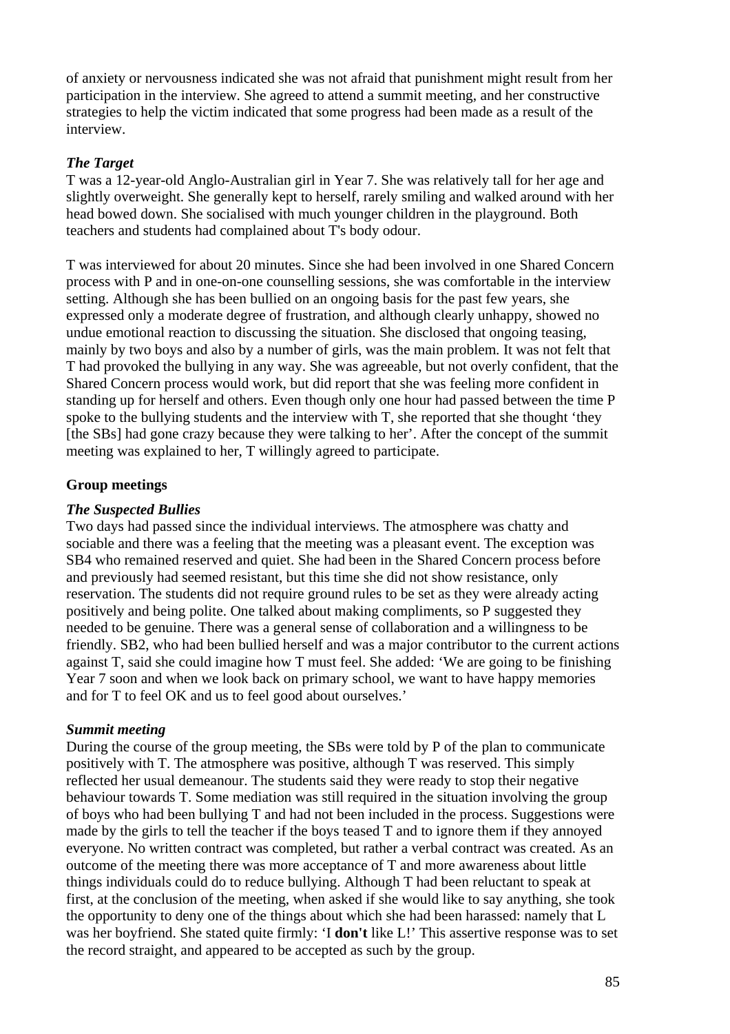of anxiety or nervousness indicated she was not afraid that punishment might result from her participation in the interview. She agreed to attend a summit meeting, and her constructive strategies to help the victim indicated that some progress had been made as a result of the interview.

### *The Target*

T was a 12-year-old Anglo-Australian girl in Year 7. She was relatively tall for her age and slightly overweight. She generally kept to herself, rarely smiling and walked around with her head bowed down. She socialised with much younger children in the playground. Both teachers and students had complained about T's body odour.

T was interviewed for about 20 minutes. Since she had been involved in one Shared Concern process with P and in one-on-one counselling sessions, she was comfortable in the interview setting. Although she has been bullied on an ongoing basis for the past few years, she expressed only a moderate degree of frustration, and although clearly unhappy, showed no undue emotional reaction to discussing the situation. She disclosed that ongoing teasing, mainly by two boys and also by a number of girls, was the main problem. It was not felt that T had provoked the bullying in any way. She was agreeable, but not overly confident, that the Shared Concern process would work, but did report that she was feeling more confident in standing up for herself and others. Even though only one hour had passed between the time P spoke to the bullying students and the interview with T, she reported that she thought 'they [the SBs] had gone crazy because they were talking to her'. After the concept of the summit meeting was explained to her, T willingly agreed to participate.

## Group meetings

### *The Suspected Bullies*

Two days had passed since the individual interviews. The atmosphere was chatty and sociable and there was a feeling that the meeting was a pleasant event. The exception was SB4 who remained reserved and quiet. She had been in the Shared Concern process before and previously had seemed resistant, but this time she did not show resistance, only reservation. The students did not require ground rules to be set as they were already acting positively and being polite. One talked about making compliments, so P suggested they needed to be genuine. There was a general sense of collaboration and a willingness to be friendly. SB2, who had been bullied herself and was a major contributor to the current actions against T, said she could imagine how T must feel. She added: 'We are going to be finishing Year 7 soon and when we look back on primary school, we want to have happy memories and for T to feel OK and us to feel good about ourselves.'

### *Summit meeting*

During the course of the group meeting, the SBs were told by P of the plan to communicate positively with T. The atmosphere was positive, although T was reserved. This simply reflected her usual demeanour. The students said they were ready to stop their negative behaviour towards T. Some mediation was still required in the situation involving the group of boys who had been bullying T and had not been included in the process. Suggestions were made by the girls to tell the teacher if the boys teased T and to ignore them if they annoyed everyone. No written contract was completed, but rather a verbal contract was created. As an outcome of the meeting there was more acceptance of T and more awareness about little things individuals could do to reduce bullying. Although T had been reluctant to speak at first, at the conclusion of the meeting, when asked if she would like to say anything, she took the opportunity to deny one of the things about which she had been harassed: namely that L was her boyfriend. She stated quite firmly: 'I **don't** like L!' This assertive response was to set the record straight, and appeared to be accepted as such by the group.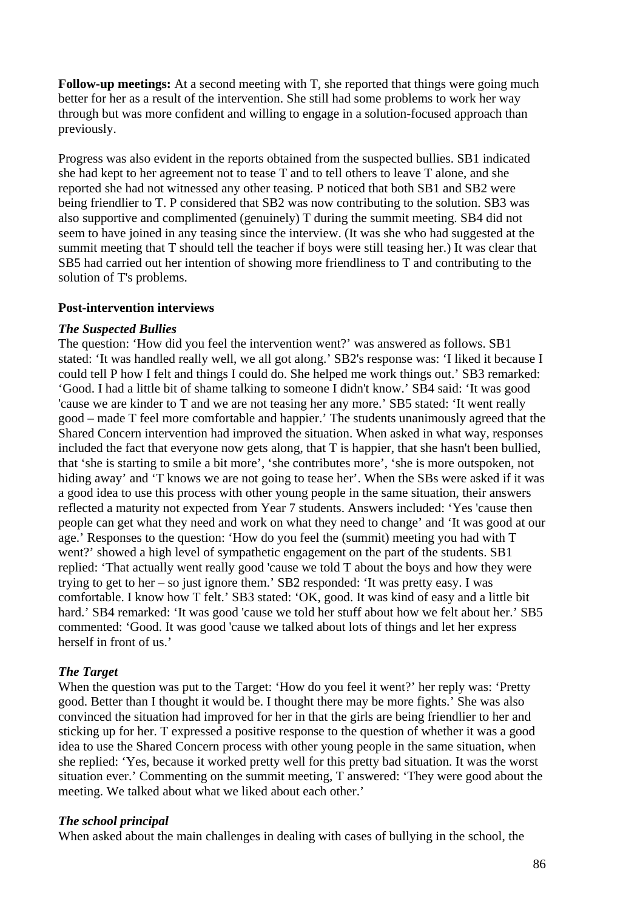**Follow-up meetings:** At a second meeting with T, she reported that things were going much better for her as a result of the intervention. She still had some problems to work her way through but was more confident and willing to engage in a solution-focused approach than previously.

Progress was also evident in the reports obtained from the suspected bullies. SB1 indicated she had kept to her agreement not to tease T and to tell others to leave T alone, and she reported she had not witnessed any other teasing. P noticed that both SB1 and SB2 were being friendlier to T. P considered that SB2 was now contributing to the solution. SB3 was also supportive and complimented (genuinely) T during the summit meeting. SB4 did not seem to have joined in any teasing since the interview. (It was she who had suggested at the summit meeting that T should tell the teacher if boys were still teasing her.) It was clear that SB5 had carried out her intention of showing more friendliness to T and contributing to the solution of T's problems.

**Post-intervention interviews**

***The Suspected Bullies***

The question: 'How did you feel the intervention went?' was answered as follows. SB1 stated: 'It was handled really well, we all got along.' SB2's response was: 'I liked it because I could tell P how I felt and things I could do. She helped me work things out.' SB3 remarked: 'Good. I had a little bit of shame talking to someone I didn't know.' SB4 said: 'It was good 'cause we are kinder to T and we are not teasing her any more.' SB5 stated: 'It went really good – made T feel more comfortable and happier.' The students unanimously agreed that the Shared Concern intervention had improved the situation. When asked in what way, responses included the fact that everyone now gets along, that T is happier, that she hasn't been bullied, that 'she is starting to smile a bit more', 'she contributes more', 'she is more outspoken, not hiding away' and 'T knows we are not going to tease her'. When the SBs were asked if it was a good idea to use this process with other young people in the same situation, their answers reflected a maturity not expected from Year 7 students. Answers included: 'Yes 'cause then people can get what they need and work on what they need to change' and 'It was good at our age.' Responses to the question: 'How do you feel the (summit) meeting you had with T went?' showed a high level of sympathetic engagement on the part of the students. SB1 replied: 'That actually went really good 'cause we told T about the boys and how they were trying to get to her – so just ignore them.' SB2 responded: 'It was pretty easy. I was comfortable. I know how T felt.' SB3 stated: 'OK, good. It was kind of easy and a little bit hard.' SB4 remarked: 'It was good 'cause we told her stuff about how we felt about her.' SB5 commented: 'Good. It was good 'cause we talked about lots of things and let her express herself in front of us.'

***The Target***

When the question was put to the Target: 'How do you feel it went?' her reply was: 'Pretty good. Better than I thought it would be. I thought there may be more fights.' She was also convinced the situation had improved for her in that the girls are being friendlier to her and sticking up for her. T expressed a positive response to the question of whether it was a good idea to use the Shared Concern process with other young people in the same situation, when she replied: 'Yes, because it worked pretty well for this pretty bad situation. It was the worst situation ever.' Commenting on the summit meeting, T answered: 'They were good about the meeting. We talked about what we liked about each other.'

***The school principal***

When asked about the main challenges in dealing with cases of bullying in the school, the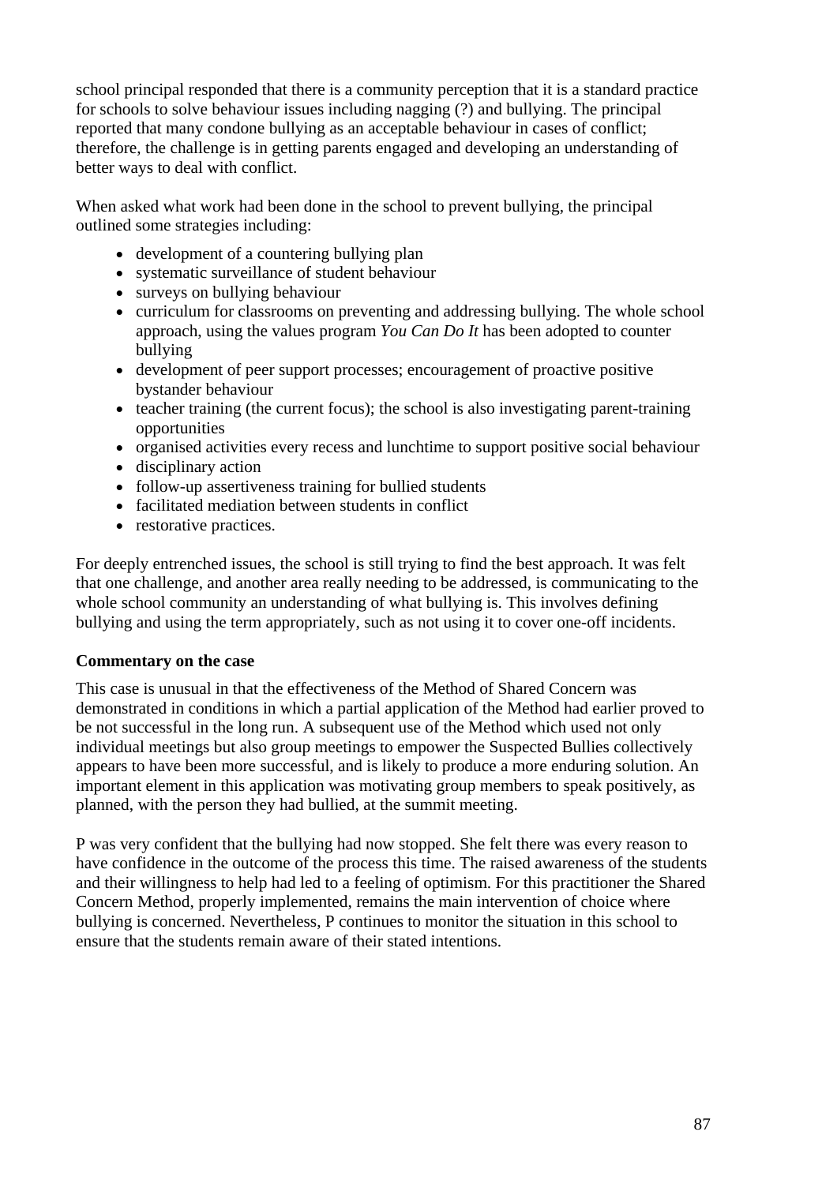school principal responded that there is a community perception that it is a standard practice for schools to solve behaviour issues including nagging (?) and bullying. The principal reported that many condone bullying as an acceptable behaviour in cases of conflict; therefore, the challenge is in getting parents engaged and developing an understanding of better ways to deal with conflict.

When asked what work had been done in the school to prevent bullying, the principal outlined some strategies including:

- development of a countering bullying plan
- systematic surveillance of student behaviour
- surveys on bullying behaviour
- curriculum for classrooms on preventing and addressing bullying. The whole school approach, using the values program *You Can Do It* has been adopted to counter bullying
- development of peer support processes; encouragement of proactive positive bystander behaviour
- teacher training (the current focus); the school is also investigating parent-training opportunities
- organised activities every recess and lunchtime to support positive social behaviour
- disciplinary action
- follow-up assertiveness training for bullied students
- facilitated mediation between students in conflict
- restorative practices.

For deeply entrenched issues, the school is still trying to find the best approach. It was felt that one challenge, and another area really needing to be addressed, is communicating to the whole school community an understanding of what bullying is. This involves defining bullying and using the term appropriately, such as not using it to cover one-off incidents.

**Commentary on the case**

This case is unusual in that the effectiveness of the Method of Shared Concern was demonstrated in conditions in which a partial application of the Method had earlier proved to be not successful in the long run. A subsequent use of the Method which used not only individual meetings but also group meetings to empower the Suspected Bullies collectively appears to have been more successful, and is likely to produce a more enduring solution. An important element in this application was motivating group members to speak positively, as planned, with the person they had bullied, at the summit meeting.

P was very confident that the bullying had now stopped. She felt there was every reason to have confidence in the outcome of the process this time. The raised awareness of the students and their willingness to help had led to a feeling of optimism. For this practitioner the Shared Concern Method, properly implemented, remains the main intervention of choice where bullying is concerned. Nevertheless, P continues to monitor the situation in this school to ensure that the students remain aware of their stated intentions.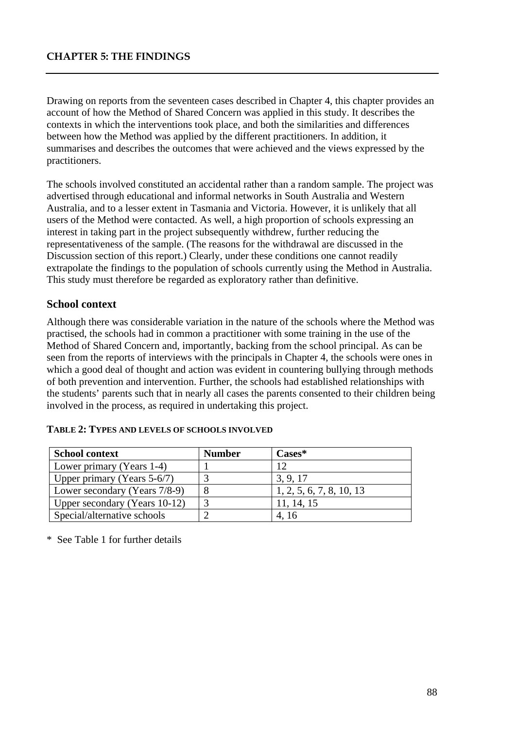# CHAPTER 5: THE FINDINGS

Drawing on reports from the seventeen cases described in Chapter 4, this chapter provides an account of how the Method of Shared Concern was applied in this study. It describes the contexts in which the interventions took place, and both the similarities and differences between how the Method was applied by the different practitioners. In addition, it summarises and describes the outcomes that were achieved and the views expressed by the practitioners.

The schools involved constituted an accidental rather than a random sample. The project was advertised through educational and informal networks in South Australia and Western Australia, and to a lesser extent in Tasmania and Victoria. However, it is unlikely that all users of the Method were contacted. As well, a high proportion of schools expressing an interest in taking part in the project subsequently withdrew, further reducing the representativeness of the sample. (The reasons for the withdrawal are discussed in the Discussion section of this report.) Clearly, under these conditions one cannot readily extrapolate the findings to the population of schools currently using the Method in Australia. This study must therefore be regarded as exploratory rather than definitive.

## School context

Although there was considerable variation in the nature of the schools where the Method was practised, the schools had in common a practitioner with some training in the use of the Method of Shared Concern and, importantly, backing from the school principal. As can be seen from the reports of interviews with the principals in Chapter 4, the schools were ones in which a good deal of thought and action was evident in countering bullying through methods of both prevention and intervention. Further, the schools had established relationships with the students' parents such that in nearly all cases the parents consented to their children being involved in the process, as required in undertaking this project.

**TABLE 2: TYPES AND LEVELS OF SCHOOLS INVOLVED**

| School context | Number | Cases* |
|---|---|---|
| Lower primary (Years 1-4) | 1 | 12 |
| Upper primary (Years 5-6/7) | 3 | 3, 9, 17 |
| Lower secondary (Years 7/8-9) | 8 | 1, 2, 5, 6, 7, 8, 10, 13 |
| Upper secondary (Years 10-12) | 3 | 11, 14, 15 |
| Special/alternative schools | 2 | 4, 16 |

\* See Table 1 for further details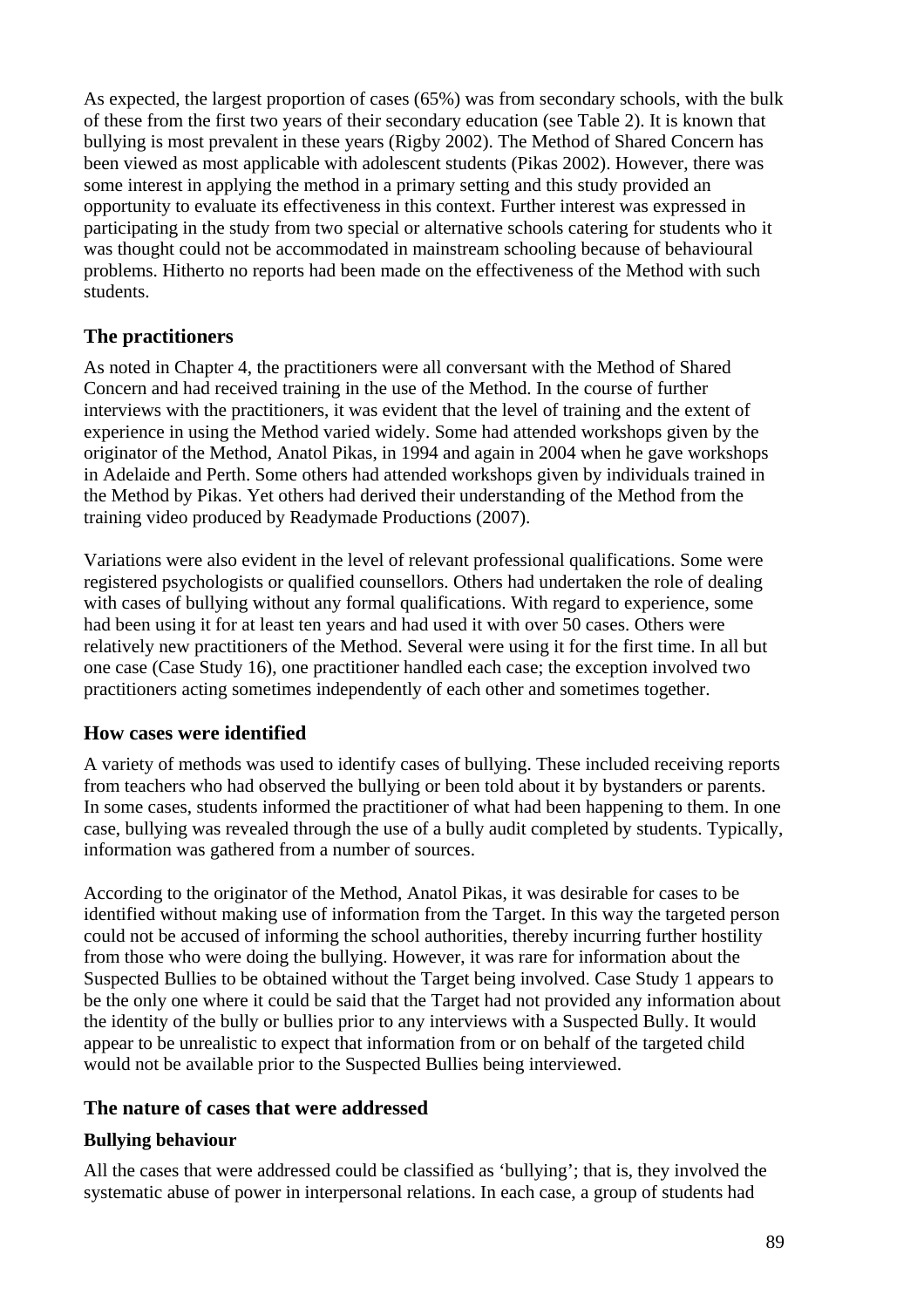As expected, the largest proportion of cases (65%) was from secondary schools, with the bulk of these from the first two years of their secondary education (see Table 2). It is known that bullying is most prevalent in these years (Rigby 2002). The Method of Shared Concern has been viewed as most applicable with adolescent students (Pikas 2002). However, there was some interest in applying the method in a primary setting and this study provided an opportunity to evaluate its effectiveness in this context. Further interest was expressed in participating in the study from two special or alternative schools catering for students who it was thought could not be accommodated in mainstream schooling because of behavioural problems. Hitherto no reports had been made on the effectiveness of the Method with such students.

## The practitioners

As noted in Chapter 4, the practitioners were all conversant with the Method of Shared Concern and had received training in the use of the Method. In the course of further interviews with the practitioners, it was evident that the level of training and the extent of experience in using the Method varied widely. Some had attended workshops given by the originator of the Method, Anatol Pikas, in 1994 and again in 2004 when he gave workshops in Adelaide and Perth. Some others had attended workshops given by individuals trained in the Method by Pikas. Yet others had derived their understanding of the Method from the training video produced by Readymade Productions (2007).

Variations were also evident in the level of relevant professional qualifications. Some were registered psychologists or qualified counsellors. Others had undertaken the role of dealing with cases of bullying without any formal qualifications. With regard to experience, some had been using it for at least ten years and had used it with over 50 cases. Others were relatively new practitioners of the Method. Several were using it for the first time. In all but one case (Case Study 16), one practitioner handled each case; the exception involved two practitioners acting sometimes independently of each other and sometimes together.

## How cases were identified

A variety of methods was used to identify cases of bullying. These included receiving reports from teachers who had observed the bullying or been told about it by bystanders or parents. In some cases, students informed the practitioner of what had been happening to them. In one case, bullying was revealed through the use of a bully audit completed by students. Typically, information was gathered from a number of sources.

According to the originator of the Method, Anatol Pikas, it was desirable for cases to be identified without making use of information from the Target. In this way the targeted person could not be accused of informing the school authorities, thereby incurring further hostility from those who were doing the bullying. However, it was rare for information about the Suspected Bullies to be obtained without the Target being involved. Case Study 1 appears to be the only one where it could be said that the Target had not provided any information about the identity of the bully or bullies prior to any interviews with a Suspected Bully. It would appear to be unrealistic to expect that information from or on behalf of the targeted child would not be available prior to the Suspected Bullies being interviewed.

## The nature of cases that were addressed

### Bullying behaviour

All the cases that were addressed could be classified as 'bullying'; that is, they involved the systematic abuse of power in interpersonal relations. In each case, a group of students had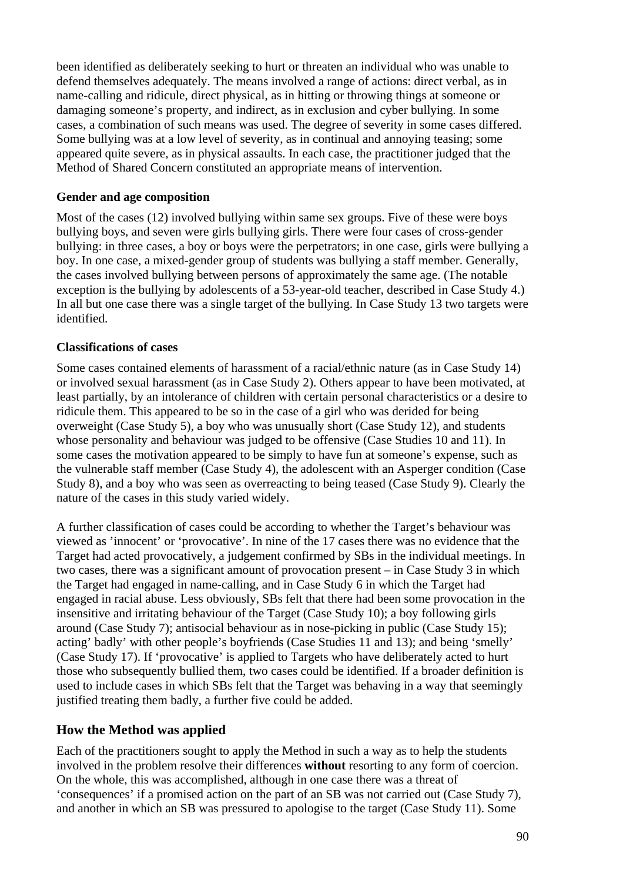been identified as deliberately seeking to hurt or threaten an individual who was unable to defend themselves adequately. The means involved a range of actions: direct verbal, as in name-calling and ridicule, direct physical, as in hitting or throwing things at someone or damaging someone's property, and indirect, as in exclusion and cyber bullying. In some cases, a combination of such means was used. The degree of severity in some cases differed. Some bullying was at a low level of severity, as in continual and annoying teasing; some appeared quite severe, as in physical assaults. In each case, the practitioner judged that the Method of Shared Concern constituted an appropriate means of intervention.

### Gender and age composition

Most of the cases (12) involved bullying within same sex groups. Five of these were boys bullying boys, and seven were girls bullying girls. There were four cases of cross-gender bullying: in three cases, a boy or boys were the perpetrators; in one case, girls were bullying a boy. In one case, a mixed-gender group of students was bullying a staff member. Generally, the cases involved bullying between persons of approximately the same age. (The notable exception is the bullying by adolescents of a 53-year-old teacher, described in Case Study 4.) In all but one case there was a single target of the bullying. In Case Study 13 two targets were identified.

### Classifications of cases

Some cases contained elements of harassment of a racial/ethnic nature (as in Case Study 14) or involved sexual harassment (as in Case Study 2). Others appear to have been motivated, at least partially, by an intolerance of children with certain personal characteristics or a desire to ridicule them. This appeared to be so in the case of a girl who was derided for being overweight (Case Study 5), a boy who was unusually short (Case Study 12), and students whose personality and behaviour was judged to be offensive (Case Studies 10 and 11). In some cases the motivation appeared to be simply to have fun at someone's expense, such as the vulnerable staff member (Case Study 4), the adolescent with an Asperger condition (Case Study 8), and a boy who was seen as overreacting to being teased (Case Study 9). Clearly the nature of the cases in this study varied widely.

A further classification of cases could be according to whether the Target's behaviour was viewed as 'innocent' or 'provocative'. In nine of the 17 cases there was no evidence that the Target had acted provocatively, a judgement confirmed by SBs in the individual meetings. In two cases, there was a significant amount of provocation present – in Case Study 3 in which the Target had engaged in name-calling, and in Case Study 6 in which the Target had engaged in racial abuse. Less obviously, SBs felt that there had been some provocation in the insensitive and irritating behaviour of the Target (Case Study 10); a boy following girls around (Case Study 7); antisocial behaviour as in nose-picking in public (Case Study 15); acting' badly' with other people's boyfriends (Case Studies 11 and 13); and being 'smelly' (Case Study 17). If 'provocative' is applied to Targets who have deliberately acted to hurt those who subsequently bullied them, two cases could be identified. If a broader definition is used to include cases in which SBs felt that the Target was behaving in a way that seemingly justified treating them badly, a further five could be added.

## How the Method was applied

Each of the practitioners sought to apply the Method in such a way as to help the students involved in the problem resolve their differences **without** resorting to any form of coercion. On the whole, this was accomplished, although in one case there was a threat of 'consequences' if a promised action on the part of an SB was not carried out (Case Study 7), and another in which an SB was pressured to apologise to the target (Case Study 11). Some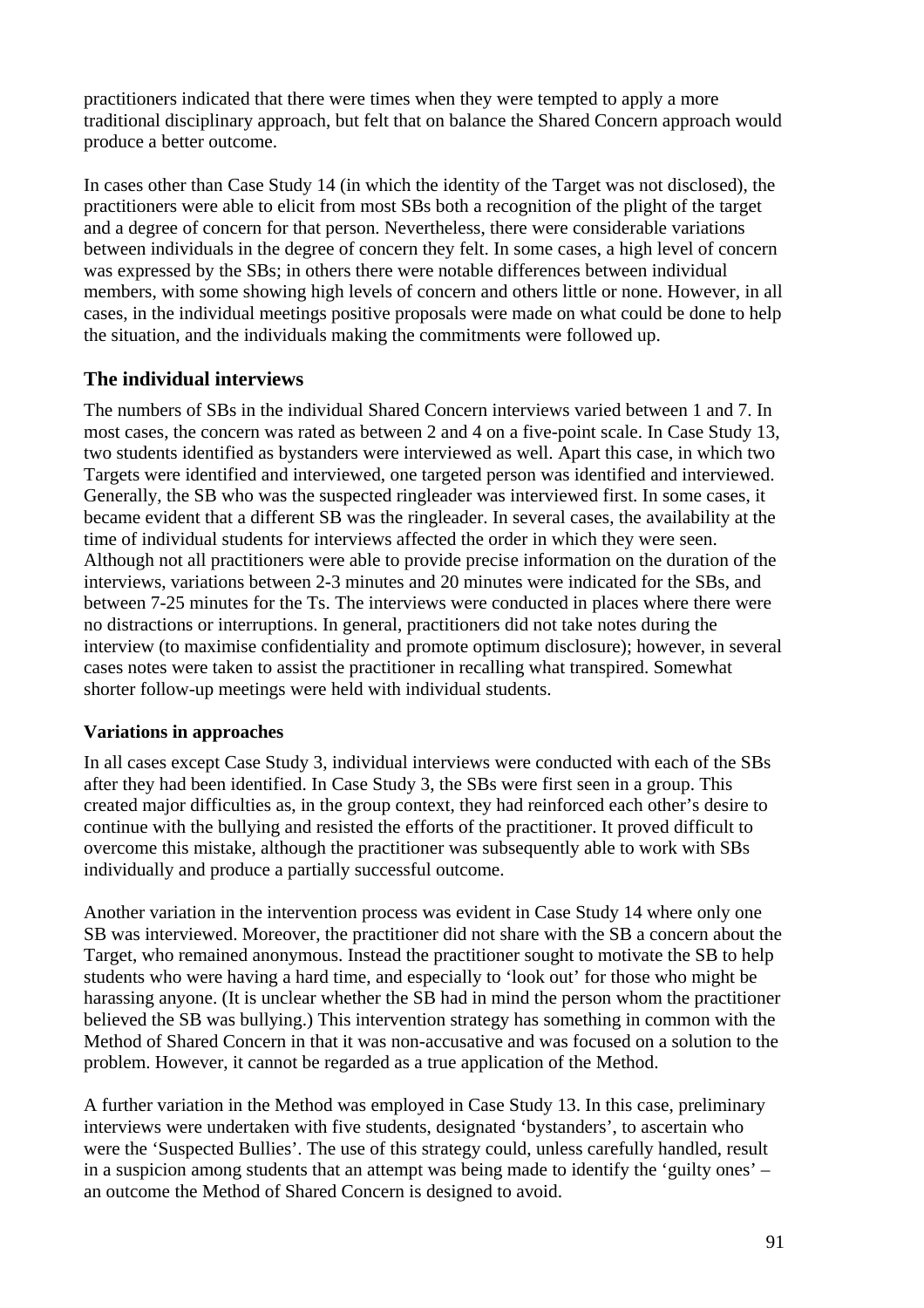practitioners indicated that there were times when they were tempted to apply a more traditional disciplinary approach, but felt that on balance the Shared Concern approach would produce a better outcome.

In cases other than Case Study 14 (in which the identity of the Target was not disclosed), the practitioners were able to elicit from most SBs both a recognition of the plight of the target and a degree of concern for that person. Nevertheless, there were considerable variations between individuals in the degree of concern they felt. In some cases, a high level of concern was expressed by the SBs; in others there were notable differences between individual members, with some showing high levels of concern and others little or none. However, in all cases, in the individual meetings positive proposals were made on what could be done to help the situation, and the individuals making the commitments were followed up.

## The individual interviews

The numbers of SBs in the individual Shared Concern interviews varied between 1 and 7. In most cases, the concern was rated as between 2 and 4 on a five-point scale. In Case Study 13, two students identified as bystanders were interviewed as well. Apart this case, in which two Targets were identified and interviewed, one targeted person was identified and interviewed. Generally, the SB who was the suspected ringleader was interviewed first. In some cases, it became evident that a different SB was the ringleader. In several cases, the availability at the time of individual students for interviews affected the order in which they were seen. Although not all practitioners were able to provide precise information on the duration of the interviews, variations between 2-3 minutes and 20 minutes were indicated for the SBs, and between 7-25 minutes for the Ts. The interviews were conducted in places where there were no distractions or interruptions. In general, practitioners did not take notes during the interview (to maximise confidentiality and promote optimum disclosure); however, in several cases notes were taken to assist the practitioner in recalling what transpired. Somewhat shorter follow-up meetings were held with individual students.

### Variations in approaches

In all cases except Case Study 3, individual interviews were conducted with each of the SBs after they had been identified. In Case Study 3, the SBs were first seen in a group. This created major difficulties as, in the group context, they had reinforced each other's desire to continue with the bullying and resisted the efforts of the practitioner. It proved difficult to overcome this mistake, although the practitioner was subsequently able to work with SBs individually and produce a partially successful outcome.

Another variation in the intervention process was evident in Case Study 14 where only one SB was interviewed. Moreover, the practitioner did not share with the SB a concern about the Target, who remained anonymous. Instead the practitioner sought to motivate the SB to help students who were having a hard time, and especially to 'look out' for those who might be harassing anyone. (It is unclear whether the SB had in mind the person whom the practitioner believed the SB was bullying.) This intervention strategy has something in common with the Method of Shared Concern in that it was non-accusative and was focused on a solution to the problem. However, it cannot be regarded as a true application of the Method.

A further variation in the Method was employed in Case Study 13. In this case, preliminary interviews were undertaken with five students, designated 'bystanders', to ascertain who were the 'Suspected Bullies'. The use of this strategy could, unless carefully handled, result in a suspicion among students that an attempt was being made to identify the 'guilty ones' – an outcome the Method of Shared Concern is designed to avoid.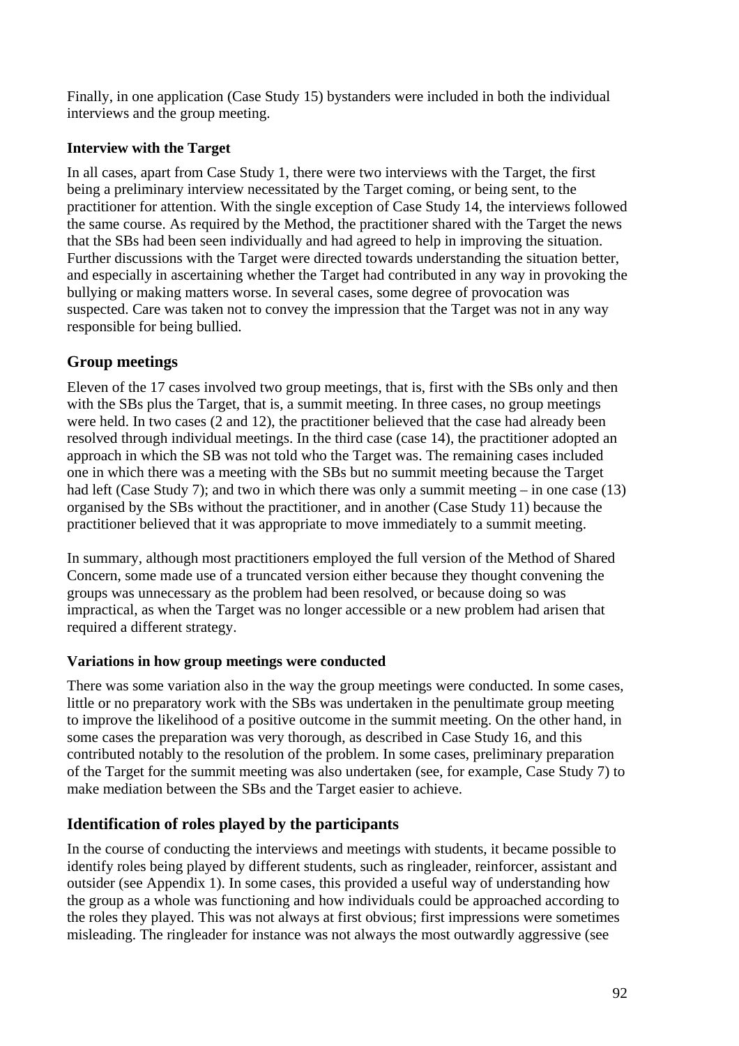Finally, in one application (Case Study 15) bystanders were included in both the individual interviews and the group meeting.

### Interview with the Target

In all cases, apart from Case Study 1, there were two interviews with the Target, the first being a preliminary interview necessitated by the Target coming, or being sent, to the practitioner for attention. With the single exception of Case Study 14, the interviews followed the same course. As required by the Method, the practitioner shared with the Target the news that the SBs had been seen individually and had agreed to help in improving the situation. Further discussions with the Target were directed towards understanding the situation better, and especially in ascertaining whether the Target had contributed in any way in provoking the bullying or making matters worse. In several cases, some degree of provocation was suspected. Care was taken not to convey the impression that the Target was not in any way responsible for being bullied.

## Group meetings

Eleven of the 17 cases involved two group meetings, that is, first with the SBs only and then with the SBs plus the Target, that is, a summit meeting. In three cases, no group meetings were held. In two cases (2 and 12), the practitioner believed that the case had already been resolved through individual meetings. In the third case (case 14), the practitioner adopted an approach in which the SB was not told who the Target was. The remaining cases included one in which there was a meeting with the SBs but no summit meeting because the Target had left (Case Study 7); and two in which there was only a summit meeting – in one case (13) organised by the SBs without the practitioner, and in another (Case Study 11) because the practitioner believed that it was appropriate to move immediately to a summit meeting.

In summary, although most practitioners employed the full version of the Method of Shared Concern, some made use of a truncated version either because they thought convening the groups was unnecessary as the problem had been resolved, or because doing so was impractical, as when the Target was no longer accessible or a new problem had arisen that required a different strategy.

### Variations in how group meetings were conducted

There was some variation also in the way the group meetings were conducted. In some cases, little or no preparatory work with the SBs was undertaken in the penultimate group meeting to improve the likelihood of a positive outcome in the summit meeting. On the other hand, in some cases the preparation was very thorough, as described in Case Study 16, and this contributed notably to the resolution of the problem. In some cases, preliminary preparation of the Target for the summit meeting was also undertaken (see, for example, Case Study 7) to make mediation between the SBs and the Target easier to achieve.

## Identification of roles played by the participants

In the course of conducting the interviews and meetings with students, it became possible to identify roles being played by different students, such as ringleader, reinforcer, assistant and outsider (see Appendix 1). In some cases, this provided a useful way of understanding how the group as a whole was functioning and how individuals could be approached according to the roles they played. This was not always at first obvious; first impressions were sometimes misleading. The ringleader for instance was not always the most outwardly aggressive (see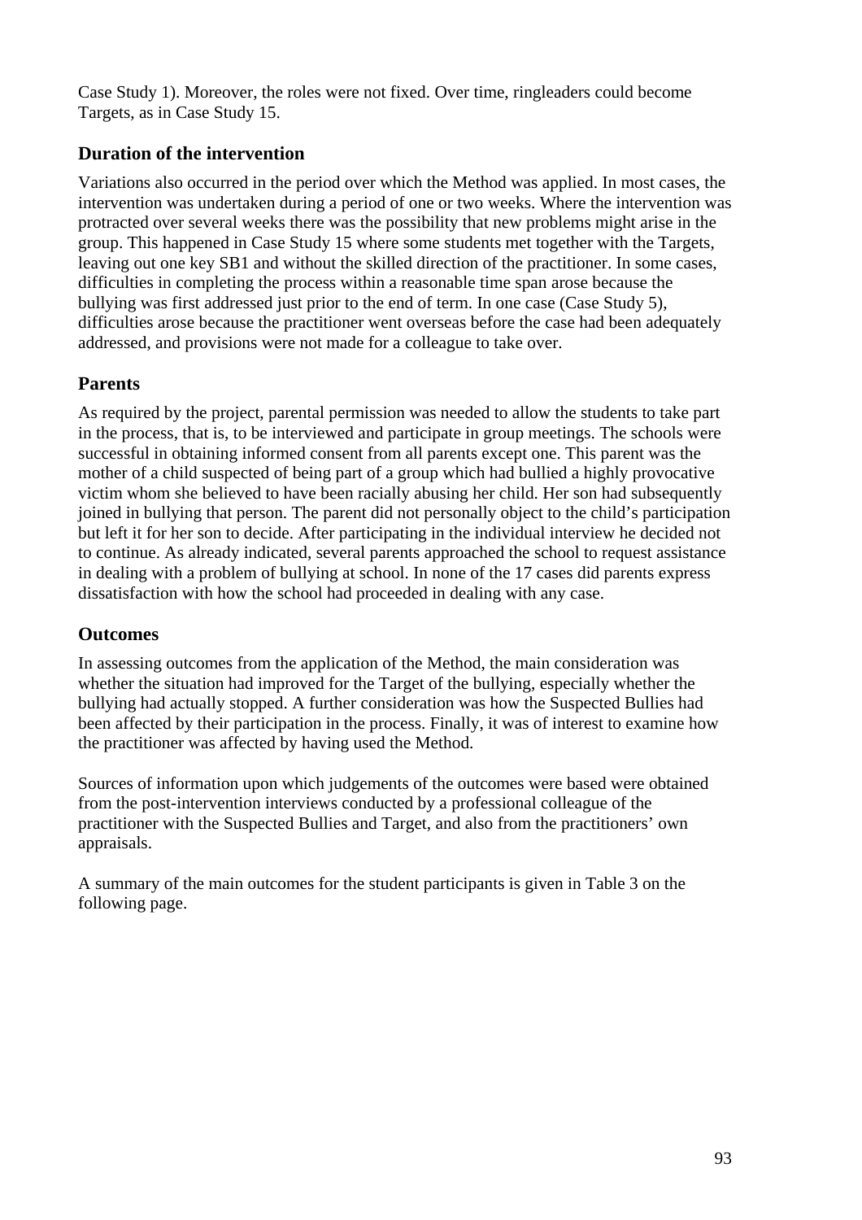Case Study 1). Moreover, the roles were not fixed. Over time, ringleaders could become Targets, as in Case Study 15.

### Duration of the intervention

Variations also occurred in the period over which the Method was applied. In most cases, the intervention was undertaken during a period of one or two weeks. Where the intervention was protracted over several weeks there was the possibility that new problems might arise in the group. This happened in Case Study 15 where some students met together with the Targets, leaving out one key SB1 and without the skilled direction of the practitioner. In some cases, difficulties in completing the process within a reasonable time span arose because the bullying was first addressed just prior to the end of term. In one case (Case Study 5), difficulties arose because the practitioner went overseas before the case had been adequately addressed, and provisions were not made for a colleague to take over.

### Parents

As required by the project, parental permission was needed to allow the students to take part in the process, that is, to be interviewed and participate in group meetings. The schools were successful in obtaining informed consent from all parents except one. This parent was the mother of a child suspected of being part of a group which had bullied a highly provocative victim whom she believed to have been racially abusing her child. Her son had subsequently joined in bullying that person. The parent did not personally object to the child's participation but left it for her son to decide. After participating in the individual interview he decided not to continue. As already indicated, several parents approached the school to request assistance in dealing with a problem of bullying at school. In none of the 17 cases did parents express dissatisfaction with how the school had proceeded in dealing with any case.

### Outcomes

In assessing outcomes from the application of the Method, the main consideration was whether the situation had improved for the Target of the bullying, especially whether the bullying had actually stopped. A further consideration was how the Suspected Bullies had been affected by their participation in the process. Finally, it was of interest to examine how the practitioner was affected by having used the Method.

Sources of information upon which judgements of the outcomes were based were obtained from the post-intervention interviews conducted by a professional colleague of the practitioner with the Suspected Bullies and Target, and also from the practitioners' own appraisals.

A summary of the main outcomes for the student participants is given in Table 3 on the following page.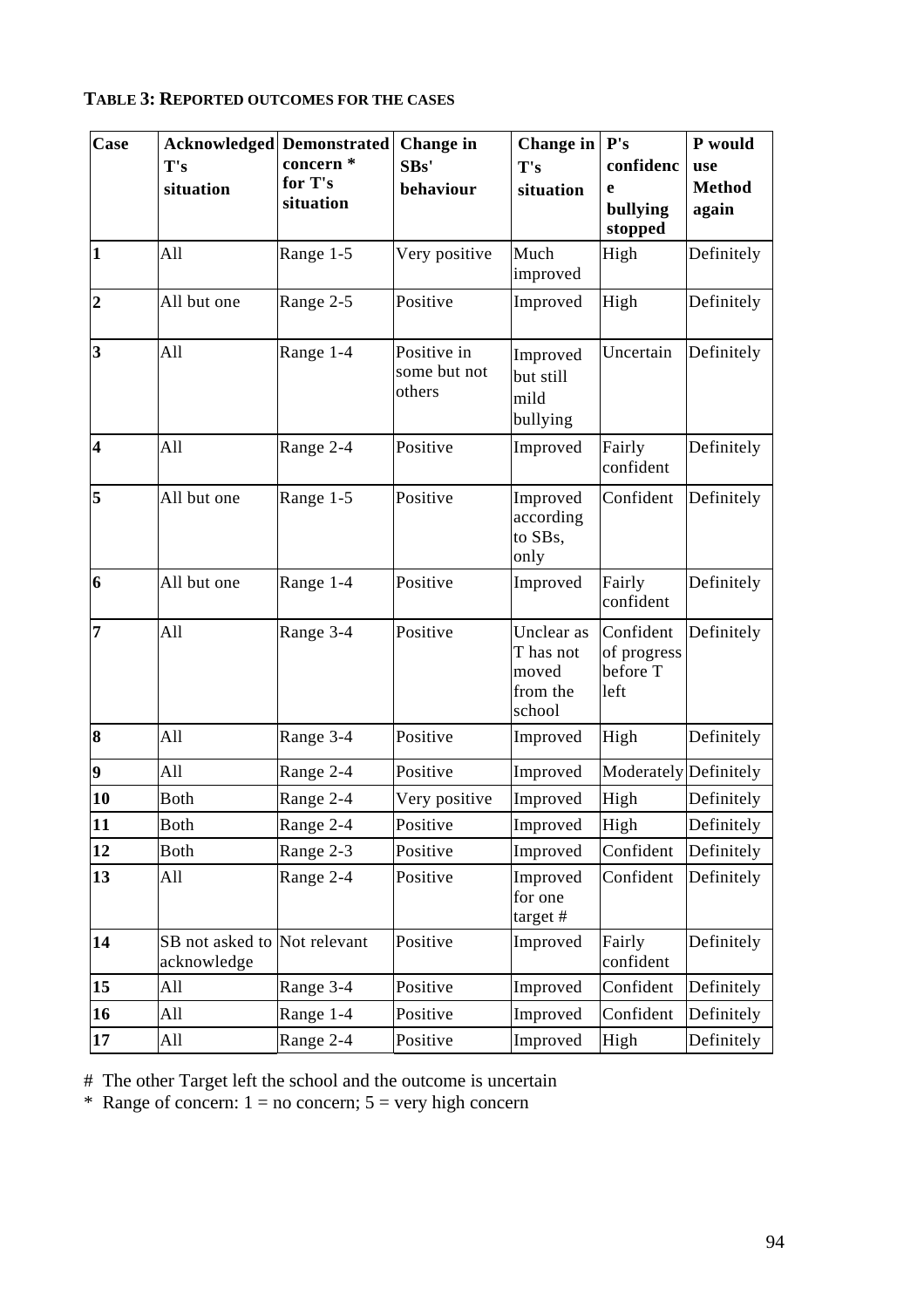**TABLE 3: REPORTED OUTCOMES FOR THE CASES**

| Case | Acknowledged T's situation | Demonstrated concern * for T's situation | Change in SBs' behaviour | Change in T's situation | P's confidence bullying stopped | P would use Method again |
|---|---|---|---|---|---|---|
| **1** | All | Range 1-5 | Very positive | Much improved | High | Definitely |
| **2** | All but one | Range 2-5 | Positive | Improved | High | Definitely |
| **3** | All | Range 1-4 | Positive in some but not others | Improved but still mild bullying | Uncertain | Definitely |
| **4** | All | Range 2-4 | Positive | Improved | Fairly confident | Definitely |
| **5** | All but one | Range 1-5 | Positive | Improved according to SBs, only | Confident | Definitely |
| **6** | All but one | Range 1-4 | Positive | Improved | Fairly confident | Definitely |
| **7** | All | Range 3-4 | Positive | Unclear as T has not moved from the school | Confident of progress before T left | Definitely |
| **8** | All | Range 3-4 | Positive | Improved | High | Definitely |
| **9** | All | Range 2-4 | Positive | Improved | Moderately | Definitely |
| **10** | Both | Range 2-4 | Very positive | Improved | High | Definitely |
| **11** | Both | Range 2-4 | Positive | Improved | High | Definitely |
| **12** | Both | Range 2-3 | Positive | Improved | Confident | Definitely |
| **13** | All | Range 2-4 | Positive | Improved for one target # | Confident | Definitely |
| **14** | SB not asked to acknowledge | Not relevant | Positive | Improved | Fairly confident | Definitely |
| **15** | All | Range 3-4 | Positive | Improved | Confident | Definitely |
| **16** | All | Range 1-4 | Positive | Improved | Confident | Definitely |
| **17** | All | Range 2-4 | Positive | Improved | High | Definitely |

# The other Target left the school and the outcome is uncertain

\* Range of concern: 1 = no concern; 5 = very high concern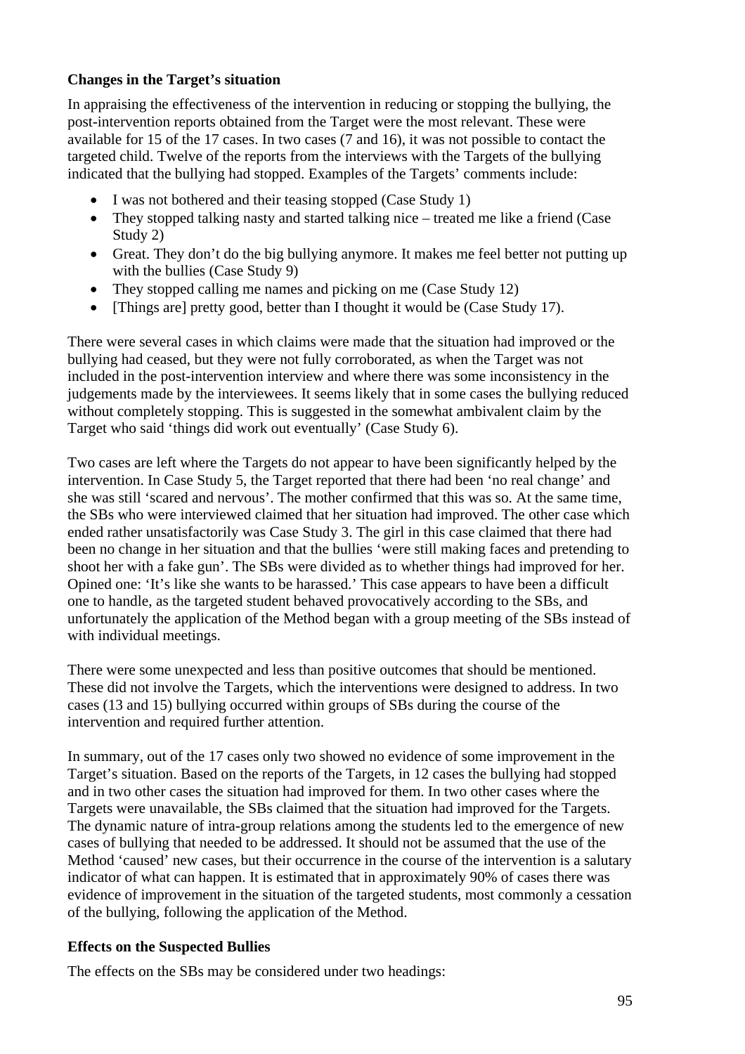**Changes in the Target's situation**

In appraising the effectiveness of the intervention in reducing or stopping the bullying, the post-intervention reports obtained from the Target were the most relevant. These were available for 15 of the 17 cases. In two cases (7 and 16), it was not possible to contact the targeted child. Twelve of the reports from the interviews with the Targets of the bullying indicated that the bullying had stopped. Examples of the Targets' comments include:

- I was not bothered and their teasing stopped (Case Study 1)
- They stopped talking nasty and started talking nice – treated me like a friend (Case Study 2)
- Great. They don't do the big bullying anymore. It makes me feel better not putting up with the bullies (Case Study 9)
- They stopped calling me names and picking on me (Case Study 12)
- [Things are] pretty good, better than I thought it would be (Case Study 17).

There were several cases in which claims were made that the situation had improved or the bullying had ceased, but they were not fully corroborated, as when the Target was not included in the post-intervention interview and where there was some inconsistency in the judgements made by the interviewees. It seems likely that in some cases the bullying reduced without completely stopping. This is suggested in the somewhat ambivalent claim by the Target who said 'things did work out eventually' (Case Study 6).

Two cases are left where the Targets do not appear to have been significantly helped by the intervention. In Case Study 5, the Target reported that there had been 'no real change' and she was still 'scared and nervous'. The mother confirmed that this was so. At the same time, the SBs who were interviewed claimed that her situation had improved. The other case which ended rather unsatisfactorily was Case Study 3. The girl in this case claimed that there had been no change in her situation and that the bullies 'were still making faces and pretending to shoot her with a fake gun'. The SBs were divided as to whether things had improved for her. Opined one: 'It's like she wants to be harassed.' This case appears to have been a difficult one to handle, as the targeted student behaved provocatively according to the SBs, and unfortunately the application of the Method began with a group meeting of the SBs instead of with individual meetings.

There were some unexpected and less than positive outcomes that should be mentioned. These did not involve the Targets, which the interventions were designed to address. In two cases (13 and 15) bullying occurred within groups of SBs during the course of the intervention and required further attention.

In summary, out of the 17 cases only two showed no evidence of some improvement in the Target's situation. Based on the reports of the Targets, in 12 cases the bullying had stopped and in two other cases the situation had improved for them. In two other cases where the Targets were unavailable, the SBs claimed that the situation had improved for the Targets. The dynamic nature of intra-group relations among the students led to the emergence of new cases of bullying that needed to be addressed. It should not be assumed that the use of the Method 'caused' new cases, but their occurrence in the course of the intervention is a salutary indicator of what can happen. It is estimated that in approximately 90% of cases there was evidence of improvement in the situation of the targeted students, most commonly a cessation of the bullying, following the application of the Method.

**Effects on the Suspected Bullies**

The effects on the SBs may be considered under two headings: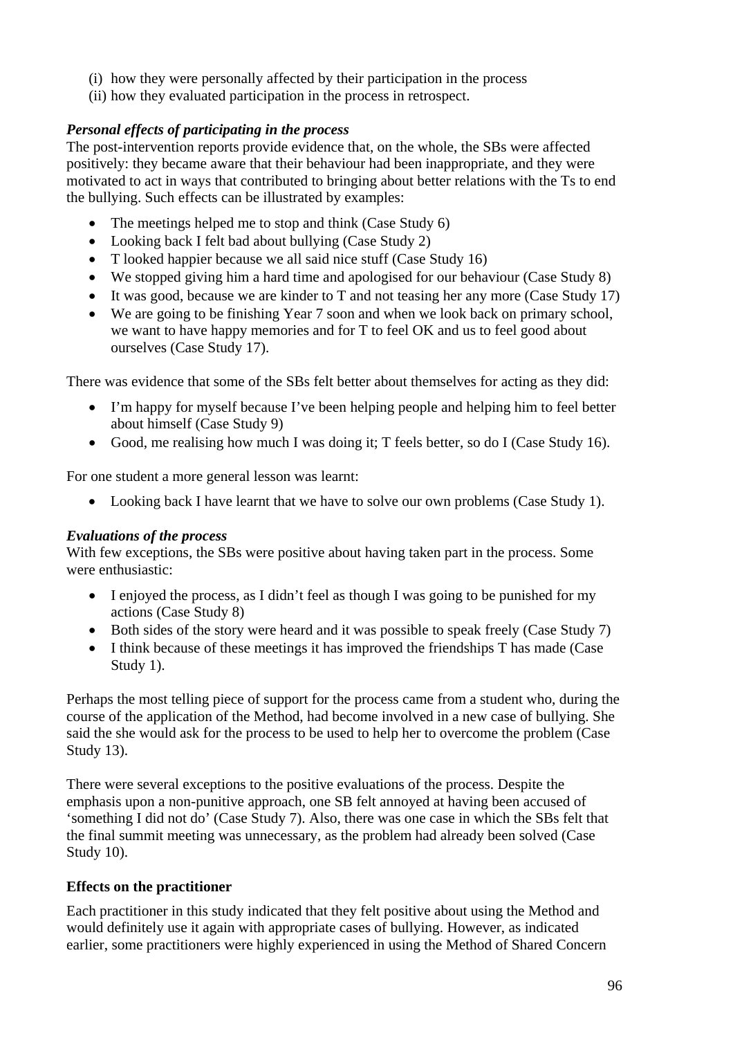(i) how they were personally affected by their participation in the process
(ii) how they evaluated participation in the process in retrospect.

***Personal effects of participating in the process***
The post-intervention reports provide evidence that, on the whole, the SBs were affected positively: they became aware that their behaviour had been inappropriate, and they were motivated to act in ways that contributed to bringing about better relations with the Ts to end the bullying. Such effects can be illustrated by examples:

- The meetings helped me to stop and think (Case Study 6)
- Looking back I felt bad about bullying (Case Study 2)
- T looked happier because we all said nice stuff (Case Study 16)
- We stopped giving him a hard time and apologised for our behaviour (Case Study 8)
- It was good, because we are kinder to T and not teasing her any more (Case Study 17)
- We are going to be finishing Year 7 soon and when we look back on primary school, we want to have happy memories and for T to feel OK and us to feel good about ourselves (Case Study 17).

There was evidence that some of the SBs felt better about themselves for acting as they did:

- I'm happy for myself because I've been helping people and helping him to feel better about himself (Case Study 9)
- Good, me realising how much I was doing it; T feels better, so do I (Case Study 16).

For one student a more general lesson was learnt:

- Looking back I have learnt that we have to solve our own problems (Case Study 1).

***Evaluations of the process***
With few exceptions, the SBs were positive about having taken part in the process. Some were enthusiastic:

- I enjoyed the process, as I didn't feel as though I was going to be punished for my actions (Case Study 8)
- Both sides of the story were heard and it was possible to speak freely (Case Study 7)
- I think because of these meetings it has improved the friendships T has made (Case Study 1).

Perhaps the most telling piece of support for the process came from a student who, during the course of the application of the Method, had become involved in a new case of bullying. She said the she would ask for the process to be used to help her to overcome the problem (Case Study 13).

There were several exceptions to the positive evaluations of the process. Despite the emphasis upon a non-punitive approach, one SB felt annoyed at having been accused of 'something I did not do' (Case Study 7). Also, there was one case in which the SBs felt that the final summit meeting was unnecessary, as the problem had already been solved (Case Study 10).

**Effects on the practitioner**

Each practitioner in this study indicated that they felt positive about using the Method and would definitely use it again with appropriate cases of bullying. However, as indicated earlier, some practitioners were highly experienced in using the Method of Shared Concern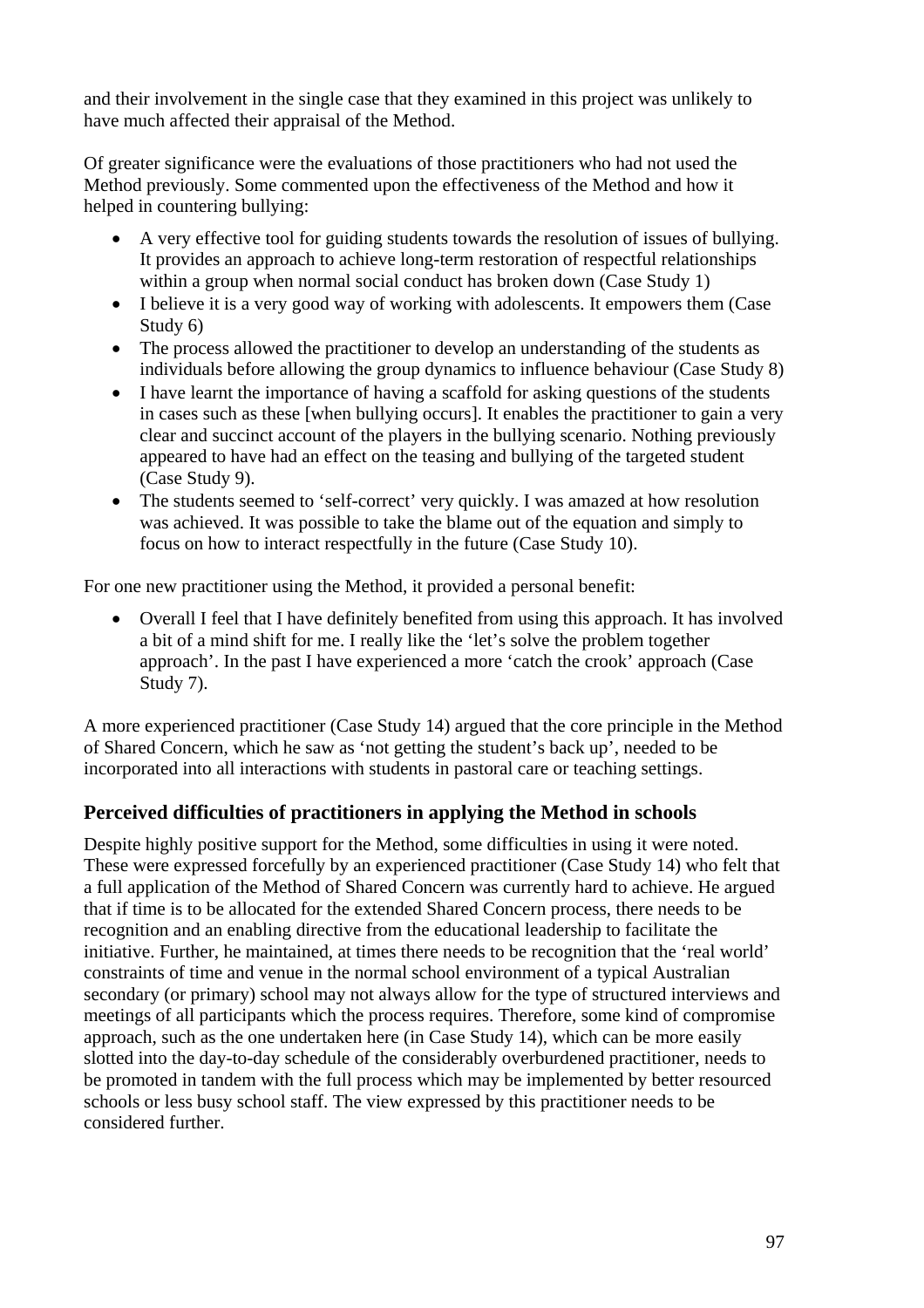and their involvement in the single case that they examined in this project was unlikely to have much affected their appraisal of the Method.

Of greater significance were the evaluations of those practitioners who had not used the Method previously. Some commented upon the effectiveness of the Method and how it helped in countering bullying:

- A very effective tool for guiding students towards the resolution of issues of bullying. It provides an approach to achieve long-term restoration of respectful relationships within a group when normal social conduct has broken down (Case Study 1)
- I believe it is a very good way of working with adolescents. It empowers them (Case Study 6)
- The process allowed the practitioner to develop an understanding of the students as individuals before allowing the group dynamics to influence behaviour (Case Study 8)
- I have learnt the importance of having a scaffold for asking questions of the students in cases such as these [when bullying occurs]. It enables the practitioner to gain a very clear and succinct account of the players in the bullying scenario. Nothing previously appeared to have had an effect on the teasing and bullying of the targeted student (Case Study 9).
- The students seemed to 'self-correct' very quickly. I was amazed at how resolution was achieved. It was possible to take the blame out of the equation and simply to focus on how to interact respectfully in the future (Case Study 10).

For one new practitioner using the Method, it provided a personal benefit:

- Overall I feel that I have definitely benefited from using this approach. It has involved a bit of a mind shift for me. I really like the 'let's solve the problem together approach'. In the past I have experienced a more 'catch the crook' approach (Case Study 7).

A more experienced practitioner (Case Study 14) argued that the core principle in the Method of Shared Concern, which he saw as 'not getting the student's back up', needed to be incorporated into all interactions with students in pastoral care or teaching settings.

## Perceived difficulties of practitioners in applying the Method in schools

Despite highly positive support for the Method, some difficulties in using it were noted. These were expressed forcefully by an experienced practitioner (Case Study 14) who felt that a full application of the Method of Shared Concern was currently hard to achieve. He argued that if time is to be allocated for the extended Shared Concern process, there needs to be recognition and an enabling directive from the educational leadership to facilitate the initiative. Further, he maintained, at times there needs to be recognition that the 'real world' constraints of time and venue in the normal school environment of a typical Australian secondary (or primary) school may not always allow for the type of structured interviews and meetings of all participants which the process requires. Therefore, some kind of compromise approach, such as the one undertaken here (in Case Study 14), which can be more easily slotted into the day-to-day schedule of the considerably overburdened practitioner, needs to be promoted in tandem with the full process which may be implemented by better resourced schools or less busy school staff. The view expressed by this practitioner needs to be considered further.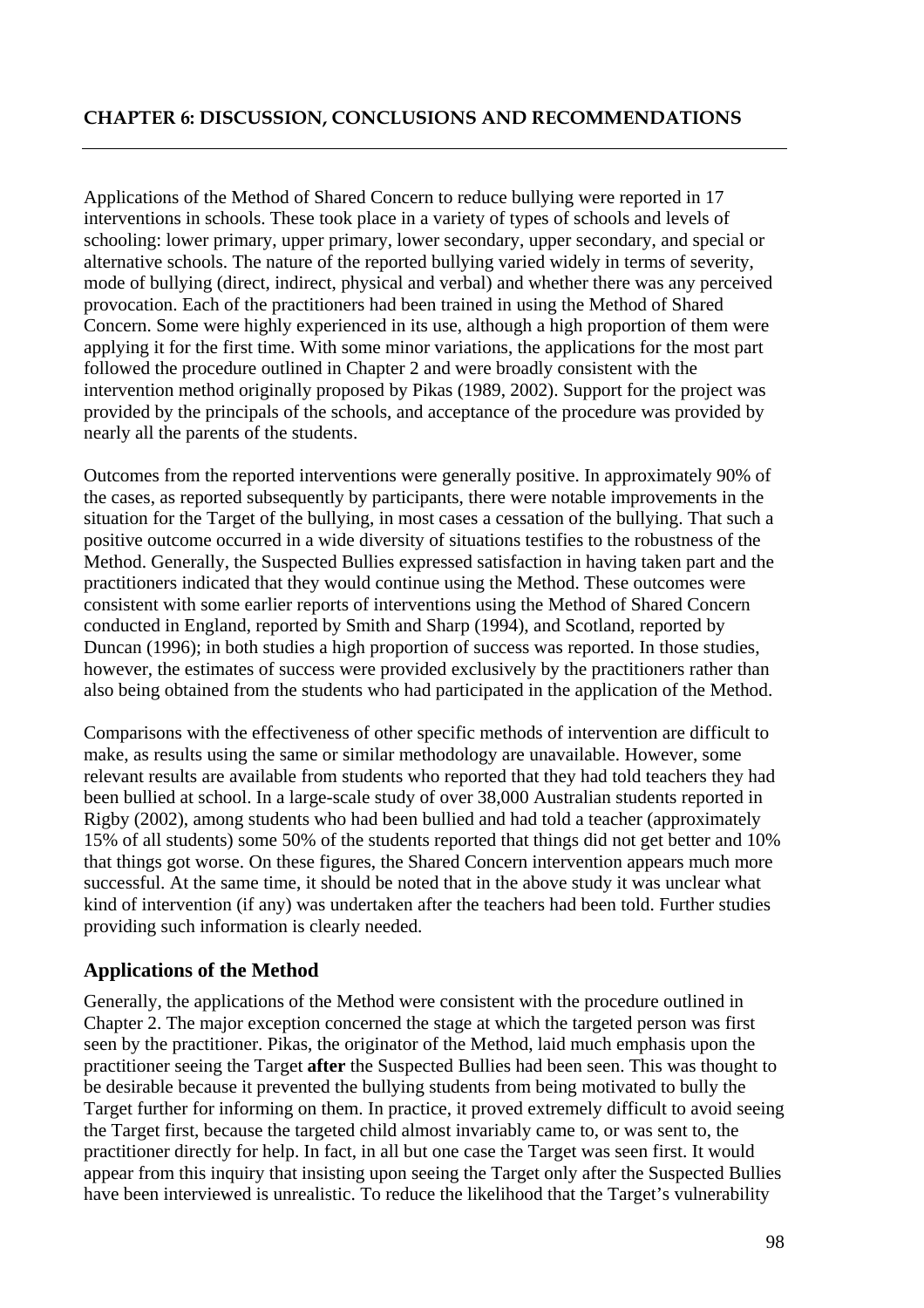# CHAPTER 6: DISCUSSION, CONCLUSIONS AND RECOMMENDATIONS

Applications of the Method of Shared Concern to reduce bullying were reported in 17 interventions in schools. These took place in a variety of types of schools and levels of schooling: lower primary, upper primary, lower secondary, upper secondary, and special or alternative schools. The nature of the reported bullying varied widely in terms of severity, mode of bullying (direct, indirect, physical and verbal) and whether there was any perceived provocation. Each of the practitioners had been trained in using the Method of Shared Concern. Some were highly experienced in its use, although a high proportion of them were applying it for the first time. With some minor variations, the applications for the most part followed the procedure outlined in Chapter 2 and were broadly consistent with the intervention method originally proposed by Pikas (1989, 2002). Support for the project was provided by the principals of the schools, and acceptance of the procedure was provided by nearly all the parents of the students.

Outcomes from the reported interventions were generally positive. In approximately 90% of the cases, as reported subsequently by participants, there were notable improvements in the situation for the Target of the bullying, in most cases a cessation of the bullying. That such a positive outcome occurred in a wide diversity of situations testifies to the robustness of the Method. Generally, the Suspected Bullies expressed satisfaction in having taken part and the practitioners indicated that they would continue using the Method. These outcomes were consistent with some earlier reports of interventions using the Method of Shared Concern conducted in England, reported by Smith and Sharp (1994), and Scotland, reported by Duncan (1996); in both studies a high proportion of success was reported. In those studies, however, the estimates of success were provided exclusively by the practitioners rather than also being obtained from the students who had participated in the application of the Method.

Comparisons with the effectiveness of other specific methods of intervention are difficult to make, as results using the same or similar methodology are unavailable. However, some relevant results are available from students who reported that they had told teachers they had been bullied at school. In a large-scale study of over 38,000 Australian students reported in Rigby (2002), among students who had been bullied and had told a teacher (approximately 15% of all students) some 50% of the students reported that things did not get better and 10% that things got worse. On these figures, the Shared Concern intervention appears much more successful. At the same time, it should be noted that in the above study it was unclear what kind of intervention (if any) was undertaken after the teachers had been told. Further studies providing such information is clearly needed.

## Applications of the Method

Generally, the applications of the Method were consistent with the procedure outlined in Chapter 2. The major exception concerned the stage at which the targeted person was first seen by the practitioner. Pikas, the originator of the Method, laid much emphasis upon the practitioner seeing the Target **after** the Suspected Bullies had been seen. This was thought to be desirable because it prevented the bullying students from being motivated to bully the Target further for informing on them. In practice, it proved extremely difficult to avoid seeing the Target first, because the targeted child almost invariably came to, or was sent to, the practitioner directly for help. In fact, in all but one case the Target was seen first. It would appear from this inquiry that insisting upon seeing the Target only after the Suspected Bullies have been interviewed is unrealistic. To reduce the likelihood that the Target's vulnerability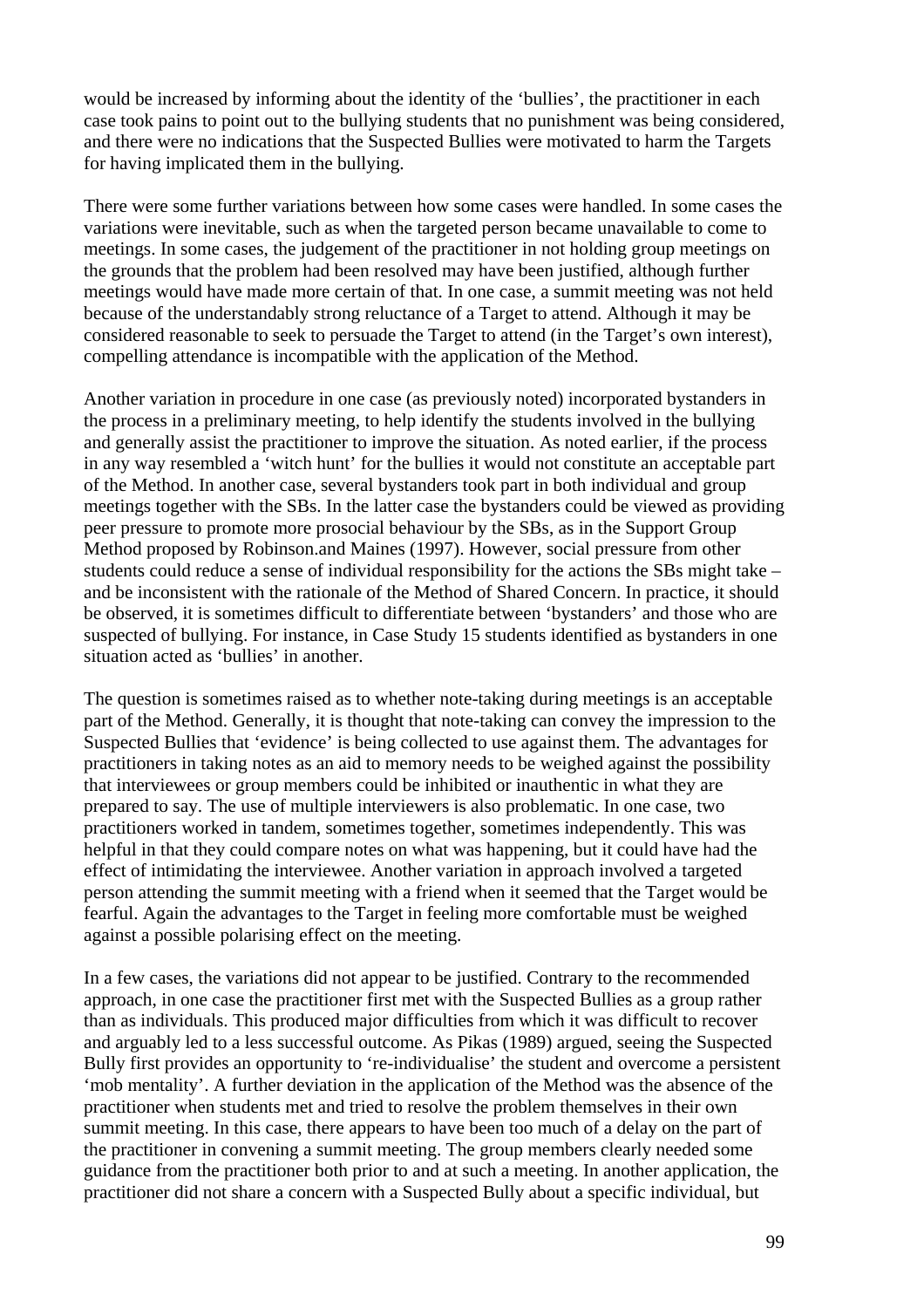would be increased by informing about the identity of the 'bullies', the practitioner in each case took pains to point out to the bullying students that no punishment was being considered, and there were no indications that the Suspected Bullies were motivated to harm the Targets for having implicated them in the bullying.

There were some further variations between how some cases were handled. In some cases the variations were inevitable, such as when the targeted person became unavailable to come to meetings. In some cases, the judgement of the practitioner in not holding group meetings on the grounds that the problem had been resolved may have been justified, although further meetings would have made more certain of that. In one case, a summit meeting was not held because of the understandably strong reluctance of a Target to attend. Although it may be considered reasonable to seek to persuade the Target to attend (in the Target's own interest), compelling attendance is incompatible with the application of the Method.

Another variation in procedure in one case (as previously noted) incorporated bystanders in the process in a preliminary meeting, to help identify the students involved in the bullying and generally assist the practitioner to improve the situation. As noted earlier, if the process in any way resembled a 'witch hunt' for the bullies it would not constitute an acceptable part of the Method. In another case, several bystanders took part in both individual and group meetings together with the SBs. In the latter case the bystanders could be viewed as providing peer pressure to promote more prosocial behaviour by the SBs, as in the Support Group Method proposed by Robinson.and Maines (1997). However, social pressure from other students could reduce a sense of individual responsibility for the actions the SBs might take – and be inconsistent with the rationale of the Method of Shared Concern. In practice, it should be observed, it is sometimes difficult to differentiate between 'bystanders' and those who are suspected of bullying. For instance, in Case Study 15 students identified as bystanders in one situation acted as 'bullies' in another.

The question is sometimes raised as to whether note-taking during meetings is an acceptable part of the Method. Generally, it is thought that note-taking can convey the impression to the Suspected Bullies that 'evidence' is being collected to use against them. The advantages for practitioners in taking notes as an aid to memory needs to be weighed against the possibility that interviewees or group members could be inhibited or inauthentic in what they are prepared to say. The use of multiple interviewers is also problematic. In one case, two practitioners worked in tandem, sometimes together, sometimes independently. This was helpful in that they could compare notes on what was happening, but it could have had the effect of intimidating the interviewee. Another variation in approach involved a targeted person attending the summit meeting with a friend when it seemed that the Target would be fearful. Again the advantages to the Target in feeling more comfortable must be weighed against a possible polarising effect on the meeting.

In a few cases, the variations did not appear to be justified. Contrary to the recommended approach, in one case the practitioner first met with the Suspected Bullies as a group rather than as individuals. This produced major difficulties from which it was difficult to recover and arguably led to a less successful outcome. As Pikas (1989) argued, seeing the Suspected Bully first provides an opportunity to 're-individualise' the student and overcome a persistent 'mob mentality'. A further deviation in the application of the Method was the absence of the practitioner when students met and tried to resolve the problem themselves in their own summit meeting. In this case, there appears to have been too much of a delay on the part of the practitioner in convening a summit meeting. The group members clearly needed some guidance from the practitioner both prior to and at such a meeting. In another application, the practitioner did not share a concern with a Suspected Bully about a specific individual, but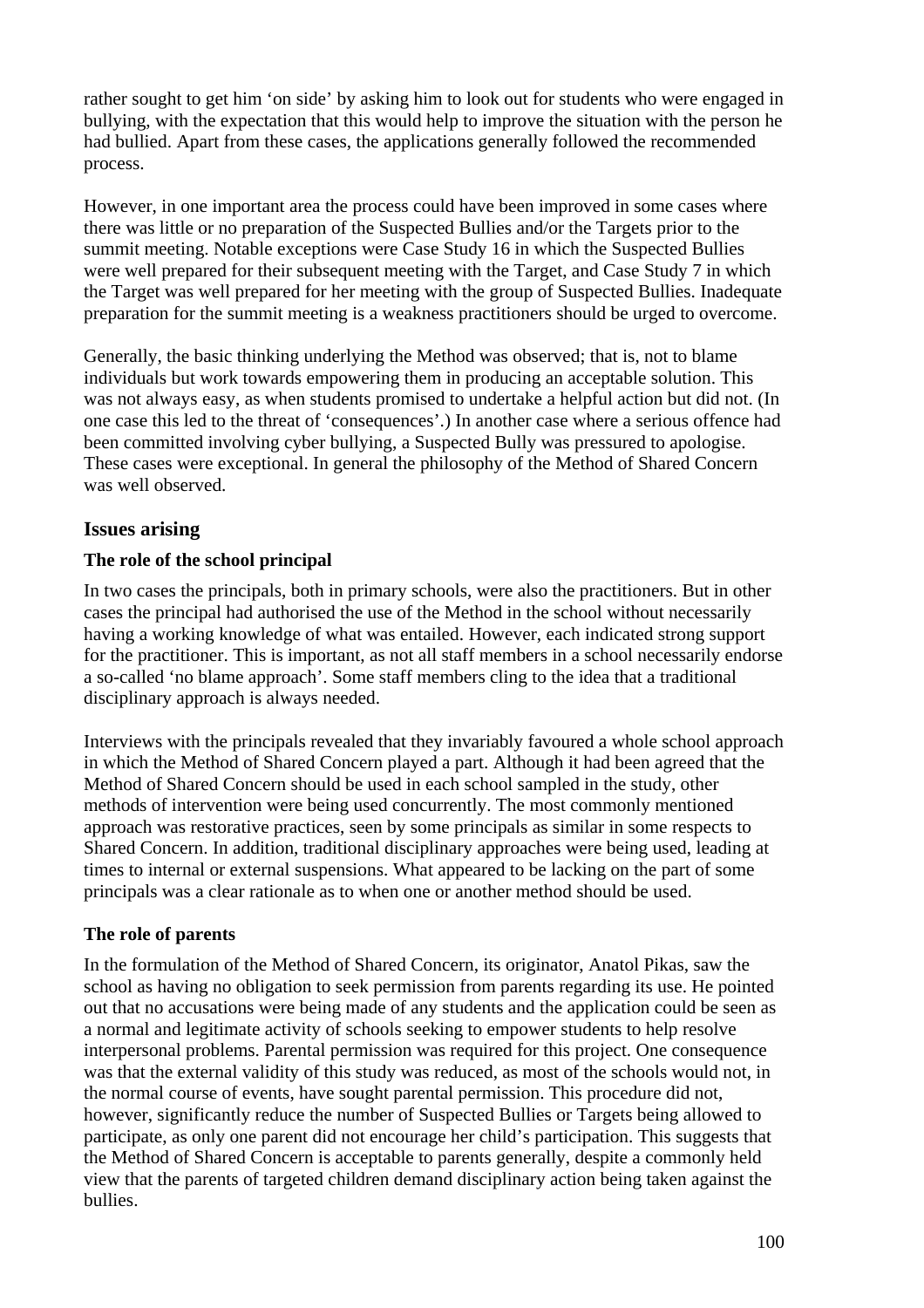rather sought to get him 'on side' by asking him to look out for students who were engaged in bullying, with the expectation that this would help to improve the situation with the person he had bullied. Apart from these cases, the applications generally followed the recommended process.

However, in one important area the process could have been improved in some cases where there was little or no preparation of the Suspected Bullies and/or the Targets prior to the summit meeting. Notable exceptions were Case Study 16 in which the Suspected Bullies were well prepared for their subsequent meeting with the Target, and Case Study 7 in which the Target was well prepared for her meeting with the group of Suspected Bullies. Inadequate preparation for the summit meeting is a weakness practitioners should be urged to overcome.

Generally, the basic thinking underlying the Method was observed; that is, not to blame individuals but work towards empowering them in producing an acceptable solution. This was not always easy, as when students promised to undertake a helpful action but did not. (In one case this led to the threat of 'consequences'.) In another case where a serious offence had been committed involving cyber bullying, a Suspected Bully was pressured to apologise. These cases were exceptional. In general the philosophy of the Method of Shared Concern was well observed.

## Issues arising

### The role of the school principal

In two cases the principals, both in primary schools, were also the practitioners. But in other cases the principal had authorised the use of the Method in the school without necessarily having a working knowledge of what was entailed. However, each indicated strong support for the practitioner. This is important, as not all staff members in a school necessarily endorse a so-called 'no blame approach'. Some staff members cling to the idea that a traditional disciplinary approach is always needed.

Interviews with the principals revealed that they invariably favoured a whole school approach in which the Method of Shared Concern played a part. Although it had been agreed that the Method of Shared Concern should be used in each school sampled in the study, other methods of intervention were being used concurrently. The most commonly mentioned approach was restorative practices, seen by some principals as similar in some respects to Shared Concern. In addition, traditional disciplinary approaches were being used, leading at times to internal or external suspensions. What appeared to be lacking on the part of some principals was a clear rationale as to when one or another method should be used.

### The role of parents

In the formulation of the Method of Shared Concern, its originator, Anatol Pikas, saw the school as having no obligation to seek permission from parents regarding its use. He pointed out that no accusations were being made of any students and the application could be seen as a normal and legitimate activity of schools seeking to empower students to help resolve interpersonal problems. Parental permission was required for this project. One consequence was that the external validity of this study was reduced, as most of the schools would not, in the normal course of events, have sought parental permission. This procedure did not, however, significantly reduce the number of Suspected Bullies or Targets being allowed to participate, as only one parent did not encourage her child's participation. This suggests that the Method of Shared Concern is acceptable to parents generally, despite a commonly held view that the parents of targeted children demand disciplinary action being taken against the bullies.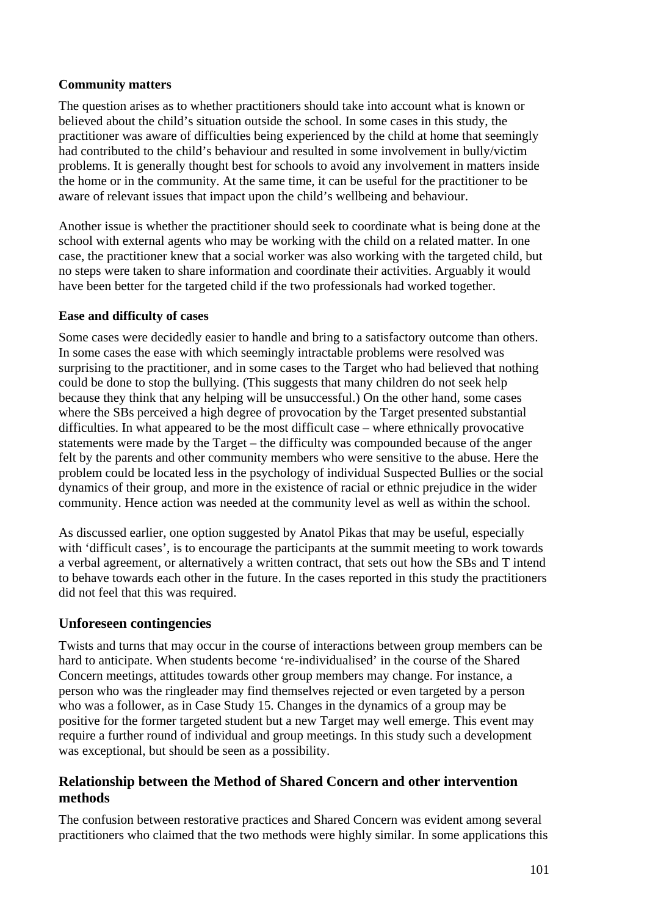### Community matters

The question arises as to whether practitioners should take into account what is known or believed about the child's situation outside the school. In some cases in this study, the practitioner was aware of difficulties being experienced by the child at home that seemingly had contributed to the child's behaviour and resulted in some involvement in bully/victim problems. It is generally thought best for schools to avoid any involvement in matters inside the home or in the community. At the same time, it can be useful for the practitioner to be aware of relevant issues that impact upon the child's wellbeing and behaviour.

Another issue is whether the practitioner should seek to coordinate what is being done at the school with external agents who may be working with the child on a related matter. In one case, the practitioner knew that a social worker was also working with the targeted child, but no steps were taken to share information and coordinate their activities. Arguably it would have been better for the targeted child if the two professionals had worked together.

### Ease and difficulty of cases

Some cases were decidedly easier to handle and bring to a satisfactory outcome than others. In some cases the ease with which seemingly intractable problems were resolved was surprising to the practitioner, and in some cases to the Target who had believed that nothing could be done to stop the bullying. (This suggests that many children do not seek help because they think that any helping will be unsuccessful.) On the other hand, some cases where the SBs perceived a high degree of provocation by the Target presented substantial difficulties. In what appeared to be the most difficult case – where ethnically provocative statements were made by the Target – the difficulty was compounded because of the anger felt by the parents and other community members who were sensitive to the abuse. Here the problem could be located less in the psychology of individual Suspected Bullies or the social dynamics of their group, and more in the existence of racial or ethnic prejudice in the wider community. Hence action was needed at the community level as well as within the school.

As discussed earlier, one option suggested by Anatol Pikas that may be useful, especially with 'difficult cases', is to encourage the participants at the summit meeting to work towards a verbal agreement, or alternatively a written contract, that sets out how the SBs and T intend to behave towards each other in the future. In the cases reported in this study the practitioners did not feel that this was required.

## Unforeseen contingencies

Twists and turns that may occur in the course of interactions between group members can be hard to anticipate. When students become 're-individualised' in the course of the Shared Concern meetings, attitudes towards other group members may change. For instance, a person who was the ringleader may find themselves rejected or even targeted by a person who was a follower, as in Case Study 15. Changes in the dynamics of a group may be positive for the former targeted student but a new Target may well emerge. This event may require a further round of individual and group meetings. In this study such a development was exceptional, but should be seen as a possibility.

## Relationship between the Method of Shared Concern and other intervention methods

The confusion between restorative practices and Shared Concern was evident among several practitioners who claimed that the two methods were highly similar. In some applications this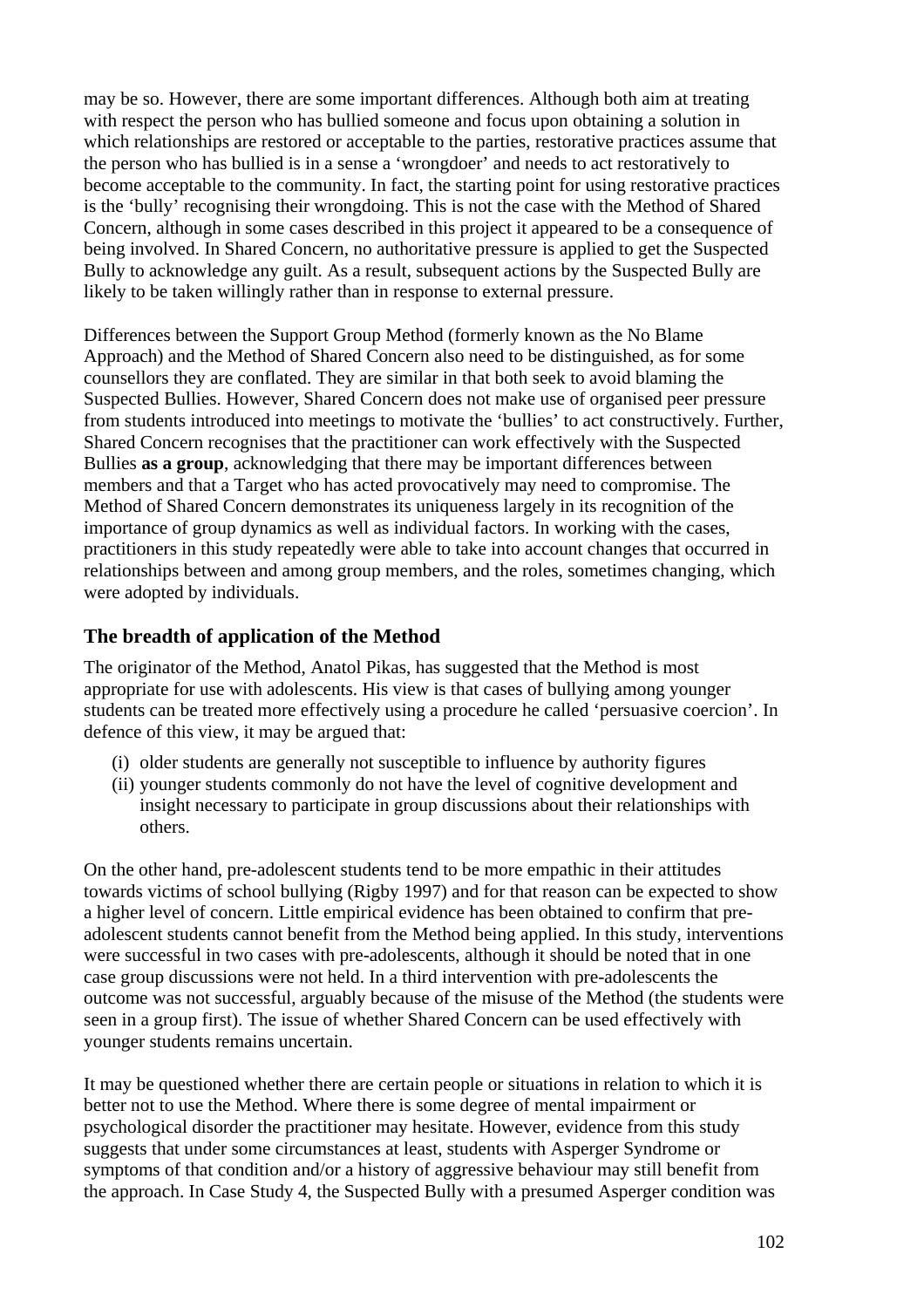may be so. However, there are some important differences. Although both aim at treating with respect the person who has bullied someone and focus upon obtaining a solution in which relationships are restored or acceptable to the parties, restorative practices assume that the person who has bullied is in a sense a 'wrongdoer' and needs to act restoratively to become acceptable to the community. In fact, the starting point for using restorative practices is the 'bully' recognising their wrongdoing. This is not the case with the Method of Shared Concern, although in some cases described in this project it appeared to be a consequence of being involved. In Shared Concern, no authoritative pressure is applied to get the Suspected Bully to acknowledge any guilt. As a result, subsequent actions by the Suspected Bully are likely to be taken willingly rather than in response to external pressure.

Differences between the Support Group Method (formerly known as the No Blame Approach) and the Method of Shared Concern also need to be distinguished, as for some counsellors they are conflated. They are similar in that both seek to avoid blaming the Suspected Bullies. However, Shared Concern does not make use of organised peer pressure from students introduced into meetings to motivate the 'bullies' to act constructively. Further, Shared Concern recognises that the practitioner can work effectively with the Suspected Bullies **as a group**, acknowledging that there may be important differences between members and that a Target who has acted provocatively may need to compromise. The Method of Shared Concern demonstrates its uniqueness largely in its recognition of the importance of group dynamics as well as individual factors. In working with the cases, practitioners in this study repeatedly were able to take into account changes that occurred in relationships between and among group members, and the roles, sometimes changing, which were adopted by individuals.

## The breadth of application of the Method

The originator of the Method, Anatol Pikas, has suggested that the Method is most appropriate for use with adolescents. His view is that cases of bullying among younger students can be treated more effectively using a procedure he called 'persuasive coercion'. In defence of this view, it may be argued that:

(i) older students are generally not susceptible to influence by authority figures
(ii) younger students commonly do not have the level of cognitive development and insight necessary to participate in group discussions about their relationships with others.

On the other hand, pre-adolescent students tend to be more empathic in their attitudes towards victims of school bullying (Rigby 1997) and for that reason can be expected to show a higher level of concern. Little empirical evidence has been obtained to confirm that pre-adolescent students cannot benefit from the Method being applied. In this study, interventions were successful in two cases with pre-adolescents, although it should be noted that in one case group discussions were not held. In a third intervention with pre-adolescents the outcome was not successful, arguably because of the misuse of the Method (the students were seen in a group first). The issue of whether Shared Concern can be used effectively with younger students remains uncertain.

It may be questioned whether there are certain people or situations in relation to which it is better not to use the Method. Where there is some degree of mental impairment or psychological disorder the practitioner may hesitate. However, evidence from this study suggests that under some circumstances at least, students with Asperger Syndrome or symptoms of that condition and/or a history of aggressive behaviour may still benefit from the approach. In Case Study 4, the Suspected Bully with a presumed Asperger condition was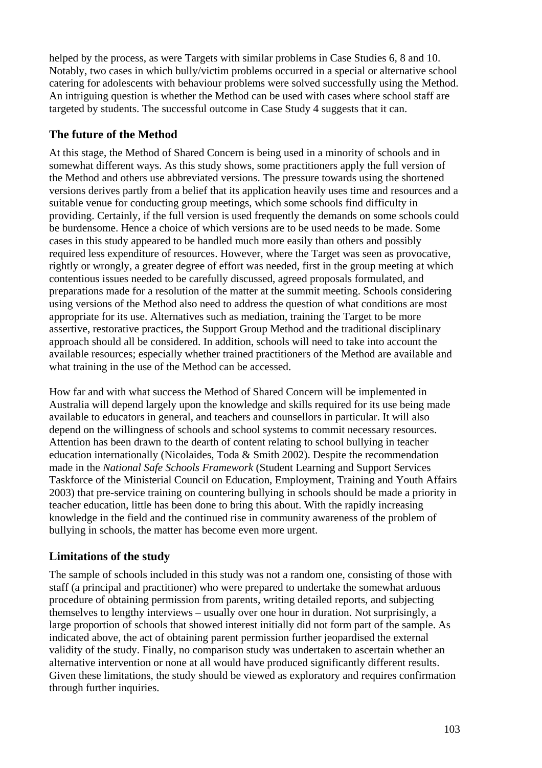helped by the process, as were Targets with similar problems in Case Studies 6, 8 and 10. Notably, two cases in which bully/victim problems occurred in a special or alternative school catering for adolescents with behaviour problems were solved successfully using the Method. An intriguing question is whether the Method can be used with cases where school staff are targeted by students. The successful outcome in Case Study 4 suggests that it can.

## The future of the Method

At this stage, the Method of Shared Concern is being used in a minority of schools and in somewhat different ways. As this study shows, some practitioners apply the full version of the Method and others use abbreviated versions. The pressure towards using the shortened versions derives partly from a belief that its application heavily uses time and resources and a suitable venue for conducting group meetings, which some schools find difficulty in providing. Certainly, if the full version is used frequently the demands on some schools could be burdensome. Hence a choice of which versions are to be used needs to be made. Some cases in this study appeared to be handled much more easily than others and possibly required less expenditure of resources. However, where the Target was seen as provocative, rightly or wrongly, a greater degree of effort was needed, first in the group meeting at which contentious issues needed to be carefully discussed, agreed proposals formulated, and preparations made for a resolution of the matter at the summit meeting. Schools considering using versions of the Method also need to address the question of what conditions are most appropriate for its use. Alternatives such as mediation, training the Target to be more assertive, restorative practices, the Support Group Method and the traditional disciplinary approach should all be considered. In addition, schools will need to take into account the available resources; especially whether trained practitioners of the Method are available and what training in the use of the Method can be accessed.

How far and with what success the Method of Shared Concern will be implemented in Australia will depend largely upon the knowledge and skills required for its use being made available to educators in general, and teachers and counsellors in particular. It will also depend on the willingness of schools and school systems to commit necessary resources. Attention has been drawn to the dearth of content relating to school bullying in teacher education internationally (Nicolaides, Toda & Smith 2002). Despite the recommendation made in the *National Safe Schools Framework* (Student Learning and Support Services Taskforce of the Ministerial Council on Education, Employment, Training and Youth Affairs 2003) that pre-service training on countering bullying in schools should be made a priority in teacher education, little has been done to bring this about. With the rapidly increasing knowledge in the field and the continued rise in community awareness of the problem of bullying in schools, the matter has become even more urgent.

## Limitations of the study

The sample of schools included in this study was not a random one, consisting of those with staff (a principal and practitioner) who were prepared to undertake the somewhat arduous procedure of obtaining permission from parents, writing detailed reports, and subjecting themselves to lengthy interviews – usually over one hour in duration. Not surprisingly, a large proportion of schools that showed interest initially did not form part of the sample. As indicated above, the act of obtaining parent permission further jeopardised the external validity of the study. Finally, no comparison study was undertaken to ascertain whether an alternative intervention or none at all would have produced significantly different results. Given these limitations, the study should be viewed as exploratory and requires confirmation through further inquiries.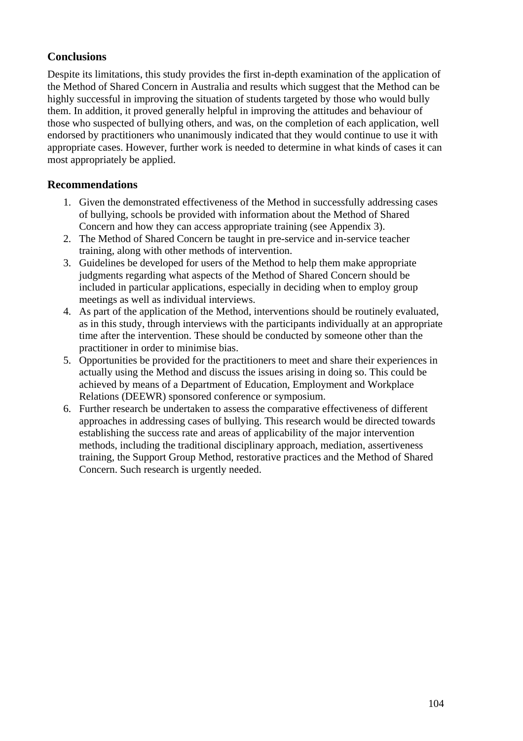## Conclusions

Despite its limitations, this study provides the first in-depth examination of the application of the Method of Shared Concern in Australia and results which suggest that the Method can be highly successful in improving the situation of students targeted by those who would bully them. In addition, it proved generally helpful in improving the attitudes and behaviour of those who suspected of bullying others, and was, on the completion of each application, well endorsed by practitioners who unanimously indicated that they would continue to use it with appropriate cases. However, further work is needed to determine in what kinds of cases it can most appropriately be applied.

## Recommendations

1. Given the demonstrated effectiveness of the Method in successfully addressing cases of bullying, schools be provided with information about the Method of Shared Concern and how they can access appropriate training (see Appendix 3).
2. The Method of Shared Concern be taught in pre-service and in-service teacher training, along with other methods of intervention.
3. Guidelines be developed for users of the Method to help them make appropriate judgments regarding what aspects of the Method of Shared Concern should be included in particular applications, especially in deciding when to employ group meetings as well as individual interviews.
4. As part of the application of the Method, interventions should be routinely evaluated, as in this study, through interviews with the participants individually at an appropriate time after the intervention. These should be conducted by someone other than the practitioner in order to minimise bias.
5. Opportunities be provided for the practitioners to meet and share their experiences in actually using the Method and discuss the issues arising in doing so. This could be achieved by means of a Department of Education, Employment and Workplace Relations (DEEWR) sponsored conference or symposium.
6. Further research be undertaken to assess the comparative effectiveness of different approaches in addressing cases of bullying. This research would be directed towards establishing the success rate and areas of applicability of the major intervention methods, including the traditional disciplinary approach, mediation, assertiveness training, the Support Group Method, restorative practices and the Method of Shared Concern. Such research is urgently needed.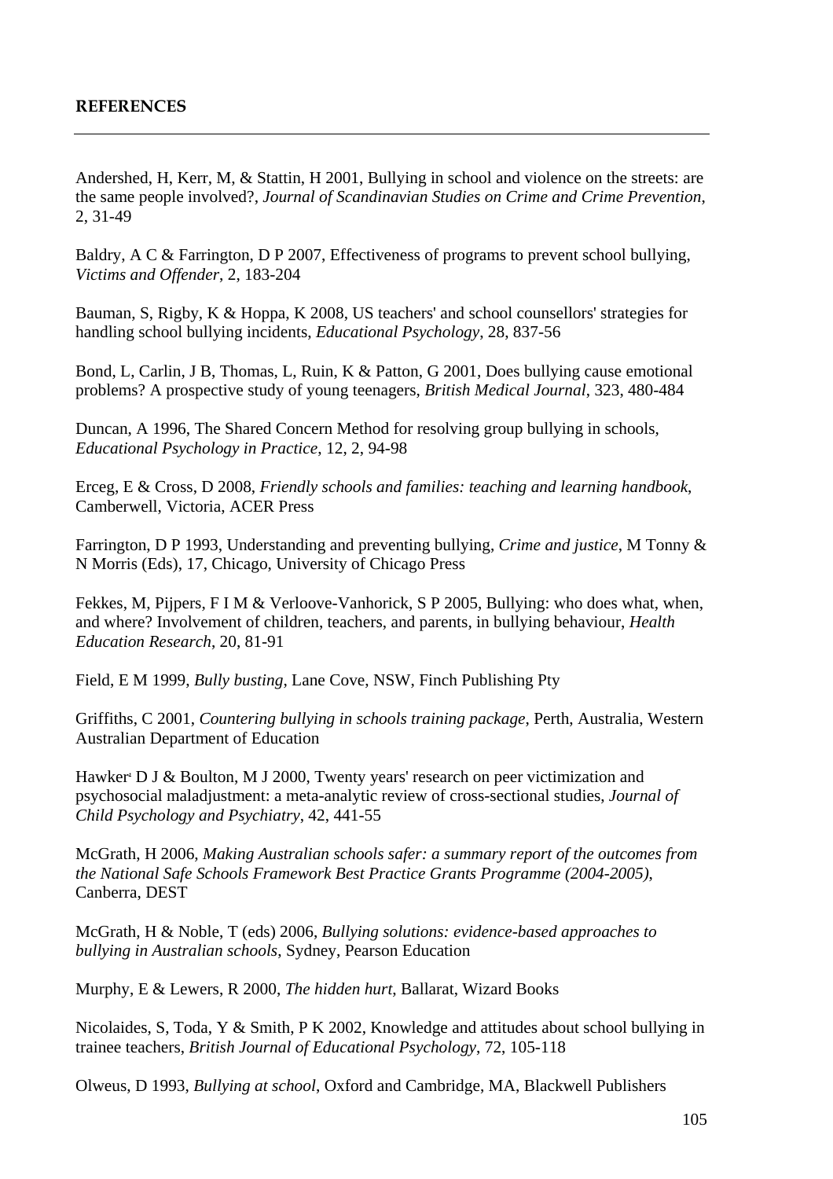**REFERENCES**

---

Andershed, H, Kerr, M, & Stattin, H 2001, Bullying in school and violence on the streets: are the same people involved?, *Journal of Scandinavian Studies on Crime and Crime Prevention*, 2, 31-49

Baldry, A C & Farrington, D P 2007, Effectiveness of programs to prevent school bullying, *Victims and Offender*, 2, 183-204

Bauman, S, Rigby, K & Hoppa, K 2008, US teachers' and school counsellors' strategies for handling school bullying incidents, *Educational Psychology*, 28, 837-56

Bond, L, Carlin, J B, Thomas, L, Ruin, K & Patton, G 2001, Does bullying cause emotional problems? A prospective study of young teenagers, *British Medical Journal*, 323, 480-484

Duncan, A 1996, The Shared Concern Method for resolving group bullying in schools, *Educational Psychology in Practice*, 12, 2, 94-98

Erceg, E & Cross, D 2008, *Friendly schools and families: teaching and learning handbook*, Camberwell, Victoria, ACER Press

Farrington, D P 1993, Understanding and preventing bullying, *Crime and justice*, M Tonny & N Morris (Eds), 17, Chicago, University of Chicago Press

Fekkes, M, Pijpers, F I M & Verloove-Vanhorick, S P 2005, Bullying: who does what, when, and where? Involvement of children, teachers, and parents, in bullying behaviour, *Health Education Research*, 20, 81-91

Field, E M 1999, *Bully busting*, Lane Cove, NSW, Finch Publishing Pty

Griffiths, C 2001, *Countering bullying in schools training package*, Perth, Australia, Western Australian Department of Education

Hawker, D J & Boulton, M J 2000, Twenty years' research on peer victimization and psychosocial maladjustment: a meta-analytic review of cross-sectional studies, *Journal of Child Psychology and Psychiatry*, 42, 441-55

McGrath, H 2006, *Making Australian schools safer: a summary report of the outcomes from the National Safe Schools Framework Best Practice Grants Programme (2004-2005)*, Canberra, DEST

McGrath, H & Noble, T (eds) 2006, *Bullying solutions: evidence-based approaches to bullying in Australian schools*, Sydney, Pearson Education

Murphy, E & Lewers, R 2000, *The hidden hurt*, Ballarat, Wizard Books

Nicolaides, S, Toda, Y & Smith, P K 2002, Knowledge and attitudes about school bullying in trainee teachers, *British Journal of Educational Psychology*, 72, 105-118

Olweus, D 1993, *Bullying at school*, Oxford and Cambridge, MA, Blackwell Publishers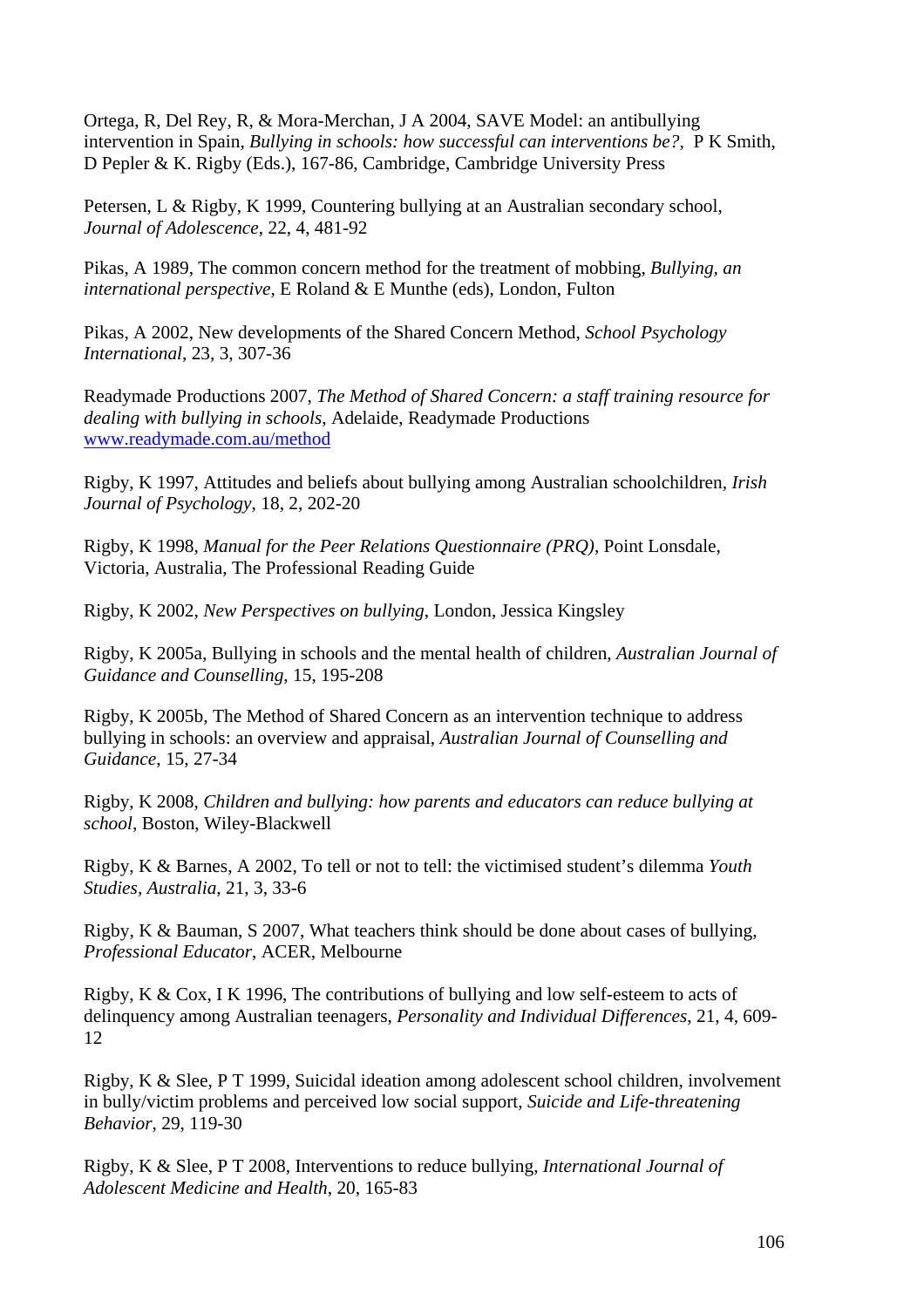Ortega, R, Del Rey, R, & Mora-Merchan, J A 2004, SAVE Model: an antibullying intervention in Spain, *Bullying in schools: how successful can interventions be?*, P K Smith, D Pepler & K. Rigby (Eds.), 167-86, Cambridge, Cambridge University Press

Petersen, L & Rigby, K 1999, Countering bullying at an Australian secondary school, *Journal of Adolescence*, 22, 4, 481-92

Pikas, A 1989, The common concern method for the treatment of mobbing, *Bullying, an international perspective*, E Roland & E Munthe (eds), London, Fulton

Pikas, A 2002, New developments of the Shared Concern Method, *School Psychology International*, 23, 3, 307-36

Readymade Productions 2007, *The Method of Shared Concern: a staff training resource for dealing with bullying in schools*, Adelaide, Readymade Productions [www.readymade.com.au/method](www.readymade.com.au/method)

Rigby, K 1997, Attitudes and beliefs about bullying among Australian schoolchildren, *Irish Journal of Psychology*, 18, 2, 202-20

Rigby, K 1998, *Manual for the Peer Relations Questionnaire (PRQ)*, Point Lonsdale, Victoria, Australia, The Professional Reading Guide

Rigby, K 2002, *New Perspectives on bullying*, London, Jessica Kingsley

Rigby, K 2005a, Bullying in schools and the mental health of children, *Australian Journal of Guidance and Counselling*, 15, 195-208

Rigby, K 2005b, The Method of Shared Concern as an intervention technique to address bullying in schools: an overview and appraisal, *Australian Journal of Counselling and Guidance*, 15, 27-34

Rigby, K 2008, *Children and bullying: how parents and educators can reduce bullying at school*, Boston, Wiley-Blackwell

Rigby, K & Barnes, A 2002, To tell or not to tell: the victimised student's dilemma *Youth Studies, Australia*, 21, 3, 33-6

Rigby, K & Bauman, S 2007, What teachers think should be done about cases of bullying, *Professional Educator*, ACER, Melbourne

Rigby, K & Cox, I K 1996, The contributions of bullying and low self-esteem to acts of delinquency among Australian teenagers, *Personality and Individual Differences*, 21, 4, 609-12

Rigby, K & Slee, P T 1999, Suicidal ideation among adolescent school children, involvement in bully/victim problems and perceived low social support, *Suicide and Life-threatening Behavior*, 29, 119-30

Rigby, K & Slee, P T 2008, Interventions to reduce bullying, *International Journal of Adolescent Medicine and Health*, 20, 165-83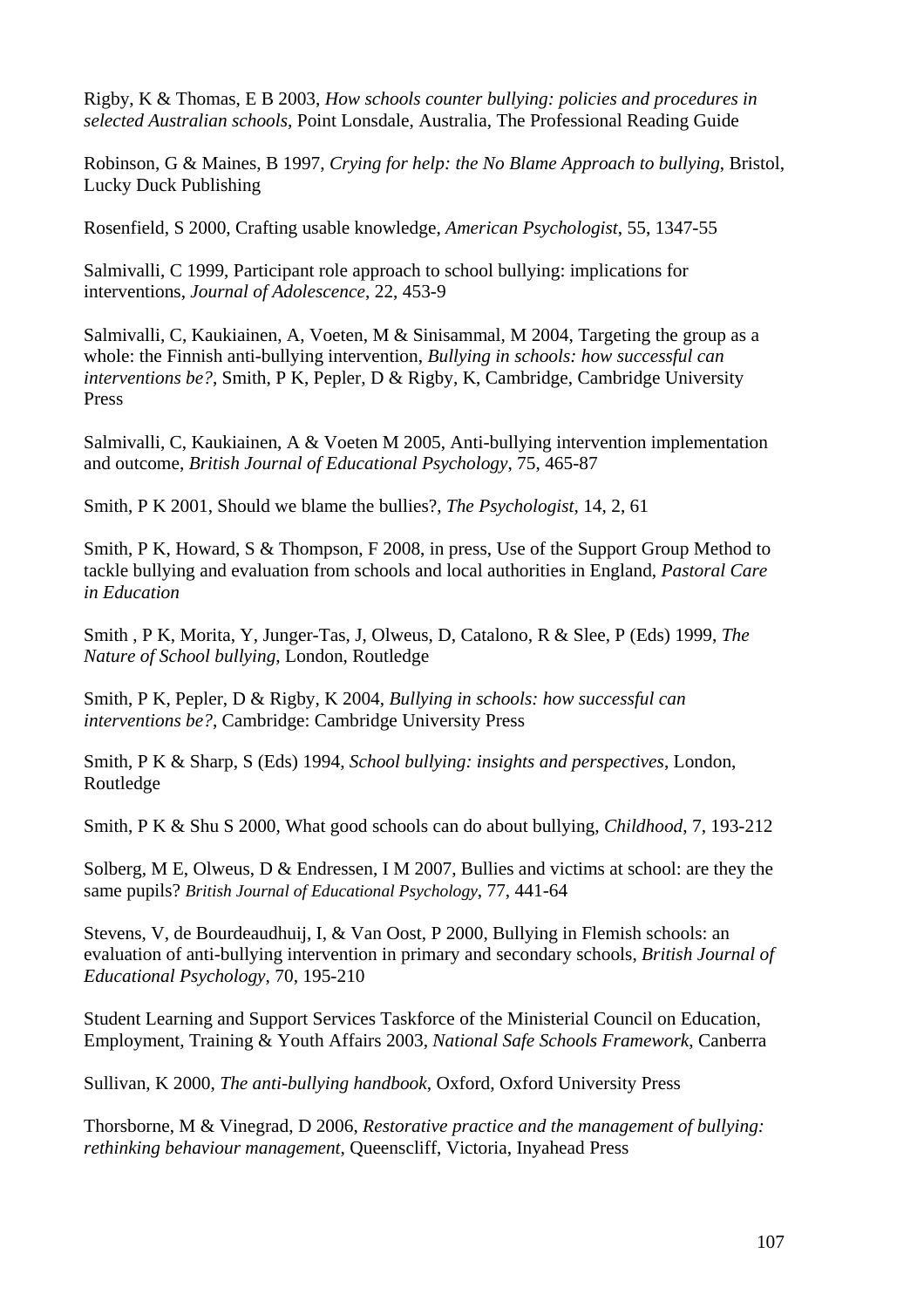Rigby, K & Thomas, E B 2003, *How schools counter bullying: policies and procedures in selected Australian schools*, Point Lonsdale, Australia, The Professional Reading Guide

Robinson, G & Maines, B 1997, *Crying for help: the No Blame Approach to bullying*, Bristol, Lucky Duck Publishing

Rosenfield, S 2000, Crafting usable knowledge, *American Psychologist*, 55, 1347-55

Salmivalli, C 1999, Participant role approach to school bullying: implications for interventions, *Journal of Adolescence*, 22, 453-9

Salmivalli, C, Kaukiainen, A, Voeten, M & Sinisammal, M 2004, Targeting the group as a whole: the Finnish anti-bullying intervention, *Bullying in schools: how successful can interventions be?*, Smith, P K, Pepler, D & Rigby, K, Cambridge, Cambridge University Press

Salmivalli, C, Kaukiainen, A & Voeten M 2005, Anti-bullying intervention implementation and outcome, *British Journal of Educational Psychology*, 75, 465-87

Smith, P K 2001, Should we blame the bullies?, *The Psychologist*, 14, 2, 61

Smith, P K, Howard, S & Thompson, F 2008, in press, Use of the Support Group Method to tackle bullying and evaluation from schools and local authorities in England, *Pastoral Care in Education*

Smith , P K, Morita, Y, Junger-Tas, J, Olweus, D, Catalono, R & Slee, P (Eds) 1999, *The Nature of School bullying*, London, Routledge

Smith, P K, Pepler, D & Rigby, K 2004, *Bullying in schools: how successful can interventions be?*, Cambridge: Cambridge University Press

Smith, P K & Sharp, S (Eds) 1994, *School bullying: insights and perspectives*, London, Routledge

Smith, P K & Shu S 2000, What good schools can do about bullying, *Childhood*, 7, 193-212

Solberg, M E, Olweus, D & Endressen, I M 2007, Bullies and victims at school: are they the same pupils? *British Journal of Educational Psychology*, 77, 441-64

Stevens, V, de Bourdeaudhuij, I, & Van Oost, P 2000, Bullying in Flemish schools: an evaluation of anti-bullying intervention in primary and secondary schools, *British Journal of Educational Psychology*, 70, 195-210

Student Learning and Support Services Taskforce of the Ministerial Council on Education, Employment, Training & Youth Affairs 2003, *National Safe Schools Framework*, Canberra

Sullivan, K 2000, *The anti-bullying handbook*, Oxford, Oxford University Press

Thorsborne, M & Vinegrad, D 2006, *Restorative practice and the management of bullying: rethinking behaviour management*, Queenscliff, Victoria, Inyahead Press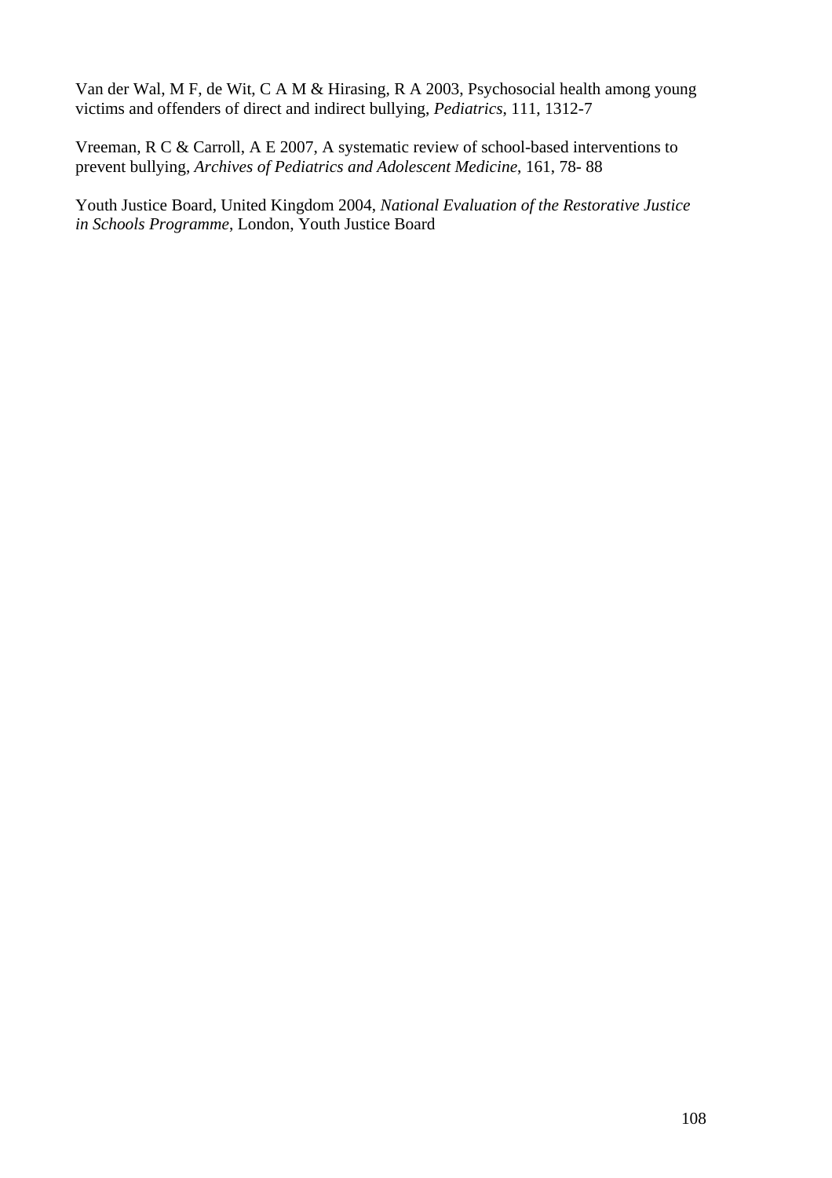Van der Wal, M F, de Wit, C A M & Hirasing, R A 2003, Psychosocial health among young victims and offenders of direct and indirect bullying, *Pediatrics*, 111, 1312-7

Vreeman, R C & Carroll, A E 2007, A systematic review of school-based interventions to prevent bullying, *Archives of Pediatrics and Adolescent Medicine*, 161, 78- 88

Youth Justice Board, United Kingdom 2004, *National Evaluation of the Restorative Justice in Schools Programme*, London, Youth Justice Board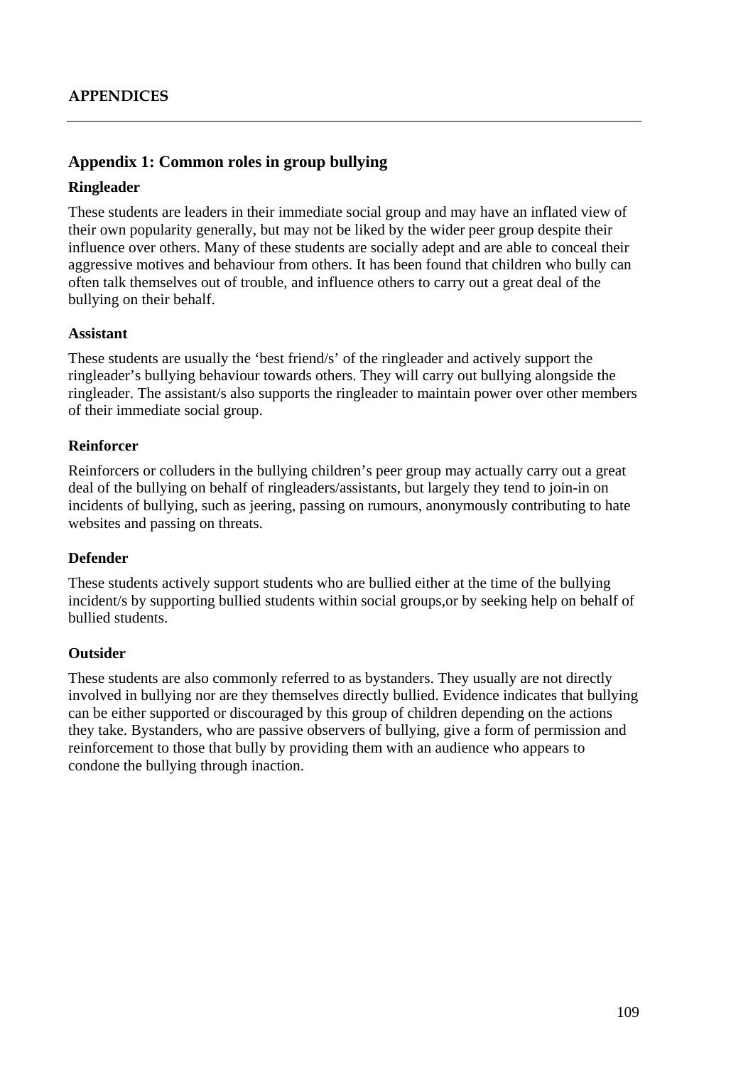# APPENDICES

## Appendix 1: Common roles in group bullying

### Ringleader

These students are leaders in their immediate social group and may have an inflated view of their own popularity generally, but may not be liked by the wider peer group despite their influence over others. Many of these students are socially adept and are able to conceal their aggressive motives and behaviour from others. It has been found that children who bully can often talk themselves out of trouble, and influence others to carry out a great deal of the bullying on their behalf.

### Assistant

These students are usually the 'best friend/s' of the ringleader and actively support the ringleader's bullying behaviour towards others. They will carry out bullying alongside the ringleader. The assistant/s also supports the ringleader to maintain power over other members of their immediate social group.

### Reinforcer

Reinforcers or colluders in the bullying children's peer group may actually carry out a great deal of the bullying on behalf of ringleaders/assistants, but largely they tend to join-in on incidents of bullying, such as jeering, passing on rumours, anonymously contributing to hate websites and passing on threats.

### Defender

These students actively support students who are bullied either at the time of the bullying incident/s by supporting bullied students within social groups,or by seeking help on behalf of bullied students.

### Outsider

These students are also commonly referred to as bystanders. They usually are not directly involved in bullying nor are they themselves directly bullied. Evidence indicates that bullying can be either supported or discouraged by this group of children depending on the actions they take. Bystanders, who are passive observers of bullying, give a form of permission and reinforcement to those that bully by providing them with an audience who appears to condone the bullying through inaction.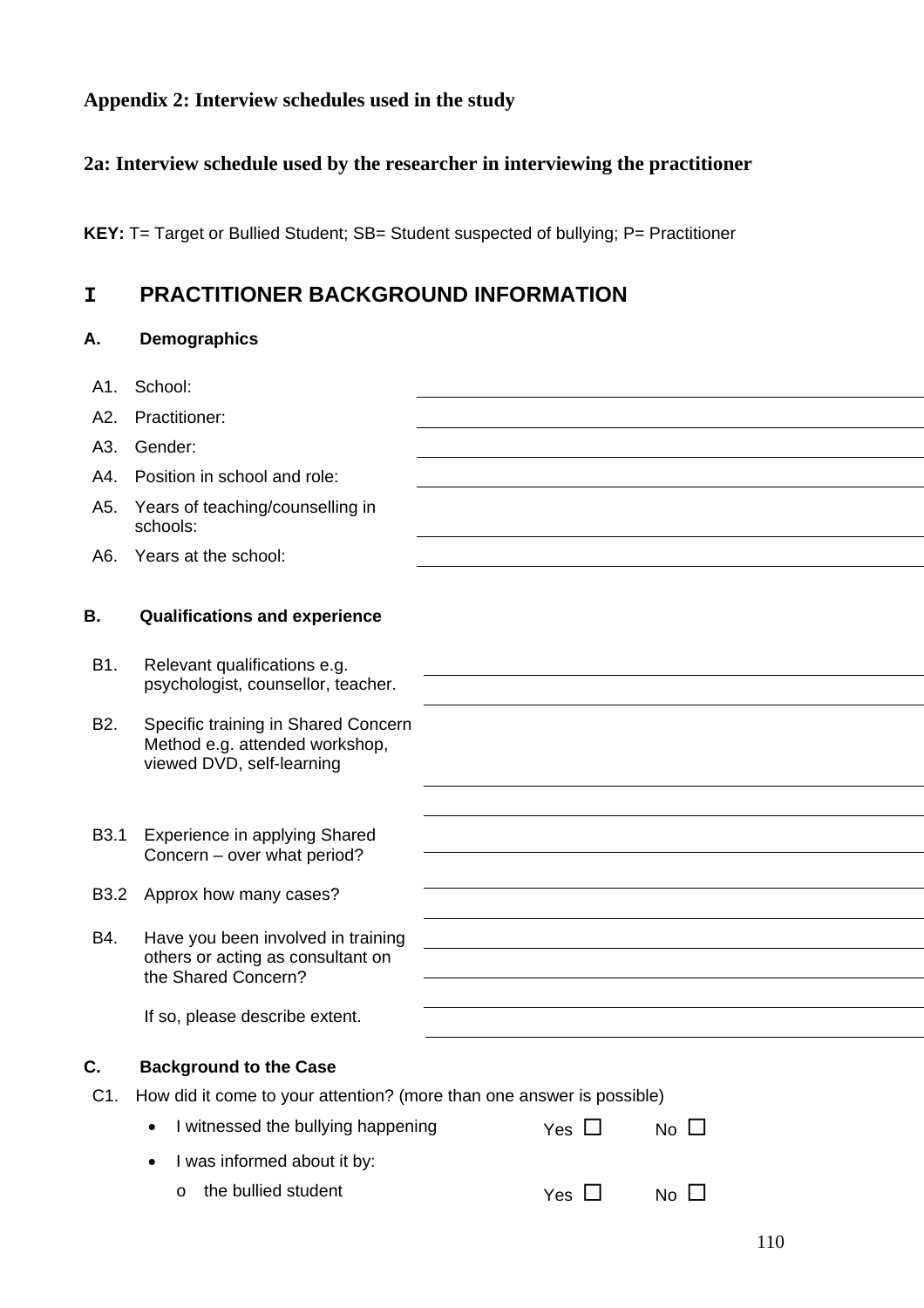### Appendix 2: Interview schedules used in the study

### 2a: Interview schedule used by the researcher in interviewing the practitioner

**KEY:** T= Target or Bullied Student; SB= Student suspected of bullying; P= Practitioner

## I PRACTITIONER BACKGROUND INFORMATION

### A. Demographics

A1. School: ______________________

A2. Practitioner: ______________________

A3. Gender: ______________________

A4. Position in school and role: ______________________

A5. Years of teaching/counselling in schools: ______________________

A6. Years at the school: ______________________

### B. Qualifications and experience

B1. Relevant qualifications e.g. psychologist, counsellor, teacher. ______________________

B2. Specific training in Shared Concern Method e.g. attended workshop, viewed DVD, self-learning ______________________

B3.1 Experience in applying Shared Concern – over what period? ______________________

B3.2 Approx how many cases? ______________________

B4. Have you been involved in training others or acting as consultant on the Shared Concern? ______________________

If so, please describe extent. ______________________

### C. Background to the Case

C1. How did it come to your attention? (more than one answer is possible)

- I witnessed the bullying happening Yes ☐ No ☐
- I was informed about it by:
  - the bullied student Yes ☐ No ☐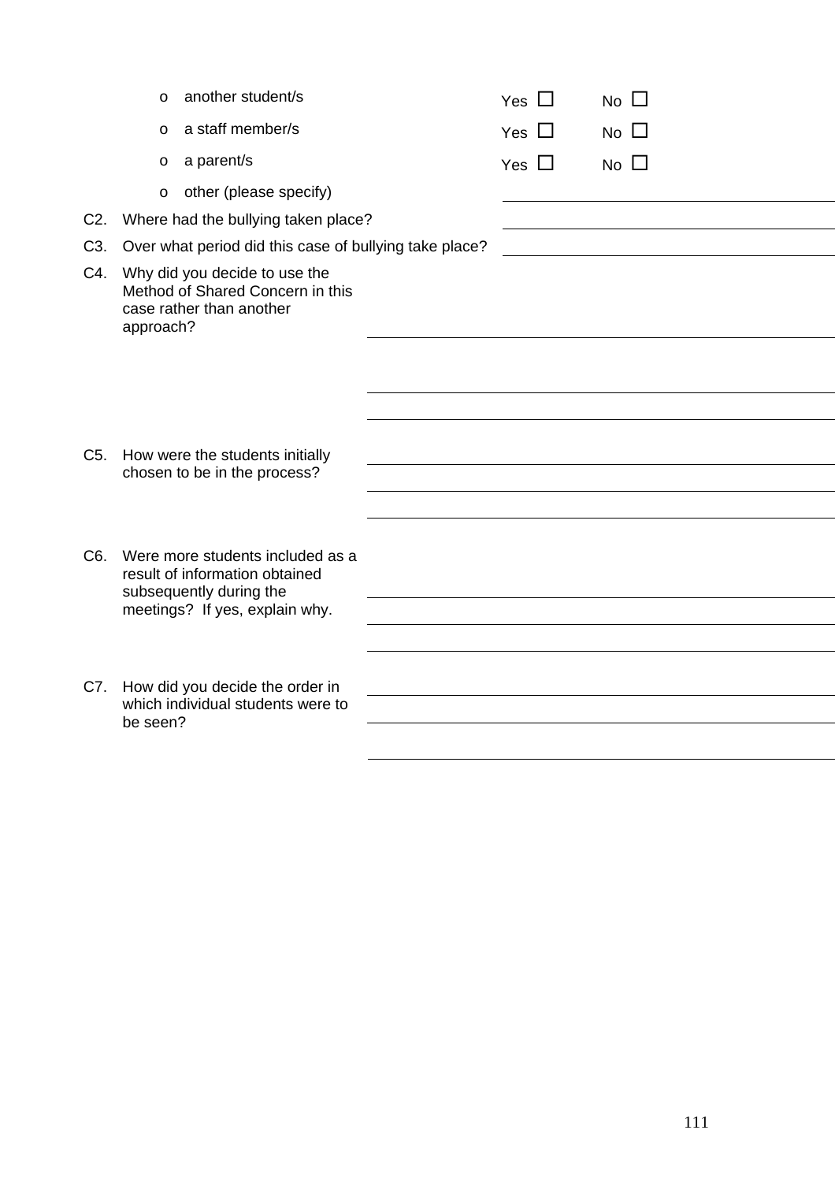- another student/s — Yes ☐ No ☐
- a staff member/s — Yes ☐ No ☐
- a parent/s — Yes ☐ No ☐
- other (please specify) \_\_\_\_\_\_\_\_\_\_\_\_\_\_\_\_\_\_\_\_

C2. Where had the bullying taken place? \_\_\_\_\_\_\_\_\_\_\_\_\_\_\_\_\_\_\_\_

C3. Over what period did this case of bullying take place? \_\_\_\_\_\_\_\_\_\_\_\_\_\_\_\_\_\_\_\_

C4. Why did you decide to use the Method of Shared Concern in this case rather than another approach? \_\_\_\_\_\_\_\_\_\_\_\_\_\_\_\_\_\_\_\_

\_\_\_\_\_\_\_\_\_\_\_\_\_\_\_\_\_\_\_\_

\_\_\_\_\_\_\_\_\_\_\_\_\_\_\_\_\_\_\_\_

C5. How were the students initially chosen to be in the process? \_\_\_\_\_\_\_\_\_\_\_\_\_\_\_\_\_\_\_\_

\_\_\_\_\_\_\_\_\_\_\_\_\_\_\_\_\_\_\_\_

\_\_\_\_\_\_\_\_\_\_\_\_\_\_\_\_\_\_\_\_

C6. Were more students included as a result of information obtained subsequently during the meetings? If yes, explain why. \_\_\_\_\_\_\_\_\_\_\_\_\_\_\_\_\_\_\_\_

\_\_\_\_\_\_\_\_\_\_\_\_\_\_\_\_\_\_\_\_

\_\_\_\_\_\_\_\_\_\_\_\_\_\_\_\_\_\_\_\_

C7. How did you decide the order in which individual students were to be seen? \_\_\_\_\_\_\_\_\_\_\_\_\_\_\_\_\_\_\_\_

\_\_\_\_\_\_\_\_\_\_\_\_\_\_\_\_\_\_\_\_

\_\_\_\_\_\_\_\_\_\_\_\_\_\_\_\_\_\_\_\_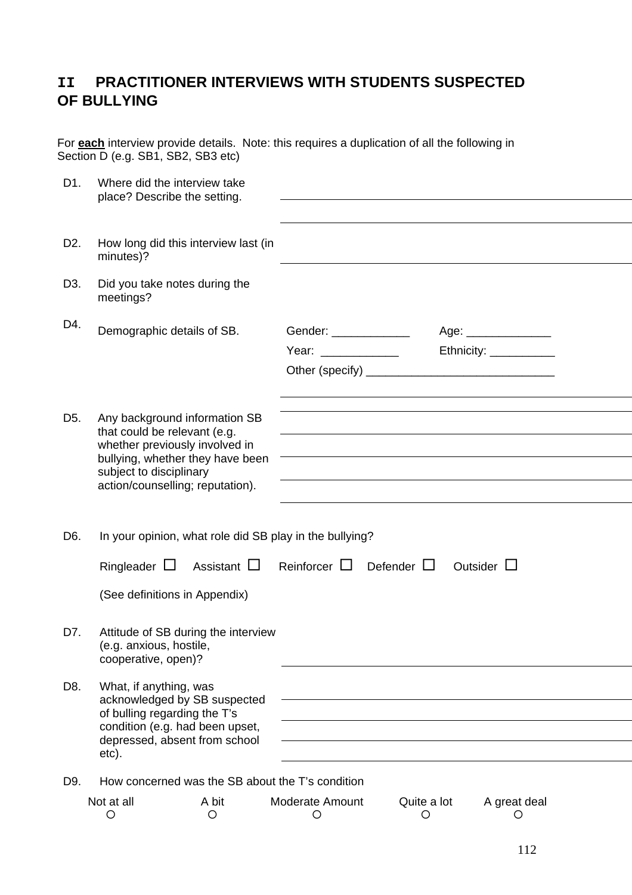## II PRACTITIONER INTERVIEWS WITH STUDENTS SUSPECTED OF BULLYING

For **each** interview provide details. Note: this requires a duplication of all the following in Section D (e.g. SB1, SB2, SB3 etc)

D1. Where did the interview take place? Describe the setting.

\_\_\_\_\_\_\_\_\_\_\_\_\_\_\_\_\_\_\_\_\_\_\_\_\_\_\_\_\_\_\_\_\_\_\_\_\_\_\_\_

\_\_\_\_\_\_\_\_\_\_\_\_\_\_\_\_\_\_\_\_\_\_\_\_\_\_\_\_\_\_\_\_\_\_\_\_\_\_\_\_

D2. How long did this interview last (in minutes)?

\_\_\_\_\_\_\_\_\_\_\_\_\_\_\_\_\_\_\_\_\_\_\_\_\_\_\_\_\_\_\_\_\_\_\_\_\_\_\_\_

D3. Did you take notes during the meetings?

D4. Demographic details of SB.

Gender: \_\_\_\_\_\_\_\_\_\_\_\_ Age: \_\_\_\_\_\_\_\_\_\_\_\_\_

Year: \_\_\_\_\_\_\_\_\_\_\_\_ Ethnicity: \_\_\_\_\_\_\_\_\_\_

Other (specify) \_\_\_\_\_\_\_\_\_\_\_\_\_\_\_\_\_\_\_\_\_\_\_\_\_\_\_\_\_

\_\_\_\_\_\_\_\_\_\_\_\_\_\_\_\_\_\_\_\_\_\_\_\_\_\_\_\_\_\_\_\_\_\_\_\_\_\_\_\_

D5. Any background information SB that could be relevant (e.g. whether previously involved in bullying, whether they have been subject to disciplinary action/counselling; reputation).

\_\_\_\_\_\_\_\_\_\_\_\_\_\_\_\_\_\_\_\_\_\_\_\_\_\_\_\_\_\_\_\_\_\_\_\_\_\_\_\_

\_\_\_\_\_\_\_\_\_\_\_\_\_\_\_\_\_\_\_\_\_\_\_\_\_\_\_\_\_\_\_\_\_\_\_\_\_\_\_\_

\_\_\_\_\_\_\_\_\_\_\_\_\_\_\_\_\_\_\_\_\_\_\_\_\_\_\_\_\_\_\_\_\_\_\_\_\_\_\_\_

\_\_\_\_\_\_\_\_\_\_\_\_\_\_\_\_\_\_\_\_\_\_\_\_\_\_\_\_\_\_\_\_\_\_\_\_\_\_\_\_

\_\_\_\_\_\_\_\_\_\_\_\_\_\_\_\_\_\_\_\_\_\_\_\_\_\_\_\_\_\_\_\_\_\_\_\_\_\_\_\_

D6. In your opinion, what role did SB play in the bullying?

Ringleader ☐ Assistant ☐ Reinforcer ☐ Defender ☐ Outsider ☐

(See definitions in Appendix)

D7. Attitude of SB during the interview (e.g. anxious, hostile, cooperative, open)?

\_\_\_\_\_\_\_\_\_\_\_\_\_\_\_\_\_\_\_\_\_\_\_\_\_\_\_\_\_\_\_\_\_\_\_\_\_\_\_\_

D8. What, if anything, was acknowledged by SB suspected of bulling regarding the T's condition (e.g. had been upset, depressed, absent from school etc).

\_\_\_\_\_\_\_\_\_\_\_\_\_\_\_\_\_\_\_\_\_\_\_\_\_\_\_\_\_\_\_\_\_\_\_\_\_\_\_\_

\_\_\_\_\_\_\_\_\_\_\_\_\_\_\_\_\_\_\_\_\_\_\_\_\_\_\_\_\_\_\_\_\_\_\_\_\_\_\_\_

\_\_\_\_\_\_\_\_\_\_\_\_\_\_\_\_\_\_\_\_\_\_\_\_\_\_\_\_\_\_\_\_\_\_\_\_\_\_\_\_

\_\_\_\_\_\_\_\_\_\_\_\_\_\_\_\_\_\_\_\_\_\_\_\_\_\_\_\_\_\_\_\_\_\_\_\_\_\_\_\_

D9. How concerned was the SB about the T's condition

| Not at all | A bit | Moderate Amount | Quite a lot | A great deal |
|---|---|---|---|---|
| ○ | ○ | ○ | ○ | ○ |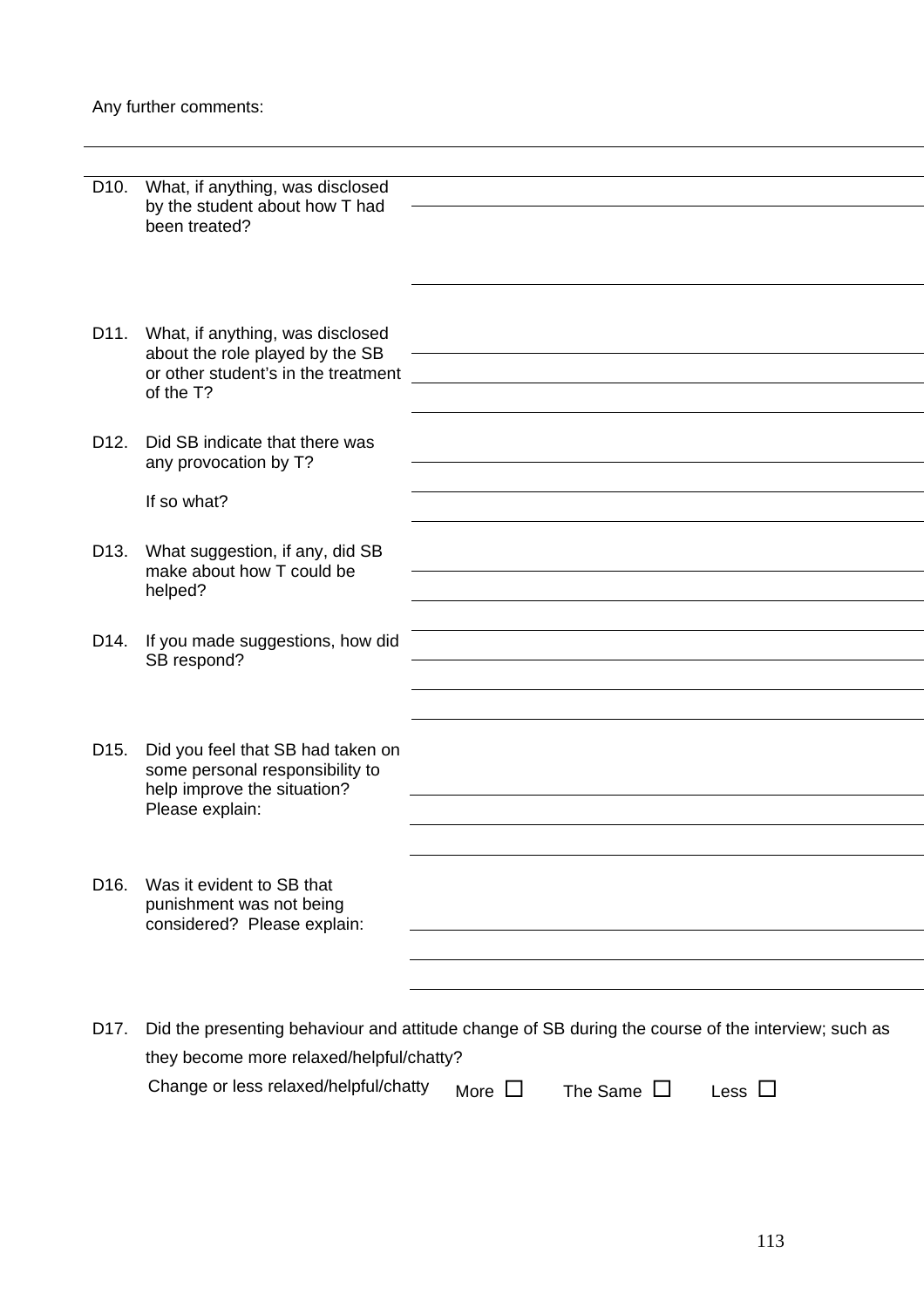Any further comments:

---

D10. What, if anything, was disclosed by the student about how T had been treated?

D11. What, if anything, was disclosed about the role played by the SB or other student's in the treatment of the T?

D12. Did SB indicate that there was any provocation by T?

If so what?

D13. What suggestion, if any, did SB make about how T could be helped?

D14. If you made suggestions, how did SB respond?

D15. Did you feel that SB had taken on some personal responsibility to help improve the situation? Please explain:

D16. Was it evident to SB that punishment was not being considered? Please explain:

D17. Did the presenting behaviour and attitude change of SB during the course of the interview; such as they become more relaxed/helpful/chatty?

Change or less relaxed/helpful/chatty More ☐ The Same ☐ Less ☐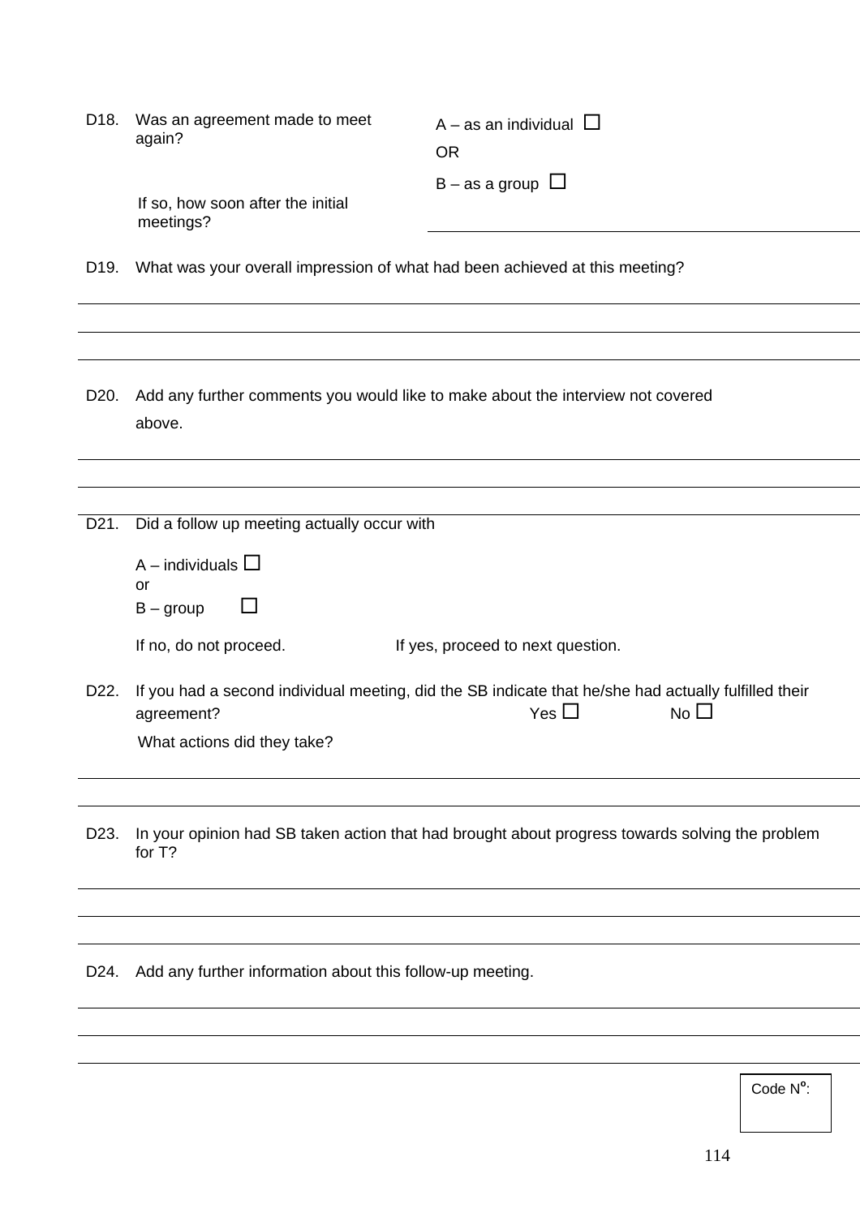D18. Was an agreement made to meet again?

A – as an individual ☐

OR

B – as a group ☐

If so, how soon after the initial meetings? ______________________

D19. What was your overall impression of what had been achieved at this meeting?

______________________

______________________

______________________

D20. Add any further comments you would like to make about the interview not covered above.

______________________

______________________

______________________

D21. Did a follow up meeting actually occur with

A – individuals ☐
or
B – group ☐

If no, do not proceed. If yes, proceed to next question.

D22. If you had a second individual meeting, did the SB indicate that he/she had actually fulfilled their agreement? Yes ☐ No ☐

What actions did they take?

______________________

______________________

D23. In your opinion had SB taken action that had brought about progress towards solving the problem for T?

______________________

______________________

______________________

D24. Add any further information about this follow-up meeting.

______________________

______________________

______________________

Code Nº: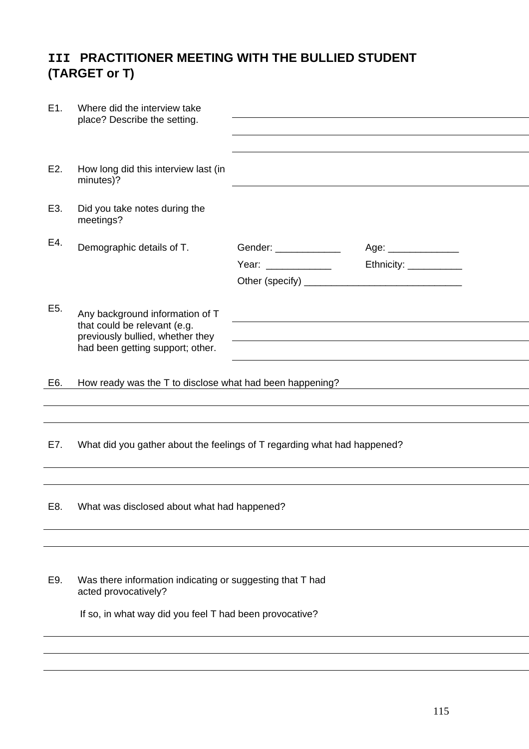## III PRACTITIONER MEETING WITH THE BULLIED STUDENT (TARGET or T)

E1. Where did the interview take place? Describe the setting.

E2. How long did this interview last (in minutes)?

E3. Did you take notes during the meetings?

E4. Demographic details of T.

Gender: ____________ Age: _____________

Year: ____________ Ethnicity: __________

Other (specify) ______________________________

E5. Any background information of T that could be relevant (e.g. previously bullied, whether they had been getting support; other.

E6. How ready was the T to disclose what had been happening?

E7. What did you gather about the feelings of T regarding what had happened?

E8. What was disclosed about what had happened?

E9. Was there information indicating or suggesting that T had acted provocatively?

If so, in what way did you feel T had been provocative?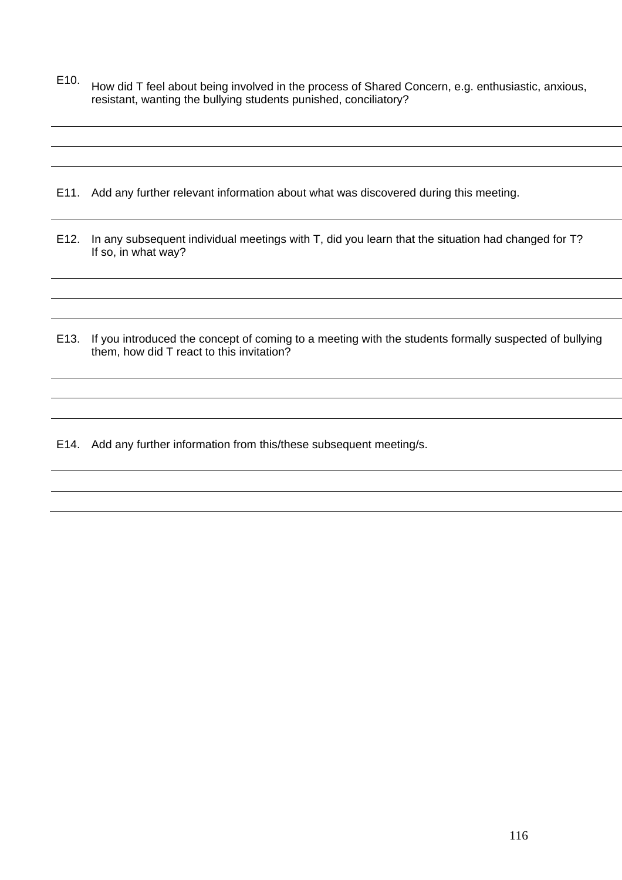E10. How did T feel about being involved in the process of Shared Concern, e.g. enthusiastic, anxious, resistant, wanting the bullying students punished, conciliatory?

E11. Add any further relevant information about what was discovered during this meeting.

E12. In any subsequent individual meetings with T, did you learn that the situation had changed for T? If so, in what way?

E13. If you introduced the concept of coming to a meeting with the students formally suspected of bullying them, how did T react to this invitation?

E14. Add any further information from this/these subsequent meeting/s.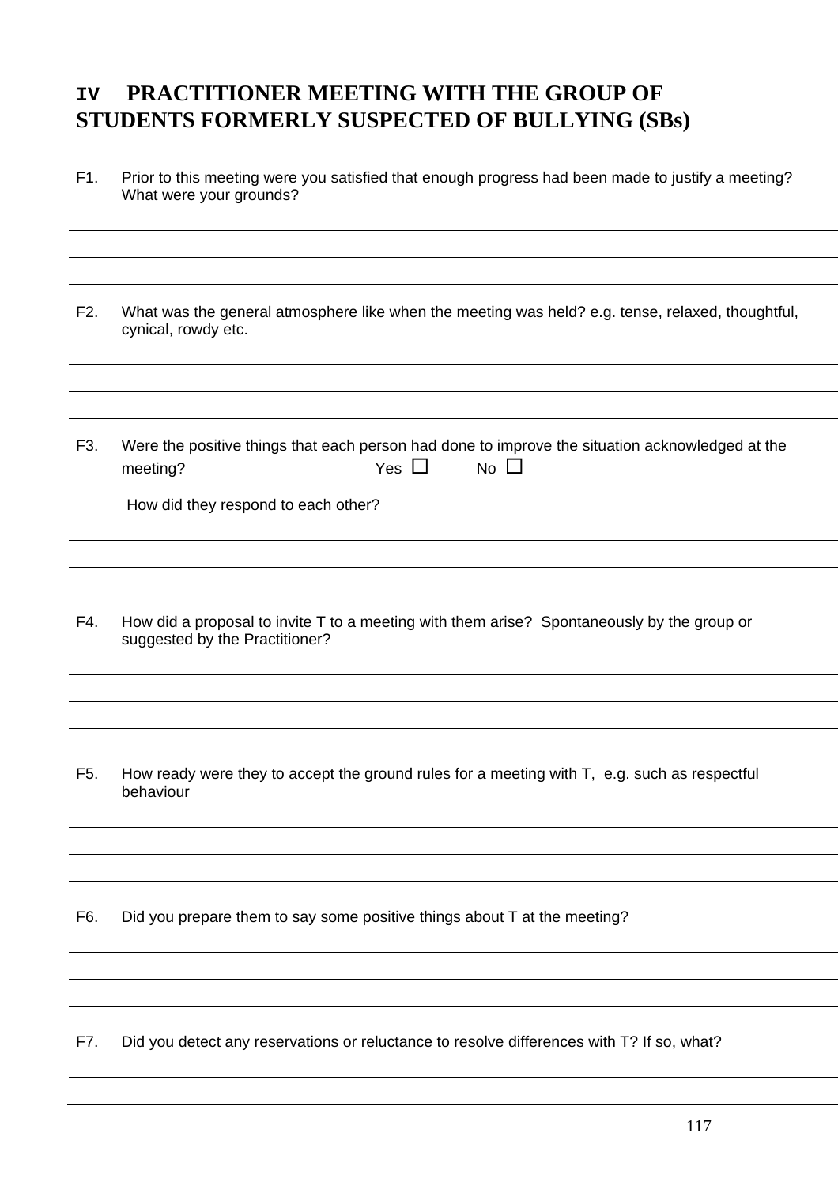# IV PRACTITIONER MEETING WITH THE GROUP OF STUDENTS FORMERLY SUSPECTED OF BULLYING (SBs)

F1. Prior to this meeting were you satisfied that enough progress had been made to justify a meeting? What were your grounds?

---

---

---

F2. What was the general atmosphere like when the meeting was held? e.g. tense, relaxed, thoughtful, cynical, rowdy etc.

---

---

---

F3. Were the positive things that each person had done to improve the situation acknowledged at the meeting? Yes ☐ No ☐

How did they respond to each other?

---

---

---

F4. How did a proposal to invite T to a meeting with them arise? Spontaneously by the group or suggested by the Practitioner?

---

---

---

F5. How ready were they to accept the ground rules for a meeting with T, e.g. such as respectful behaviour

---

---

---

F6. Did you prepare them to say some positive things about T at the meeting?

---

---

---

F7. Did you detect any reservations or reluctance to resolve differences with T? If so, what?

---

---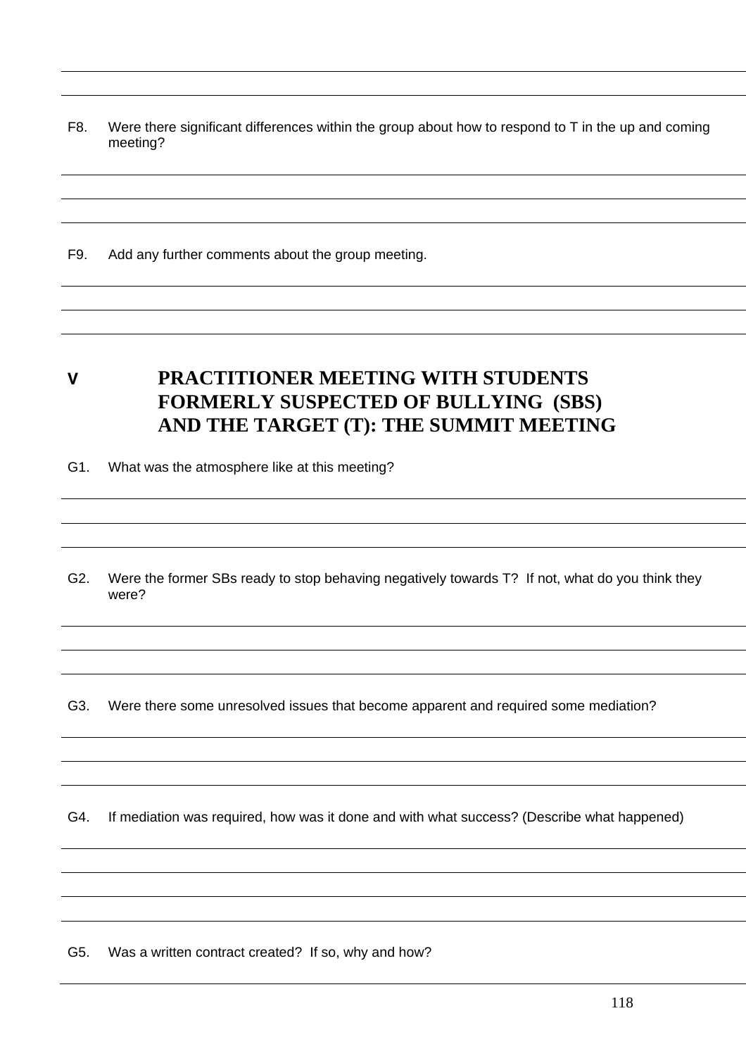F8. Were there significant differences within the group about how to respond to T in the up and coming meeting?

F9. Add any further comments about the group meeting.

## V PRACTITIONER MEETING WITH STUDENTS FORMERLY SUSPECTED OF BULLYING (SBS) AND THE TARGET (T): THE SUMMIT MEETING

G1. What was the atmosphere like at this meeting?

G2. Were the former SBs ready to stop behaving negatively towards T? If not, what do you think they were?

G3. Were there some unresolved issues that become apparent and required some mediation?

G4. If mediation was required, how was it done and with what success? (Describe what happened)

G5. Was a written contract created? If so, why and how?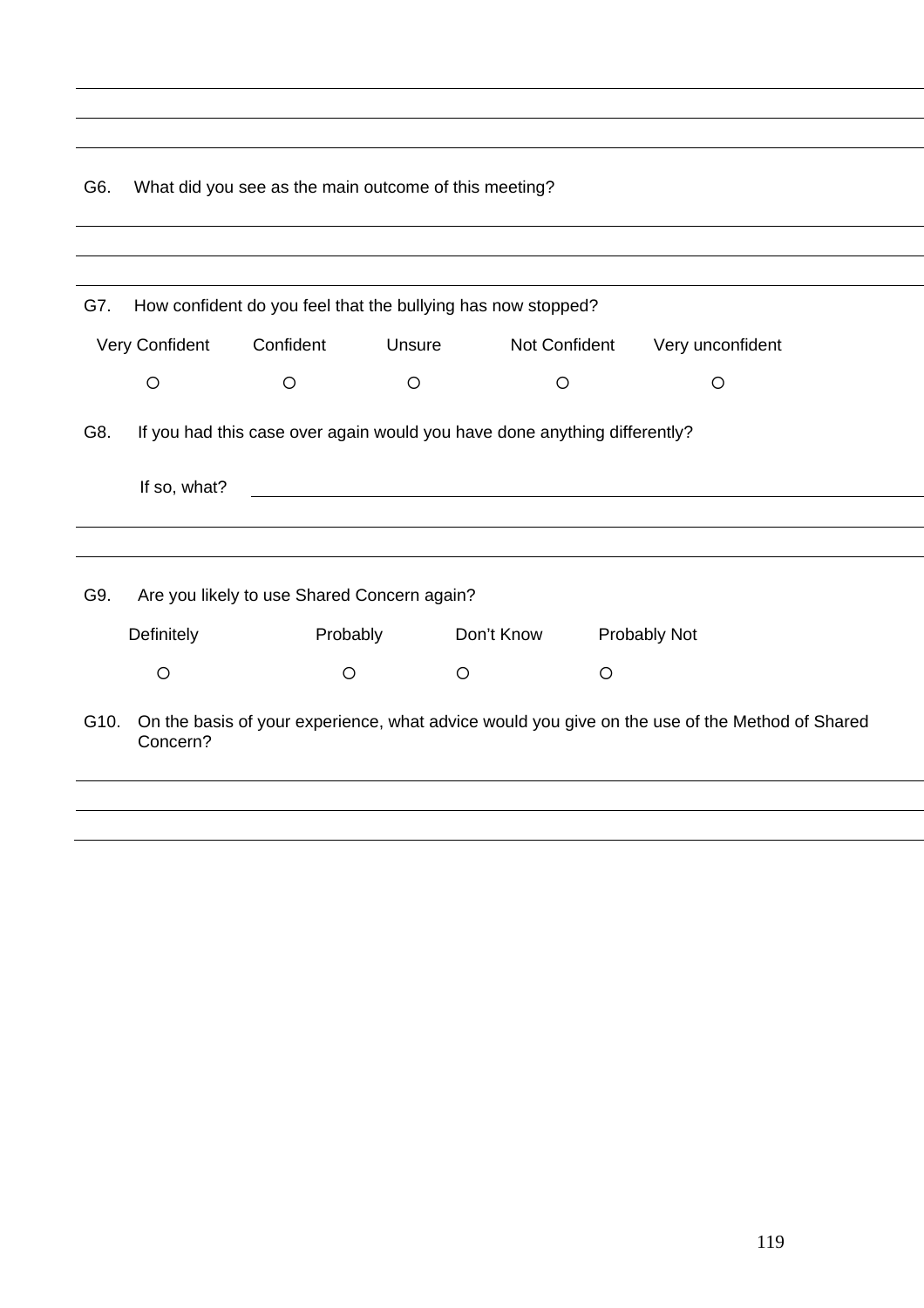G6. What did you see as the main outcome of this meeting?

G7. How confident do you feel that the bullying has now stopped?

| Very Confident | Confident | Unsure | Not Confident | Very unconfident |
| --- | --- | --- | --- | --- |
| ○ | ○ | ○ | ○ | ○ |

G8. If you had this case over again would you have done anything differently?

If so, what? ______________________________

G9. Are you likely to use Shared Concern again?

| Definitely | Probably | Don't Know | Probably Not |
| --- | --- | --- | --- |
| ○ | ○ | ○ | ○ |

G10. On the basis of your experience, what advice would you give on the use of the Method of Shared Concern?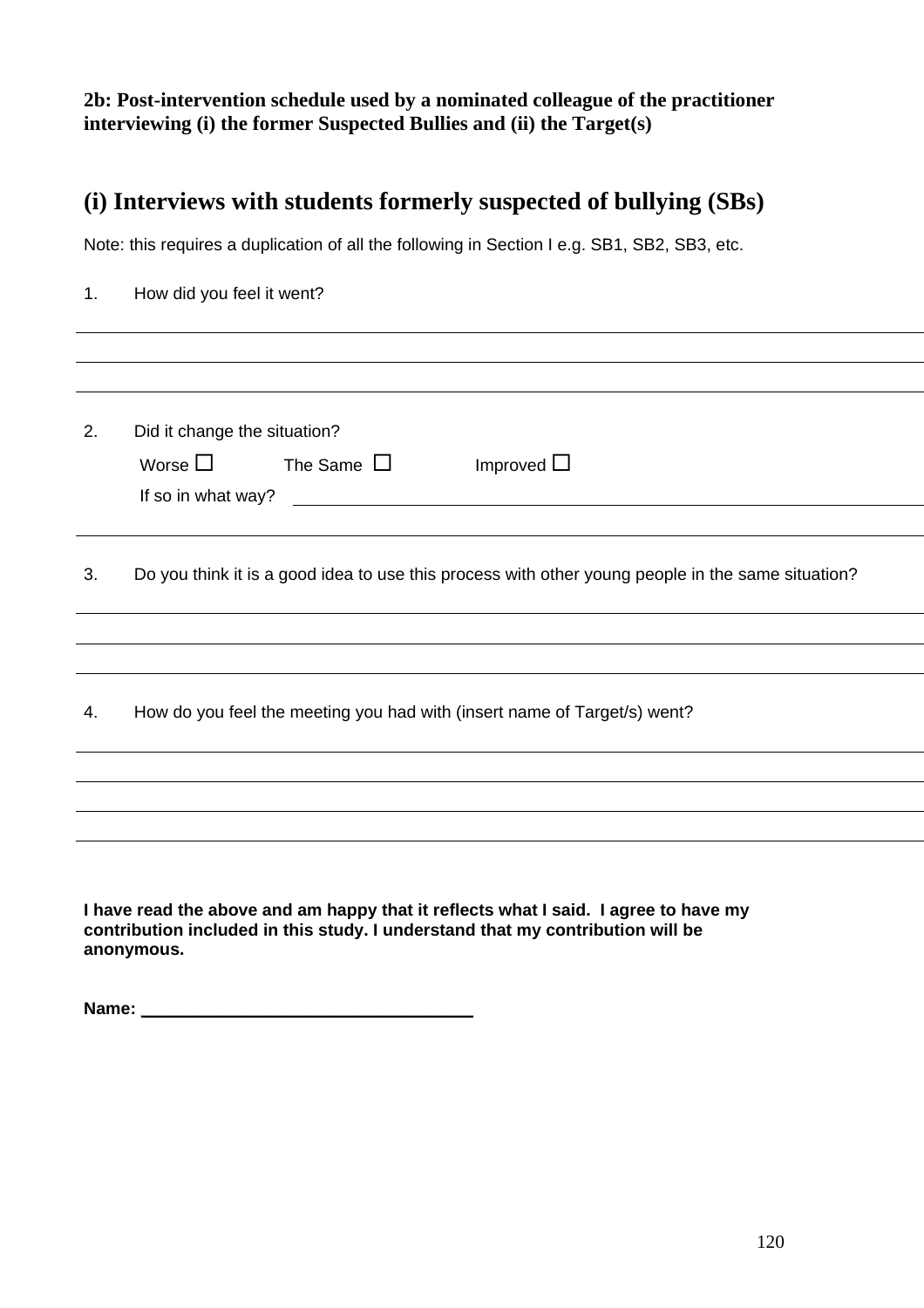**2b: Post-intervention schedule used by a nominated colleague of the practitioner interviewing (i) the former Suspected Bullies and (ii) the Target(s)**

## (i) Interviews with students formerly suspected of bullying (SBs)

Note: this requires a duplication of all the following in Section I e.g. SB1, SB2, SB3, etc.

1. How did you feel it went?

___

___

___

2. Did it change the situation?

   Worse ☐ The Same ☐ Improved ☐

   If so in what way? ___

___

3. Do you think it is a good idea to use this process with other young people in the same situation?

___

___

___

4. How do you feel the meeting you had with (insert name of Target/s) went?

___

___

___

___

**I have read the above and am happy that it reflects what I said. I agree to have my contribution included in this study. I understand that my contribution will be anonymous.**

**Name:** ___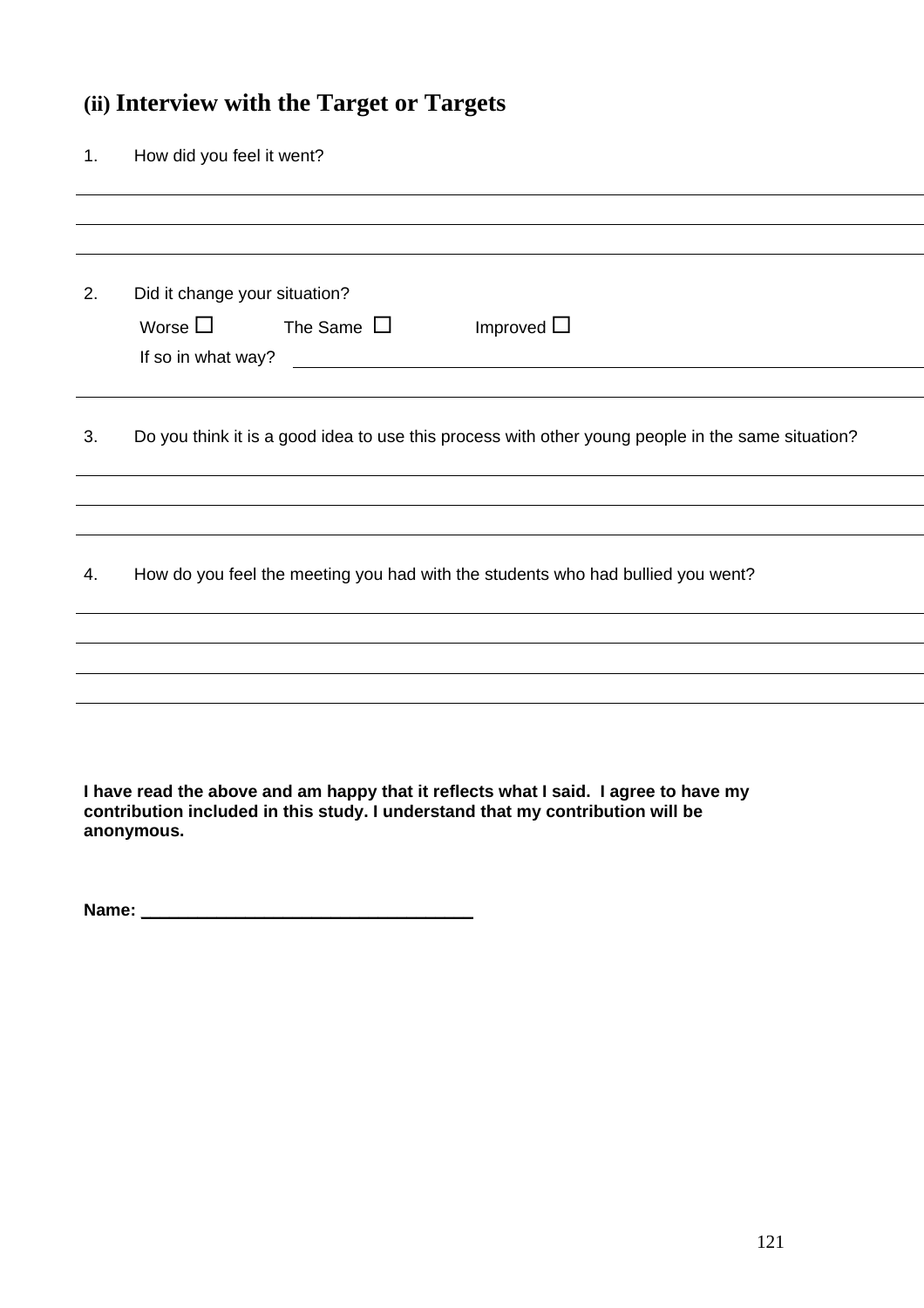## (ii) Interview with the Target or Targets

1. How did you feel it went?

2. Did it change your situation?

   Worse ☐ The Same ☐ Improved ☐

   If so in what way?

3. Do you think it is a good idea to use this process with other young people in the same situation?

4. How do you feel the meeting you had with the students who had bullied you went?

**I have read the above and am happy that it reflects what I said. I agree to have my contribution included in this study. I understand that my contribution will be anonymous.**

**Name:** ___________________________________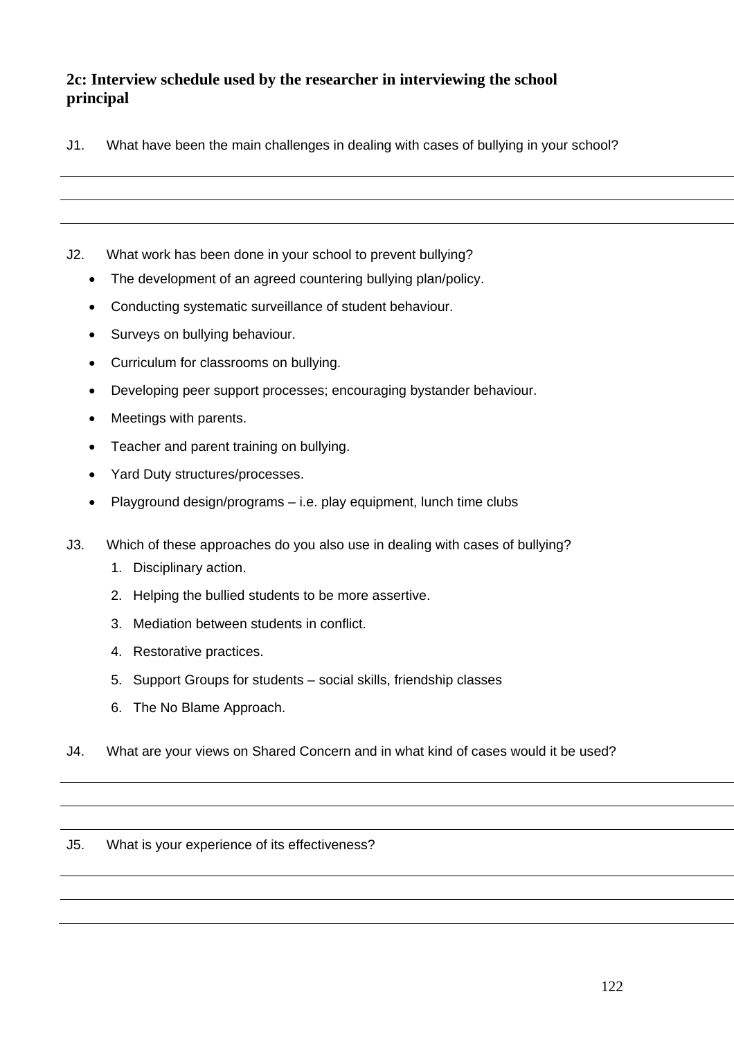## 2c: Interview schedule used by the researcher in interviewing the school principal

J1. What have been the main challenges in dealing with cases of bullying in your school?

J2. What work has been done in your school to prevent bullying?

- The development of an agreed countering bullying plan/policy.
- Conducting systematic surveillance of student behaviour.
- Surveys on bullying behaviour.
- Curriculum for classrooms on bullying.
- Developing peer support processes; encouraging bystander behaviour.
- Meetings with parents.
- Teacher and parent training on bullying.
- Yard Duty structures/processes.
- Playground design/programs – i.e. play equipment, lunch time clubs

J3. Which of these approaches do you also use in dealing with cases of bullying?

1. Disciplinary action.
2. Helping the bullied students to be more assertive.
3. Mediation between students in conflict.
4. Restorative practices.
5. Support Groups for students – social skills, friendship classes
6. The No Blame Approach.

J4. What are your views on Shared Concern and in what kind of cases would it be used?

J5. What is your experience of its effectiveness?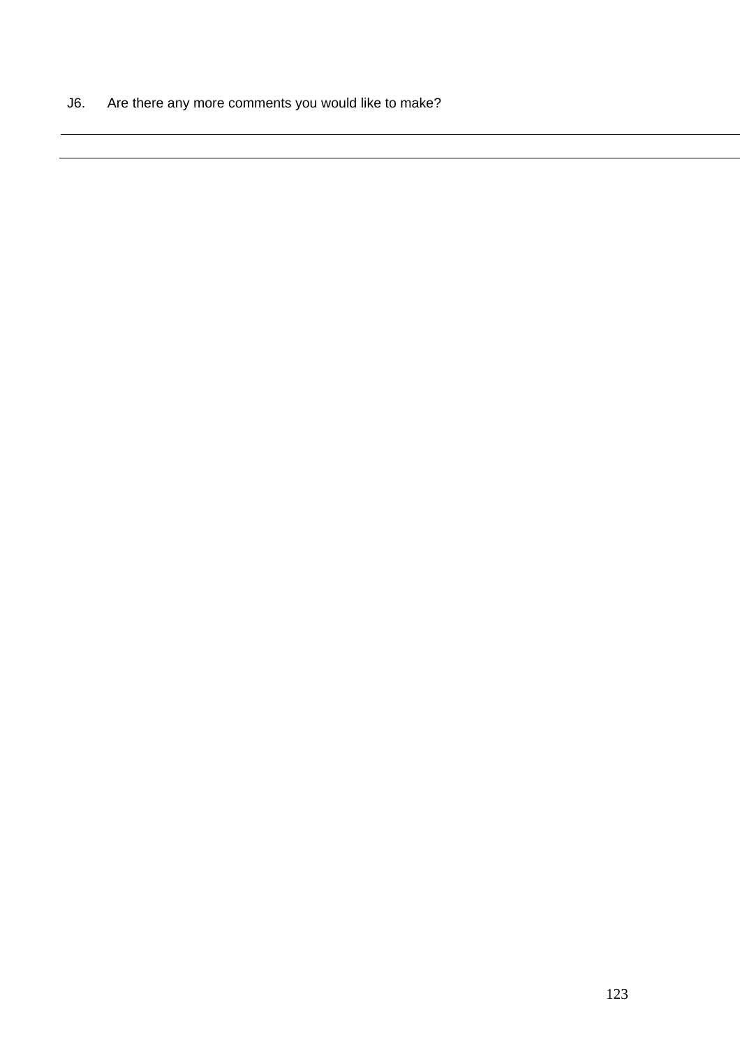J6. Are there any more comments you would like to make?

---

---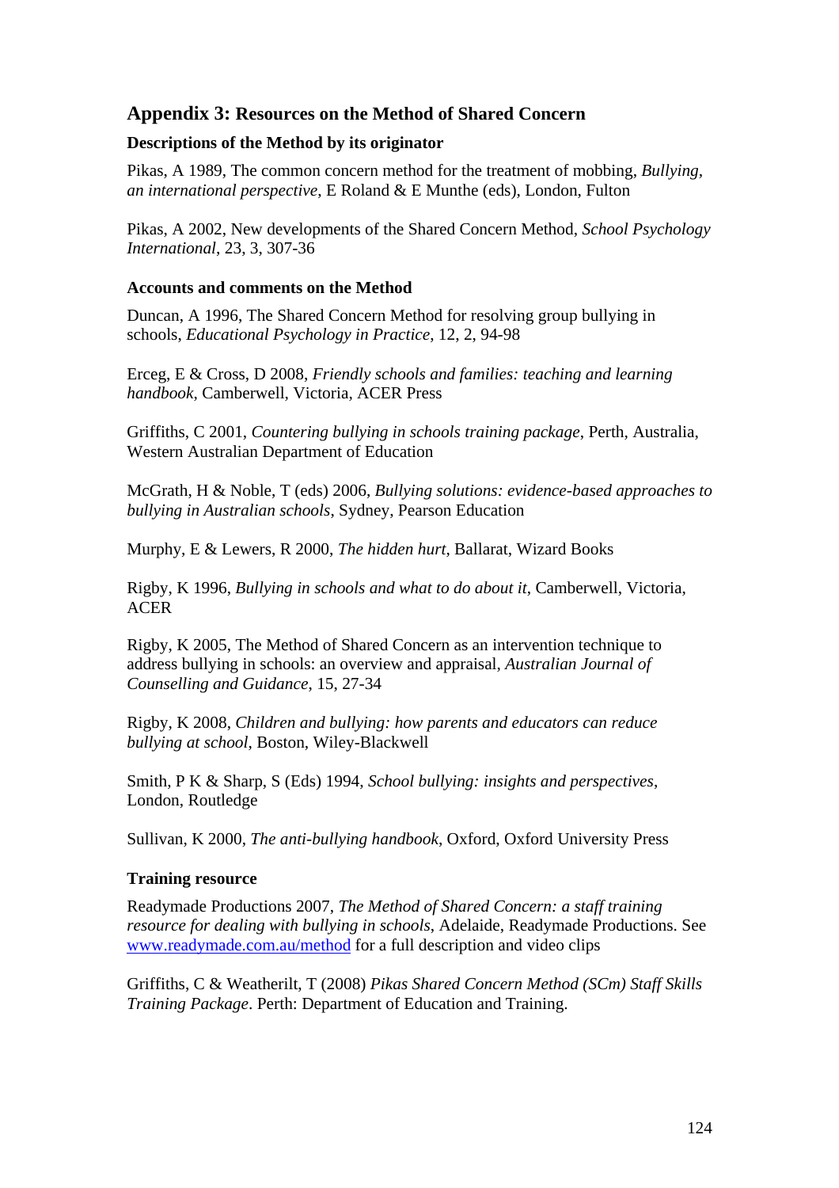## Appendix 3: Resources on the Method of Shared Concern

### Descriptions of the Method by its originator

Pikas, A 1989, The common concern method for the treatment of mobbing, *Bullying, an international perspective*, E Roland & E Munthe (eds), London, Fulton

Pikas, A 2002, New developments of the Shared Concern Method, *School Psychology International*, 23, 3, 307-36

### Accounts and comments on the Method

Duncan, A 1996, The Shared Concern Method for resolving group bullying in schools, *Educational Psychology in Practice*, 12, 2, 94-98

Erceg, E & Cross, D 2008, *Friendly schools and families: teaching and learning handbook*, Camberwell, Victoria, ACER Press

Griffiths, C 2001, *Countering bullying in schools training package*, Perth, Australia, Western Australian Department of Education

McGrath, H & Noble, T (eds) 2006, *Bullying solutions: evidence-based approaches to bullying in Australian schools*, Sydney, Pearson Education

Murphy, E & Lewers, R 2000, *The hidden hurt*, Ballarat, Wizard Books

Rigby, K 1996, *Bullying in schools and what to do about it*, Camberwell, Victoria, ACER

Rigby, K 2005, The Method of Shared Concern as an intervention technique to address bullying in schools: an overview and appraisal, *Australian Journal of Counselling and Guidance*, 15, 27-34

Rigby, K 2008, *Children and bullying: how parents and educators can reduce bullying at school*, Boston, Wiley-Blackwell

Smith, P K & Sharp, S (Eds) 1994, *School bullying: insights and perspectives*, London, Routledge

Sullivan, K 2000, *The anti-bullying handbook*, Oxford, Oxford University Press

### Training resource

Readymade Productions 2007, *The Method of Shared Concern: a staff training resource for dealing with bullying in schools*, Adelaide, Readymade Productions. See [www.readymade.com.au/method](www.readymade.com.au/method) for a full description and video clips

Griffiths, C & Weatherilt, T (2008) *Pikas Shared Concern Method (SCm) Staff Skills Training Package*. Perth: Department of Education and Training.